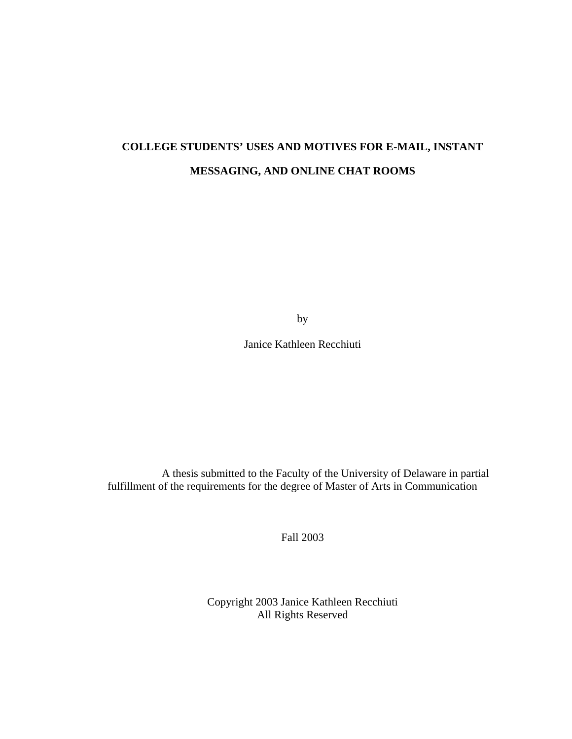# COLLEGE STUDENTS' USES AND MOTIVES FOR E-MAIL, INSTANT MESSAGING, AND ONLINE CHAT ROOMS

by

Janice Kathleen Recchiuti

A thesis submitted to the Faculty of the University of Delaware in partial fulfillment of the requirements for the degree of Master of Arts in Communication

Fall 2003

Copyright 2003 Janice Kathleen Recchiuti
All Rights Reserved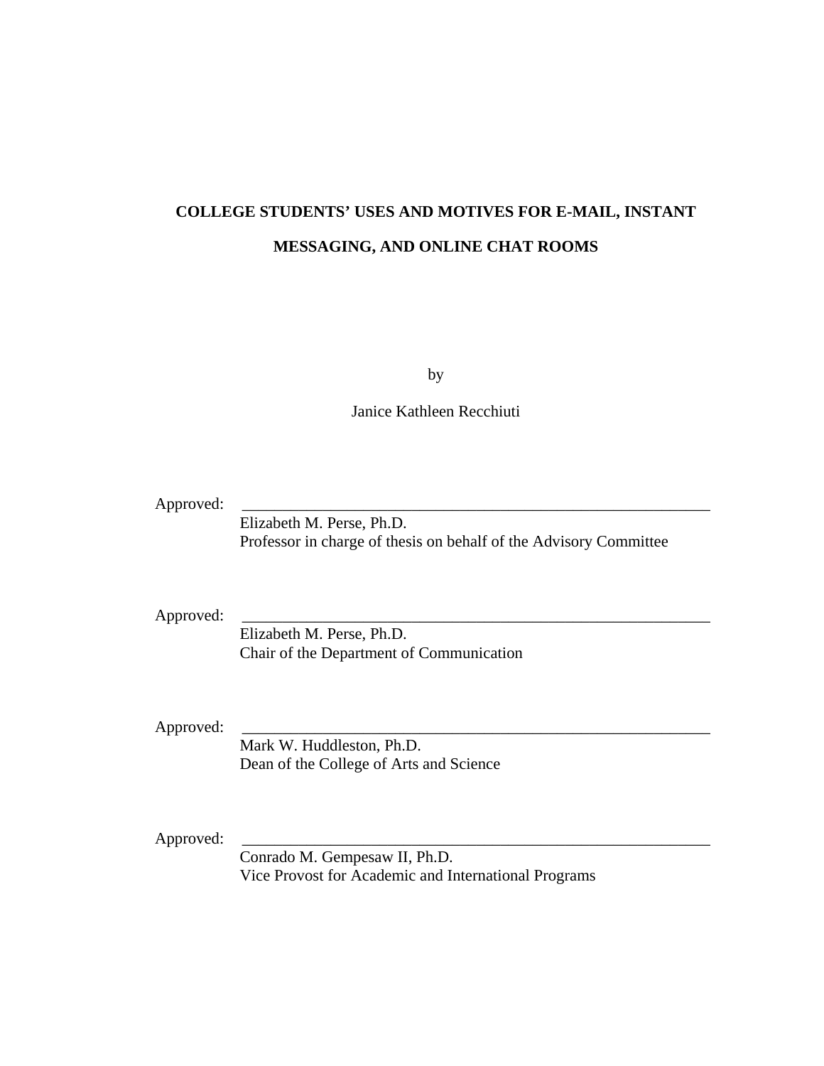# COLLEGE STUDENTS' USES AND MOTIVES FOR E-MAIL, INSTANT MESSAGING, AND ONLINE CHAT ROOMS

by

Janice Kathleen Recchiuti

Approved: ______________________________________________________________
Elizabeth M. Perse, Ph.D.
Professor in charge of thesis on behalf of the Advisory Committee

Approved: ______________________________________________________________
Elizabeth M. Perse, Ph.D.
Chair of the Department of Communication

Approved: ______________________________________________________________
Mark W. Huddleston, Ph.D.
Dean of the College of Arts and Science

Approved: ______________________________________________________________
Conrado M. Gempesaw II, Ph.D.
Vice Provost for Academic and International Programs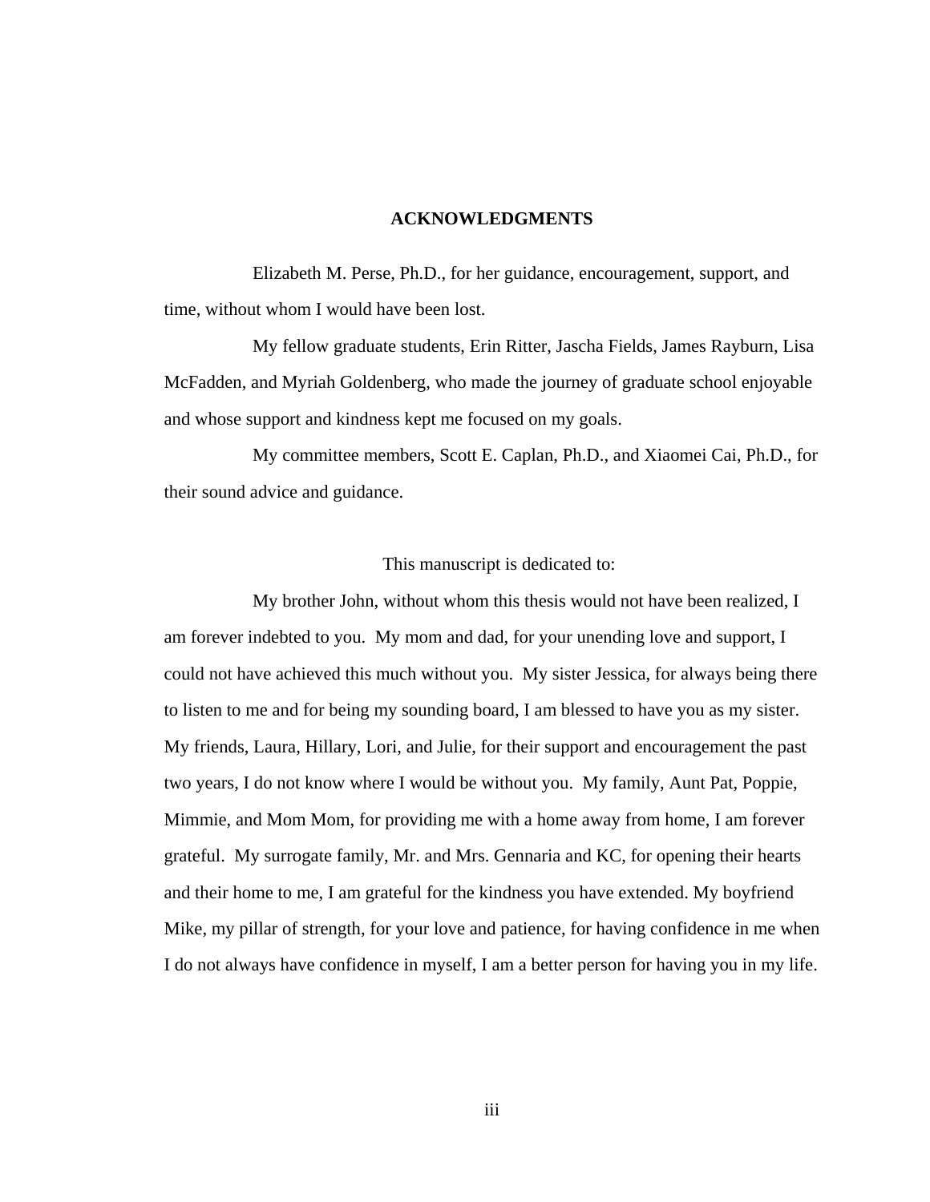# ACKNOWLEDGMENTS

Elizabeth M. Perse, Ph.D., for her guidance, encouragement, support, and time, without whom I would have been lost.

My fellow graduate students, Erin Ritter, Jascha Fields, James Rayburn, Lisa McFadden, and Myriah Goldenberg, who made the journey of graduate school enjoyable and whose support and kindness kept me focused on my goals.

My committee members, Scott E. Caplan, Ph.D., and Xiaomei Cai, Ph.D., for their sound advice and guidance.

This manuscript is dedicated to:

My brother John, without whom this thesis would not have been realized, I am forever indebted to you. My mom and dad, for your unending love and support, I could not have achieved this much without you. My sister Jessica, for always being there to listen to me and for being my sounding board, I am blessed to have you as my sister. My friends, Laura, Hillary, Lori, and Julie, for their support and encouragement the past two years, I do not know where I would be without you. My family, Aunt Pat, Poppie, Mimmie, and Mom Mom, for providing me with a home away from home, I am forever grateful. My surrogate family, Mr. and Mrs. Gennaria and KC, for opening their hearts and their home to me, I am grateful for the kindness you have extended. My boyfriend Mike, my pillar of strength, for your love and patience, for having confidence in me when I do not always have confidence in myself, I am a better person for having you in my life.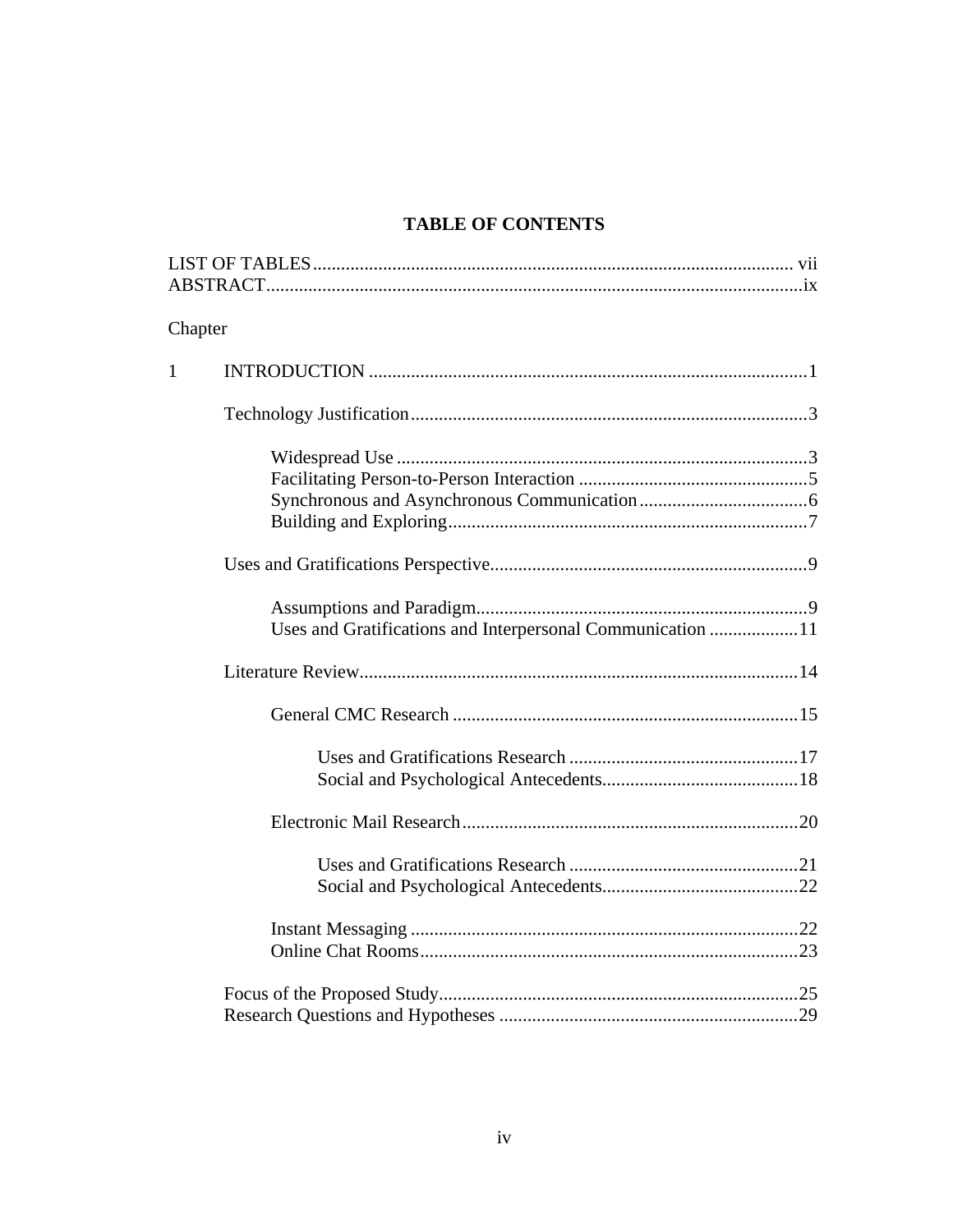# TABLE OF CONTENTS

LIST OF TABLES ........................................................................................................ vii
ABSTRACT.................................................................................................................ix

Chapter

1 INTRODUCTION .............................................................................................1

Technology Justification....................................................................................3

Widespread Use .......................................................................................3
Facilitating Person-to-Person Interaction .................................................5
Synchronous and Asynchronous Communication....................................6
Building and Exploring............................................................................7

Uses and Gratifications Perspective...................................................................9

Assumptions and Paradigm......................................................................9
Uses and Gratifications and Interpersonal Communication ...................11

Literature Review.............................................................................................14

General CMC Research ..........................................................................15

Uses and Gratifications Research .................................................17
Social and Psychological Antecedents..........................................18

Electronic Mail Research........................................................................20

Uses and Gratifications Research .................................................21
Social and Psychological Antecedents..........................................22

Instant Messaging ..................................................................................22
Online Chat Rooms.................................................................................23

Focus of the Proposed Study.............................................................................25
Research Questions and Hypotheses ................................................................29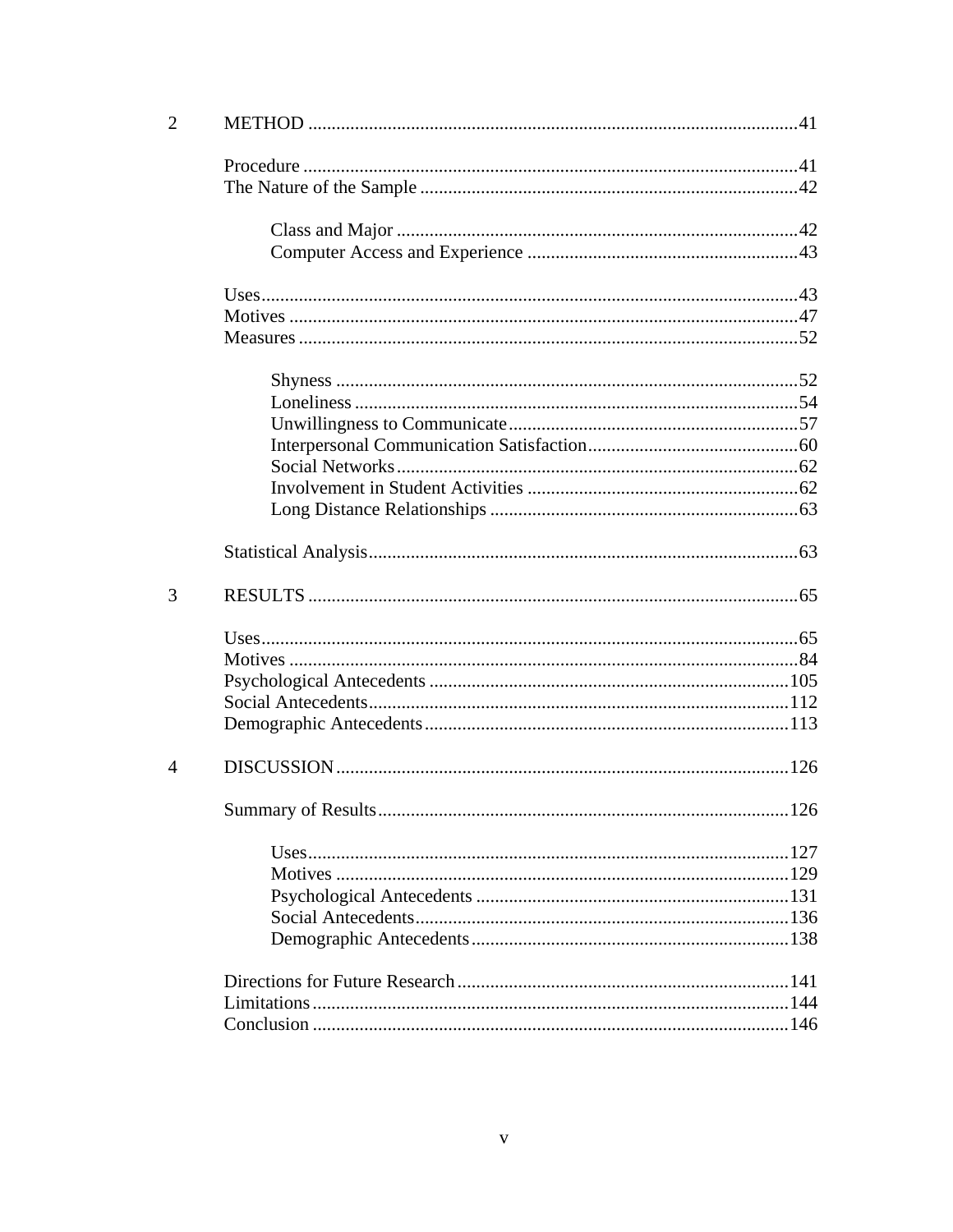| | | |
|---|---|---|
| 2 | METHOD | 41 |
| | Procedure | 41 |
| | The Nature of the Sample | 42 |
| | Class and Major | 42 |
| | Computer Access and Experience | 43 |
| | Uses | 43 |
| | Motives | 47 |
| | Measures | 52 |
| | Shyness | 52 |
| | Loneliness | 54 |
| | Unwillingness to Communicate | 57 |
| | Interpersonal Communication Satisfaction | 60 |
| | Social Networks | 62 |
| | Involvement in Student Activities | 62 |
| | Long Distance Relationships | 63 |
| | Statistical Analysis | 63 |
| 3 | RESULTS | 65 |
| | Uses | 65 |
| | Motives | 84 |
| | Psychological Antecedents | 105 |
| | Social Antecedents | 112 |
| | Demographic Antecedents | 113 |
| 4 | DISCUSSION | 126 |
| | Summary of Results | 126 |
| | Uses | 127 |
| | Motives | 129 |
| | Psychological Antecedents | 131 |
| | Social Antecedents | 136 |
| | Demographic Antecedents | 138 |
| | Directions for Future Research | 141 |
| | Limitations | 144 |
| | Conclusion | 146 |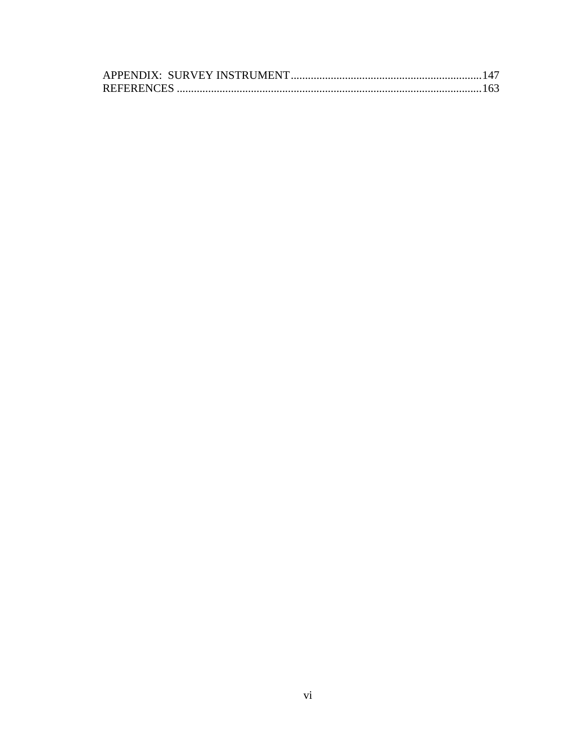APPENDIX: SURVEY INSTRUMENT .................................................................. 147
REFERENCES ........................................................................................................ 163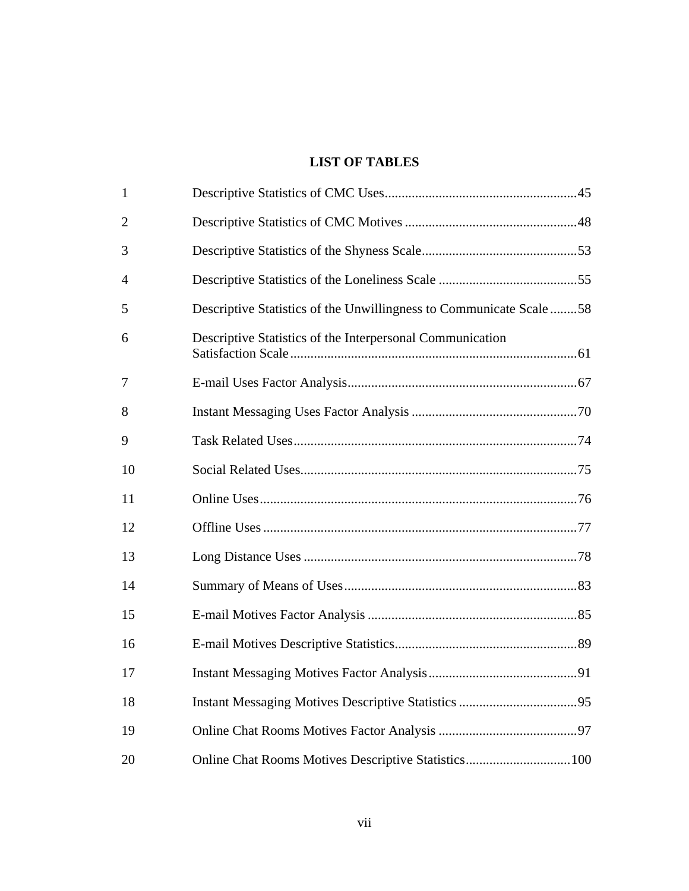# LIST OF TABLES

| | | |
|---|---|---|
| 1 | Descriptive Statistics of CMC Uses | 45 |
| 2 | Descriptive Statistics of CMC Motives | 48 |
| 3 | Descriptive Statistics of the Shyness Scale | 53 |
| 4 | Descriptive Statistics of the Loneliness Scale | 55 |
| 5 | Descriptive Statistics of the Unwillingness to Communicate Scale | 58 |
| 6 | Descriptive Statistics of the Interpersonal Communication Satisfaction Scale | 61 |
| 7 | E-mail Uses Factor Analysis | 67 |
| 8 | Instant Messaging Uses Factor Analysis | 70 |
| 9 | Task Related Uses | 74 |
| 10 | Social Related Uses | 75 |
| 11 | Online Uses | 76 |
| 12 | Offline Uses | 77 |
| 13 | Long Distance Uses | 78 |
| 14 | Summary of Means of Uses | 83 |
| 15 | E-mail Motives Factor Analysis | 85 |
| 16 | E-mail Motives Descriptive Statistics | 89 |
| 17 | Instant Messaging Motives Factor Analysis | 91 |
| 18 | Instant Messaging Motives Descriptive Statistics | 95 |
| 19 | Online Chat Rooms Motives Factor Analysis | 97 |
| 20 | Online Chat Rooms Motives Descriptive Statistics | 100 |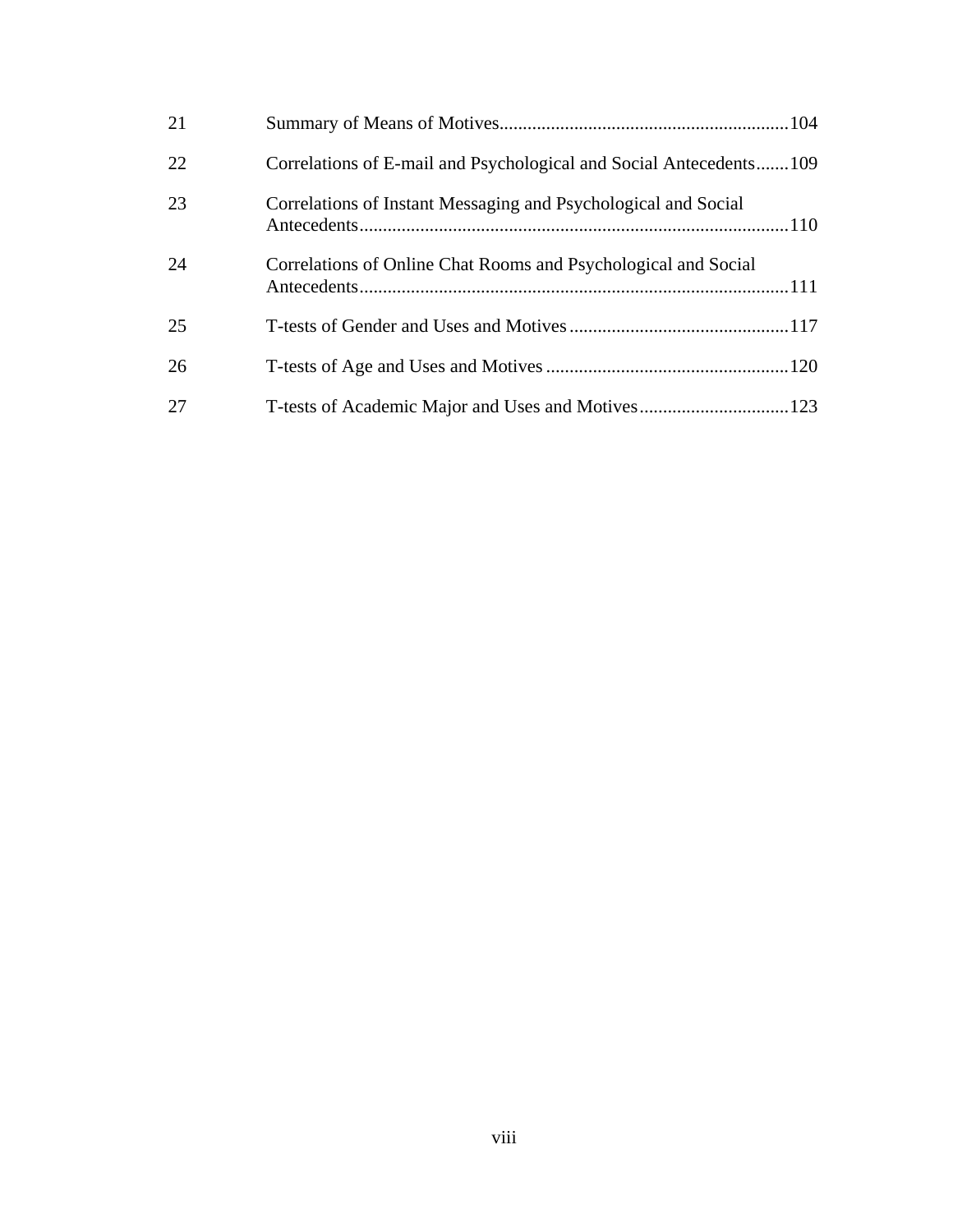| | | |
|---|---|---|
| 21 | Summary of Means of Motives | 104 |
| 22 | Correlations of E-mail and Psychological and Social Antecedents | 109 |
| 23 | Correlations of Instant Messaging and Psychological and Social Antecedents | 110 |
| 24 | Correlations of Online Chat Rooms and Psychological and Social Antecedents | 111 |
| 25 | T-tests of Gender and Uses and Motives | 117 |
| 26 | T-tests of Age and Uses and Motives | 120 |
| 27 | T-tests of Academic Major and Uses and Motives | 123 |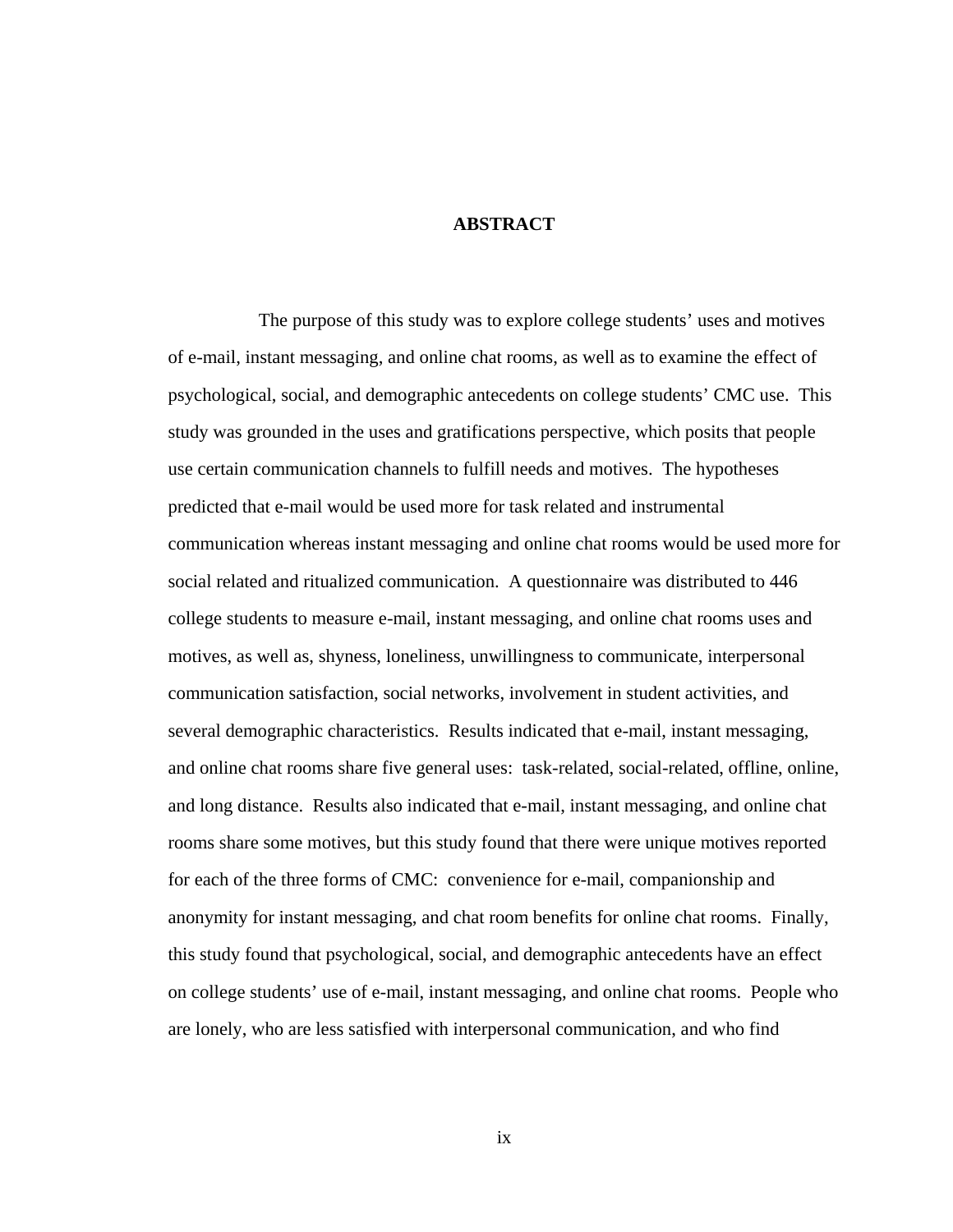## ABSTRACT

The purpose of this study was to explore college students' uses and motives of e-mail, instant messaging, and online chat rooms, as well as to examine the effect of psychological, social, and demographic antecedents on college students' CMC use. This study was grounded in the uses and gratifications perspective, which posits that people use certain communication channels to fulfill needs and motives. The hypotheses predicted that e-mail would be used more for task related and instrumental communication whereas instant messaging and online chat rooms would be used more for social related and ritualized communication. A questionnaire was distributed to 446 college students to measure e-mail, instant messaging, and online chat rooms uses and motives, as well as, shyness, loneliness, unwillingness to communicate, interpersonal communication satisfaction, social networks, involvement in student activities, and several demographic characteristics. Results indicated that e-mail, instant messaging, and online chat rooms share five general uses: task-related, social-related, offline, online, and long distance. Results also indicated that e-mail, instant messaging, and online chat rooms share some motives, but this study found that there were unique motives reported for each of the three forms of CMC: convenience for e-mail, companionship and anonymity for instant messaging, and chat room benefits for online chat rooms. Finally, this study found that psychological, social, and demographic antecedents have an effect on college students' use of e-mail, instant messaging, and online chat rooms. People who are lonely, who are less satisfied with interpersonal communication, and who find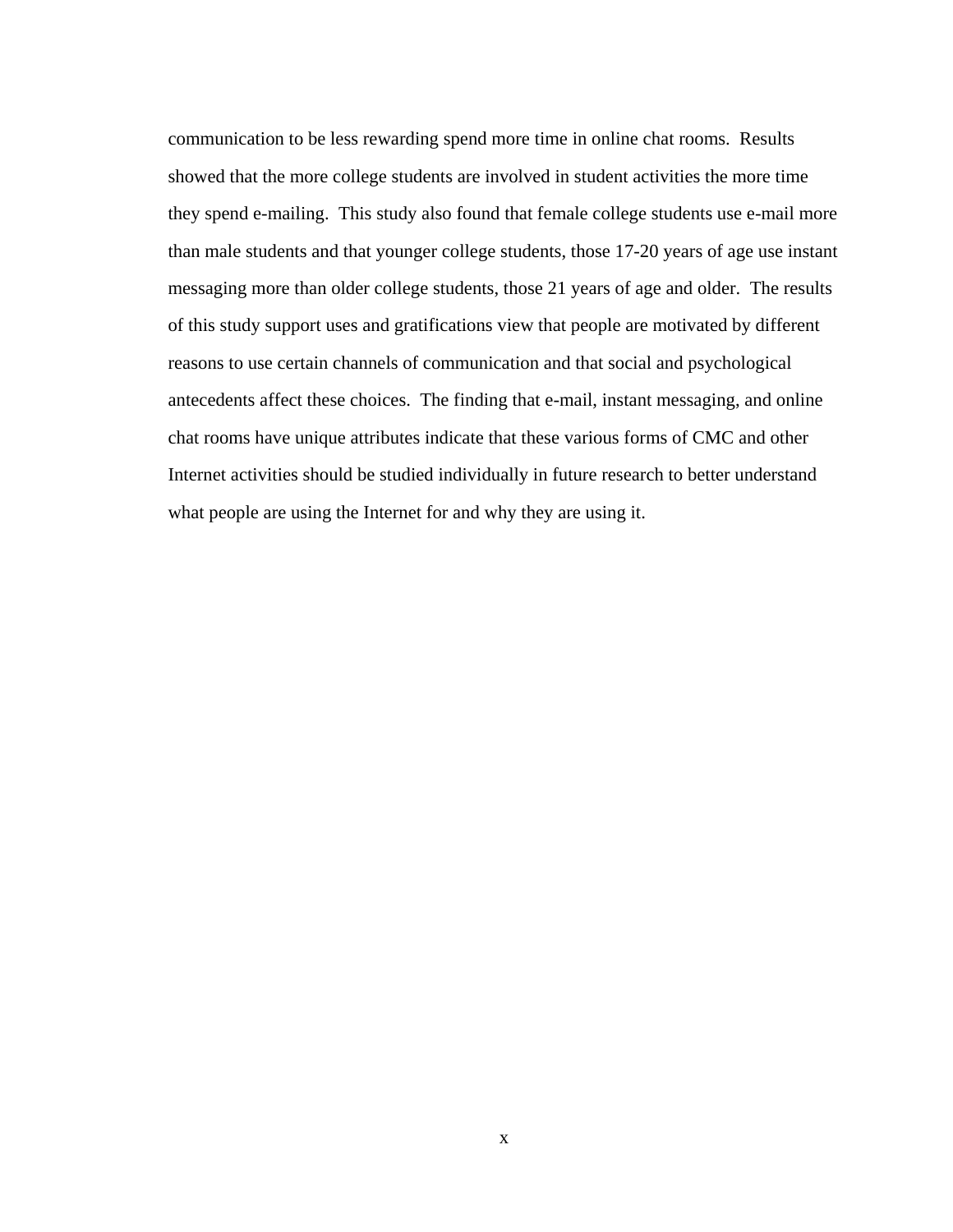communication to be less rewarding spend more time in online chat rooms. Results showed that the more college students are involved in student activities the more time they spend e-mailing. This study also found that female college students use e-mail more than male students and that younger college students, those 17-20 years of age use instant messaging more than older college students, those 21 years of age and older. The results of this study support uses and gratifications view that people are motivated by different reasons to use certain channels of communication and that social and psychological antecedents affect these choices. The finding that e-mail, instant messaging, and online chat rooms have unique attributes indicate that these various forms of CMC and other Internet activities should be studied individually in future research to better understand what people are using the Internet for and why they are using it.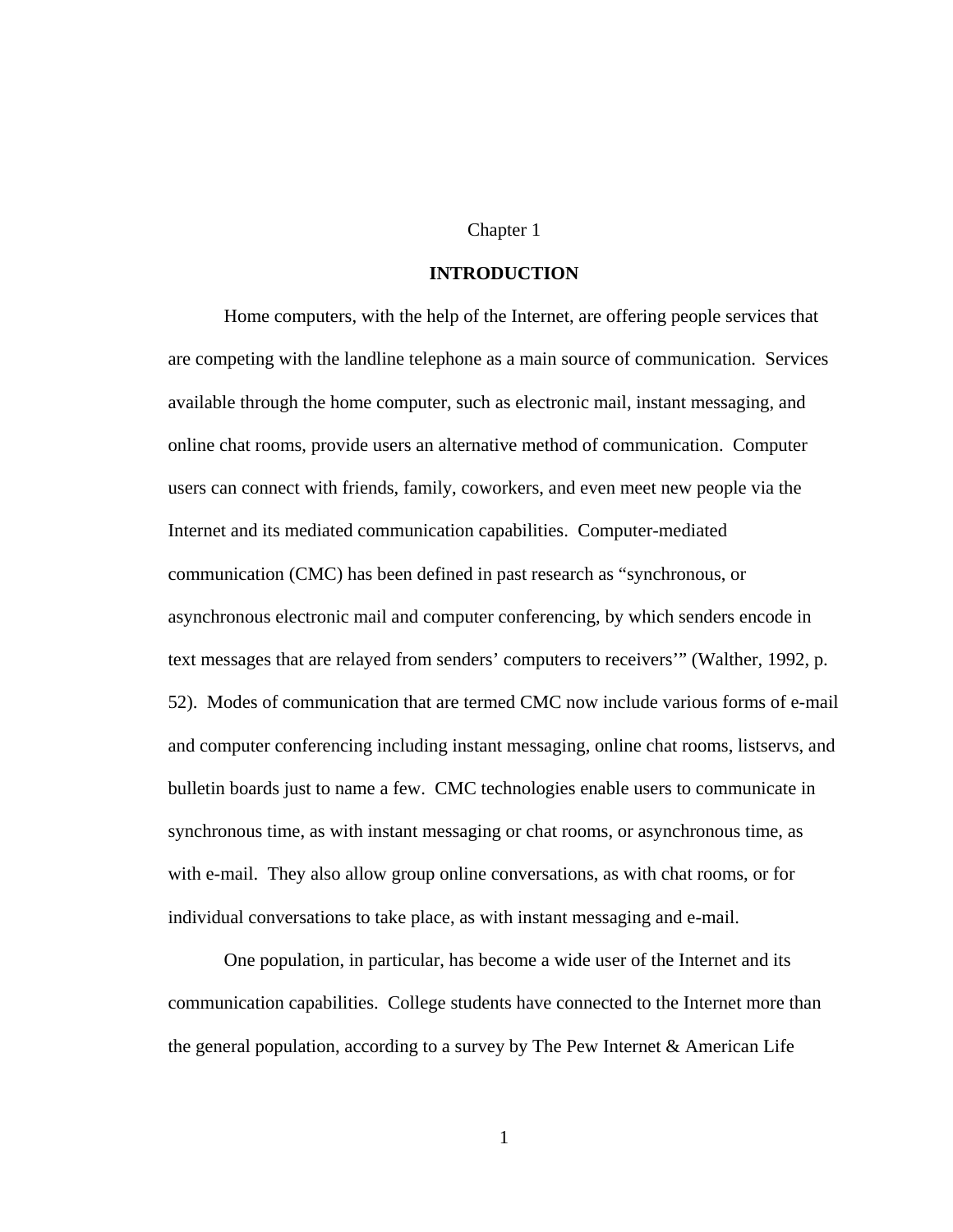# Chapter 1

## INTRODUCTION

Home computers, with the help of the Internet, are offering people services that are competing with the landline telephone as a main source of communication. Services available through the home computer, such as electronic mail, instant messaging, and online chat rooms, provide users an alternative method of communication. Computer users can connect with friends, family, coworkers, and even meet new people via the Internet and its mediated communication capabilities. Computer-mediated communication (CMC) has been defined in past research as "synchronous, or asynchronous electronic mail and computer conferencing, by which senders encode in text messages that are relayed from senders' computers to receivers'" (Walther, 1992, p. 52). Modes of communication that are termed CMC now include various forms of e-mail and computer conferencing including instant messaging, online chat rooms, listservs, and bulletin boards just to name a few. CMC technologies enable users to communicate in synchronous time, as with instant messaging or chat rooms, or asynchronous time, as with e-mail. They also allow group online conversations, as with chat rooms, or for individual conversations to take place, as with instant messaging and e-mail.

One population, in particular, has become a wide user of the Internet and its communication capabilities. College students have connected to the Internet more than the general population, according to a survey by The Pew Internet & American Life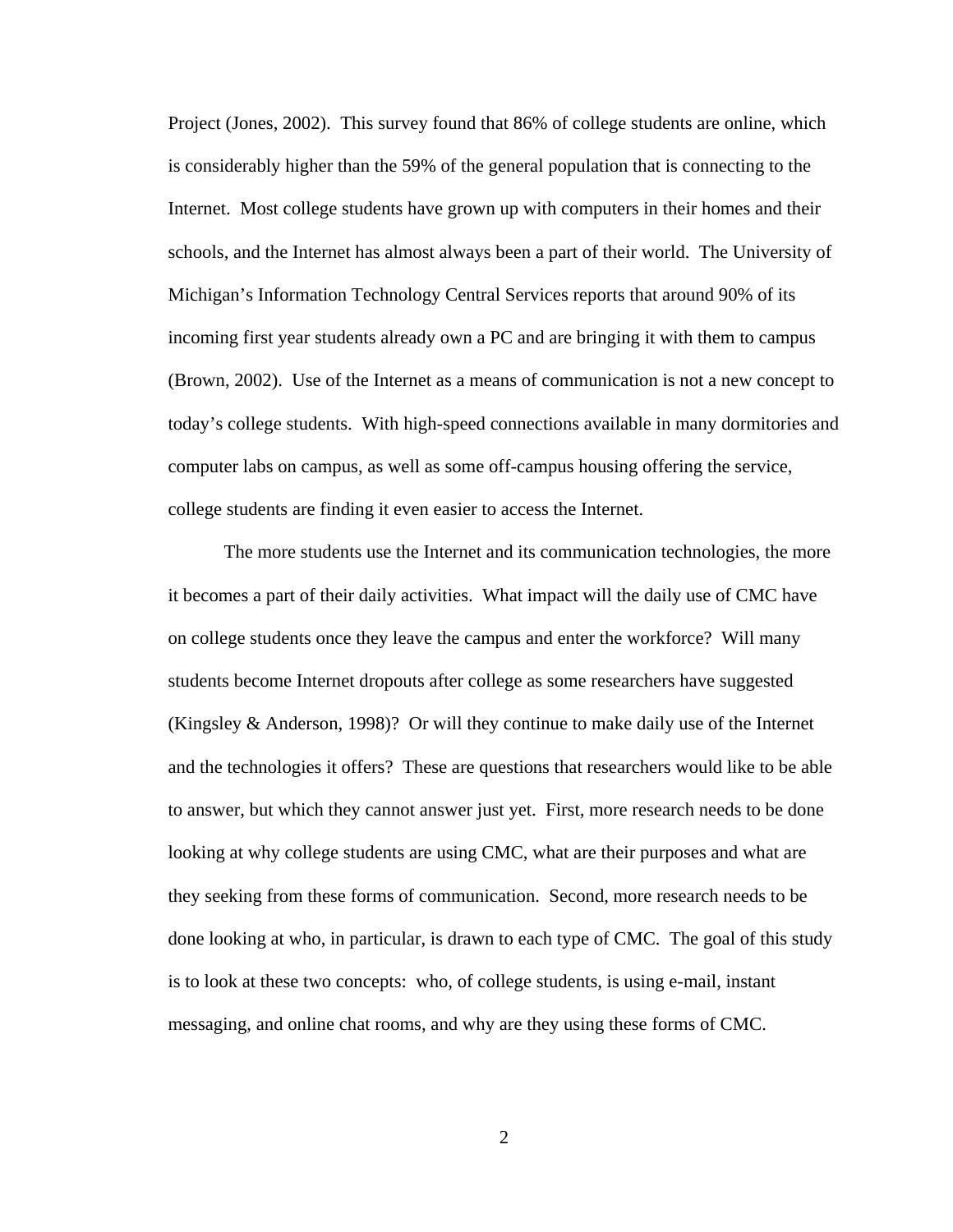Project (Jones, 2002). This survey found that 86% of college students are online, which is considerably higher than the 59% of the general population that is connecting to the Internet. Most college students have grown up with computers in their homes and their schools, and the Internet has almost always been a part of their world. The University of Michigan's Information Technology Central Services reports that around 90% of its incoming first year students already own a PC and are bringing it with them to campus (Brown, 2002). Use of the Internet as a means of communication is not a new concept to today's college students. With high-speed connections available in many dormitories and computer labs on campus, as well as some off-campus housing offering the service, college students are finding it even easier to access the Internet.

The more students use the Internet and its communication technologies, the more it becomes a part of their daily activities. What impact will the daily use of CMC have on college students once they leave the campus and enter the workforce? Will many students become Internet dropouts after college as some researchers have suggested (Kingsley & Anderson, 1998)? Or will they continue to make daily use of the Internet and the technologies it offers? These are questions that researchers would like to be able to answer, but which they cannot answer just yet. First, more research needs to be done looking at why college students are using CMC, what are their purposes and what are they seeking from these forms of communication. Second, more research needs to be done looking at who, in particular, is drawn to each type of CMC. The goal of this study is to look at these two concepts: who, of college students, is using e-mail, instant messaging, and online chat rooms, and why are they using these forms of CMC.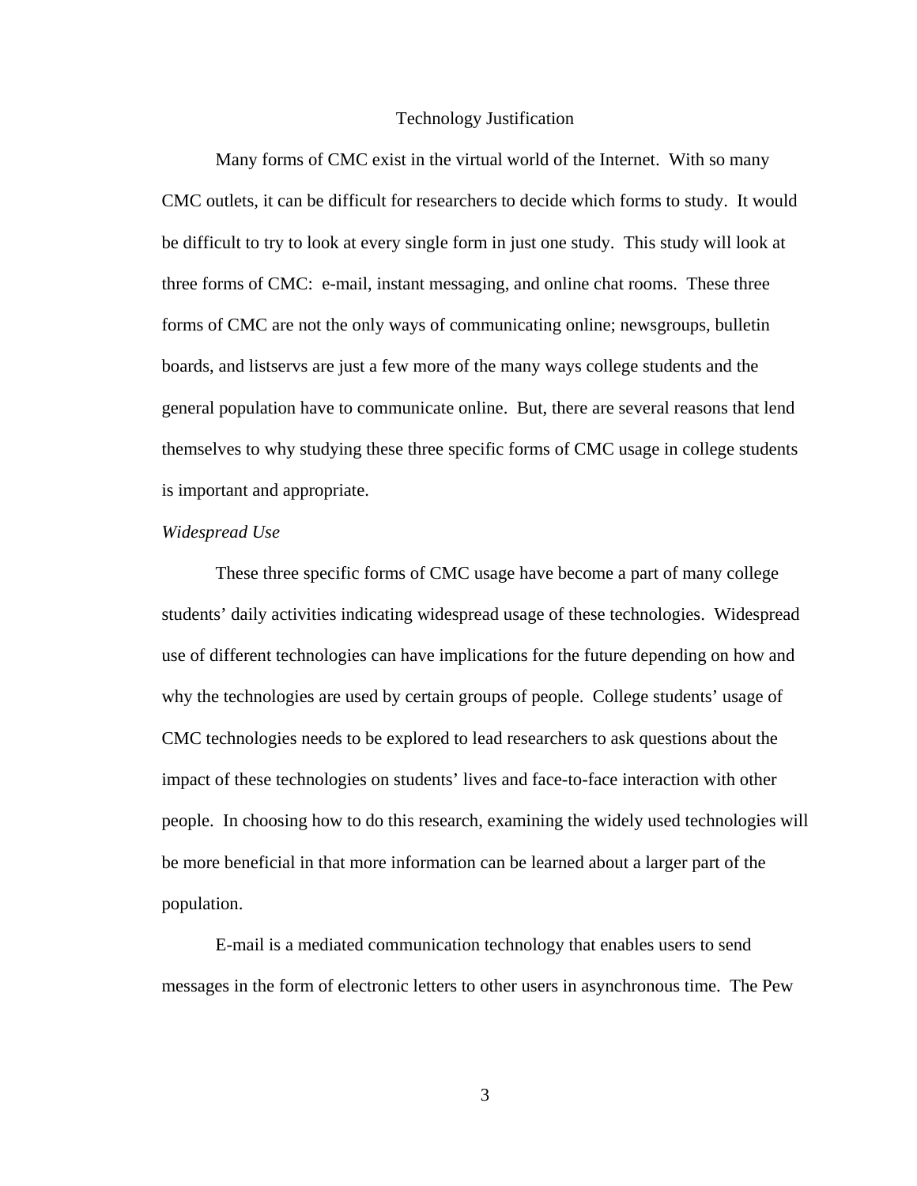## Technology Justification

Many forms of CMC exist in the virtual world of the Internet. With so many CMC outlets, it can be difficult for researchers to decide which forms to study. It would be difficult to try to look at every single form in just one study. This study will look at three forms of CMC: e-mail, instant messaging, and online chat rooms. These three forms of CMC are not the only ways of communicating online; newsgroups, bulletin boards, and listservs are just a few more of the many ways college students and the general population have to communicate online. But, there are several reasons that lend themselves to why studying these three specific forms of CMC usage in college students is important and appropriate.

### *Widespread Use*

These three specific forms of CMC usage have become a part of many college students' daily activities indicating widespread usage of these technologies. Widespread use of different technologies can have implications for the future depending on how and why the technologies are used by certain groups of people. College students' usage of CMC technologies needs to be explored to lead researchers to ask questions about the impact of these technologies on students' lives and face-to-face interaction with other people. In choosing how to do this research, examining the widely used technologies will be more beneficial in that more information can be learned about a larger part of the population.

E-mail is a mediated communication technology that enables users to send messages in the form of electronic letters to other users in asynchronous time. The Pew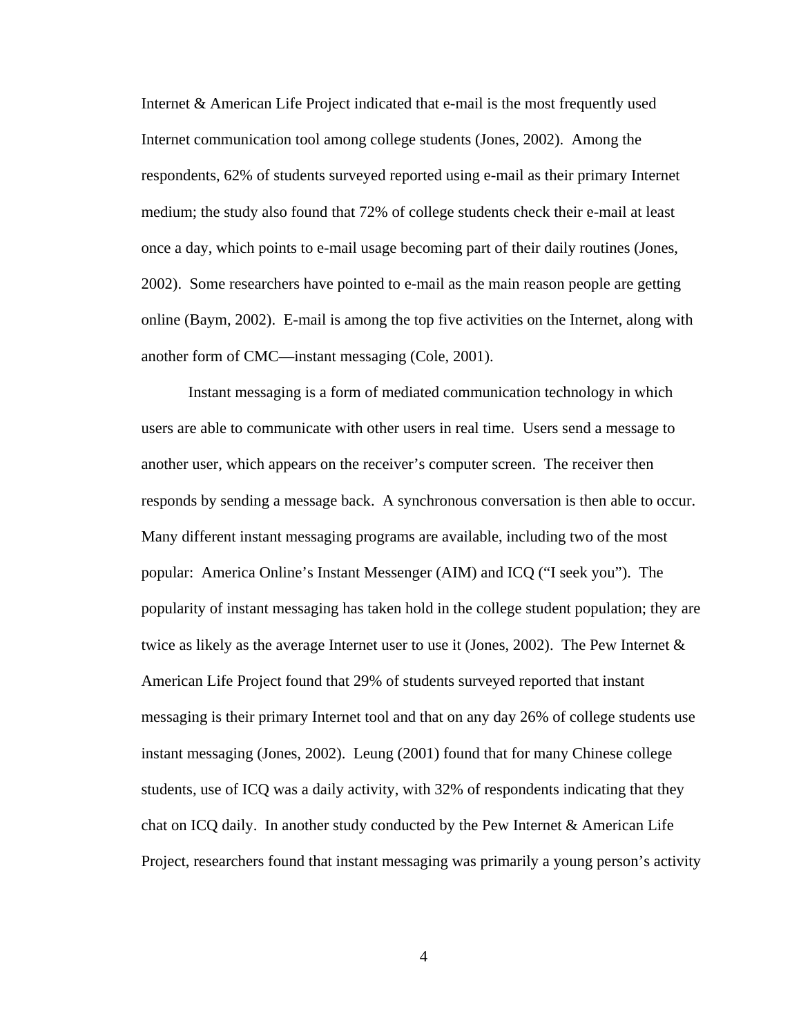Internet & American Life Project indicated that e-mail is the most frequently used Internet communication tool among college students (Jones, 2002). Among the respondents, 62% of students surveyed reported using e-mail as their primary Internet medium; the study also found that 72% of college students check their e-mail at least once a day, which points to e-mail usage becoming part of their daily routines (Jones, 2002). Some researchers have pointed to e-mail as the main reason people are getting online (Baym, 2002). E-mail is among the top five activities on the Internet, along with another form of CMC—instant messaging (Cole, 2001).

Instant messaging is a form of mediated communication technology in which users are able to communicate with other users in real time. Users send a message to another user, which appears on the receiver's computer screen. The receiver then responds by sending a message back. A synchronous conversation is then able to occur. Many different instant messaging programs are available, including two of the most popular: America Online's Instant Messenger (AIM) and ICQ ("I seek you"). The popularity of instant messaging has taken hold in the college student population; they are twice as likely as the average Internet user to use it (Jones, 2002). The Pew Internet & American Life Project found that 29% of students surveyed reported that instant messaging is their primary Internet tool and that on any day 26% of college students use instant messaging (Jones, 2002). Leung (2001) found that for many Chinese college students, use of ICQ was a daily activity, with 32% of respondents indicating that they chat on ICQ daily. In another study conducted by the Pew Internet & American Life Project, researchers found that instant messaging was primarily a young person's activity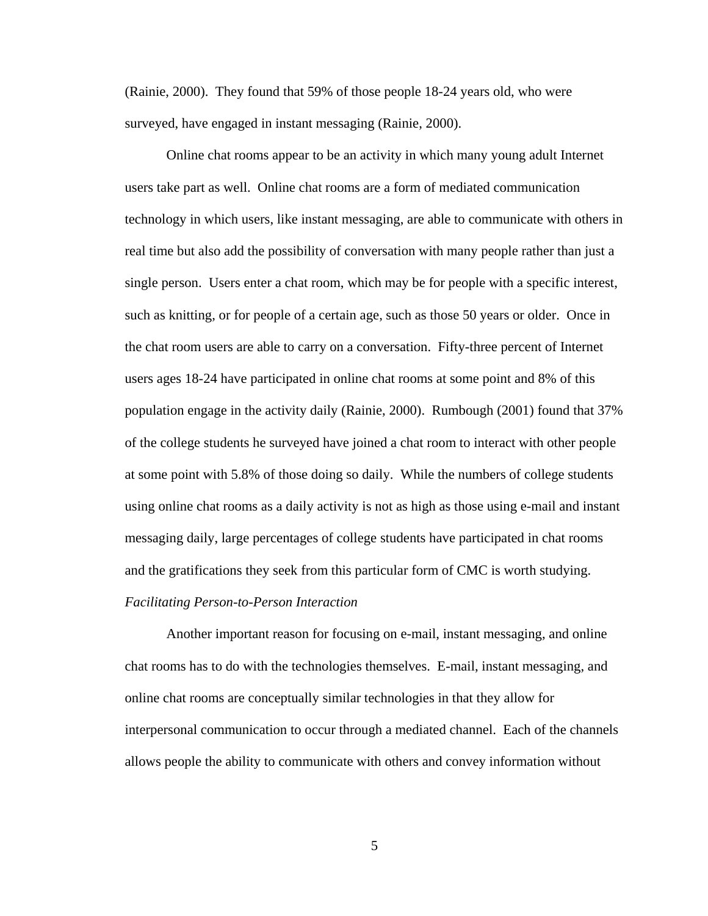(Rainie, 2000). They found that 59% of those people 18-24 years old, who were surveyed, have engaged in instant messaging (Rainie, 2000).

Online chat rooms appear to be an activity in which many young adult Internet users take part as well. Online chat rooms are a form of mediated communication technology in which users, like instant messaging, are able to communicate with others in real time but also add the possibility of conversation with many people rather than just a single person. Users enter a chat room, which may be for people with a specific interest, such as knitting, or for people of a certain age, such as those 50 years or older. Once in the chat room users are able to carry on a conversation. Fifty-three percent of Internet users ages 18-24 have participated in online chat rooms at some point and 8% of this population engage in the activity daily (Rainie, 2000). Rumbough (2001) found that 37% of the college students he surveyed have joined a chat room to interact with other people at some point with 5.8% of those doing so daily. While the numbers of college students using online chat rooms as a daily activity is not as high as those using e-mail and instant messaging daily, large percentages of college students have participated in chat rooms and the gratifications they seek from this particular form of CMC is worth studying.

### *Facilitating Person-to-Person Interaction*

Another important reason for focusing on e-mail, instant messaging, and online chat rooms has to do with the technologies themselves. E-mail, instant messaging, and online chat rooms are conceptually similar technologies in that they allow for interpersonal communication to occur through a mediated channel. Each of the channels allows people the ability to communicate with others and convey information without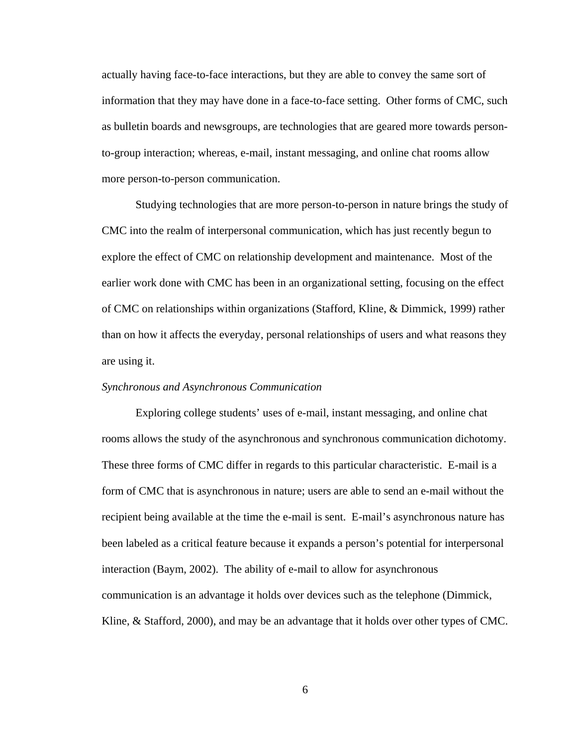actually having face-to-face interactions, but they are able to convey the same sort of information that they may have done in a face-to-face setting. Other forms of CMC, such as bulletin boards and newsgroups, are technologies that are geared more towards person-to-group interaction; whereas, e-mail, instant messaging, and online chat rooms allow more person-to-person communication.

Studying technologies that are more person-to-person in nature brings the study of CMC into the realm of interpersonal communication, which has just recently begun to explore the effect of CMC on relationship development and maintenance. Most of the earlier work done with CMC has been in an organizational setting, focusing on the effect of CMC on relationships within organizations (Stafford, Kline, & Dimmick, 1999) rather than on how it affects the everyday, personal relationships of users and what reasons they are using it.

*Synchronous and Asynchronous Communication*

Exploring college students' uses of e-mail, instant messaging, and online chat rooms allows the study of the asynchronous and synchronous communication dichotomy. These three forms of CMC differ in regards to this particular characteristic. E-mail is a form of CMC that is asynchronous in nature; users are able to send an e-mail without the recipient being available at the time the e-mail is sent. E-mail's asynchronous nature has been labeled as a critical feature because it expands a person's potential for interpersonal interaction (Baym, 2002). The ability of e-mail to allow for asynchronous communication is an advantage it holds over devices such as the telephone (Dimmick, Kline, & Stafford, 2000), and may be an advantage that it holds over other types of CMC.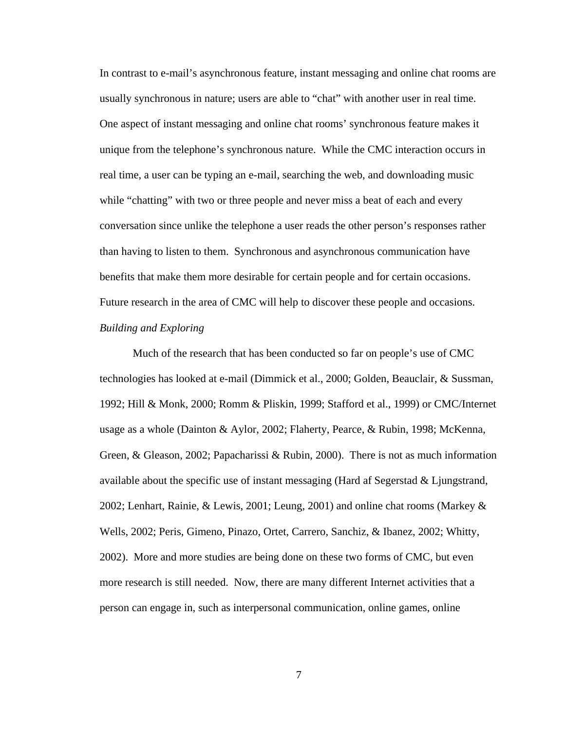In contrast to e-mail's asynchronous feature, instant messaging and online chat rooms are usually synchronous in nature; users are able to "chat" with another user in real time. One aspect of instant messaging and online chat rooms' synchronous feature makes it unique from the telephone's synchronous nature. While the CMC interaction occurs in real time, a user can be typing an e-mail, searching the web, and downloading music while "chatting" with two or three people and never miss a beat of each and every conversation since unlike the telephone a user reads the other person's responses rather than having to listen to them. Synchronous and asynchronous communication have benefits that make them more desirable for certain people and for certain occasions. Future research in the area of CMC will help to discover these people and occasions.

*Building and Exploring*

Much of the research that has been conducted so far on people's use of CMC technologies has looked at e-mail (Dimmick et al., 2000; Golden, Beauclair, & Sussman, 1992; Hill & Monk, 2000; Romm & Pliskin, 1999; Stafford et al., 1999) or CMC/Internet usage as a whole (Dainton & Aylor, 2002; Flaherty, Pearce, & Rubin, 1998; McKenna, Green, & Gleason, 2002; Papacharissi & Rubin, 2000). There is not as much information available about the specific use of instant messaging (Hard af Segerstad & Ljungstrand, 2002; Lenhart, Rainie, & Lewis, 2001; Leung, 2001) and online chat rooms (Markey & Wells, 2002; Peris, Gimeno, Pinazo, Ortet, Carrero, Sanchiz, & Ibanez, 2002; Whitty, 2002). More and more studies are being done on these two forms of CMC, but even more research is still needed. Now, there are many different Internet activities that a person can engage in, such as interpersonal communication, online games, online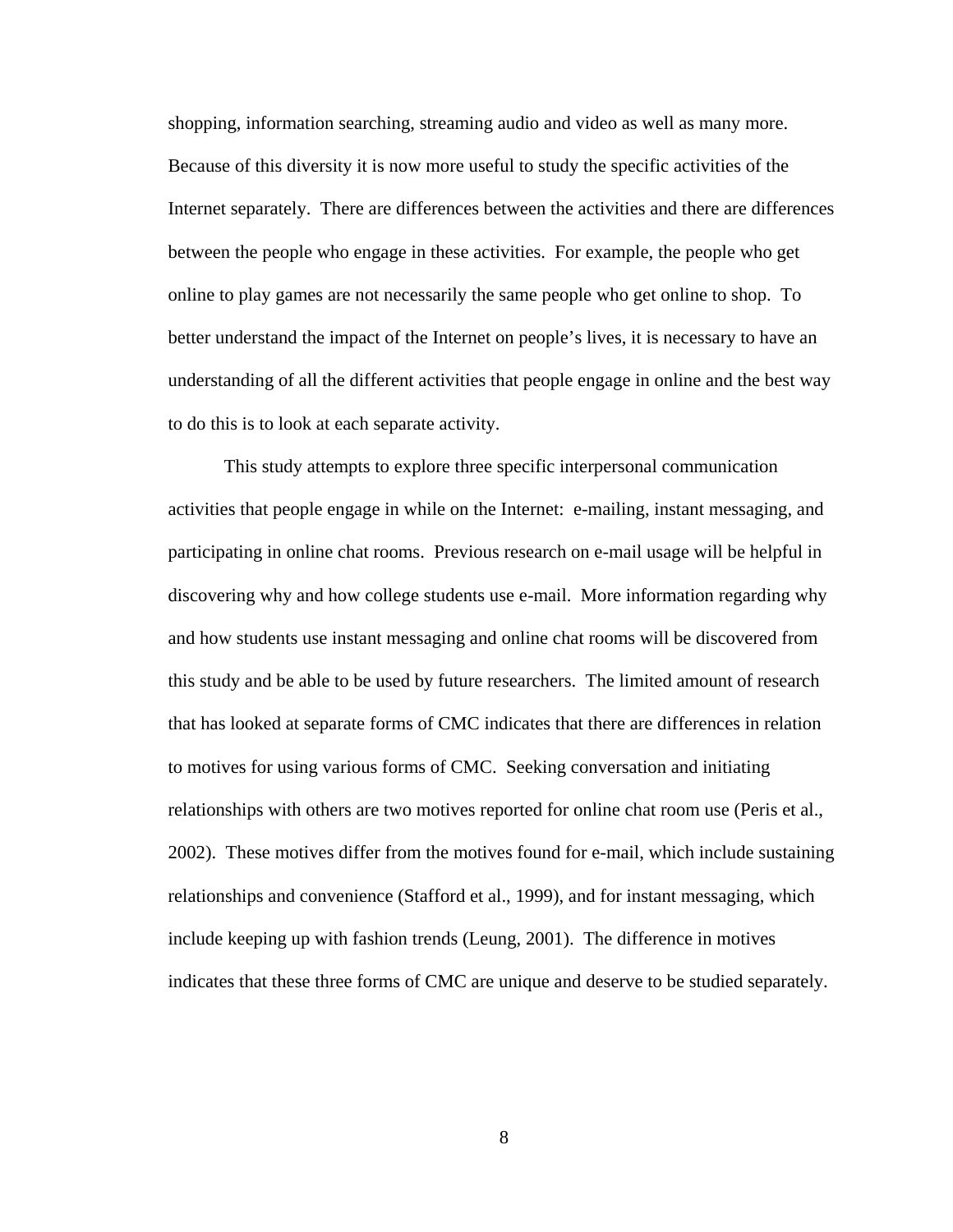shopping, information searching, streaming audio and video as well as many more. Because of this diversity it is now more useful to study the specific activities of the Internet separately. There are differences between the activities and there are differences between the people who engage in these activities. For example, the people who get online to play games are not necessarily the same people who get online to shop. To better understand the impact of the Internet on people's lives, it is necessary to have an understanding of all the different activities that people engage in online and the best way to do this is to look at each separate activity.

This study attempts to explore three specific interpersonal communication activities that people engage in while on the Internet: e-mailing, instant messaging, and participating in online chat rooms. Previous research on e-mail usage will be helpful in discovering why and how college students use e-mail. More information regarding why and how students use instant messaging and online chat rooms will be discovered from this study and be able to be used by future researchers. The limited amount of research that has looked at separate forms of CMC indicates that there are differences in relation to motives for using various forms of CMC. Seeking conversation and initiating relationships with others are two motives reported for online chat room use (Peris et al., 2002). These motives differ from the motives found for e-mail, which include sustaining relationships and convenience (Stafford et al., 1999), and for instant messaging, which include keeping up with fashion trends (Leung, 2001). The difference in motives indicates that these three forms of CMC are unique and deserve to be studied separately.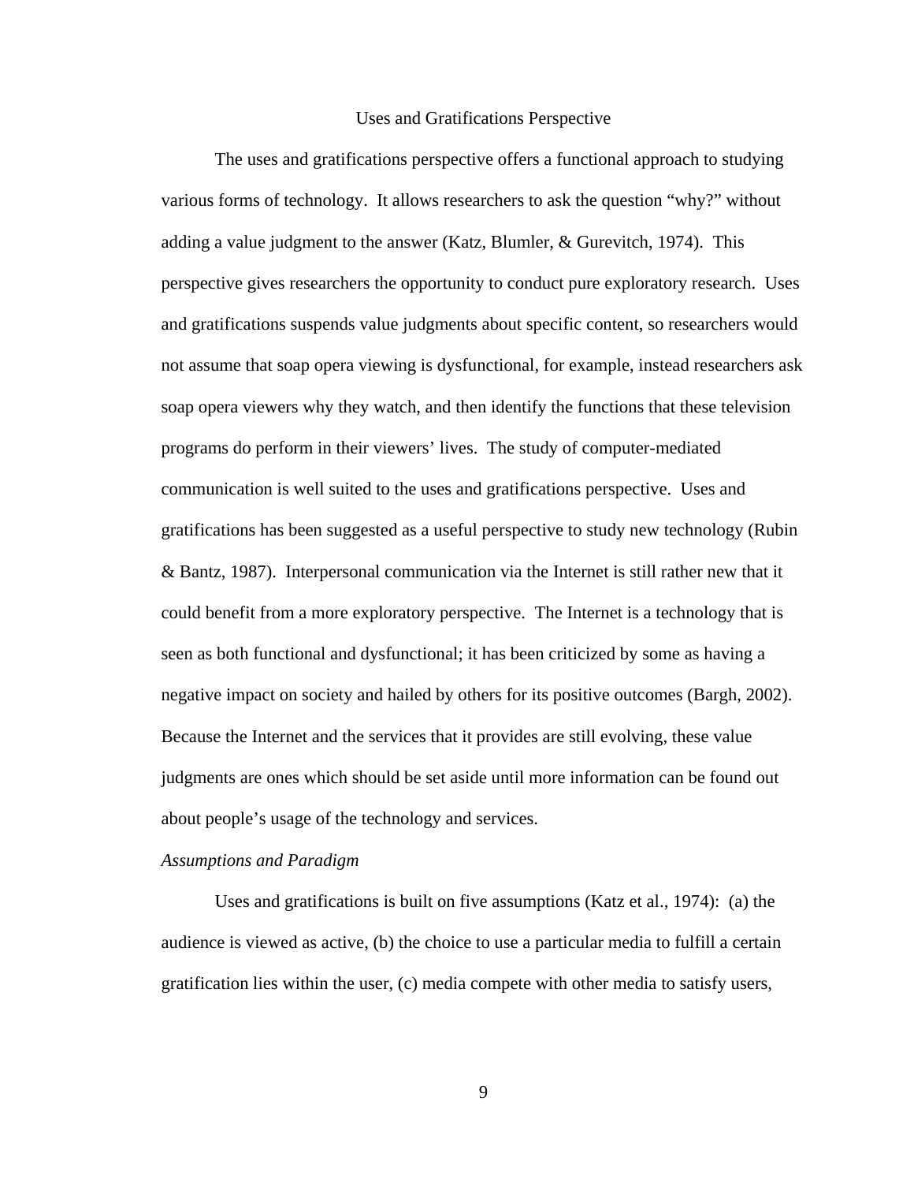## Uses and Gratifications Perspective

The uses and gratifications perspective offers a functional approach to studying various forms of technology. It allows researchers to ask the question "why?" without adding a value judgment to the answer (Katz, Blumler, & Gurevitch, 1974). This perspective gives researchers the opportunity to conduct pure exploratory research. Uses and gratifications suspends value judgments about specific content, so researchers would not assume that soap opera viewing is dysfunctional, for example, instead researchers ask soap opera viewers why they watch, and then identify the functions that these television programs do perform in their viewers' lives. The study of computer-mediated communication is well suited to the uses and gratifications perspective. Uses and gratifications has been suggested as a useful perspective to study new technology (Rubin & Bantz, 1987). Interpersonal communication via the Internet is still rather new that it could benefit from a more exploratory perspective. The Internet is a technology that is seen as both functional and dysfunctional; it has been criticized by some as having a negative impact on society and hailed by others for its positive outcomes (Bargh, 2002). Because the Internet and the services that it provides are still evolving, these value judgments are ones which should be set aside until more information can be found out about people's usage of the technology and services.

### *Assumptions and Paradigm*

Uses and gratifications is built on five assumptions (Katz et al., 1974): (a) the audience is viewed as active, (b) the choice to use a particular media to fulfill a certain gratification lies within the user, (c) media compete with other media to satisfy users,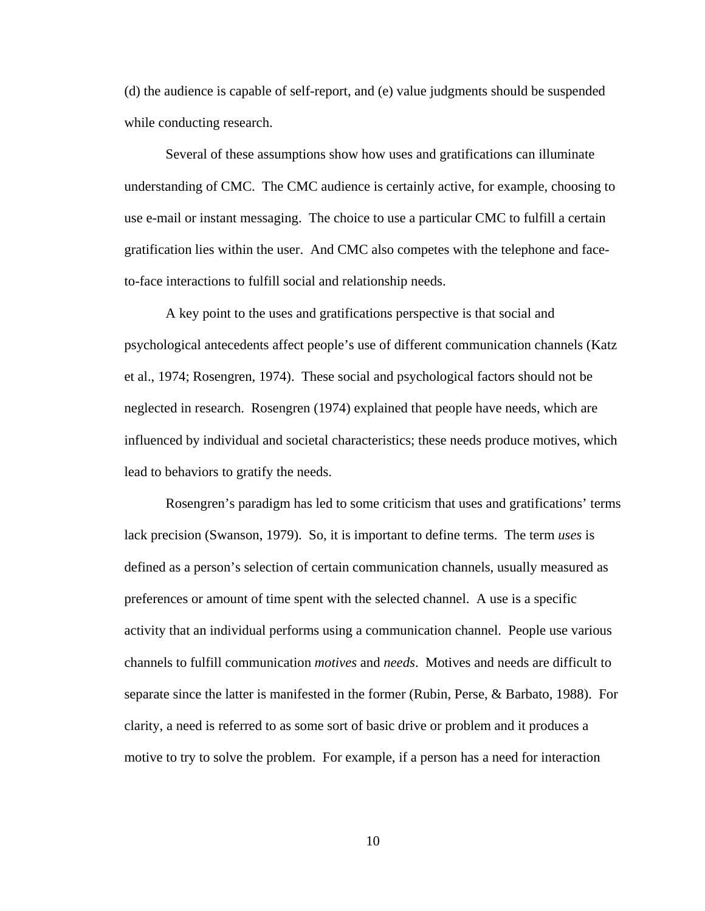(d) the audience is capable of self-report, and (e) value judgments should be suspended while conducting research.

Several of these assumptions show how uses and gratifications can illuminate understanding of CMC. The CMC audience is certainly active, for example, choosing to use e-mail or instant messaging. The choice to use a particular CMC to fulfill a certain gratification lies within the user. And CMC also competes with the telephone and face-to-face interactions to fulfill social and relationship needs.

A key point to the uses and gratifications perspective is that social and psychological antecedents affect people's use of different communication channels (Katz et al., 1974; Rosengren, 1974). These social and psychological factors should not be neglected in research. Rosengren (1974) explained that people have needs, which are influenced by individual and societal characteristics; these needs produce motives, which lead to behaviors to gratify the needs.

Rosengren's paradigm has led to some criticism that uses and gratifications' terms lack precision (Swanson, 1979). So, it is important to define terms. The term *uses* is defined as a person's selection of certain communication channels, usually measured as preferences or amount of time spent with the selected channel. A use is a specific activity that an individual performs using a communication channel. People use various channels to fulfill communication *motives* and *needs*. Motives and needs are difficult to separate since the latter is manifested in the former (Rubin, Perse, & Barbato, 1988). For clarity, a need is referred to as some sort of basic drive or problem and it produces a motive to try to solve the problem. For example, if a person has a need for interaction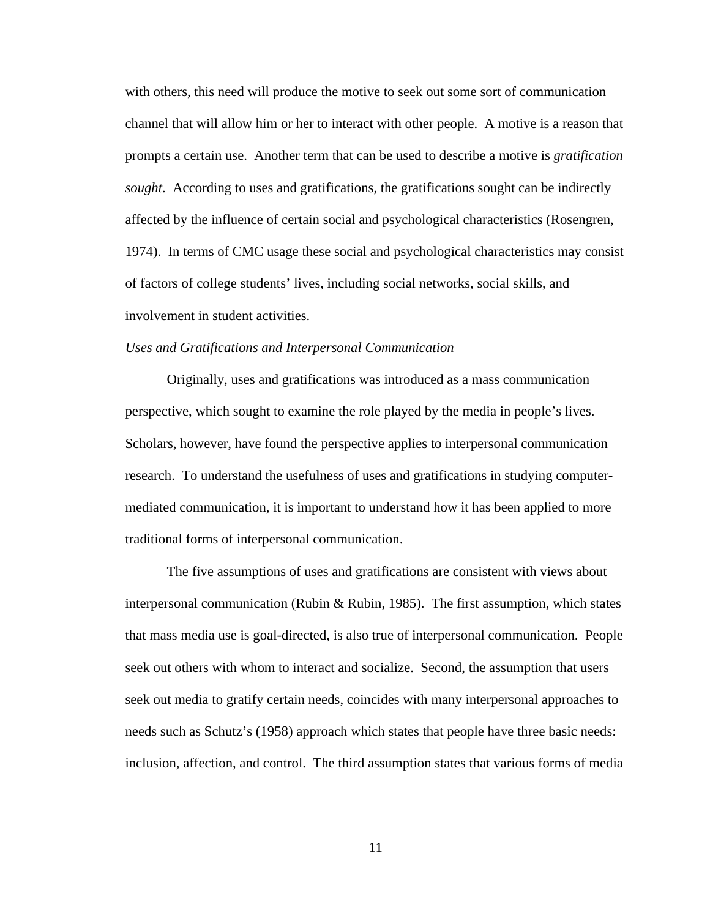with others, this need will produce the motive to seek out some sort of communication channel that will allow him or her to interact with other people. A motive is a reason that prompts a certain use. Another term that can be used to describe a motive is *gratification sought*. According to uses and gratifications, the gratifications sought can be indirectly affected by the influence of certain social and psychological characteristics (Rosengren, 1974). In terms of CMC usage these social and psychological characteristics may consist of factors of college students' lives, including social networks, social skills, and involvement in student activities.

### *Uses and Gratifications and Interpersonal Communication*

Originally, uses and gratifications was introduced as a mass communication perspective, which sought to examine the role played by the media in people's lives. Scholars, however, have found the perspective applies to interpersonal communication research. To understand the usefulness of uses and gratifications in studying computer-mediated communication, it is important to understand how it has been applied to more traditional forms of interpersonal communication.

The five assumptions of uses and gratifications are consistent with views about interpersonal communication (Rubin & Rubin, 1985). The first assumption, which states that mass media use is goal-directed, is also true of interpersonal communication. People seek out others with whom to interact and socialize. Second, the assumption that users seek out media to gratify certain needs, coincides with many interpersonal approaches to needs such as Schutz's (1958) approach which states that people have three basic needs: inclusion, affection, and control. The third assumption states that various forms of media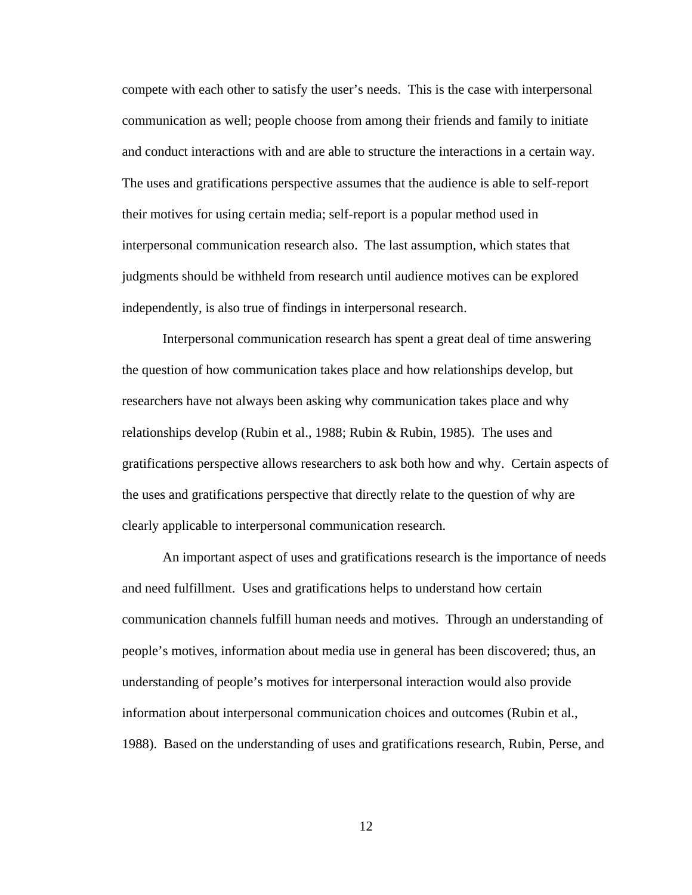compete with each other to satisfy the user's needs. This is the case with interpersonal communication as well; people choose from among their friends and family to initiate and conduct interactions with and are able to structure the interactions in a certain way. The uses and gratifications perspective assumes that the audience is able to self-report their motives for using certain media; self-report is a popular method used in interpersonal communication research also. The last assumption, which states that judgments should be withheld from research until audience motives can be explored independently, is also true of findings in interpersonal research.

Interpersonal communication research has spent a great deal of time answering the question of how communication takes place and how relationships develop, but researchers have not always been asking why communication takes place and why relationships develop (Rubin et al., 1988; Rubin & Rubin, 1985). The uses and gratifications perspective allows researchers to ask both how and why. Certain aspects of the uses and gratifications perspective that directly relate to the question of why are clearly applicable to interpersonal communication research.

An important aspect of uses and gratifications research is the importance of needs and need fulfillment. Uses and gratifications helps to understand how certain communication channels fulfill human needs and motives. Through an understanding of people's motives, information about media use in general has been discovered; thus, an understanding of people's motives for interpersonal interaction would also provide information about interpersonal communication choices and outcomes (Rubin et al., 1988). Based on the understanding of uses and gratifications research, Rubin, Perse, and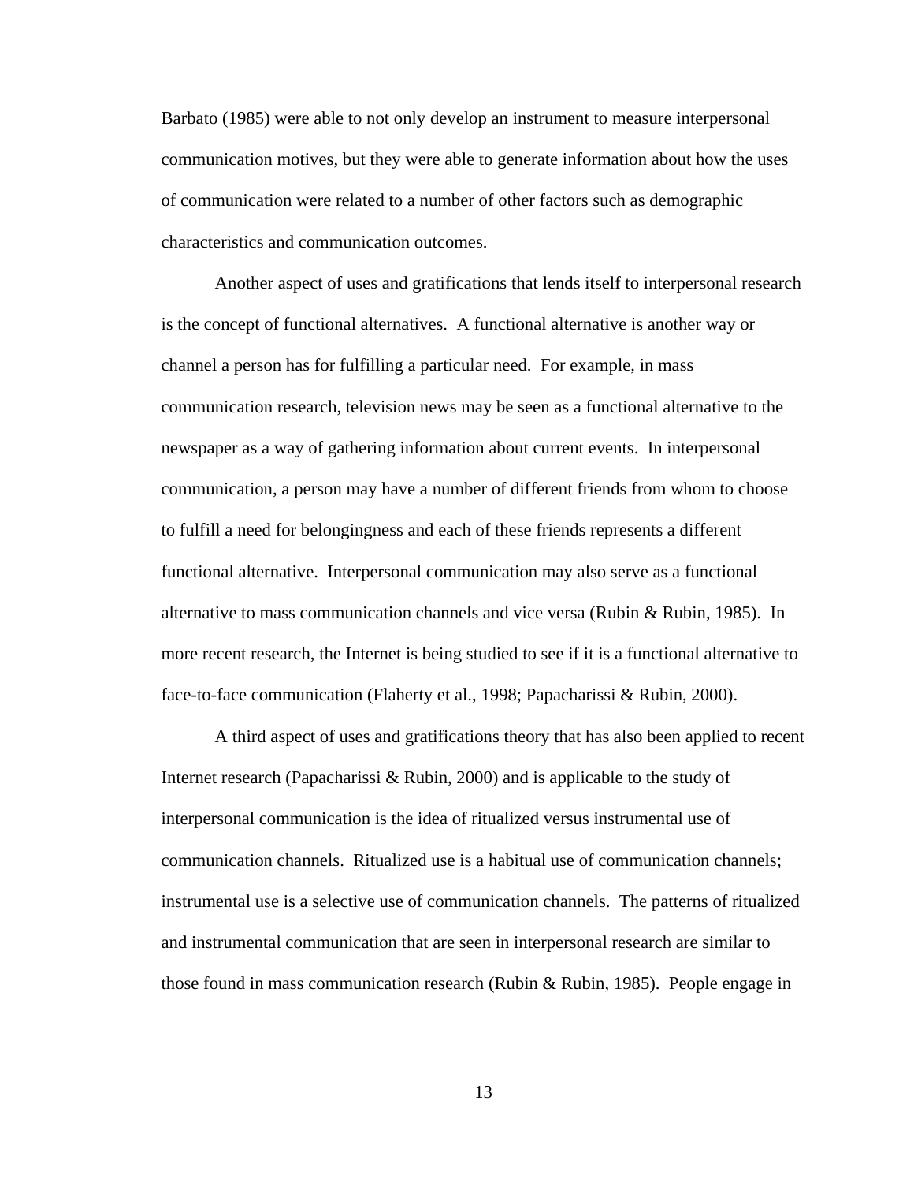Barbato (1985) were able to not only develop an instrument to measure interpersonal communication motives, but they were able to generate information about how the uses of communication were related to a number of other factors such as demographic characteristics and communication outcomes.

Another aspect of uses and gratifications that lends itself to interpersonal research is the concept of functional alternatives. A functional alternative is another way or channel a person has for fulfilling a particular need. For example, in mass communication research, television news may be seen as a functional alternative to the newspaper as a way of gathering information about current events. In interpersonal communication, a person may have a number of different friends from whom to choose to fulfill a need for belongingness and each of these friends represents a different functional alternative. Interpersonal communication may also serve as a functional alternative to mass communication channels and vice versa (Rubin & Rubin, 1985). In more recent research, the Internet is being studied to see if it is a functional alternative to face-to-face communication (Flaherty et al., 1998; Papacharissi & Rubin, 2000).

A third aspect of uses and gratifications theory that has also been applied to recent Internet research (Papacharissi & Rubin, 2000) and is applicable to the study of interpersonal communication is the idea of ritualized versus instrumental use of communication channels. Ritualized use is a habitual use of communication channels; instrumental use is a selective use of communication channels. The patterns of ritualized and instrumental communication that are seen in interpersonal research are similar to those found in mass communication research (Rubin & Rubin, 1985). People engage in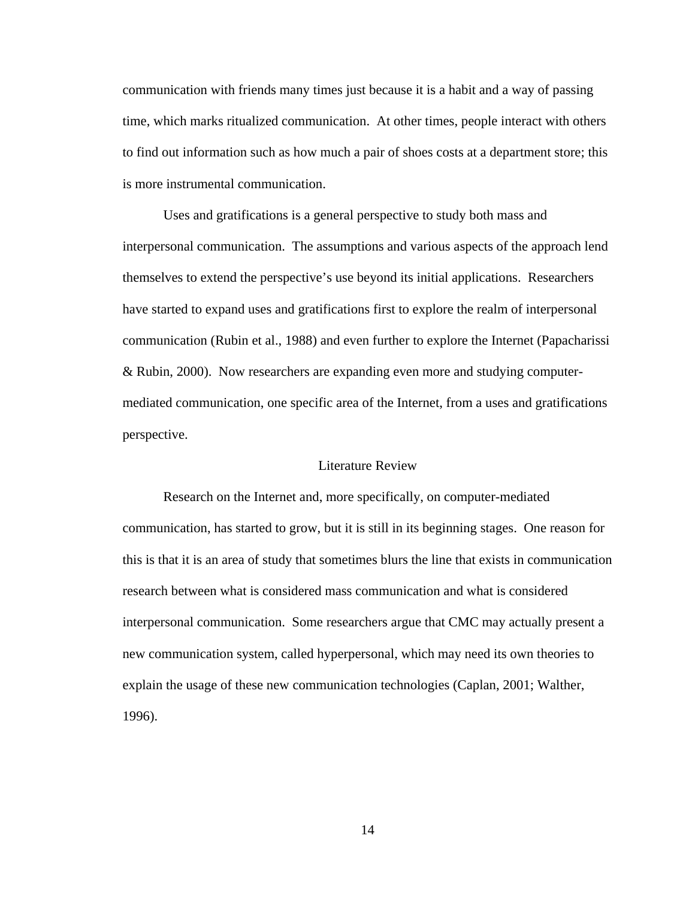communication with friends many times just because it is a habit and a way of passing time, which marks ritualized communication.  At other times, people interact with others to find out information such as how much a pair of shoes costs at a department store; this is more instrumental communication.

Uses and gratifications is a general perspective to study both mass and interpersonal communication.  The assumptions and various aspects of the approach lend themselves to extend the perspective's use beyond its initial applications.  Researchers have started to expand uses and gratifications first to explore the realm of interpersonal communication (Rubin et al., 1988) and even further to explore the Internet (Papacharissi & Rubin, 2000).  Now researchers are expanding even more and studying computer-mediated communication, one specific area of the Internet, from a uses and gratifications perspective.

## Literature Review

Research on the Internet and, more specifically, on computer-mediated communication, has started to grow, but it is still in its beginning stages.  One reason for this is that it is an area of study that sometimes blurs the line that exists in communication research between what is considered mass communication and what is considered interpersonal communication.  Some researchers argue that CMC may actually present a new communication system, called hyperpersonal, which may need its own theories to explain the usage of these new communication technologies (Caplan, 2001; Walther, 1996).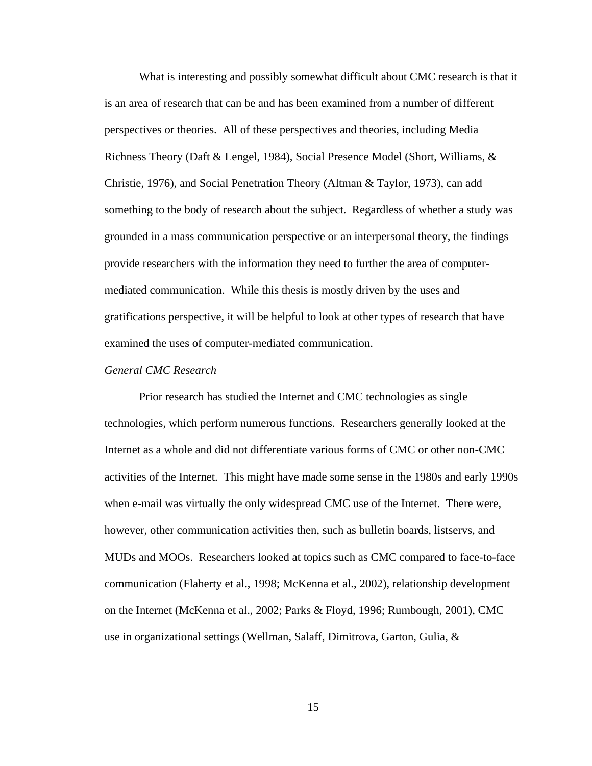What is interesting and possibly somewhat difficult about CMC research is that it is an area of research that can be and has been examined from a number of different perspectives or theories. All of these perspectives and theories, including Media Richness Theory (Daft & Lengel, 1984), Social Presence Model (Short, Williams, & Christie, 1976), and Social Penetration Theory (Altman & Taylor, 1973), can add something to the body of research about the subject. Regardless of whether a study was grounded in a mass communication perspective or an interpersonal theory, the findings provide researchers with the information they need to further the area of computer-mediated communication. While this thesis is mostly driven by the uses and gratifications perspective, it will be helpful to look at other types of research that have examined the uses of computer-mediated communication.

*General CMC Research*

Prior research has studied the Internet and CMC technologies as single technologies, which perform numerous functions. Researchers generally looked at the Internet as a whole and did not differentiate various forms of CMC or other non-CMC activities of the Internet. This might have made some sense in the 1980s and early 1990s when e-mail was virtually the only widespread CMC use of the Internet. There were, however, other communication activities then, such as bulletin boards, listservs, and MUDs and MOOs. Researchers looked at topics such as CMC compared to face-to-face communication (Flaherty et al., 1998; McKenna et al., 2002), relationship development on the Internet (McKenna et al., 2002; Parks & Floyd, 1996; Rumbough, 2001), CMC use in organizational settings (Wellman, Salaff, Dimitrova, Garton, Gulia, &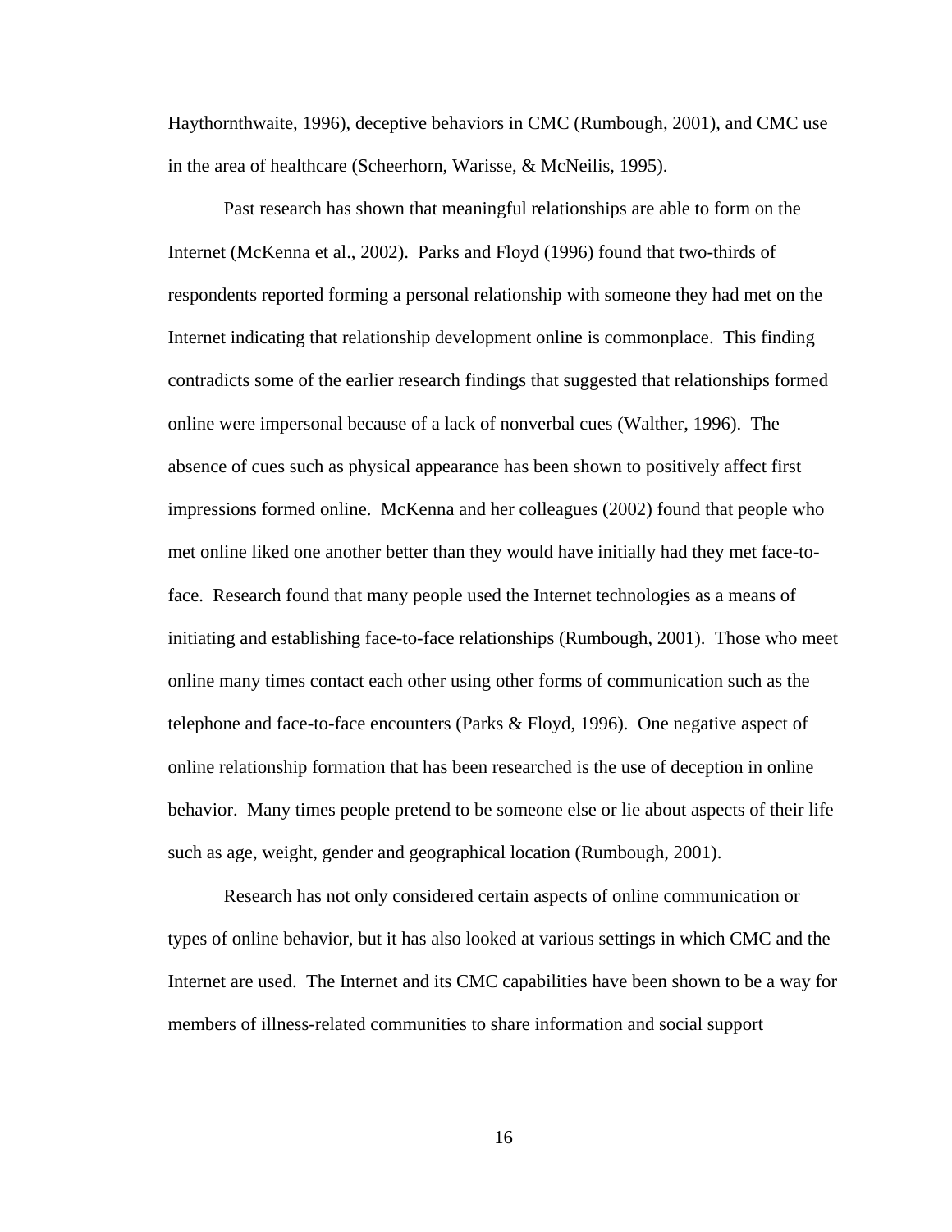Haythornthwaite, 1996), deceptive behaviors in CMC (Rumbough, 2001), and CMC use in the area of healthcare (Scheerhorn, Warisse, & McNeilis, 1995).

Past research has shown that meaningful relationships are able to form on the Internet (McKenna et al., 2002). Parks and Floyd (1996) found that two-thirds of respondents reported forming a personal relationship with someone they had met on the Internet indicating that relationship development online is commonplace. This finding contradicts some of the earlier research findings that suggested that relationships formed online were impersonal because of a lack of nonverbal cues (Walther, 1996). The absence of cues such as physical appearance has been shown to positively affect first impressions formed online. McKenna and her colleagues (2002) found that people who met online liked one another better than they would have initially had they met face-to-face. Research found that many people used the Internet technologies as a means of initiating and establishing face-to-face relationships (Rumbough, 2001). Those who meet online many times contact each other using other forms of communication such as the telephone and face-to-face encounters (Parks & Floyd, 1996). One negative aspect of online relationship formation that has been researched is the use of deception in online behavior. Many times people pretend to be someone else or lie about aspects of their life such as age, weight, gender and geographical location (Rumbough, 2001).

Research has not only considered certain aspects of online communication or types of online behavior, but it has also looked at various settings in which CMC and the Internet are used. The Internet and its CMC capabilities have been shown to be a way for members of illness-related communities to share information and social support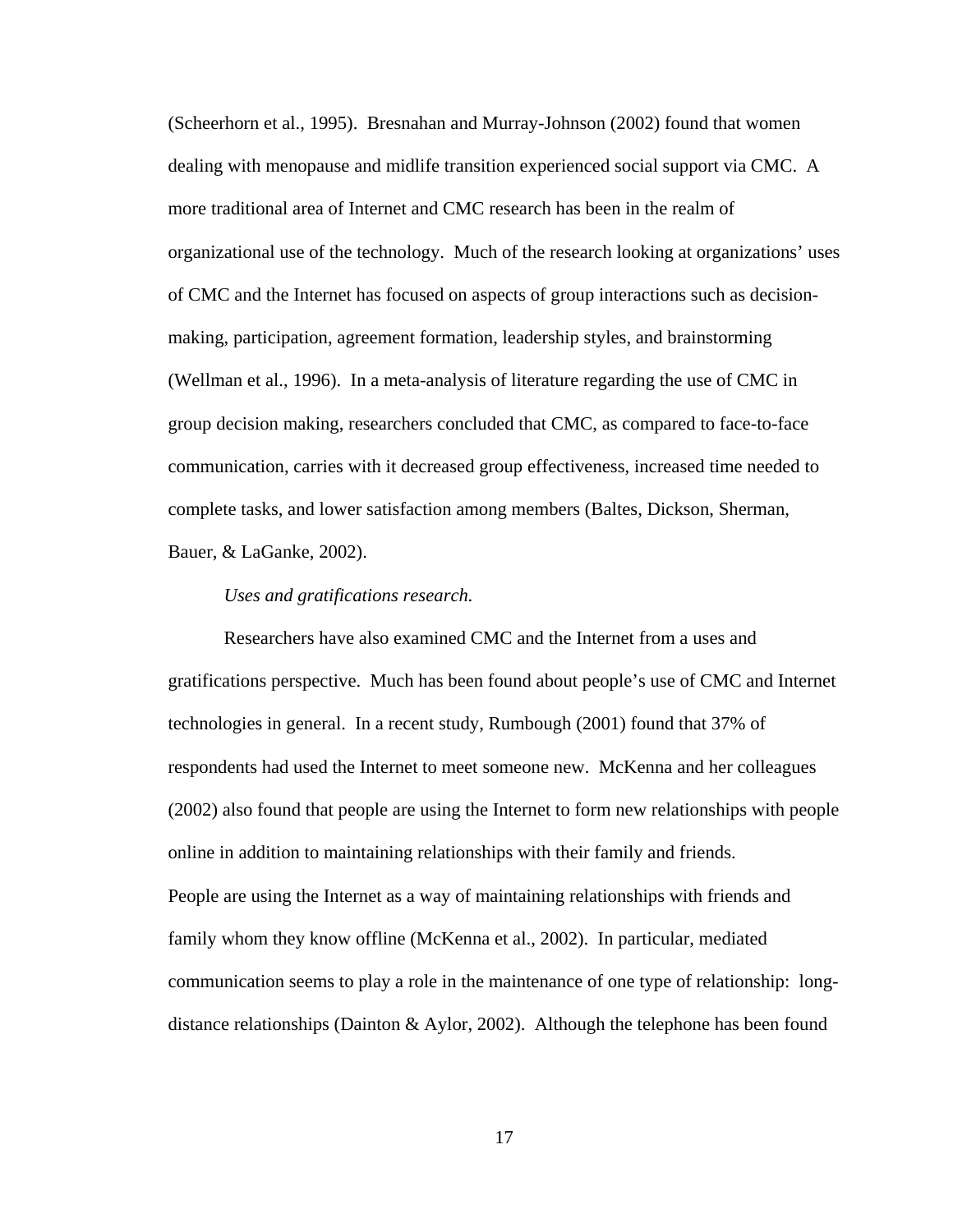(Scheerhorn et al., 1995). Bresnahan and Murray-Johnson (2002) found that women dealing with menopause and midlife transition experienced social support via CMC. A more traditional area of Internet and CMC research has been in the realm of organizational use of the technology. Much of the research looking at organizations' uses of CMC and the Internet has focused on aspects of group interactions such as decision-making, participation, agreement formation, leadership styles, and brainstorming (Wellman et al., 1996). In a meta-analysis of literature regarding the use of CMC in group decision making, researchers concluded that CMC, as compared to face-to-face communication, carries with it decreased group effectiveness, increased time needed to complete tasks, and lower satisfaction among members (Baltes, Dickson, Sherman, Bauer, & LaGanke, 2002).

*Uses and gratifications research.*

Researchers have also examined CMC and the Internet from a uses and gratifications perspective. Much has been found about people's use of CMC and Internet technologies in general. In a recent study, Rumbough (2001) found that 37% of respondents had used the Internet to meet someone new. McKenna and her colleagues (2002) also found that people are using the Internet to form new relationships with people online in addition to maintaining relationships with their family and friends.
People are using the Internet as a way of maintaining relationships with friends and family whom they know offline (McKenna et al., 2002). In particular, mediated communication seems to play a role in the maintenance of one type of relationship: long-distance relationships (Dainton & Aylor, 2002). Although the telephone has been found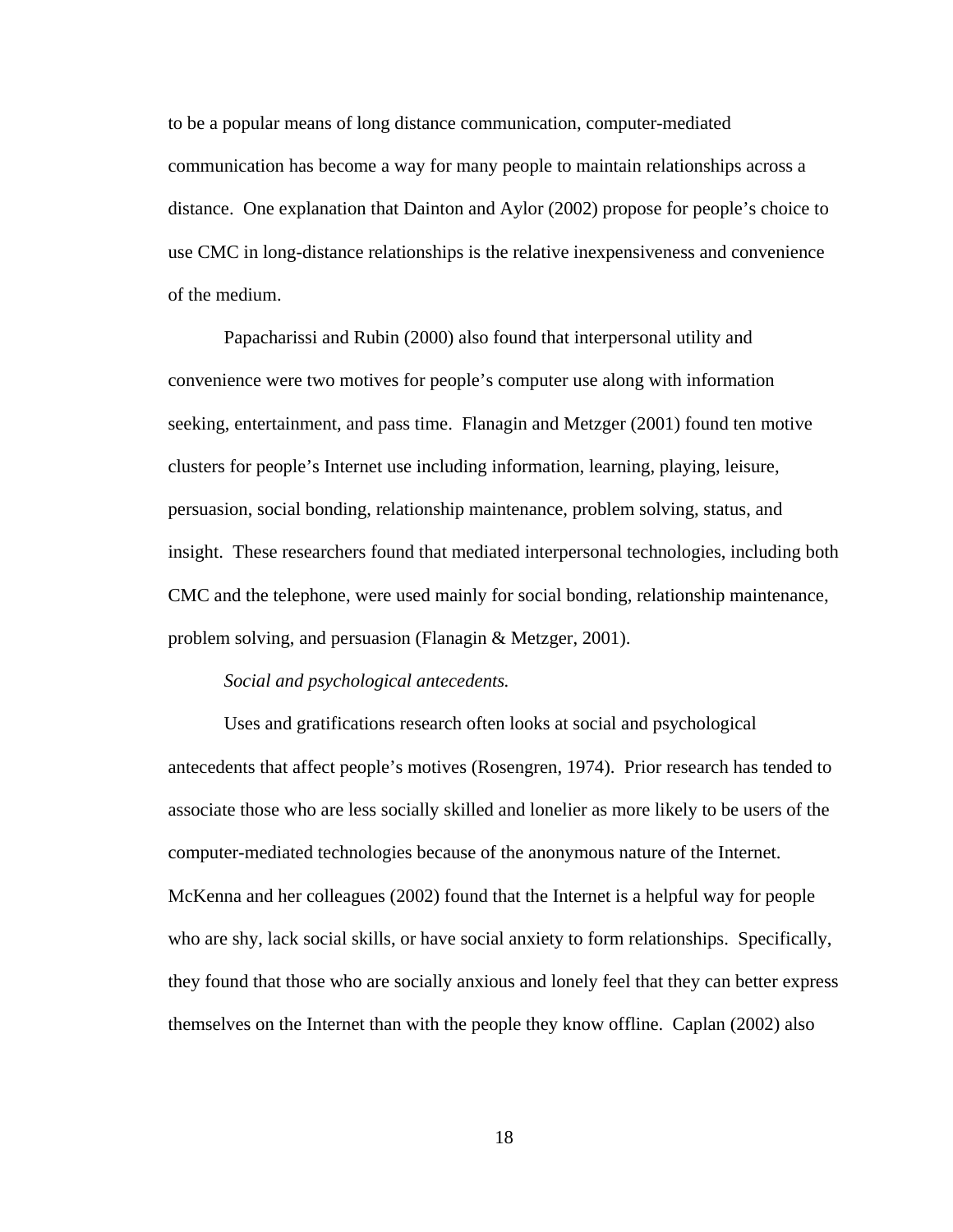to be a popular means of long distance communication, computer-mediated communication has become a way for many people to maintain relationships across a distance. One explanation that Dainton and Aylor (2002) propose for people's choice to use CMC in long-distance relationships is the relative inexpensiveness and convenience of the medium.

Papacharissi and Rubin (2000) also found that interpersonal utility and convenience were two motives for people's computer use along with information seeking, entertainment, and pass time. Flanagin and Metzger (2001) found ten motive clusters for people's Internet use including information, learning, playing, leisure, persuasion, social bonding, relationship maintenance, problem solving, status, and insight. These researchers found that mediated interpersonal technologies, including both CMC and the telephone, were used mainly for social bonding, relationship maintenance, problem solving, and persuasion (Flanagin & Metzger, 2001).

*Social and psychological antecedents.*

Uses and gratifications research often looks at social and psychological antecedents that affect people's motives (Rosengren, 1974). Prior research has tended to associate those who are less socially skilled and lonelier as more likely to be users of the computer-mediated technologies because of the anonymous nature of the Internet. McKenna and her colleagues (2002) found that the Internet is a helpful way for people who are shy, lack social skills, or have social anxiety to form relationships. Specifically, they found that those who are socially anxious and lonely feel that they can better express themselves on the Internet than with the people they know offline. Caplan (2002) also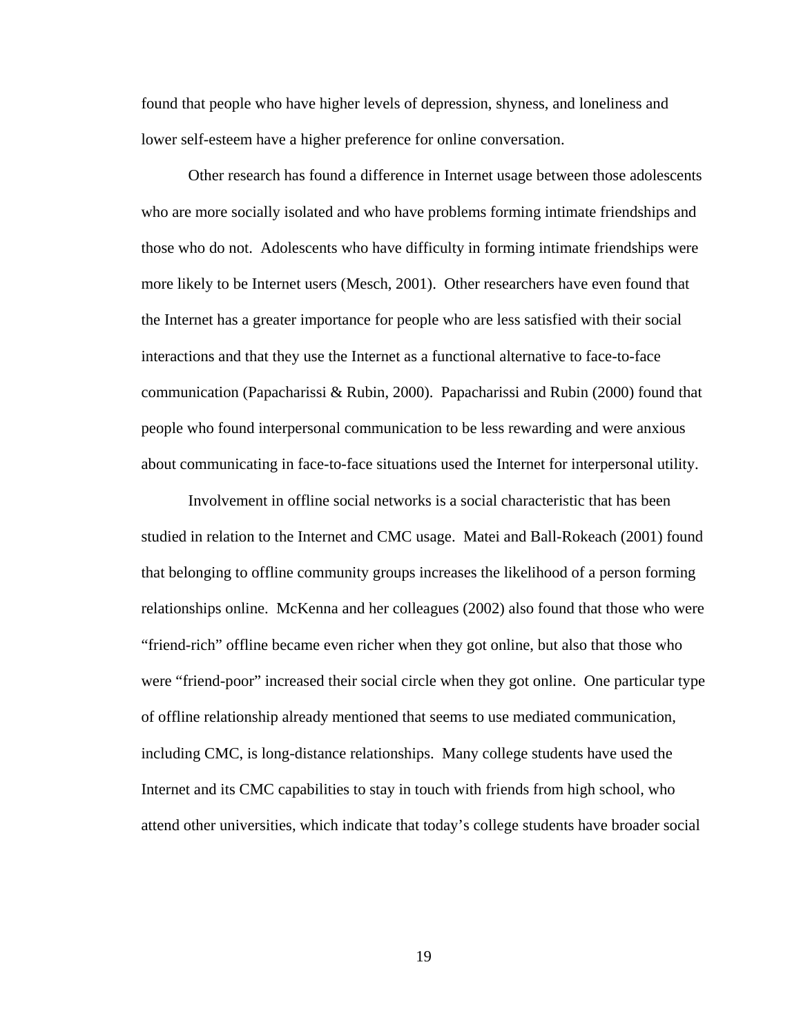found that people who have higher levels of depression, shyness, and loneliness and lower self-esteem have a higher preference for online conversation.

Other research has found a difference in Internet usage between those adolescents who are more socially isolated and who have problems forming intimate friendships and those who do not. Adolescents who have difficulty in forming intimate friendships were more likely to be Internet users (Mesch, 2001). Other researchers have even found that the Internet has a greater importance for people who are less satisfied with their social interactions and that they use the Internet as a functional alternative to face-to-face communication (Papacharissi & Rubin, 2000). Papacharissi and Rubin (2000) found that people who found interpersonal communication to be less rewarding and were anxious about communicating in face-to-face situations used the Internet for interpersonal utility.

Involvement in offline social networks is a social characteristic that has been studied in relation to the Internet and CMC usage. Matei and Ball-Rokeach (2001) found that belonging to offline community groups increases the likelihood of a person forming relationships online. McKenna and her colleagues (2002) also found that those who were "friend-rich" offline became even richer when they got online, but also that those who were "friend-poor" increased their social circle when they got online. One particular type of offline relationship already mentioned that seems to use mediated communication, including CMC, is long-distance relationships. Many college students have used the Internet and its CMC capabilities to stay in touch with friends from high school, who attend other universities, which indicate that today's college students have broader social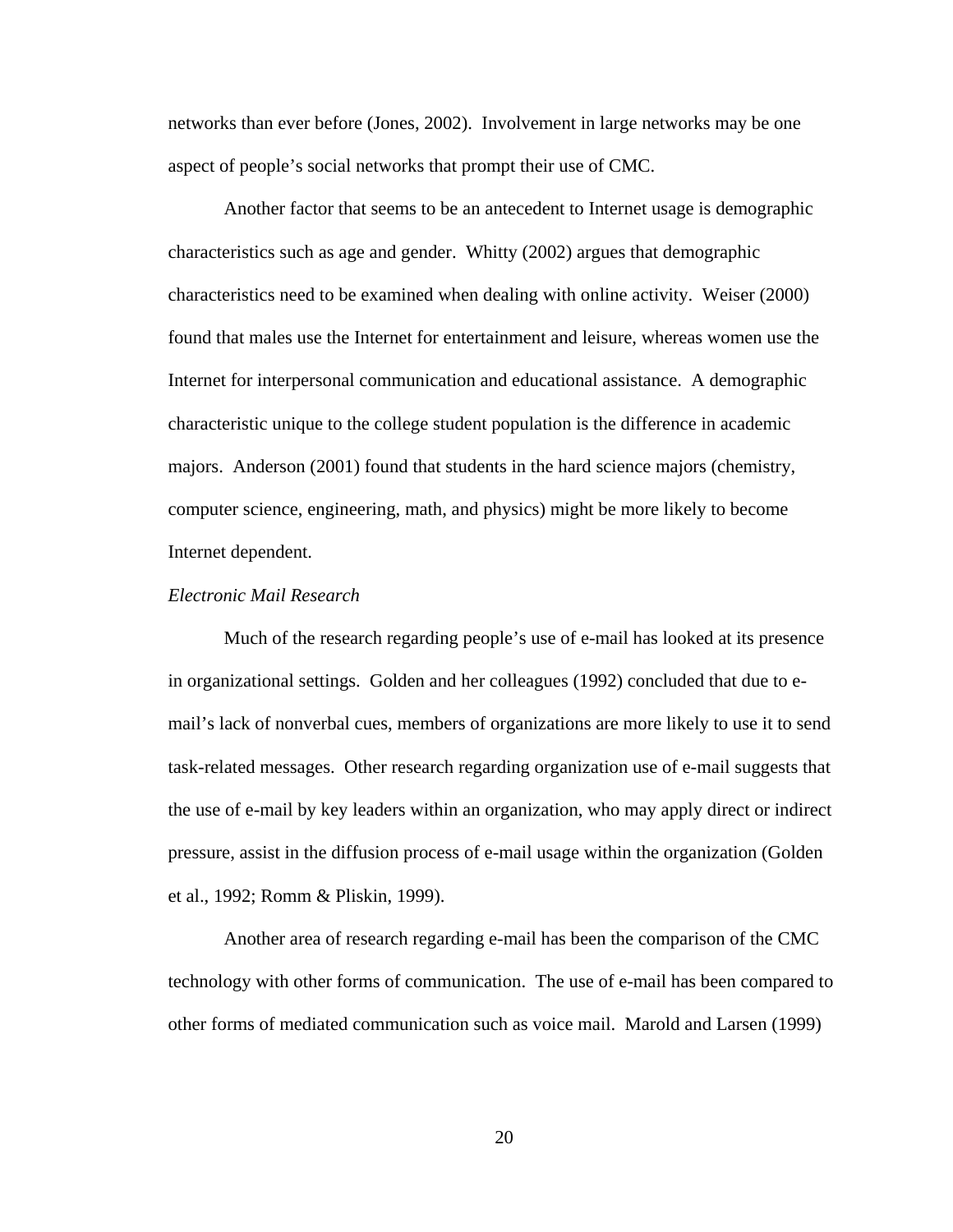networks than ever before (Jones, 2002). Involvement in large networks may be one aspect of people's social networks that prompt their use of CMC.

Another factor that seems to be an antecedent to Internet usage is demographic characteristics such as age and gender. Whitty (2002) argues that demographic characteristics need to be examined when dealing with online activity. Weiser (2000) found that males use the Internet for entertainment and leisure, whereas women use the Internet for interpersonal communication and educational assistance. A demographic characteristic unique to the college student population is the difference in academic majors. Anderson (2001) found that students in the hard science majors (chemistry, computer science, engineering, math, and physics) might be more likely to become Internet dependent.

### *Electronic Mail Research*

Much of the research regarding people's use of e-mail has looked at its presence in organizational settings. Golden and her colleagues (1992) concluded that due to e-mail's lack of nonverbal cues, members of organizations are more likely to use it to send task-related messages. Other research regarding organization use of e-mail suggests that the use of e-mail by key leaders within an organization, who may apply direct or indirect pressure, assist in the diffusion process of e-mail usage within the organization (Golden et al., 1992; Romm & Pliskin, 1999).

Another area of research regarding e-mail has been the comparison of the CMC technology with other forms of communication. The use of e-mail has been compared to other forms of mediated communication such as voice mail. Marold and Larsen (1999)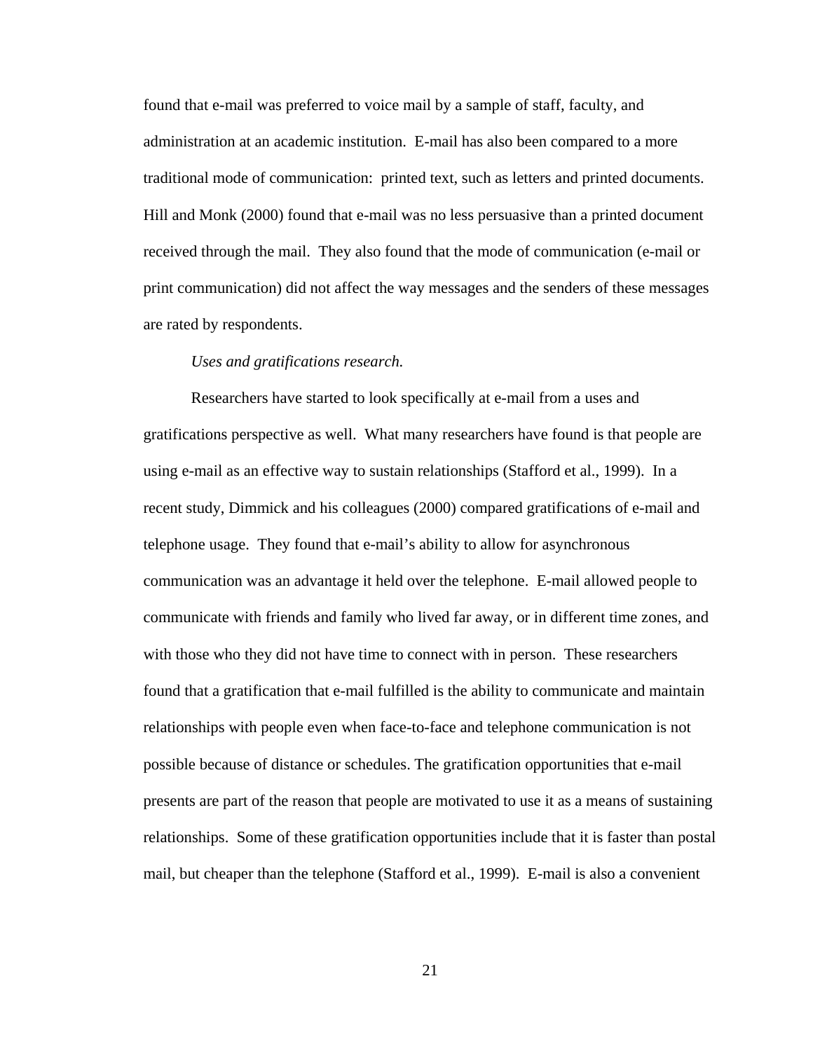found that e-mail was preferred to voice mail by a sample of staff, faculty, and administration at an academic institution. E-mail has also been compared to a more traditional mode of communication: printed text, such as letters and printed documents. Hill and Monk (2000) found that e-mail was no less persuasive than a printed document received through the mail. They also found that the mode of communication (e-mail or print communication) did not affect the way messages and the senders of these messages are rated by respondents.

*Uses and gratifications research.*

Researchers have started to look specifically at e-mail from a uses and gratifications perspective as well. What many researchers have found is that people are using e-mail as an effective way to sustain relationships (Stafford et al., 1999). In a recent study, Dimmick and his colleagues (2000) compared gratifications of e-mail and telephone usage. They found that e-mail's ability to allow for asynchronous communication was an advantage it held over the telephone. E-mail allowed people to communicate with friends and family who lived far away, or in different time zones, and with those who they did not have time to connect with in person. These researchers found that a gratification that e-mail fulfilled is the ability to communicate and maintain relationships with people even when face-to-face and telephone communication is not possible because of distance or schedules. The gratification opportunities that e-mail presents are part of the reason that people are motivated to use it as a means of sustaining relationships. Some of these gratification opportunities include that it is faster than postal mail, but cheaper than the telephone (Stafford et al., 1999). E-mail is also a convenient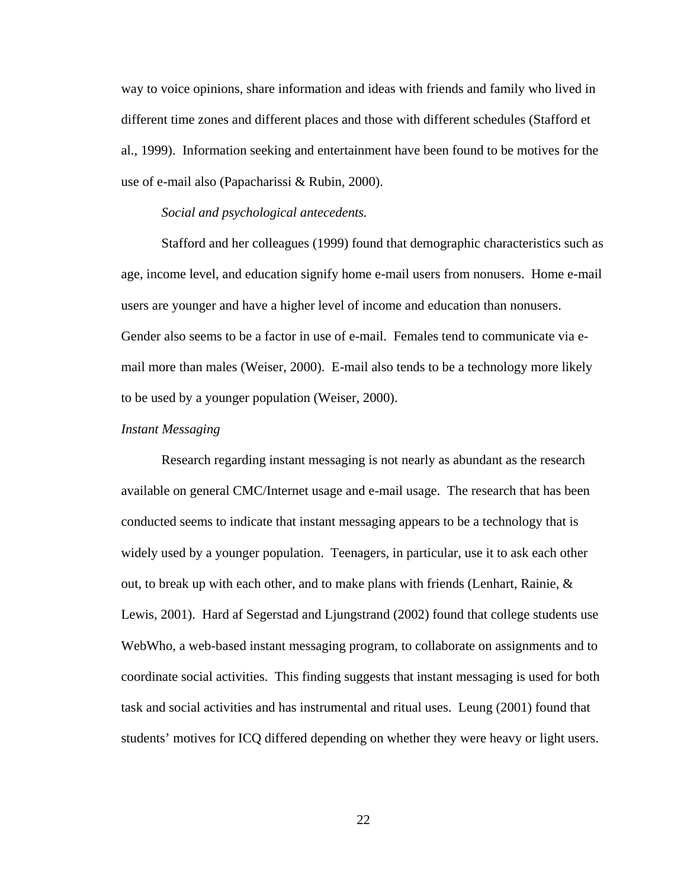way to voice opinions, share information and ideas with friends and family who lived in different time zones and different places and those with different schedules (Stafford et al., 1999). Information seeking and entertainment have been found to be motives for the use of e-mail also (Papacharissi & Rubin, 2000).

*Social and psychological antecedents.*

Stafford and her colleagues (1999) found that demographic characteristics such as age, income level, and education signify home e-mail users from nonusers. Home e-mail users are younger and have a higher level of income and education than nonusers. Gender also seems to be a factor in use of e-mail. Females tend to communicate via e-mail more than males (Weiser, 2000). E-mail also tends to be a technology more likely to be used by a younger population (Weiser, 2000).

### *Instant Messaging*

Research regarding instant messaging is not nearly as abundant as the research available on general CMC/Internet usage and e-mail usage. The research that has been conducted seems to indicate that instant messaging appears to be a technology that is widely used by a younger population. Teenagers, in particular, use it to ask each other out, to break up with each other, and to make plans with friends (Lenhart, Rainie, & Lewis, 2001). Hard af Segerstad and Ljungstrand (2002) found that college students use WebWho, a web-based instant messaging program, to collaborate on assignments and to coordinate social activities. This finding suggests that instant messaging is used for both task and social activities and has instrumental and ritual uses. Leung (2001) found that students' motives for ICQ differed depending on whether they were heavy or light users.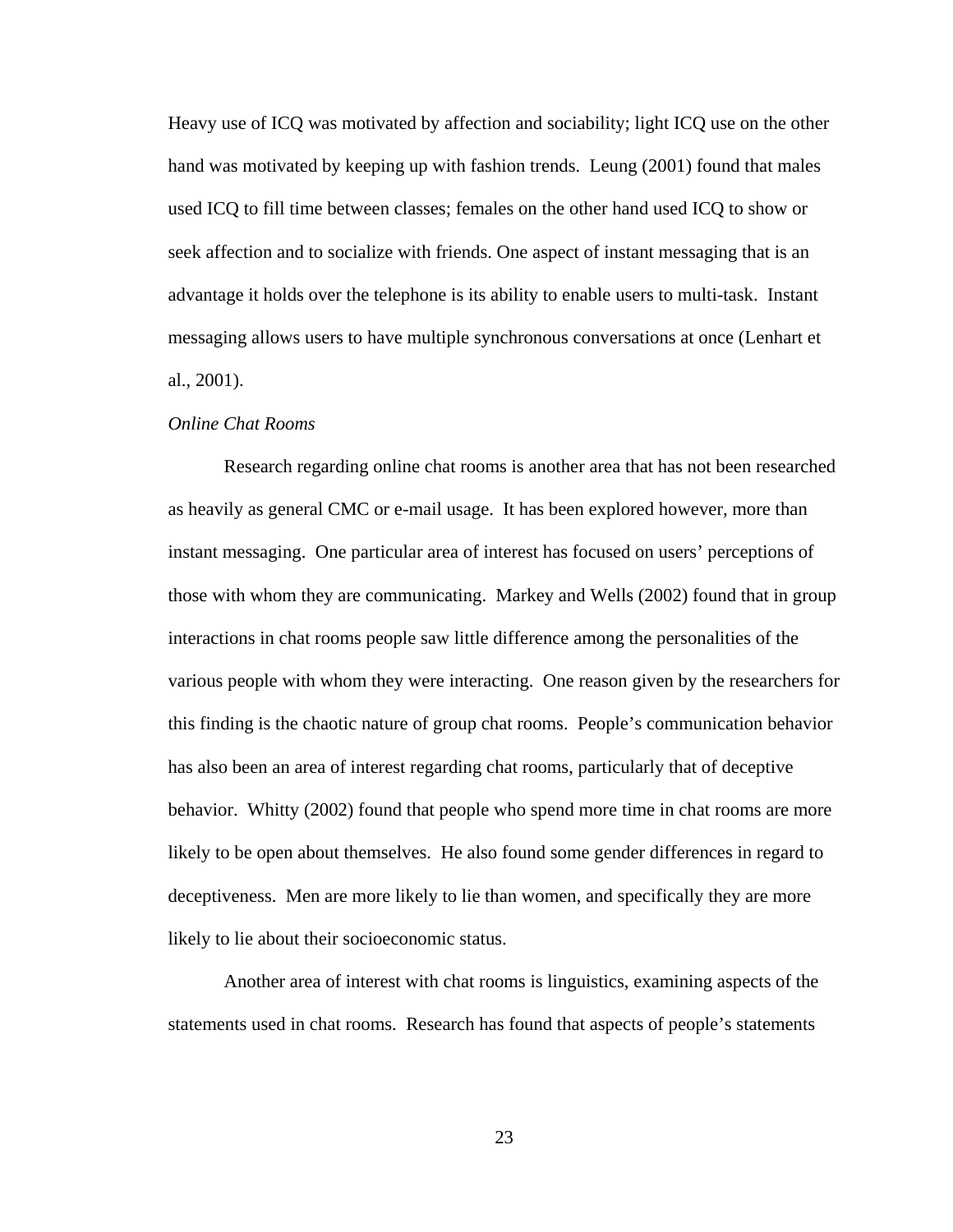Heavy use of ICQ was motivated by affection and sociability; light ICQ use on the other hand was motivated by keeping up with fashion trends. Leung (2001) found that males used ICQ to fill time between classes; females on the other hand used ICQ to show or seek affection and to socialize with friends. One aspect of instant messaging that is an advantage it holds over the telephone is its ability to enable users to multi-task. Instant messaging allows users to have multiple synchronous conversations at once (Lenhart et al., 2001).

*Online Chat Rooms*

Research regarding online chat rooms is another area that has not been researched as heavily as general CMC or e-mail usage. It has been explored however, more than instant messaging. One particular area of interest has focused on users' perceptions of those with whom they are communicating. Markey and Wells (2002) found that in group interactions in chat rooms people saw little difference among the personalities of the various people with whom they were interacting. One reason given by the researchers for this finding is the chaotic nature of group chat rooms. People's communication behavior has also been an area of interest regarding chat rooms, particularly that of deceptive behavior. Whitty (2002) found that people who spend more time in chat rooms are more likely to be open about themselves. He also found some gender differences in regard to deceptiveness. Men are more likely to lie than women, and specifically they are more likely to lie about their socioeconomic status.

Another area of interest with chat rooms is linguistics, examining aspects of the statements used in chat rooms. Research has found that aspects of people's statements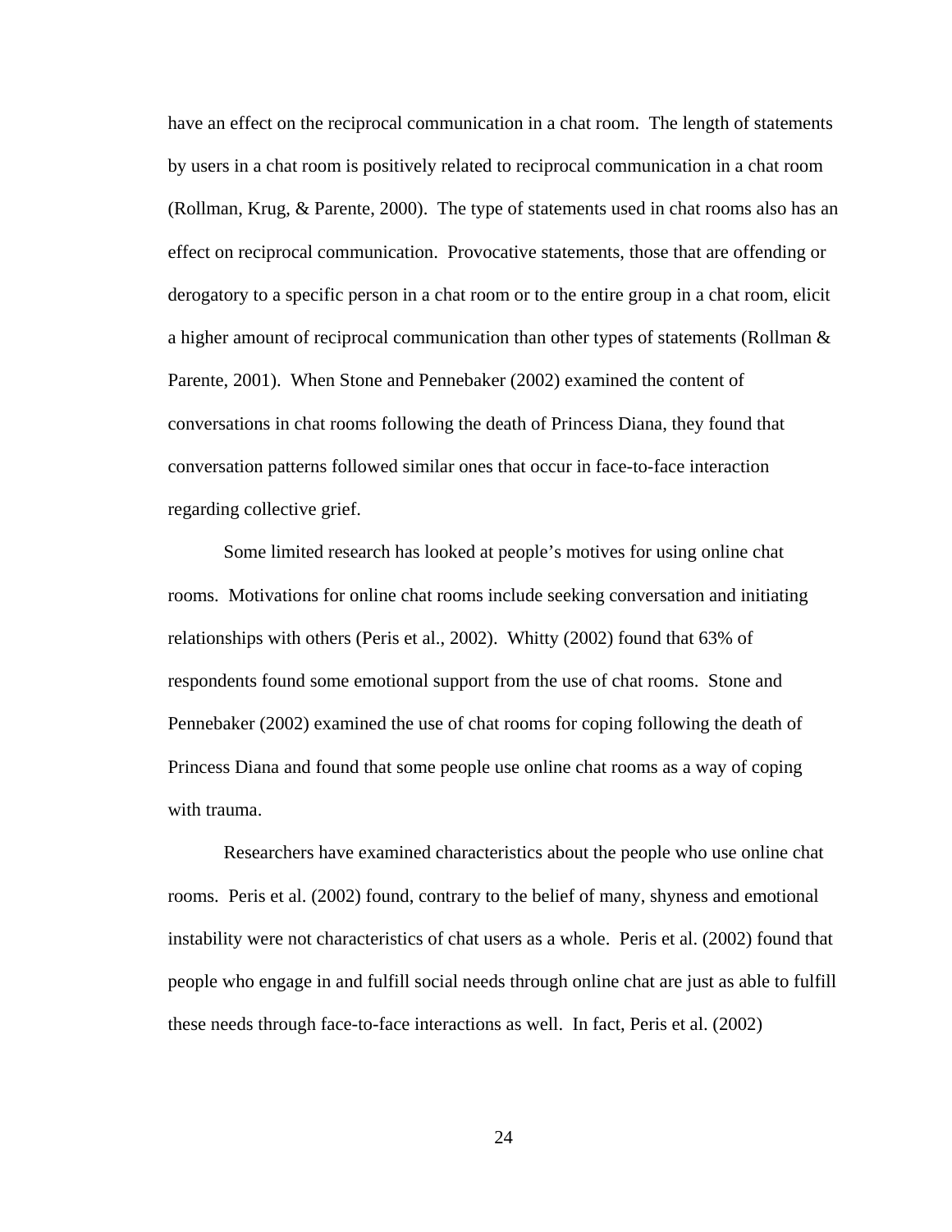have an effect on the reciprocal communication in a chat room. The length of statements by users in a chat room is positively related to reciprocal communication in a chat room (Rollman, Krug, & Parente, 2000). The type of statements used in chat rooms also has an effect on reciprocal communication. Provocative statements, those that are offending or derogatory to a specific person in a chat room or to the entire group in a chat room, elicit a higher amount of reciprocal communication than other types of statements (Rollman & Parente, 2001). When Stone and Pennebaker (2002) examined the content of conversations in chat rooms following the death of Princess Diana, they found that conversation patterns followed similar ones that occur in face-to-face interaction regarding collective grief.

Some limited research has looked at people's motives for using online chat rooms. Motivations for online chat rooms include seeking conversation and initiating relationships with others (Peris et al., 2002). Whitty (2002) found that 63% of respondents found some emotional support from the use of chat rooms. Stone and Pennebaker (2002) examined the use of chat rooms for coping following the death of Princess Diana and found that some people use online chat rooms as a way of coping with trauma.

Researchers have examined characteristics about the people who use online chat rooms. Peris et al. (2002) found, contrary to the belief of many, shyness and emotional instability were not characteristics of chat users as a whole. Peris et al. (2002) found that people who engage in and fulfill social needs through online chat are just as able to fulfill these needs through face-to-face interactions as well. In fact, Peris et al. (2002)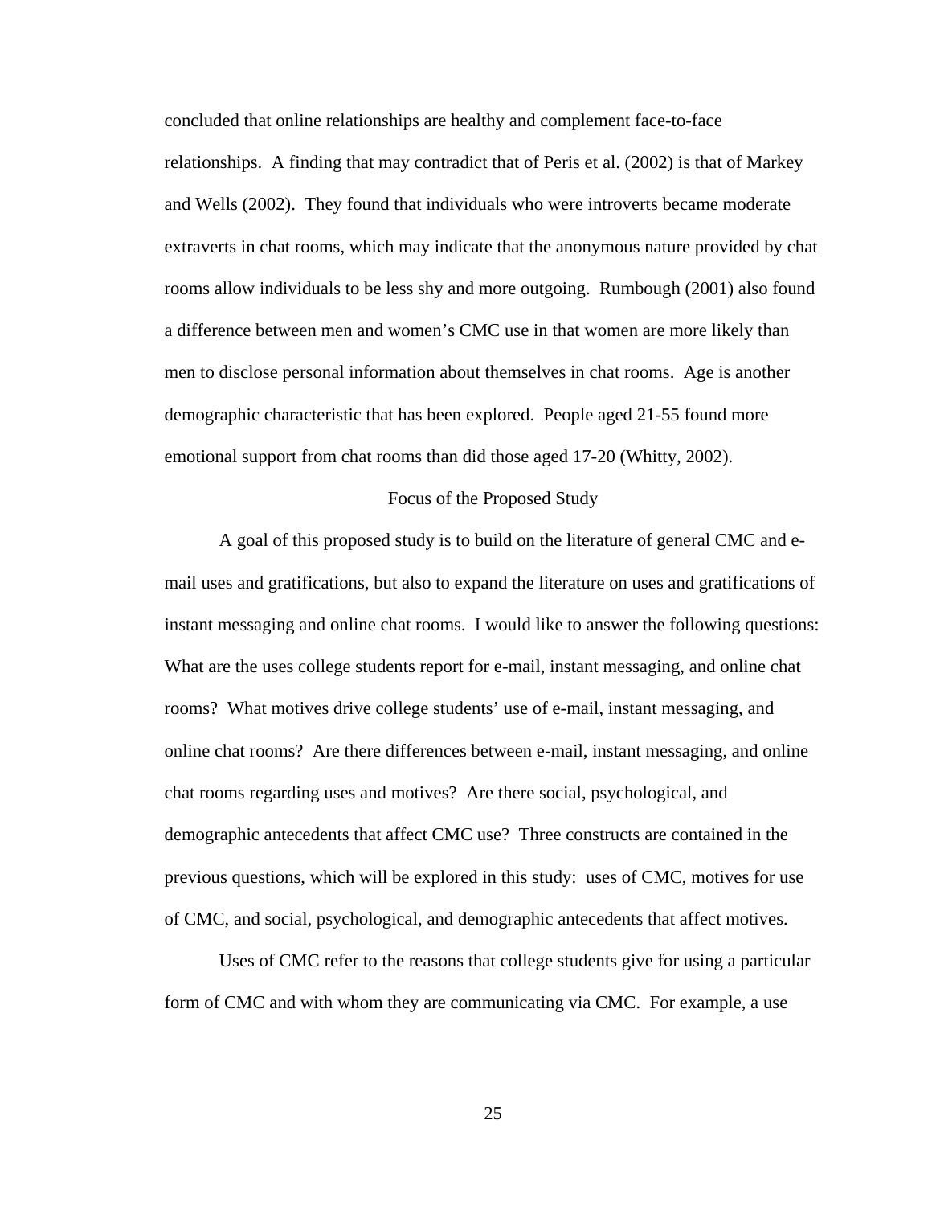concluded that online relationships are healthy and complement face-to-face relationships. A finding that may contradict that of Peris et al. (2002) is that of Markey and Wells (2002). They found that individuals who were introverts became moderate extraverts in chat rooms, which may indicate that the anonymous nature provided by chat rooms allow individuals to be less shy and more outgoing. Rumbough (2001) also found a difference between men and women's CMC use in that women are more likely than men to disclose personal information about themselves in chat rooms. Age is another demographic characteristic that has been explored. People aged 21-55 found more emotional support from chat rooms than did those aged 17-20 (Whitty, 2002).

## Focus of the Proposed Study

A goal of this proposed study is to build on the literature of general CMC and e-mail uses and gratifications, but also to expand the literature on uses and gratifications of instant messaging and online chat rooms. I would like to answer the following questions: What are the uses college students report for e-mail, instant messaging, and online chat rooms? What motives drive college students' use of e-mail, instant messaging, and online chat rooms? Are there differences between e-mail, instant messaging, and online chat rooms regarding uses and motives? Are there social, psychological, and demographic antecedents that affect CMC use? Three constructs are contained in the previous questions, which will be explored in this study: uses of CMC, motives for use of CMC, and social, psychological, and demographic antecedents that affect motives.

Uses of CMC refer to the reasons that college students give for using a particular form of CMC and with whom they are communicating via CMC. For example, a use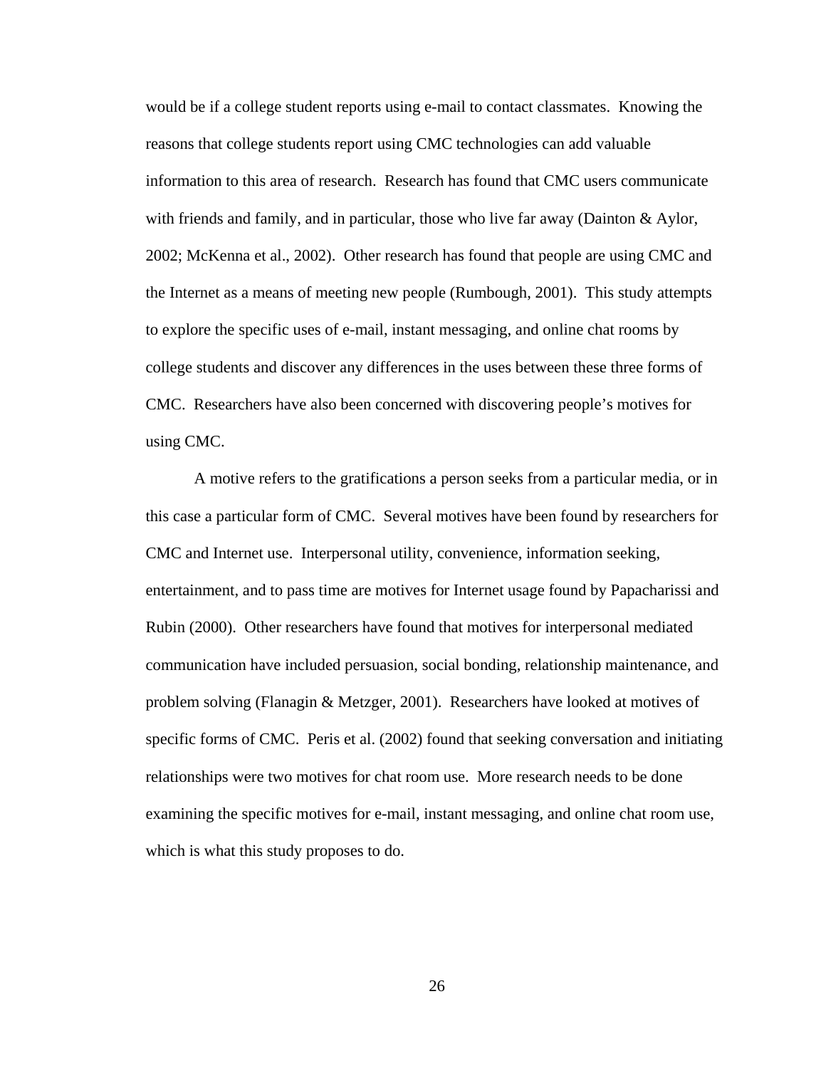would be if a college student reports using e-mail to contact classmates. Knowing the reasons that college students report using CMC technologies can add valuable information to this area of research. Research has found that CMC users communicate with friends and family, and in particular, those who live far away (Dainton & Aylor, 2002; McKenna et al., 2002). Other research has found that people are using CMC and the Internet as a means of meeting new people (Rumbough, 2001). This study attempts to explore the specific uses of e-mail, instant messaging, and online chat rooms by college students and discover any differences in the uses between these three forms of CMC. Researchers have also been concerned with discovering people's motives for using CMC.

A motive refers to the gratifications a person seeks from a particular media, or in this case a particular form of CMC. Several motives have been found by researchers for CMC and Internet use. Interpersonal utility, convenience, information seeking, entertainment, and to pass time are motives for Internet usage found by Papacharissi and Rubin (2000). Other researchers have found that motives for interpersonal mediated communication have included persuasion, social bonding, relationship maintenance, and problem solving (Flanagin & Metzger, 2001). Researchers have looked at motives of specific forms of CMC. Peris et al. (2002) found that seeking conversation and initiating relationships were two motives for chat room use. More research needs to be done examining the specific motives for e-mail, instant messaging, and online chat room use, which is what this study proposes to do.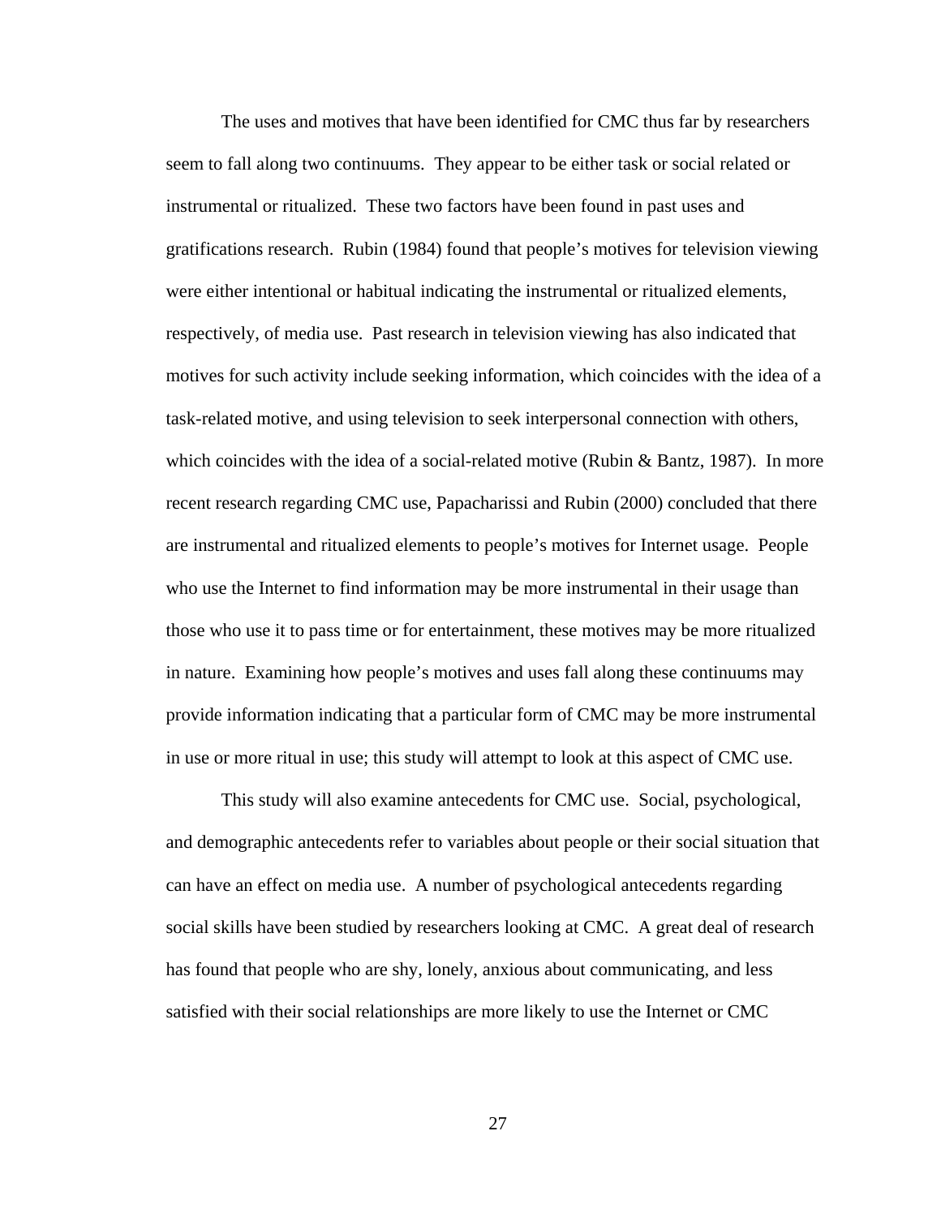The uses and motives that have been identified for CMC thus far by researchers seem to fall along two continuums. They appear to be either task or social related or instrumental or ritualized. These two factors have been found in past uses and gratifications research. Rubin (1984) found that people's motives for television viewing were either intentional or habitual indicating the instrumental or ritualized elements, respectively, of media use. Past research in television viewing has also indicated that motives for such activity include seeking information, which coincides with the idea of a task-related motive, and using television to seek interpersonal connection with others, which coincides with the idea of a social-related motive (Rubin & Bantz, 1987). In more recent research regarding CMC use, Papacharissi and Rubin (2000) concluded that there are instrumental and ritualized elements to people's motives for Internet usage. People who use the Internet to find information may be more instrumental in their usage than those who use it to pass time or for entertainment, these motives may be more ritualized in nature. Examining how people's motives and uses fall along these continuums may provide information indicating that a particular form of CMC may be more instrumental in use or more ritual in use; this study will attempt to look at this aspect of CMC use.

This study will also examine antecedents for CMC use. Social, psychological, and demographic antecedents refer to variables about people or their social situation that can have an effect on media use. A number of psychological antecedents regarding social skills have been studied by researchers looking at CMC. A great deal of research has found that people who are shy, lonely, anxious about communicating, and less satisfied with their social relationships are more likely to use the Internet or CMC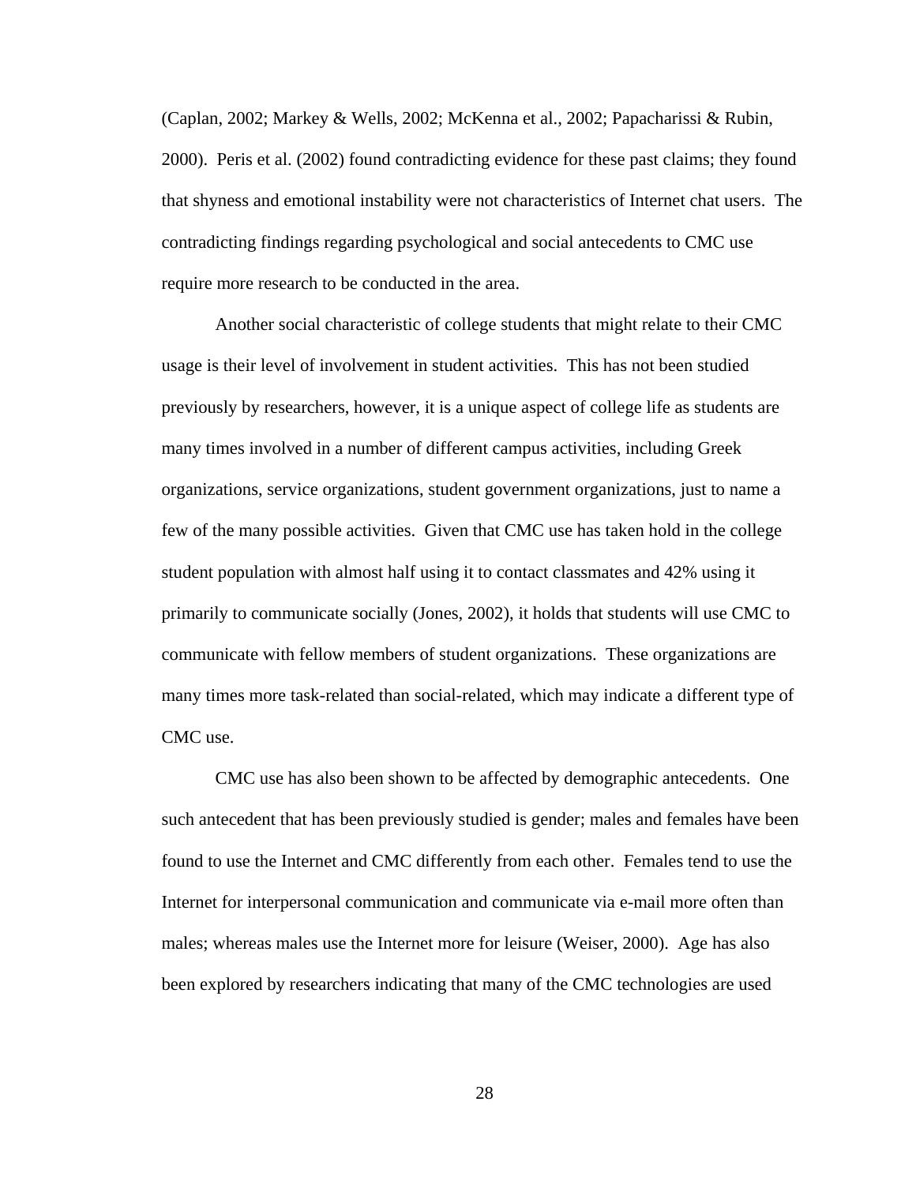(Caplan, 2002; Markey & Wells, 2002; McKenna et al., 2002; Papacharissi & Rubin, 2000). Peris et al. (2002) found contradicting evidence for these past claims; they found that shyness and emotional instability were not characteristics of Internet chat users. The contradicting findings regarding psychological and social antecedents to CMC use require more research to be conducted in the area.

Another social characteristic of college students that might relate to their CMC usage is their level of involvement in student activities. This has not been studied previously by researchers, however, it is a unique aspect of college life as students are many times involved in a number of different campus activities, including Greek organizations, service organizations, student government organizations, just to name a few of the many possible activities. Given that CMC use has taken hold in the college student population with almost half using it to contact classmates and 42% using it primarily to communicate socially (Jones, 2002), it holds that students will use CMC to communicate with fellow members of student organizations. These organizations are many times more task-related than social-related, which may indicate a different type of CMC use.

CMC use has also been shown to be affected by demographic antecedents. One such antecedent that has been previously studied is gender; males and females have been found to use the Internet and CMC differently from each other. Females tend to use the Internet for interpersonal communication and communicate via e-mail more often than males; whereas males use the Internet more for leisure (Weiser, 2000). Age has also been explored by researchers indicating that many of the CMC technologies are used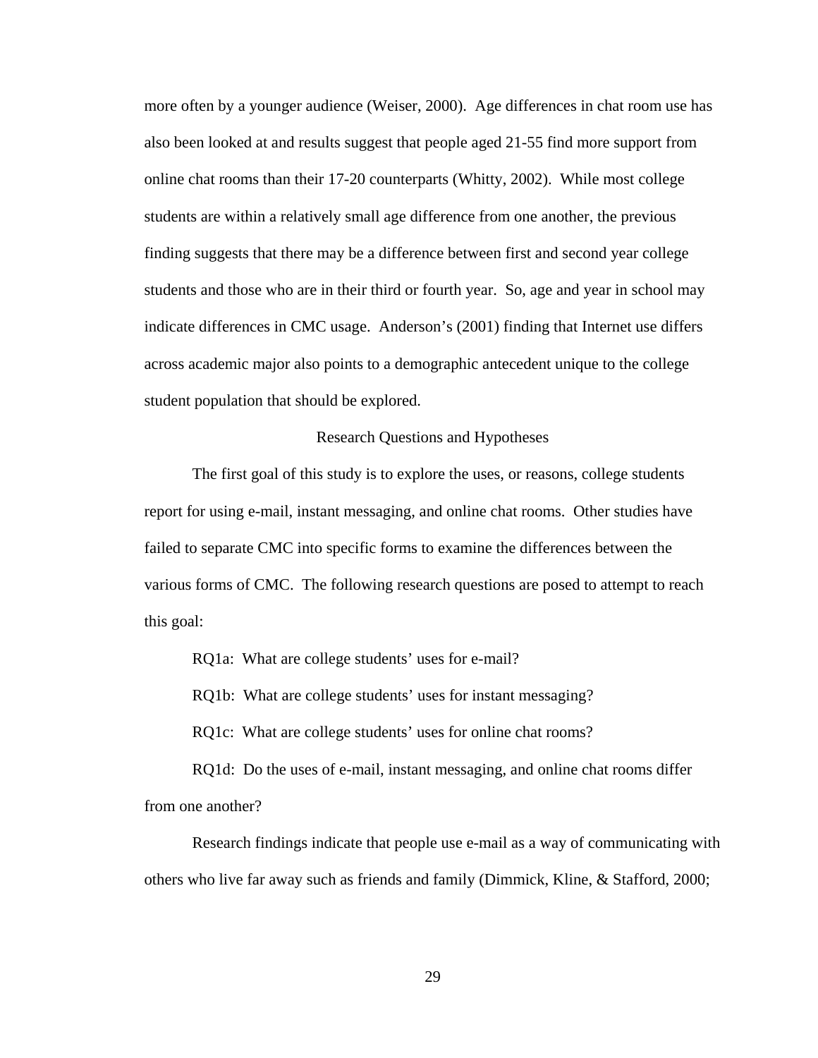more often by a younger audience (Weiser, 2000). Age differences in chat room use has also been looked at and results suggest that people aged 21-55 find more support from online chat rooms than their 17-20 counterparts (Whitty, 2002). While most college students are within a relatively small age difference from one another, the previous finding suggests that there may be a difference between first and second year college students and those who are in their third or fourth year. So, age and year in school may indicate differences in CMC usage. Anderson's (2001) finding that Internet use differs across academic major also points to a demographic antecedent unique to the college student population that should be explored.

## Research Questions and Hypotheses

The first goal of this study is to explore the uses, or reasons, college students report for using e-mail, instant messaging, and online chat rooms. Other studies have failed to separate CMC into specific forms to examine the differences between the various forms of CMC. The following research questions are posed to attempt to reach this goal:

RQ1a: What are college students' uses for e-mail?

RQ1b: What are college students' uses for instant messaging?

RQ1c: What are college students' uses for online chat rooms?

RQ1d: Do the uses of e-mail, instant messaging, and online chat rooms differ from one another?

Research findings indicate that people use e-mail as a way of communicating with others who live far away such as friends and family (Dimmick, Kline, & Stafford, 2000;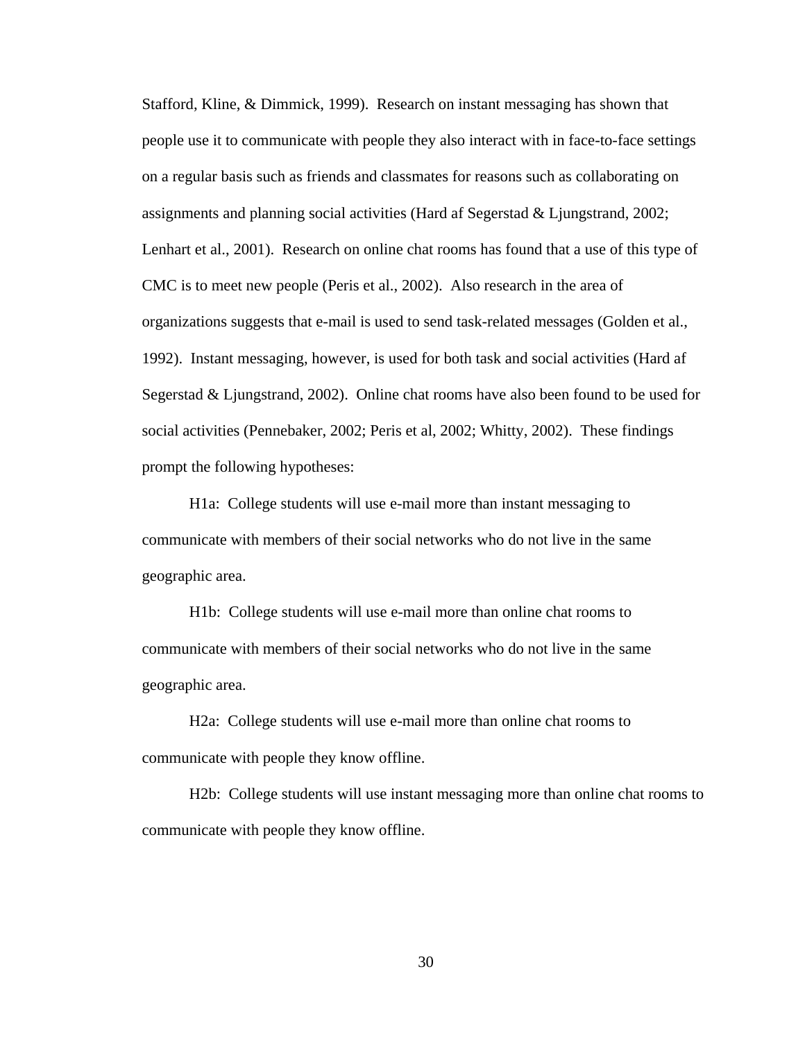Stafford, Kline, & Dimmick, 1999). Research on instant messaging has shown that people use it to communicate with people they also interact with in face-to-face settings on a regular basis such as friends and classmates for reasons such as collaborating on assignments and planning social activities (Hard af Segerstad & Ljungstrand, 2002; Lenhart et al., 2001). Research on online chat rooms has found that a use of this type of CMC is to meet new people (Peris et al., 2002). Also research in the area of organizations suggests that e-mail is used to send task-related messages (Golden et al., 1992). Instant messaging, however, is used for both task and social activities (Hard af Segerstad & Ljungstrand, 2002). Online chat rooms have also been found to be used for social activities (Pennebaker, 2002; Peris et al, 2002; Whitty, 2002). These findings prompt the following hypotheses:

H1a: College students will use e-mail more than instant messaging to communicate with members of their social networks who do not live in the same geographic area.

H1b: College students will use e-mail more than online chat rooms to communicate with members of their social networks who do not live in the same geographic area.

H2a: College students will use e-mail more than online chat rooms to communicate with people they know offline.

H2b: College students will use instant messaging more than online chat rooms to communicate with people they know offline.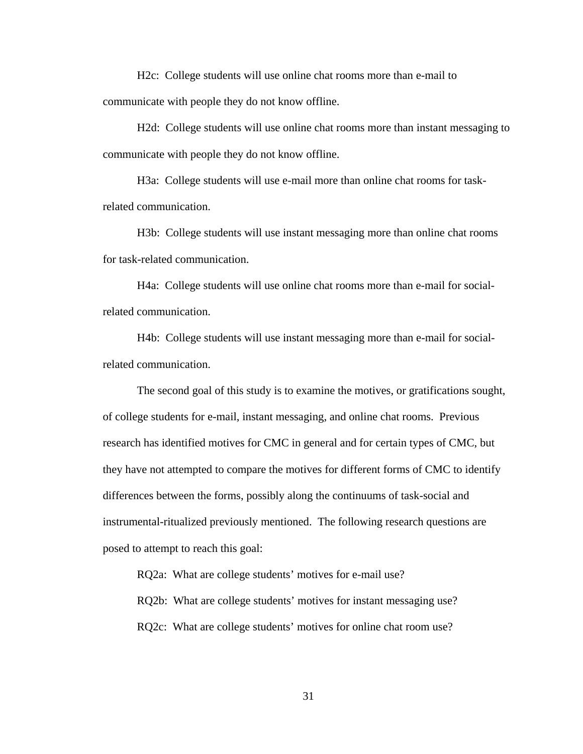H2c: College students will use online chat rooms more than e-mail to communicate with people they do not know offline.

H2d: College students will use online chat rooms more than instant messaging to communicate with people they do not know offline.

H3a: College students will use e-mail more than online chat rooms for task-related communication.

H3b: College students will use instant messaging more than online chat rooms for task-related communication.

H4a: College students will use online chat rooms more than e-mail for social-related communication.

H4b: College students will use instant messaging more than e-mail for social-related communication.

The second goal of this study is to examine the motives, or gratifications sought, of college students for e-mail, instant messaging, and online chat rooms. Previous research has identified motives for CMC in general and for certain types of CMC, but they have not attempted to compare the motives for different forms of CMC to identify differences between the forms, possibly along the continuums of task-social and instrumental-ritualized previously mentioned. The following research questions are posed to attempt to reach this goal:

RQ2a: What are college students' motives for e-mail use?

RQ2b: What are college students' motives for instant messaging use?

RQ2c: What are college students' motives for online chat room use?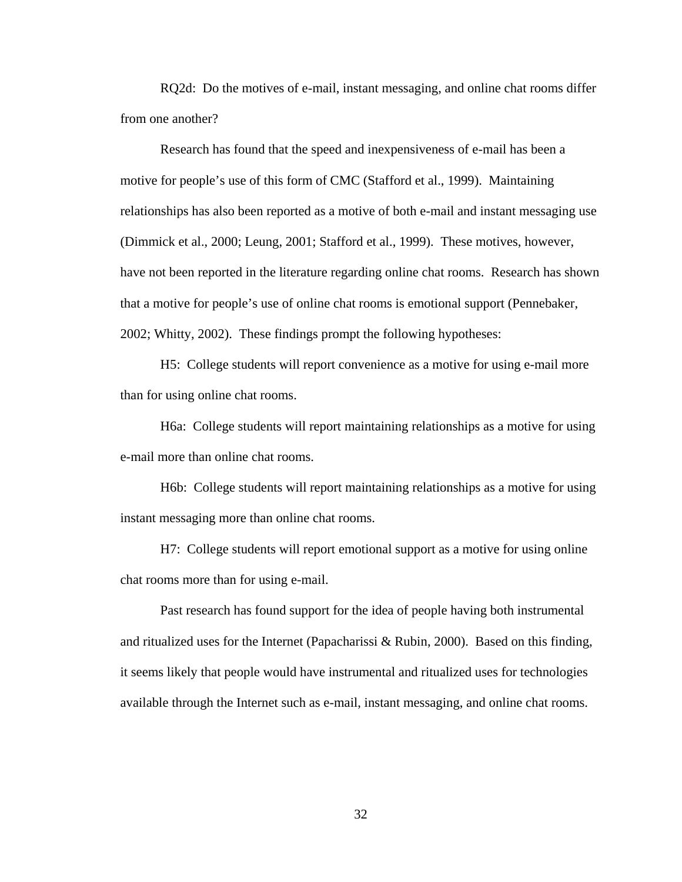RQ2d: Do the motives of e-mail, instant messaging, and online chat rooms differ from one another?

Research has found that the speed and inexpensiveness of e-mail has been a motive for people's use of this form of CMC (Stafford et al., 1999). Maintaining relationships has also been reported as a motive of both e-mail and instant messaging use (Dimmick et al., 2000; Leung, 2001; Stafford et al., 1999). These motives, however, have not been reported in the literature regarding online chat rooms. Research has shown that a motive for people's use of online chat rooms is emotional support (Pennebaker, 2002; Whitty, 2002). These findings prompt the following hypotheses:

H5: College students will report convenience as a motive for using e-mail more than for using online chat rooms.

H6a: College students will report maintaining relationships as a motive for using e-mail more than online chat rooms.

H6b: College students will report maintaining relationships as a motive for using instant messaging more than online chat rooms.

H7: College students will report emotional support as a motive for using online chat rooms more than for using e-mail.

Past research has found support for the idea of people having both instrumental and ritualized uses for the Internet (Papacharissi & Rubin, 2000). Based on this finding, it seems likely that people would have instrumental and ritualized uses for technologies available through the Internet such as e-mail, instant messaging, and online chat rooms.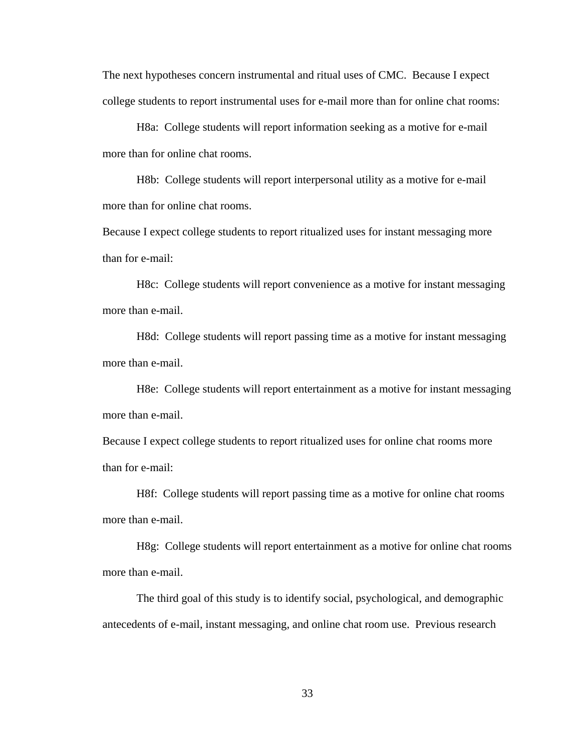The next hypotheses concern instrumental and ritual uses of CMC. Because I expect college students to report instrumental uses for e-mail more than for online chat rooms:

H8a: College students will report information seeking as a motive for e-mail more than for online chat rooms.

H8b: College students will report interpersonal utility as a motive for e-mail more than for online chat rooms.

Because I expect college students to report ritualized uses for instant messaging more than for e-mail:

H8c: College students will report convenience as a motive for instant messaging more than e-mail.

H8d: College students will report passing time as a motive for instant messaging more than e-mail.

H8e: College students will report entertainment as a motive for instant messaging more than e-mail.

Because I expect college students to report ritualized uses for online chat rooms more than for e-mail:

H8f: College students will report passing time as a motive for online chat rooms more than e-mail.

H8g: College students will report entertainment as a motive for online chat rooms more than e-mail.

The third goal of this study is to identify social, psychological, and demographic antecedents of e-mail, instant messaging, and online chat room use. Previous research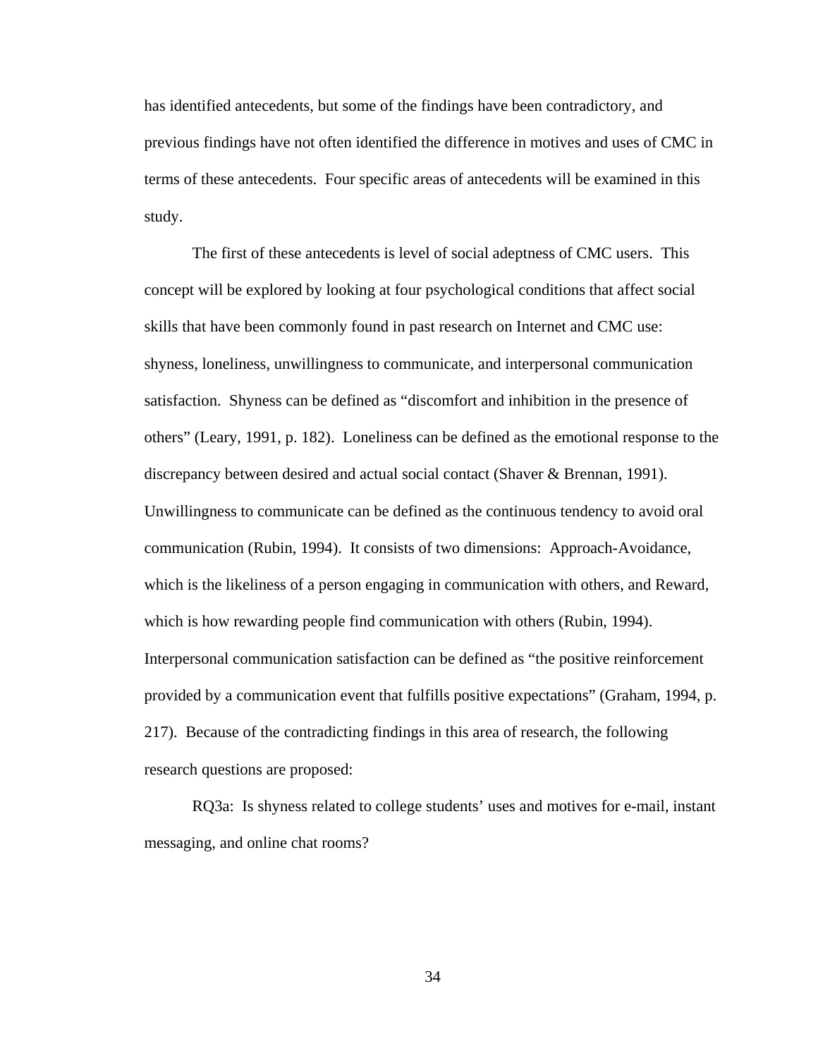has identified antecedents, but some of the findings have been contradictory, and previous findings have not often identified the difference in motives and uses of CMC in terms of these antecedents. Four specific areas of antecedents will be examined in this study.

The first of these antecedents is level of social adeptness of CMC users. This concept will be explored by looking at four psychological conditions that affect social skills that have been commonly found in past research on Internet and CMC use: shyness, loneliness, unwillingness to communicate, and interpersonal communication satisfaction. Shyness can be defined as "discomfort and inhibition in the presence of others" (Leary, 1991, p. 182). Loneliness can be defined as the emotional response to the discrepancy between desired and actual social contact (Shaver & Brennan, 1991). Unwillingness to communicate can be defined as the continuous tendency to avoid oral communication (Rubin, 1994). It consists of two dimensions: Approach-Avoidance, which is the likeliness of a person engaging in communication with others, and Reward, which is how rewarding people find communication with others (Rubin, 1994). Interpersonal communication satisfaction can be defined as "the positive reinforcement provided by a communication event that fulfills positive expectations" (Graham, 1994, p. 217). Because of the contradicting findings in this area of research, the following research questions are proposed:

RQ3a: Is shyness related to college students' uses and motives for e-mail, instant messaging, and online chat rooms?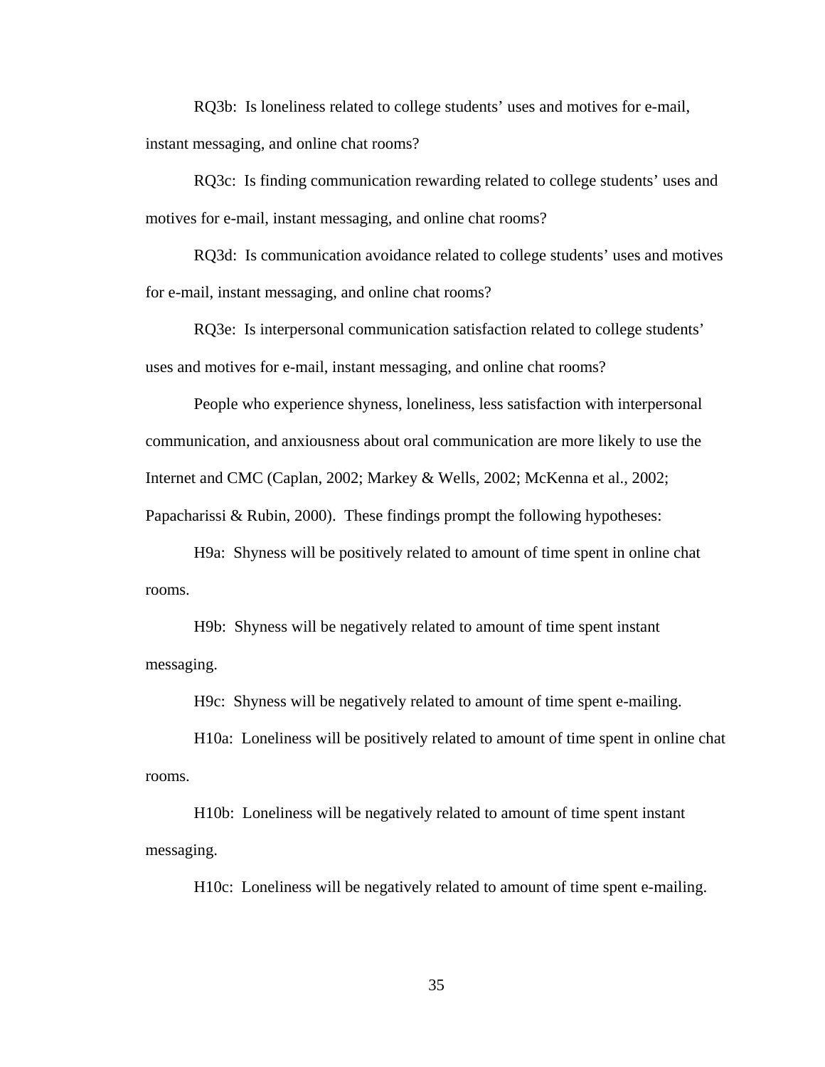RQ3b: Is loneliness related to college students' uses and motives for e-mail, instant messaging, and online chat rooms?

RQ3c: Is finding communication rewarding related to college students' uses and motives for e-mail, instant messaging, and online chat rooms?

RQ3d: Is communication avoidance related to college students' uses and motives for e-mail, instant messaging, and online chat rooms?

RQ3e: Is interpersonal communication satisfaction related to college students' uses and motives for e-mail, instant messaging, and online chat rooms?

People who experience shyness, loneliness, less satisfaction with interpersonal communication, and anxiousness about oral communication are more likely to use the Internet and CMC (Caplan, 2002; Markey & Wells, 2002; McKenna et al., 2002; Papacharissi & Rubin, 2000). These findings prompt the following hypotheses:

H9a: Shyness will be positively related to amount of time spent in online chat rooms.

H9b: Shyness will be negatively related to amount of time spent instant messaging.

H9c: Shyness will be negatively related to amount of time spent e-mailing.

H10a: Loneliness will be positively related to amount of time spent in online chat rooms.

H10b: Loneliness will be negatively related to amount of time spent instant messaging.

H10c: Loneliness will be negatively related to amount of time spent e-mailing.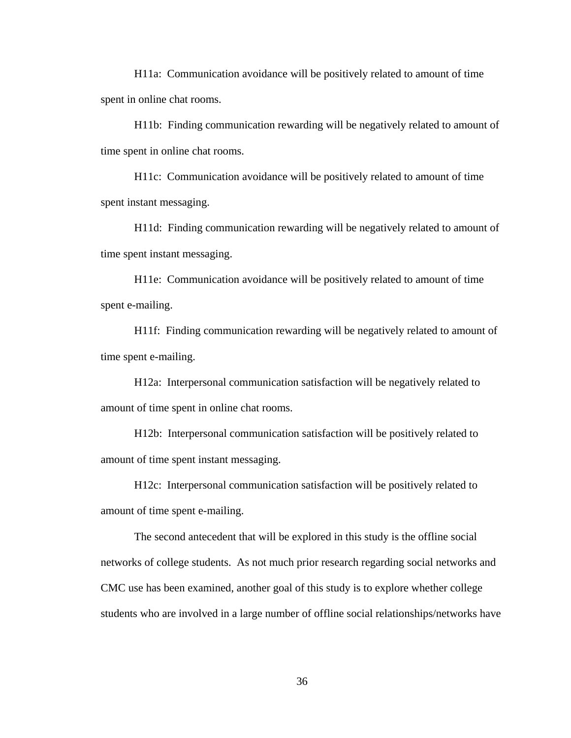H11a:  Communication avoidance will be positively related to amount of time spent in online chat rooms.

H11b:  Finding communication rewarding will be negatively related to amount of time spent in online chat rooms.

H11c:  Communication avoidance will be positively related to amount of time spent instant messaging.

H11d:  Finding communication rewarding will be negatively related to amount of time spent instant messaging.

H11e:  Communication avoidance will be positively related to amount of time spent e-mailing.

H11f:  Finding communication rewarding will be negatively related to amount of time spent e-mailing.

H12a:  Interpersonal communication satisfaction will be negatively related to amount of time spent in online chat rooms.

H12b:  Interpersonal communication satisfaction will be positively related to amount of time spent instant messaging.

H12c:  Interpersonal communication satisfaction will be positively related to amount of time spent e-mailing.

The second antecedent that will be explored in this study is the offline social networks of college students.  As not much prior research regarding social networks and CMC use has been examined, another goal of this study is to explore whether college students who are involved in a large number of offline social relationships/networks have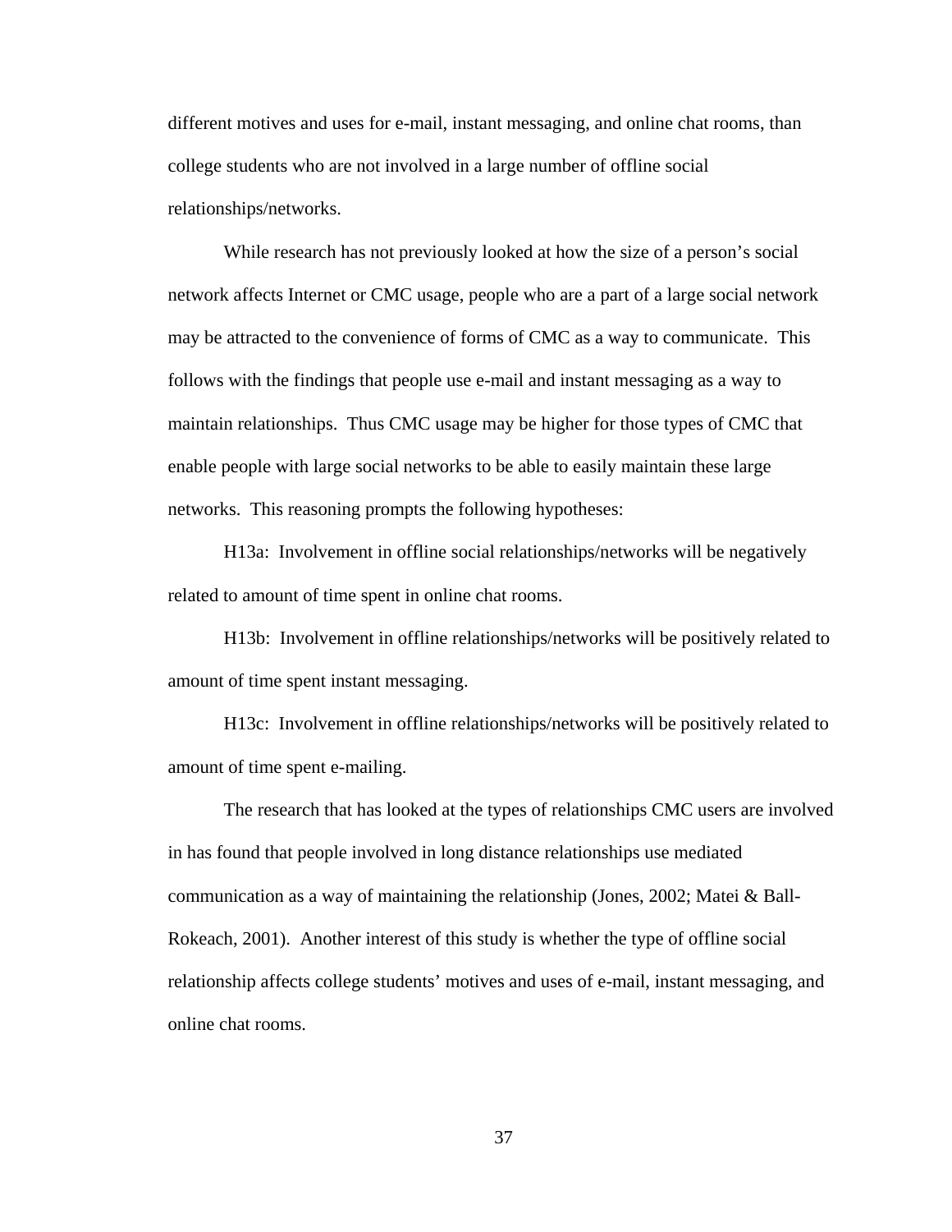different motives and uses for e-mail, instant messaging, and online chat rooms, than college students who are not involved in a large number of offline social relationships/networks.

While research has not previously looked at how the size of a person's social network affects Internet or CMC usage, people who are a part of a large social network may be attracted to the convenience of forms of CMC as a way to communicate. This follows with the findings that people use e-mail and instant messaging as a way to maintain relationships. Thus CMC usage may be higher for those types of CMC that enable people with large social networks to be able to easily maintain these large networks. This reasoning prompts the following hypotheses:

H13a: Involvement in offline social relationships/networks will be negatively related to amount of time spent in online chat rooms.

H13b: Involvement in offline relationships/networks will be positively related to amount of time spent instant messaging.

H13c: Involvement in offline relationships/networks will be positively related to amount of time spent e-mailing.

The research that has looked at the types of relationships CMC users are involved in has found that people involved in long distance relationships use mediated communication as a way of maintaining the relationship (Jones, 2002; Matei & Ball-Rokeach, 2001). Another interest of this study is whether the type of offline social relationship affects college students' motives and uses of e-mail, instant messaging, and online chat rooms.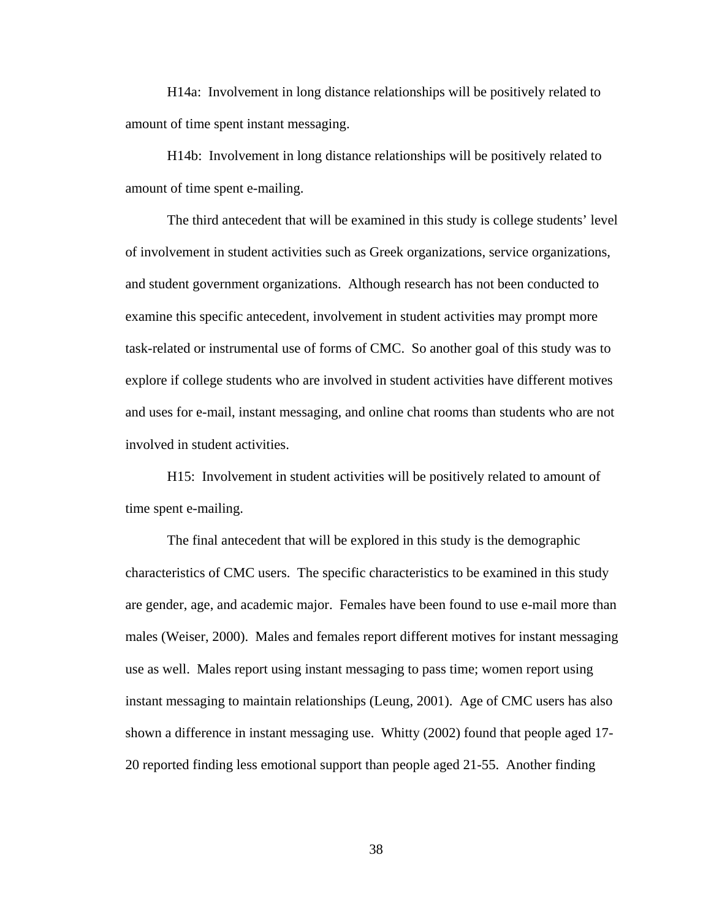H14a: Involvement in long distance relationships will be positively related to amount of time spent instant messaging.

H14b: Involvement in long distance relationships will be positively related to amount of time spent e-mailing.

The third antecedent that will be examined in this study is college students' level of involvement in student activities such as Greek organizations, service organizations, and student government organizations. Although research has not been conducted to examine this specific antecedent, involvement in student activities may prompt more task-related or instrumental use of forms of CMC. So another goal of this study was to explore if college students who are involved in student activities have different motives and uses for e-mail, instant messaging, and online chat rooms than students who are not involved in student activities.

H15: Involvement in student activities will be positively related to amount of time spent e-mailing.

The final antecedent that will be explored in this study is the demographic characteristics of CMC users. The specific characteristics to be examined in this study are gender, age, and academic major. Females have been found to use e-mail more than males (Weiser, 2000). Males and females report different motives for instant messaging use as well. Males report using instant messaging to pass time; women report using instant messaging to maintain relationships (Leung, 2001). Age of CMC users has also shown a difference in instant messaging use. Whitty (2002) found that people aged 17-20 reported finding less emotional support than people aged 21-55. Another finding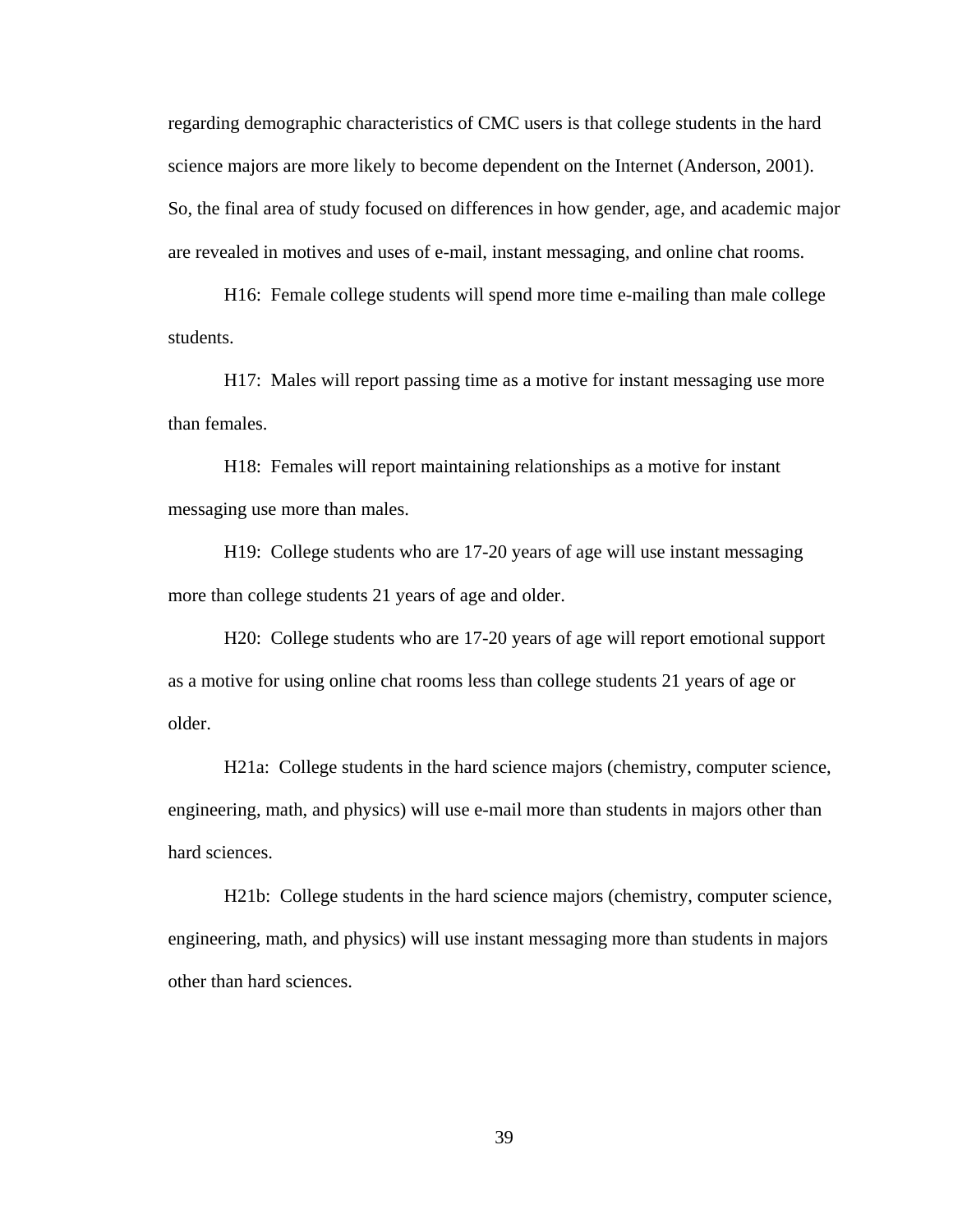regarding demographic characteristics of CMC users is that college students in the hard science majors are more likely to become dependent on the Internet (Anderson, 2001). So, the final area of study focused on differences in how gender, age, and academic major are revealed in motives and uses of e-mail, instant messaging, and online chat rooms.

H16: Female college students will spend more time e-mailing than male college students.

H17: Males will report passing time as a motive for instant messaging use more than females.

H18: Females will report maintaining relationships as a motive for instant messaging use more than males.

H19: College students who are 17-20 years of age will use instant messaging more than college students 21 years of age and older.

H20: College students who are 17-20 years of age will report emotional support as a motive for using online chat rooms less than college students 21 years of age or older.

H21a: College students in the hard science majors (chemistry, computer science, engineering, math, and physics) will use e-mail more than students in majors other than hard sciences.

H21b: College students in the hard science majors (chemistry, computer science, engineering, math, and physics) will use instant messaging more than students in majors other than hard sciences.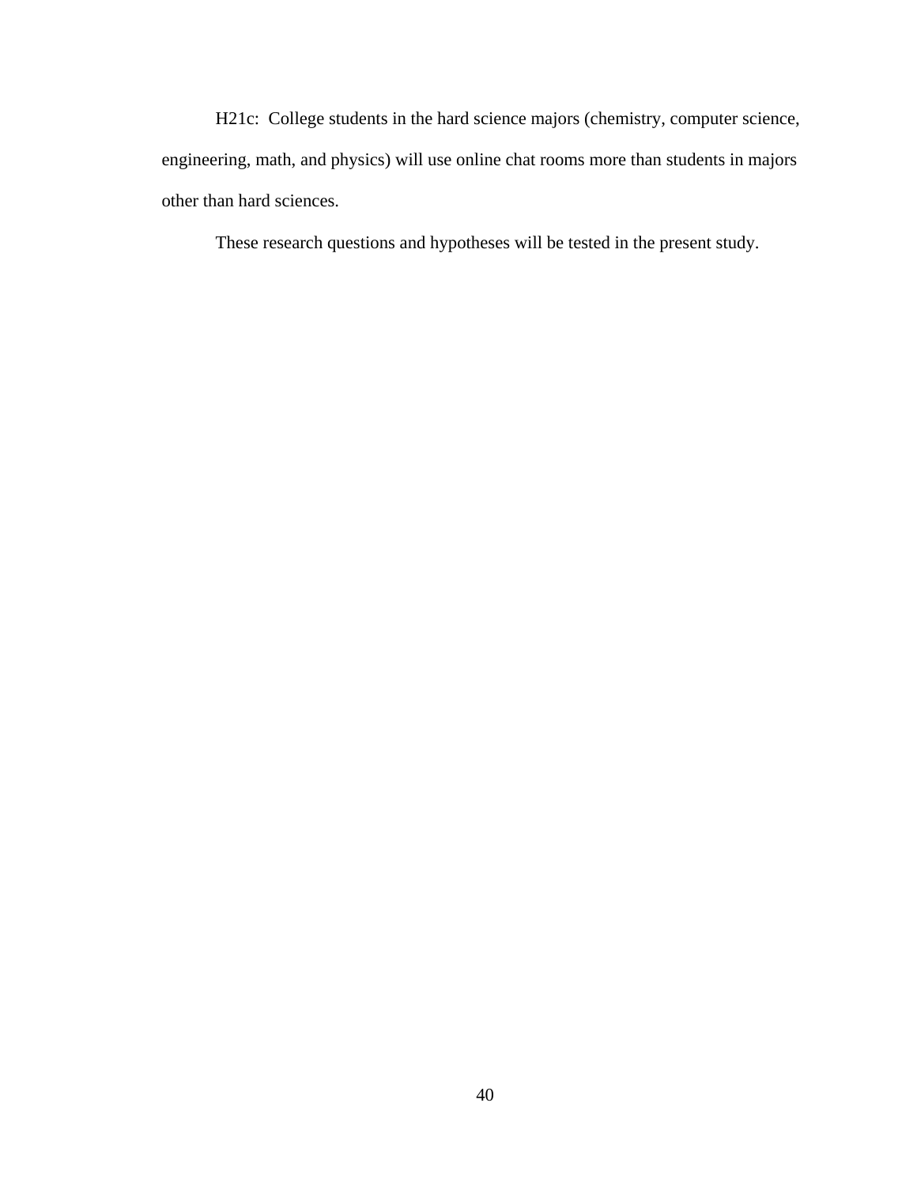H21c: College students in the hard science majors (chemistry, computer science, engineering, math, and physics) will use online chat rooms more than students in majors other than hard sciences.

These research questions and hypotheses will be tested in the present study.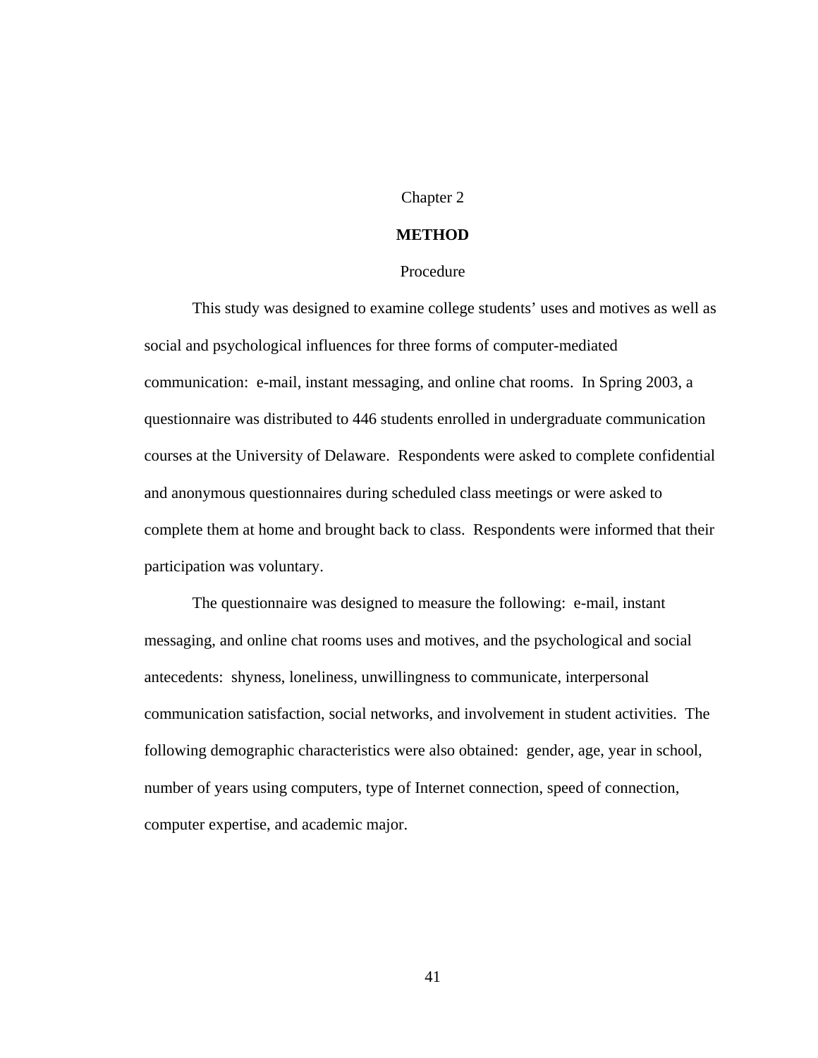# Chapter 2

# METHOD

## Procedure

This study was designed to examine college students' uses and motives as well as social and psychological influences for three forms of computer-mediated communication: e-mail, instant messaging, and online chat rooms. In Spring 2003, a questionnaire was distributed to 446 students enrolled in undergraduate communication courses at the University of Delaware. Respondents were asked to complete confidential and anonymous questionnaires during scheduled class meetings or were asked to complete them at home and brought back to class. Respondents were informed that their participation was voluntary.

The questionnaire was designed to measure the following: e-mail, instant messaging, and online chat rooms uses and motives, and the psychological and social antecedents: shyness, loneliness, unwillingness to communicate, interpersonal communication satisfaction, social networks, and involvement in student activities. The following demographic characteristics were also obtained: gender, age, year in school, number of years using computers, type of Internet connection, speed of connection, computer expertise, and academic major.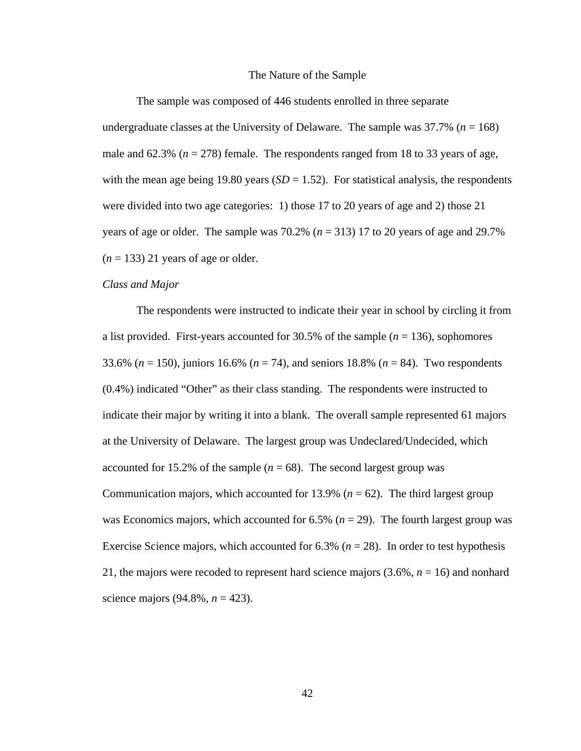## The Nature of the Sample

The sample was composed of 446 students enrolled in three separate undergraduate classes at the University of Delaware. The sample was 37.7% ($n$ = 168) male and 62.3% ($n$ = 278) female. The respondents ranged from 18 to 33 years of age, with the mean age being 19.80 years ($SD$ = 1.52). For statistical analysis, the respondents were divided into two age categories: 1) those 17 to 20 years of age and 2) those 21 years of age or older. The sample was 70.2% ($n$ = 313) 17 to 20 years of age and 29.7% ($n$ = 133) 21 years of age or older.

### *Class and Major*

The respondents were instructed to indicate their year in school by circling it from a list provided. First-years accounted for 30.5% of the sample ($n$ = 136), sophomores 33.6% ($n$ = 150), juniors 16.6% ($n$ = 74), and seniors 18.8% ($n$ = 84). Two respondents (0.4%) indicated "Other" as their class standing. The respondents were instructed to indicate their major by writing it into a blank. The overall sample represented 61 majors at the University of Delaware. The largest group was Undeclared/Undecided, which accounted for 15.2% of the sample ($n$ = 68). The second largest group was Communication majors, which accounted for 13.9% ($n$ = 62). The third largest group was Economics majors, which accounted for 6.5% ($n$ = 29). The fourth largest group was Exercise Science majors, which accounted for 6.3% ($n$ = 28). In order to test hypothesis 21, the majors were recoded to represent hard science majors (3.6%, $n$ = 16) and nonhard science majors (94.8%, $n$ = 423).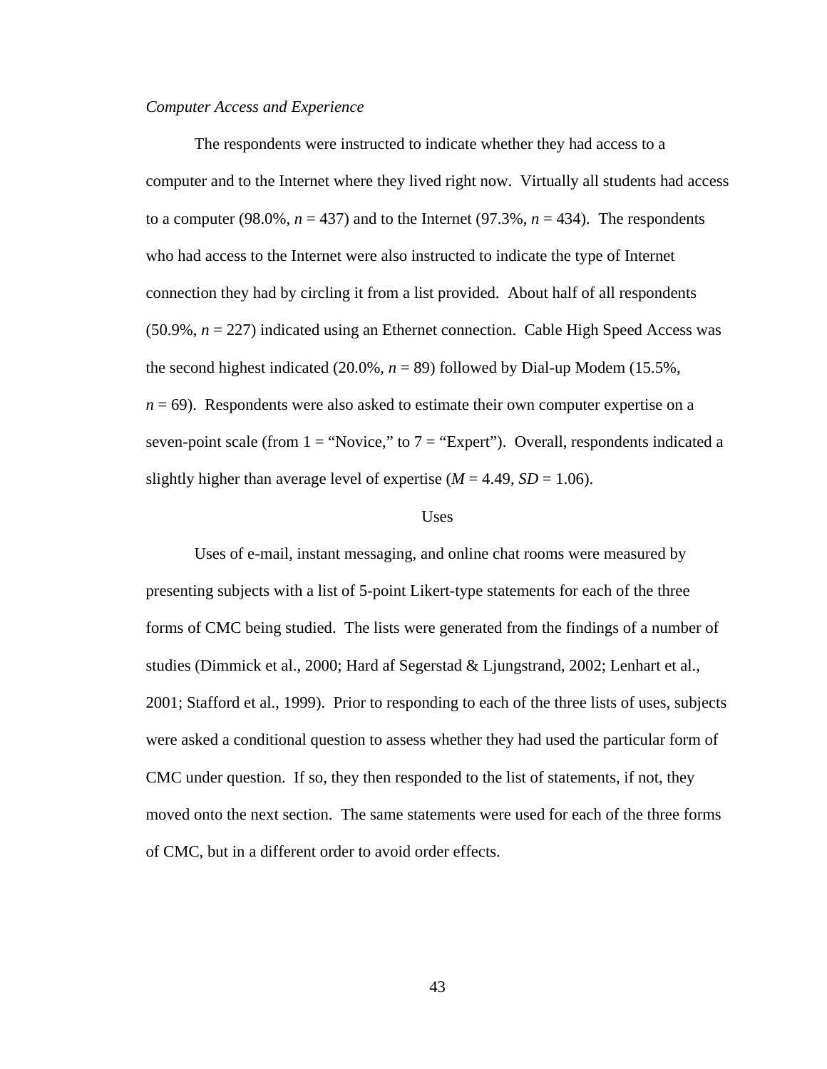*Computer Access and Experience*

The respondents were instructed to indicate whether they had access to a computer and to the Internet where they lived right now. Virtually all students had access to a computer (98.0%, $n = 437$) and to the Internet (97.3%, $n = 434$). The respondents who had access to the Internet were also instructed to indicate the type of Internet connection they had by circling it from a list provided. About half of all respondents (50.9%, $n = 227$) indicated using an Ethernet connection. Cable High Speed Access was the second highest indicated (20.0%, $n = 89$) followed by Dial-up Modem (15.5%, $n = 69$). Respondents were also asked to estimate their own computer expertise on a seven-point scale (from 1 = "Novice," to 7 = "Expert"). Overall, respondents indicated a slightly higher than average level of expertise ($M = 4.49$, $SD = 1.06$).

## Uses

Uses of e-mail, instant messaging, and online chat rooms were measured by presenting subjects with a list of 5-point Likert-type statements for each of the three forms of CMC being studied. The lists were generated from the findings of a number of studies (Dimmick et al., 2000; Hard af Segerstad & Ljungstrand, 2002; Lenhart et al., 2001; Stafford et al., 1999). Prior to responding to each of the three lists of uses, subjects were asked a conditional question to assess whether they had used the particular form of CMC under question. If so, they then responded to the list of statements, if not, they moved onto the next section. The same statements were used for each of the three forms of CMC, but in a different order to avoid order effects.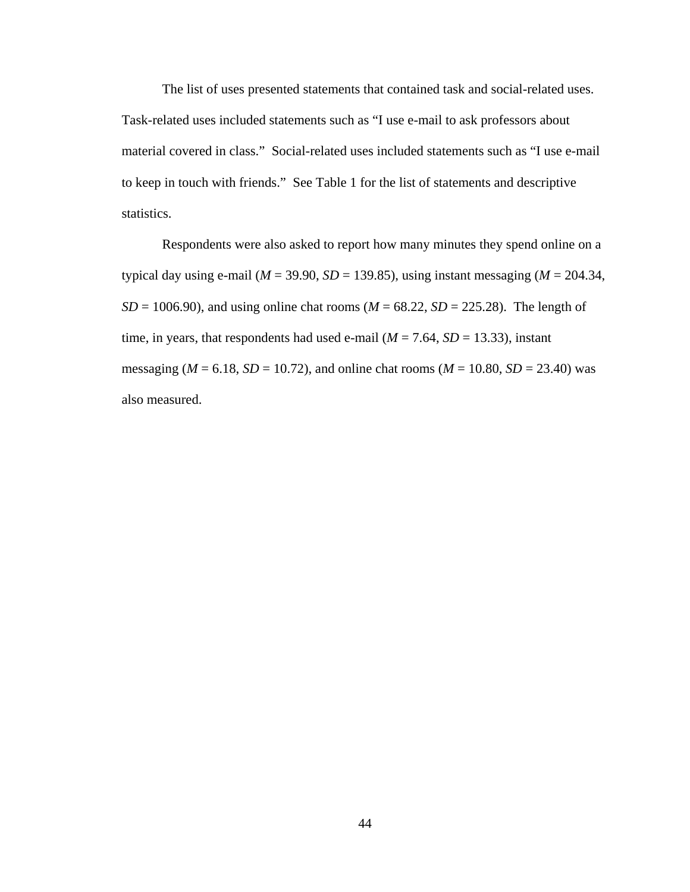The list of uses presented statements that contained task and social-related uses. Task-related uses included statements such as "I use e-mail to ask professors about material covered in class." Social-related uses included statements such as "I use e-mail to keep in touch with friends." See Table 1 for the list of statements and descriptive statistics.

Respondents were also asked to report how many minutes they spend online on a typical day using e-mail ($M$ = 39.90, $SD$ = 139.85), using instant messaging ($M$ = 204.34, $SD$ = 1006.90), and using online chat rooms ($M$ = 68.22, $SD$ = 225.28). The length of time, in years, that respondents had used e-mail ($M$ = 7.64, $SD$ = 13.33), instant messaging ($M$ = 6.18, $SD$ = 10.72), and online chat rooms ($M$ = 10.80, $SD$ = 23.40) was also measured.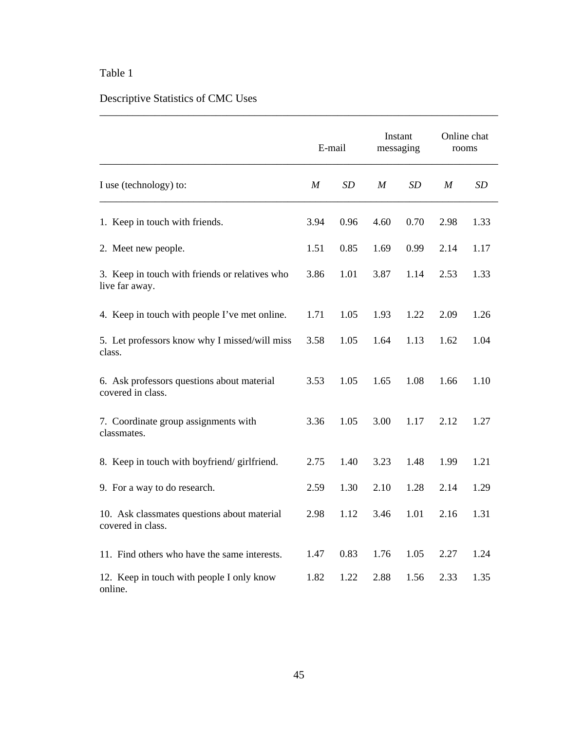Table 1

Descriptive Statistics of CMC Uses

| | E-mail | | Instant messaging | | Online chat rooms | |
|---|---|---|---|---|---|---|
| I use (technology) to: | *M* | *SD* | *M* | *SD* | *M* | *SD* |
| 1. Keep in touch with friends. | 3.94 | 0.96 | 4.60 | 0.70 | 2.98 | 1.33 |
| 2. Meet new people. | 1.51 | 0.85 | 1.69 | 0.99 | 2.14 | 1.17 |
| 3. Keep in touch with friends or relatives who live far away. | 3.86 | 1.01 | 3.87 | 1.14 | 2.53 | 1.33 |
| 4. Keep in touch with people I've met online. | 1.71 | 1.05 | 1.93 | 1.22 | 2.09 | 1.26 |
| 5. Let professors know why I missed/will miss class. | 3.58 | 1.05 | 1.64 | 1.13 | 1.62 | 1.04 |
| 6. Ask professors questions about material covered in class. | 3.53 | 1.05 | 1.65 | 1.08 | 1.66 | 1.10 |
| 7. Coordinate group assignments with classmates. | 3.36 | 1.05 | 3.00 | 1.17 | 2.12 | 1.27 |
| 8. Keep in touch with boyfriend/ girlfriend. | 2.75 | 1.40 | 3.23 | 1.48 | 1.99 | 1.21 |
| 9. For a way to do research. | 2.59 | 1.30 | 2.10 | 1.28 | 2.14 | 1.29 |
| 10. Ask classmates questions about material covered in class. | 2.98 | 1.12 | 3.46 | 1.01 | 2.16 | 1.31 |
| 11. Find others who have the same interests. | 1.47 | 0.83 | 1.76 | 1.05 | 2.27 | 1.24 |
| 12. Keep in touch with people I only know online. | 1.82 | 1.22 | 2.88 | 1.56 | 2.33 | 1.35 |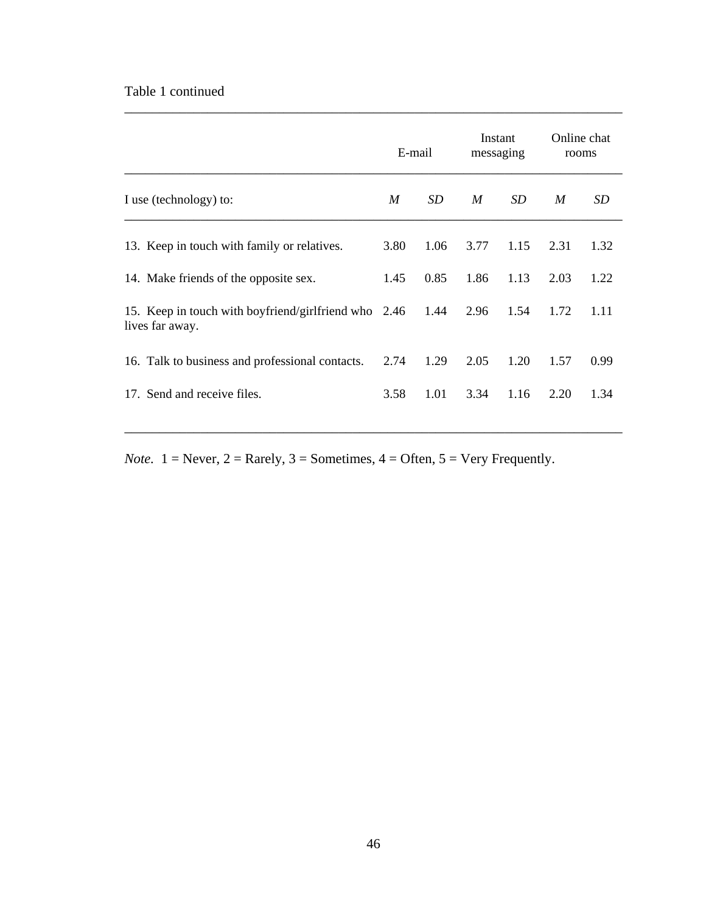Table 1 continued

| | E-mail | | Instant messaging | | Online chat rooms | |
|---|---|---|---|---|---|---|
| I use (technology) to: | *M* | *SD* | *M* | *SD* | *M* | *SD* |
| 13. Keep in touch with family or relatives. | 3.80 | 1.06 | 3.77 | 1.15 | 2.31 | 1.32 |
| 14. Make friends of the opposite sex. | 1.45 | 0.85 | 1.86 | 1.13 | 2.03 | 1.22 |
| 15. Keep in touch with boyfriend/girlfriend who lives far away. | 2.46 | 1.44 | 2.96 | 1.54 | 1.72 | 1.11 |
| 16. Talk to business and professional contacts. | 2.74 | 1.29 | 2.05 | 1.20 | 1.57 | 0.99 |
| 17. Send and receive files. | 3.58 | 1.01 | 3.34 | 1.16 | 2.20 | 1.34 |

*Note*. 1 = Never, 2 = Rarely, 3 = Sometimes, 4 = Often, 5 = Very Frequently.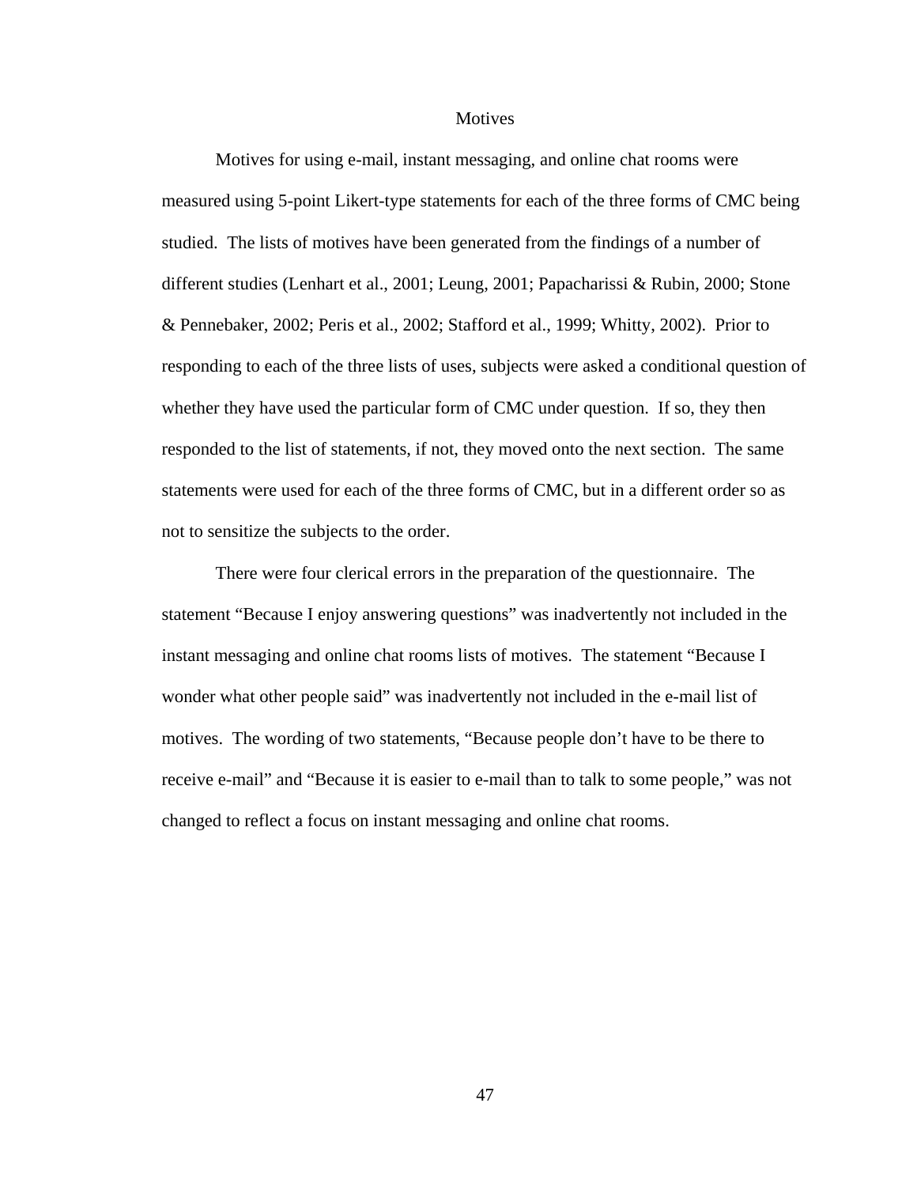## Motives

Motives for using e-mail, instant messaging, and online chat rooms were measured using 5-point Likert-type statements for each of the three forms of CMC being studied. The lists of motives have been generated from the findings of a number of different studies (Lenhart et al., 2001; Leung, 2001; Papacharissi & Rubin, 2000; Stone & Pennebaker, 2002; Peris et al., 2002; Stafford et al., 1999; Whitty, 2002). Prior to responding to each of the three lists of uses, subjects were asked a conditional question of whether they have used the particular form of CMC under question. If so, they then responded to the list of statements, if not, they moved onto the next section. The same statements were used for each of the three forms of CMC, but in a different order so as not to sensitize the subjects to the order.

There were four clerical errors in the preparation of the questionnaire. The statement "Because I enjoy answering questions" was inadvertently not included in the instant messaging and online chat rooms lists of motives. The statement "Because I wonder what other people said" was inadvertently not included in the e-mail list of motives. The wording of two statements, "Because people don't have to be there to receive e-mail" and "Because it is easier to e-mail than to talk to some people," was not changed to reflect a focus on instant messaging and online chat rooms.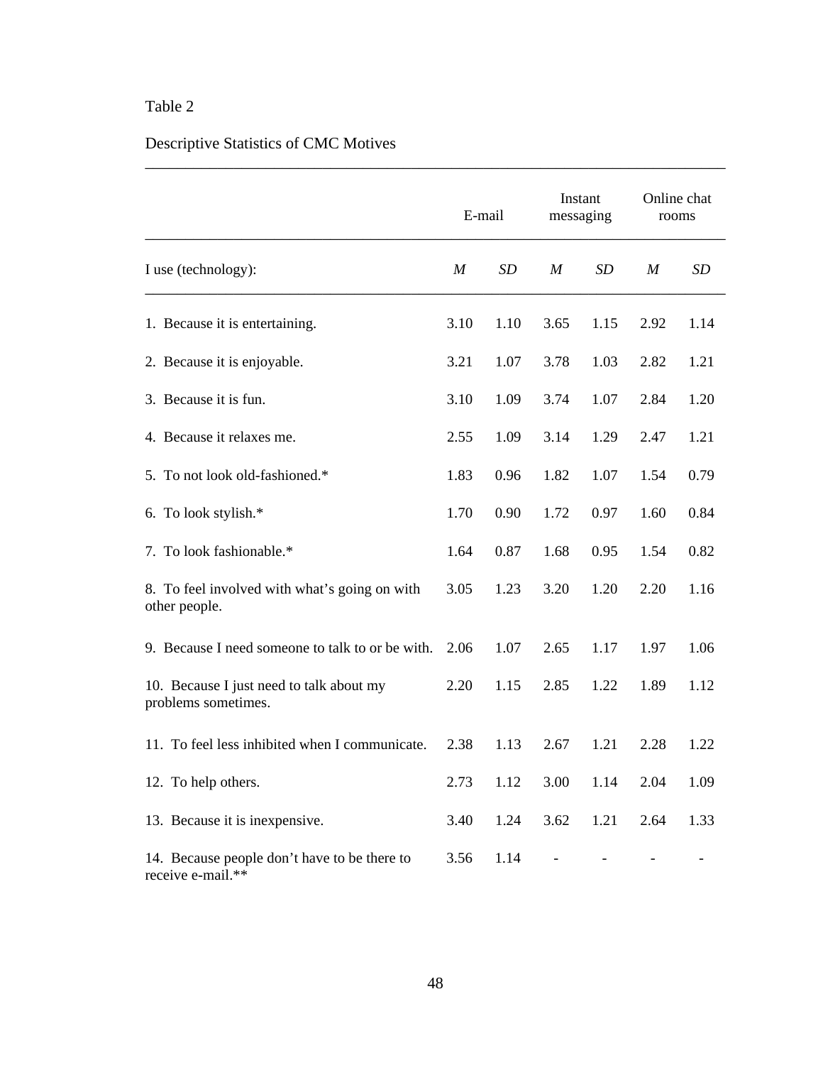Table 2

Descriptive Statistics of CMC Motives

| | E-mail | | Instant messaging | | Online chat rooms | |
|---|---|---|---|---|---|---|
| I use (technology): | *M* | *SD* | *M* | *SD* | *M* | *SD* |
| 1. Because it is entertaining. | 3.10 | 1.10 | 3.65 | 1.15 | 2.92 | 1.14 |
| 2. Because it is enjoyable. | 3.21 | 1.07 | 3.78 | 1.03 | 2.82 | 1.21 |
| 3. Because it is fun. | 3.10 | 1.09 | 3.74 | 1.07 | 2.84 | 1.20 |
| 4. Because it relaxes me. | 2.55 | 1.09 | 3.14 | 1.29 | 2.47 | 1.21 |
| 5. To not look old-fashioned.* | 1.83 | 0.96 | 1.82 | 1.07 | 1.54 | 0.79 |
| 6. To look stylish.* | 1.70 | 0.90 | 1.72 | 0.97 | 1.60 | 0.84 |
| 7. To look fashionable.* | 1.64 | 0.87 | 1.68 | 0.95 | 1.54 | 0.82 |
| 8. To feel involved with what's going on with other people. | 3.05 | 1.23 | 3.20 | 1.20 | 2.20 | 1.16 |
| 9. Because I need someone to talk to or be with. | 2.06 | 1.07 | 2.65 | 1.17 | 1.97 | 1.06 |
| 10. Because I just need to talk about my problems sometimes. | 2.20 | 1.15 | 2.85 | 1.22 | 1.89 | 1.12 |
| 11. To feel less inhibited when I communicate. | 2.38 | 1.13 | 2.67 | 1.21 | 2.28 | 1.22 |
| 12. To help others. | 2.73 | 1.12 | 3.00 | 1.14 | 2.04 | 1.09 |
| 13. Because it is inexpensive. | 3.40 | 1.24 | 3.62 | 1.21 | 2.64 | 1.33 |
| 14. Because people don't have to be there to receive e-mail.** | 3.56 | 1.14 | - | - | - | - |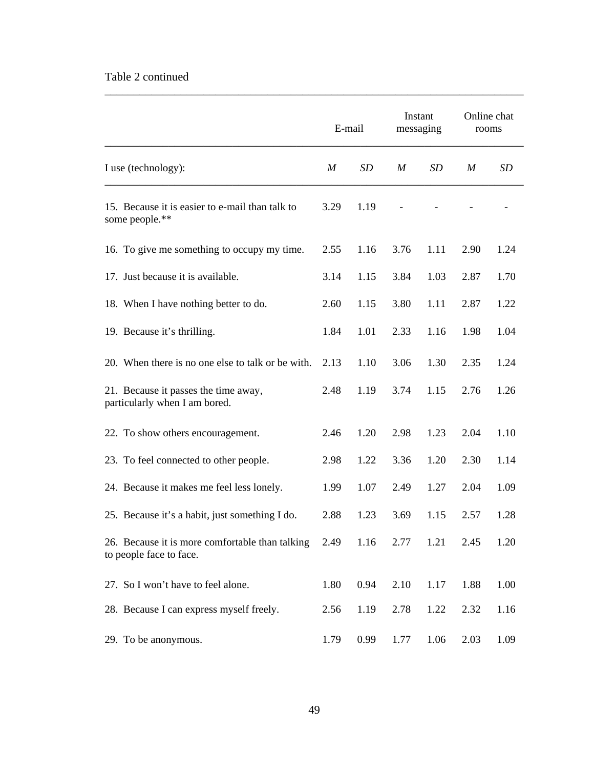Table 2 continued

| | E-mail | | Instant messaging | | Online chat rooms | |
|---|---|---|---|---|---|---|
| I use (technology): | *M* | *SD* | *M* | *SD* | *M* | *SD* |
| 15. Because it is easier to e-mail than talk to some people.** | 3.29 | 1.19 | - | - | - | - |
| 16. To give me something to occupy my time. | 2.55 | 1.16 | 3.76 | 1.11 | 2.90 | 1.24 |
| 17. Just because it is available. | 3.14 | 1.15 | 3.84 | 1.03 | 2.87 | 1.70 |
| 18. When I have nothing better to do. | 2.60 | 1.15 | 3.80 | 1.11 | 2.87 | 1.22 |
| 19. Because it's thrilling. | 1.84 | 1.01 | 2.33 | 1.16 | 1.98 | 1.04 |
| 20. When there is no one else to talk or be with. | 2.13 | 1.10 | 3.06 | 1.30 | 2.35 | 1.24 |
| 21. Because it passes the time away, particularly when I am bored. | 2.48 | 1.19 | 3.74 | 1.15 | 2.76 | 1.26 |
| 22. To show others encouragement. | 2.46 | 1.20 | 2.98 | 1.23 | 2.04 | 1.10 |
| 23. To feel connected to other people. | 2.98 | 1.22 | 3.36 | 1.20 | 2.30 | 1.14 |
| 24. Because it makes me feel less lonely. | 1.99 | 1.07 | 2.49 | 1.27 | 2.04 | 1.09 |
| 25. Because it's a habit, just something I do. | 2.88 | 1.23 | 3.69 | 1.15 | 2.57 | 1.28 |
| 26. Because it is more comfortable than talking to people face to face. | 2.49 | 1.16 | 2.77 | 1.21 | 2.45 | 1.20 |
| 27. So I won't have to feel alone. | 1.80 | 0.94 | 2.10 | 1.17 | 1.88 | 1.00 |
| 28. Because I can express myself freely. | 2.56 | 1.19 | 2.78 | 1.22 | 2.32 | 1.16 |
| 29. To be anonymous. | 1.79 | 0.99 | 1.77 | 1.06 | 2.03 | 1.09 |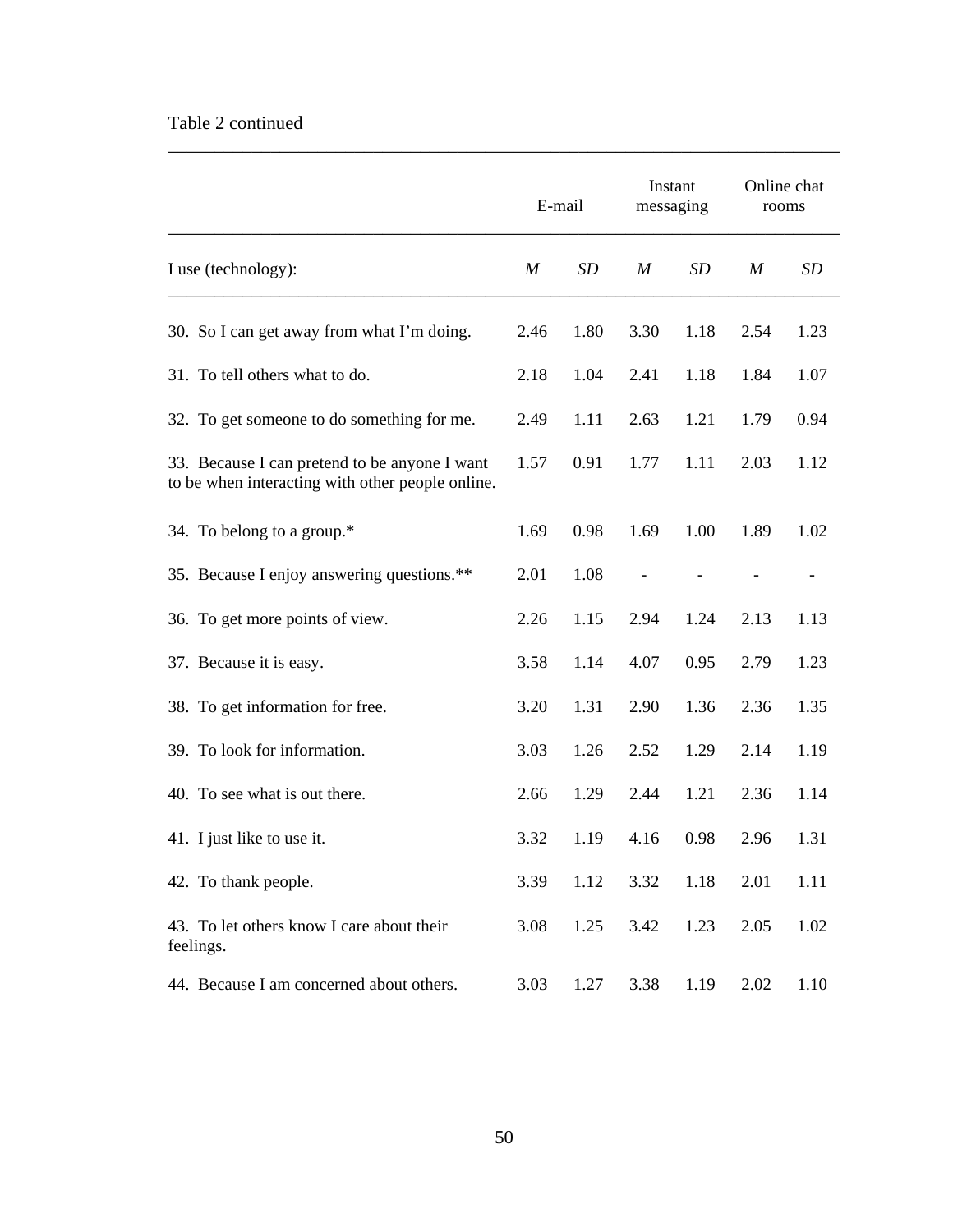Table 2 continued

| | E-mail | | Instant messaging | | Online chat rooms | |
|---|---|---|---|---|---|---|
| I use (technology): | *M* | *SD* | *M* | *SD* | *M* | *SD* |
| 30. So I can get away from what I'm doing. | 2.46 | 1.80 | 3.30 | 1.18 | 2.54 | 1.23 |
| 31. To tell others what to do. | 2.18 | 1.04 | 2.41 | 1.18 | 1.84 | 1.07 |
| 32. To get someone to do something for me. | 2.49 | 1.11 | 2.63 | 1.21 | 1.79 | 0.94 |
| 33. Because I can pretend to be anyone I want to be when interacting with other people online. | 1.57 | 0.91 | 1.77 | 1.11 | 2.03 | 1.12 |
| 34. To belong to a group.* | 1.69 | 0.98 | 1.69 | 1.00 | 1.89 | 1.02 |
| 35. Because I enjoy answering questions.** | 2.01 | 1.08 | - | - | - | - |
| 36. To get more points of view. | 2.26 | 1.15 | 2.94 | 1.24 | 2.13 | 1.13 |
| 37. Because it is easy. | 3.58 | 1.14 | 4.07 | 0.95 | 2.79 | 1.23 |
| 38. To get information for free. | 3.20 | 1.31 | 2.90 | 1.36 | 2.36 | 1.35 |
| 39. To look for information. | 3.03 | 1.26 | 2.52 | 1.29 | 2.14 | 1.19 |
| 40. To see what is out there. | 2.66 | 1.29 | 2.44 | 1.21 | 2.36 | 1.14 |
| 41. I just like to use it. | 3.32 | 1.19 | 4.16 | 0.98 | 2.96 | 1.31 |
| 42. To thank people. | 3.39 | 1.12 | 3.32 | 1.18 | 2.01 | 1.11 |
| 43. To let others know I care about their feelings. | 3.08 | 1.25 | 3.42 | 1.23 | 2.05 | 1.02 |
| 44. Because I am concerned about others. | 3.03 | 1.27 | 3.38 | 1.19 | 2.02 | 1.10 |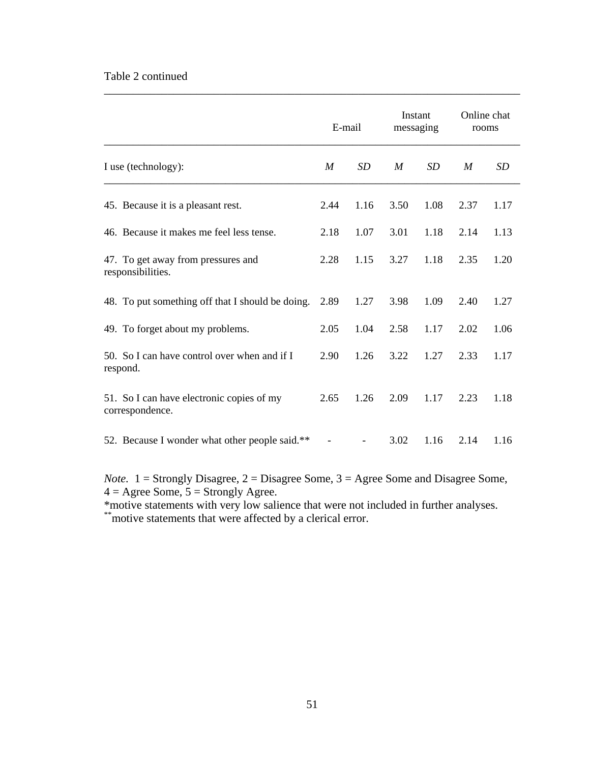Table 2 continued

| | E-mail | | Instant messaging | | Online chat rooms | |
|---|---|---|---|---|---|---|
| I use (technology): | *M* | *SD* | *M* | *SD* | *M* | *SD* |
| 45. Because it is a pleasant rest. | 2.44 | 1.16 | 3.50 | 1.08 | 2.37 | 1.17 |
| 46. Because it makes me feel less tense. | 2.18 | 1.07 | 3.01 | 1.18 | 2.14 | 1.13 |
| 47. To get away from pressures and responsibilities. | 2.28 | 1.15 | 3.27 | 1.18 | 2.35 | 1.20 |
| 48. To put something off that I should be doing. | 2.89 | 1.27 | 3.98 | 1.09 | 2.40 | 1.27 |
| 49. To forget about my problems. | 2.05 | 1.04 | 2.58 | 1.17 | 2.02 | 1.06 |
| 50. So I can have control over when and if I respond. | 2.90 | 1.26 | 3.22 | 1.27 | 2.33 | 1.17 |
| 51. So I can have electronic copies of my correspondence. | 2.65 | 1.26 | 2.09 | 1.17 | 2.23 | 1.18 |
| 52. Because I wonder what other people said.** | - | - | 3.02 | 1.16 | 2.14 | 1.16 |

*Note.* 1 = Strongly Disagree, 2 = Disagree Some, 3 = Agree Some and Disagree Some, 4 = Agree Some, 5 = Strongly Agree.
*motive statements with very low salience that were not included in further analyses.
**motive statements that were affected by a clerical error.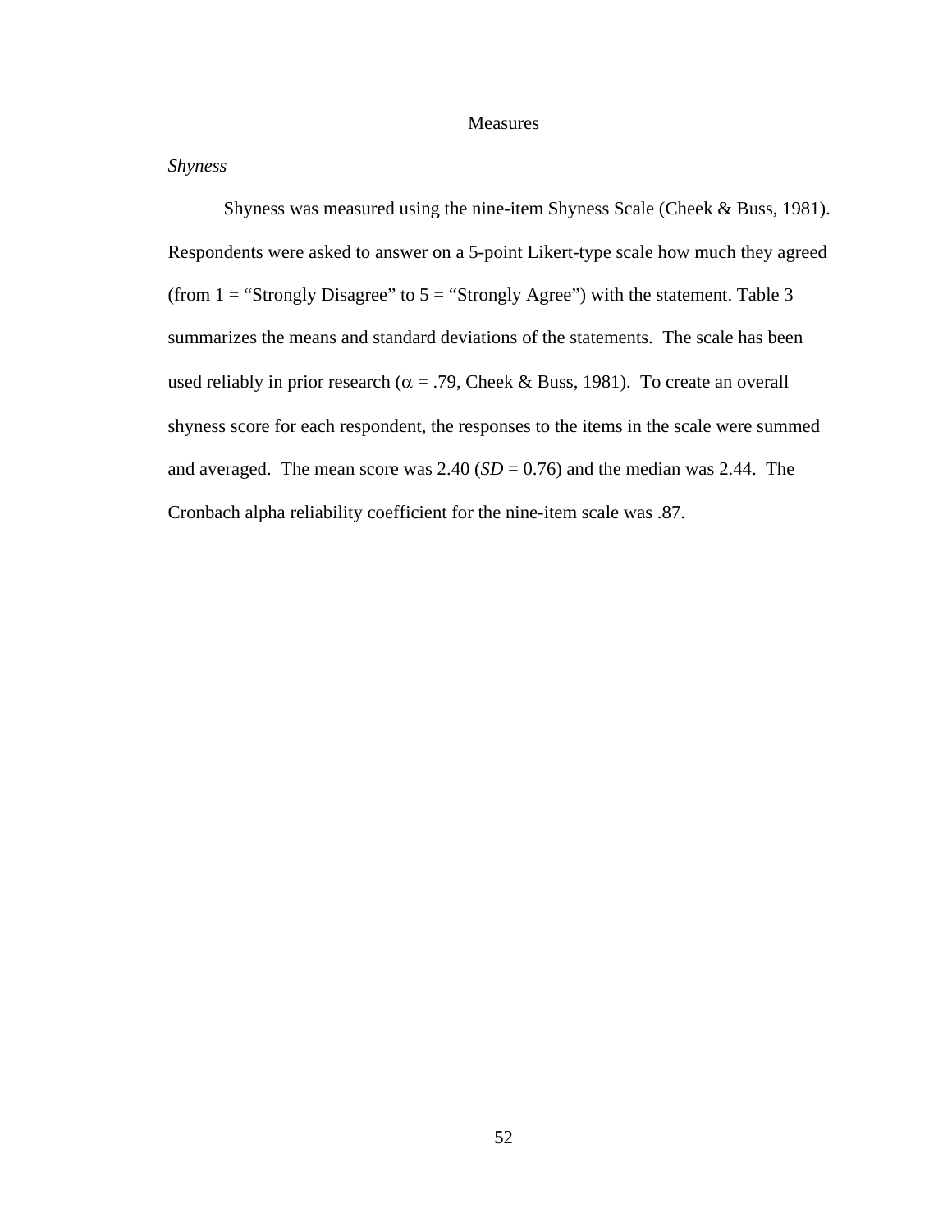## Measures

### *Shyness*

Shyness was measured using the nine-item Shyness Scale (Cheek & Buss, 1981). Respondents were asked to answer on a 5-point Likert-type scale how much they agreed (from 1 = “Strongly Disagree” to 5 = “Strongly Agree”) with the statement. Table 3 summarizes the means and standard deviations of the statements. The scale has been used reliably in prior research ($\alpha$ = .79, Cheek & Buss, 1981). To create an overall shyness score for each respondent, the responses to the items in the scale were summed and averaged. The mean score was 2.40 (*SD* = 0.76) and the median was 2.44. The Cronbach alpha reliability coefficient for the nine-item scale was .87.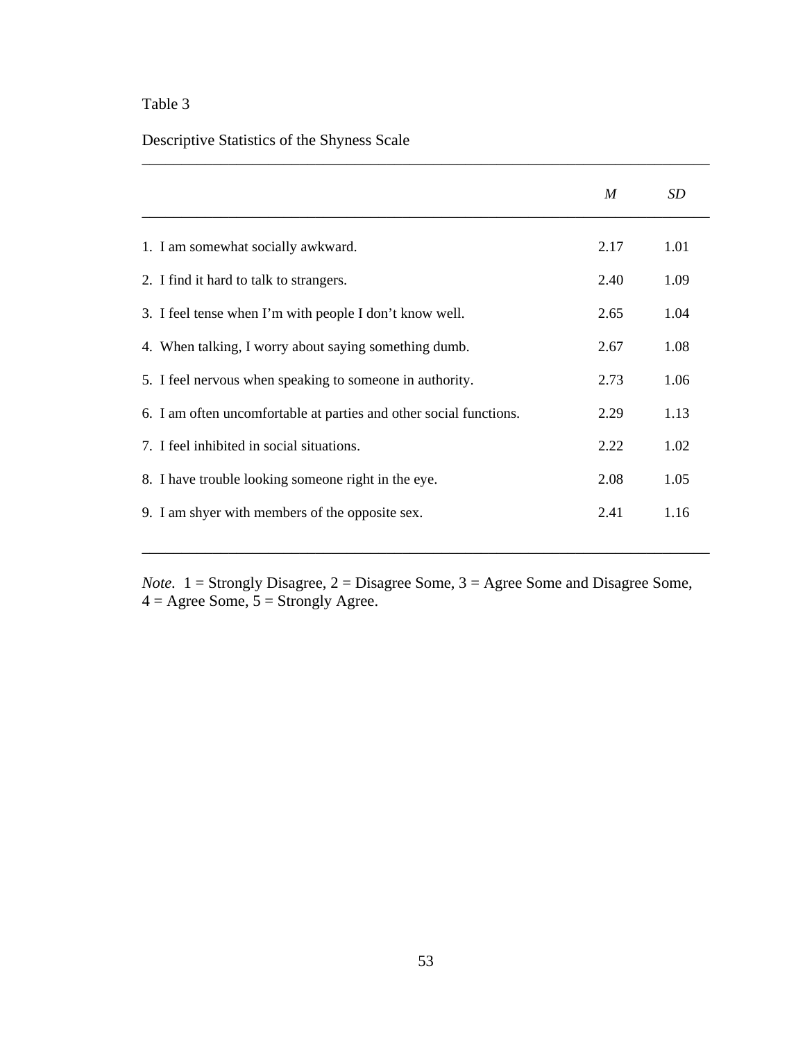Table 3

Descriptive Statistics of the Shyness Scale

| | *M* | *SD* |
|---|---|---|
| 1. I am somewhat socially awkward. | 2.17 | 1.01 |
| 2. I find it hard to talk to strangers. | 2.40 | 1.09 |
| 3. I feel tense when I'm with people I don't know well. | 2.65 | 1.04 |
| 4. When talking, I worry about saying something dumb. | 2.67 | 1.08 |
| 5. I feel nervous when speaking to someone in authority. | 2.73 | 1.06 |
| 6. I am often uncomfortable at parties and other social functions. | 2.29 | 1.13 |
| 7. I feel inhibited in social situations. | 2.22 | 1.02 |
| 8. I have trouble looking someone right in the eye. | 2.08 | 1.05 |
| 9. I am shyer with members of the opposite sex. | 2.41 | 1.16 |

*Note*. 1 = Strongly Disagree, 2 = Disagree Some, 3 = Agree Some and Disagree Some, 4 = Agree Some, 5 = Strongly Agree.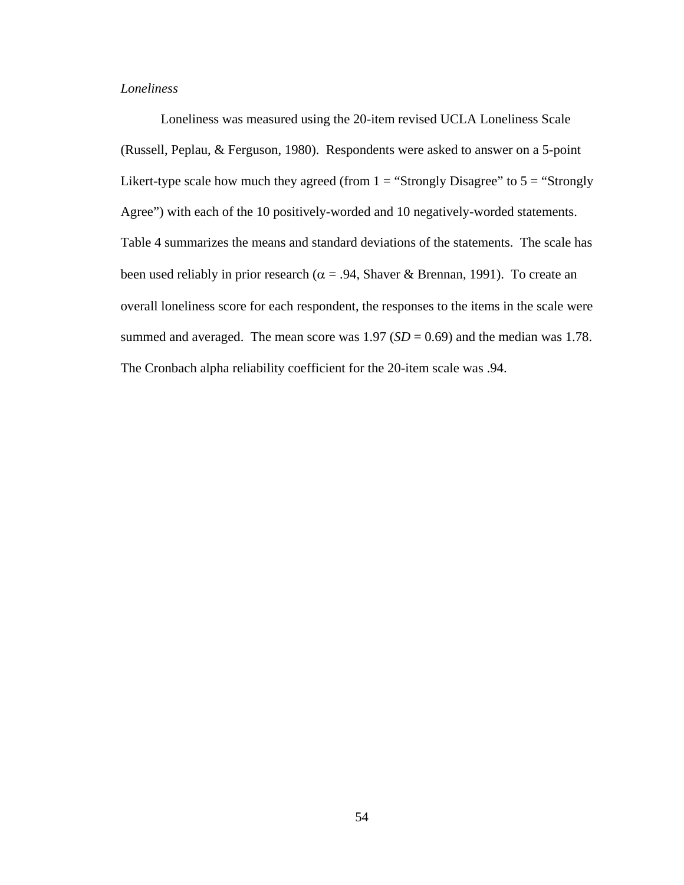*Loneliness*

Loneliness was measured using the 20-item revised UCLA Loneliness Scale (Russell, Peplau, & Ferguson, 1980). Respondents were asked to answer on a 5-point Likert-type scale how much they agreed (from 1 = "Strongly Disagree" to 5 = "Strongly Agree") with each of the 10 positively-worded and 10 negatively-worded statements. Table 4 summarizes the means and standard deviations of the statements. The scale has been used reliably in prior research ($\alpha$ = .94, Shaver & Brennan, 1991). To create an overall loneliness score for each respondent, the responses to the items in the scale were summed and averaged. The mean score was 1.97 (*SD* = 0.69) and the median was 1.78. The Cronbach alpha reliability coefficient for the 20-item scale was .94.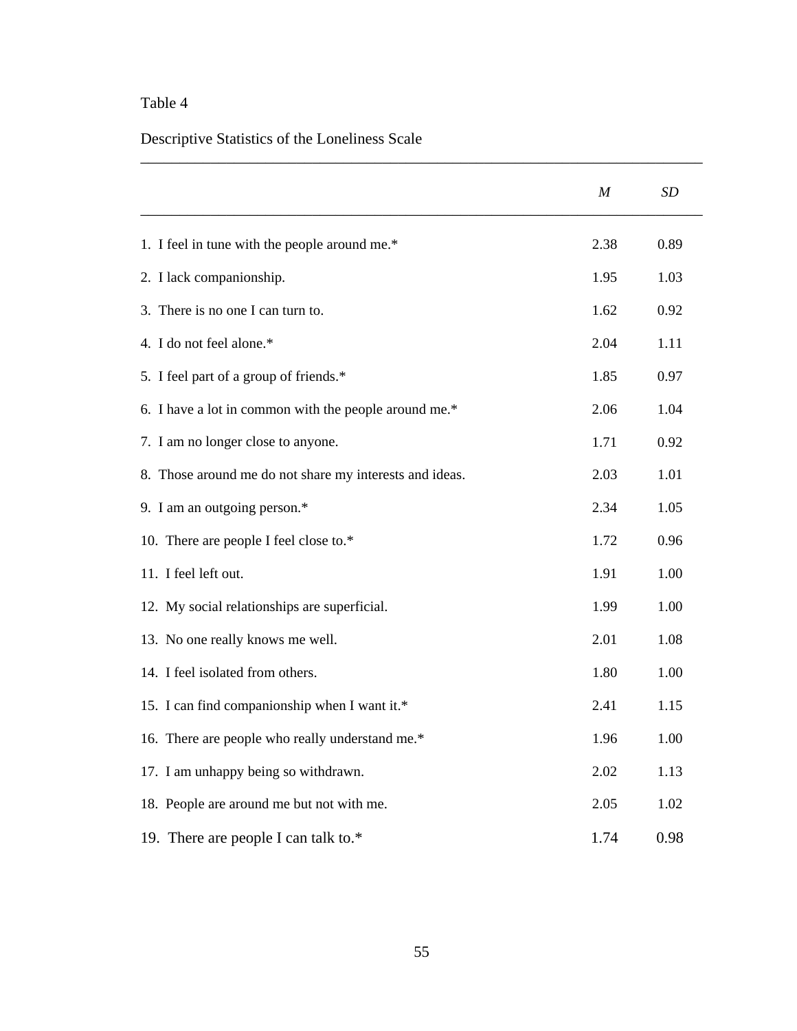Table 4

Descriptive Statistics of the Loneliness Scale

| | *M* | *SD* |
|---|---|---|
| 1. I feel in tune with the people around me.* | 2.38 | 0.89 |
| 2. I lack companionship. | 1.95 | 1.03 |
| 3. There is no one I can turn to. | 1.62 | 0.92 |
| 4. I do not feel alone.* | 2.04 | 1.11 |
| 5. I feel part of a group of friends.* | 1.85 | 0.97 |
| 6. I have a lot in common with the people around me.* | 2.06 | 1.04 |
| 7. I am no longer close to anyone. | 1.71 | 0.92 |
| 8. Those around me do not share my interests and ideas. | 2.03 | 1.01 |
| 9. I am an outgoing person.* | 2.34 | 1.05 |
| 10. There are people I feel close to.* | 1.72 | 0.96 |
| 11. I feel left out. | 1.91 | 1.00 |
| 12. My social relationships are superficial. | 1.99 | 1.00 |
| 13. No one really knows me well. | 2.01 | 1.08 |
| 14. I feel isolated from others. | 1.80 | 1.00 |
| 15. I can find companionship when I want it.* | 2.41 | 1.15 |
| 16. There are people who really understand me.* | 1.96 | 1.00 |
| 17. I am unhappy being so withdrawn. | 2.02 | 1.13 |
| 18. People are around me but not with me. | 2.05 | 1.02 |
| 19. There are people I can talk to.* | 1.74 | 0.98 |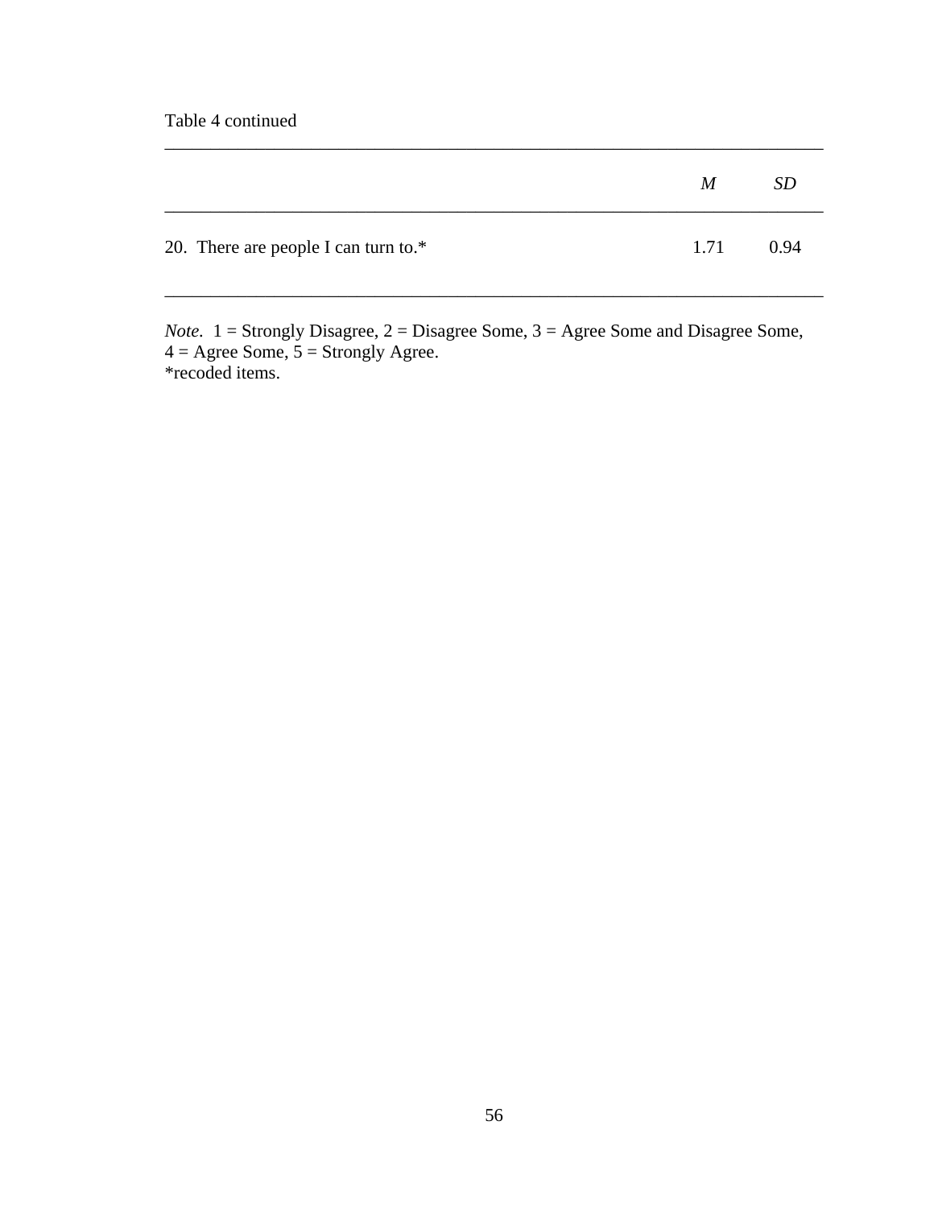Table 4 continued

| | *M* | *SD* |
|---|---|---|
| 20. There are people I can turn to.* | 1.71 | 0.94 |

*Note.* 1 = Strongly Disagree, 2 = Disagree Some, 3 = Agree Some and Disagree Some, 4 = Agree Some, 5 = Strongly Agree.
*recoded items.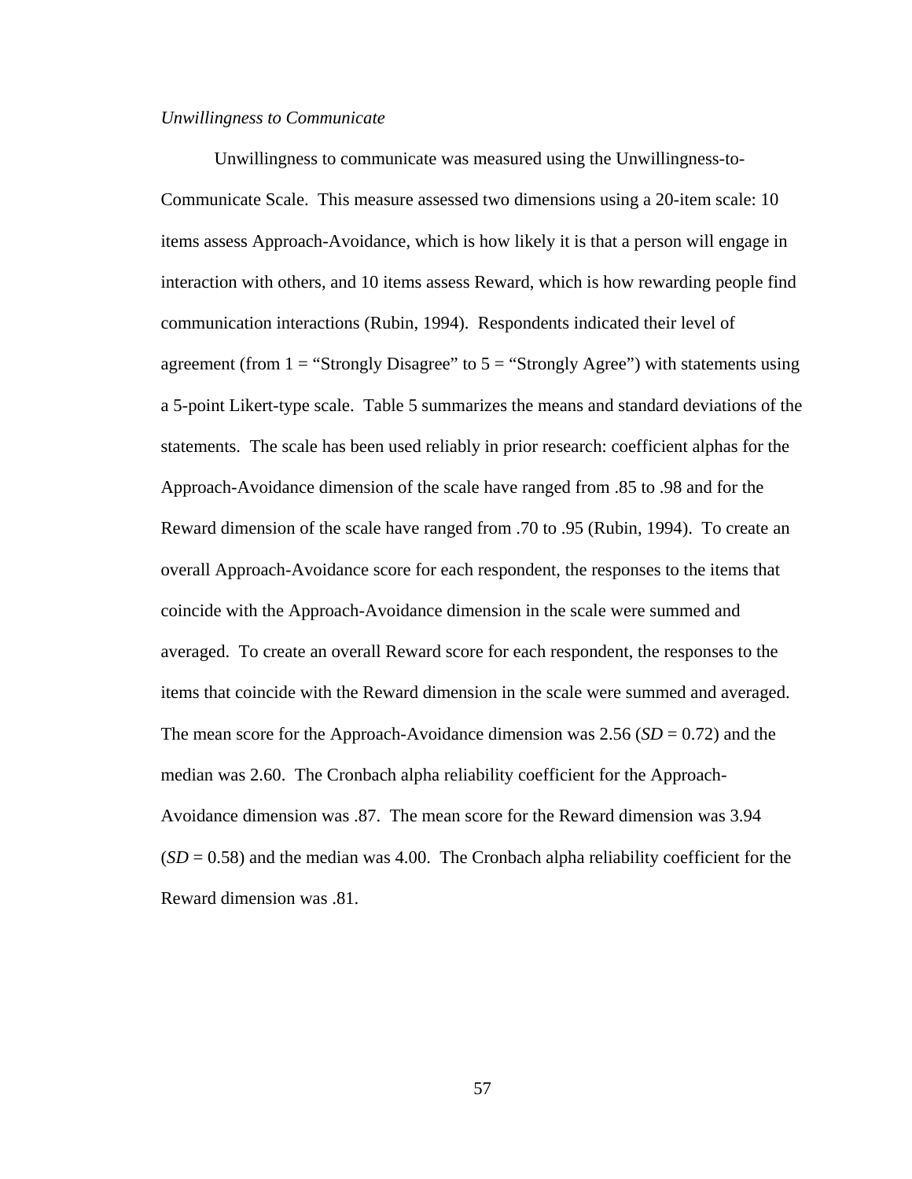*Unwillingness to Communicate*

Unwillingness to communicate was measured using the Unwillingness-to-Communicate Scale. This measure assessed two dimensions using a 20-item scale: 10 items assess Approach-Avoidance, which is how likely it is that a person will engage in interaction with others, and 10 items assess Reward, which is how rewarding people find communication interactions (Rubin, 1994). Respondents indicated their level of agreement (from 1 = "Strongly Disagree" to 5 = "Strongly Agree") with statements using a 5-point Likert-type scale. Table 5 summarizes the means and standard deviations of the statements. The scale has been used reliably in prior research: coefficient alphas for the Approach-Avoidance dimension of the scale have ranged from .85 to .98 and for the Reward dimension of the scale have ranged from .70 to .95 (Rubin, 1994). To create an overall Approach-Avoidance score for each respondent, the responses to the items that coincide with the Approach-Avoidance dimension in the scale were summed and averaged. To create an overall Reward score for each respondent, the responses to the items that coincide with the Reward dimension in the scale were summed and averaged. The mean score for the Approach-Avoidance dimension was 2.56 ($SD$ = 0.72) and the median was 2.60. The Cronbach alpha reliability coefficient for the Approach-Avoidance dimension was .87. The mean score for the Reward dimension was 3.94 ($SD$ = 0.58) and the median was 4.00. The Cronbach alpha reliability coefficient for the Reward dimension was .81.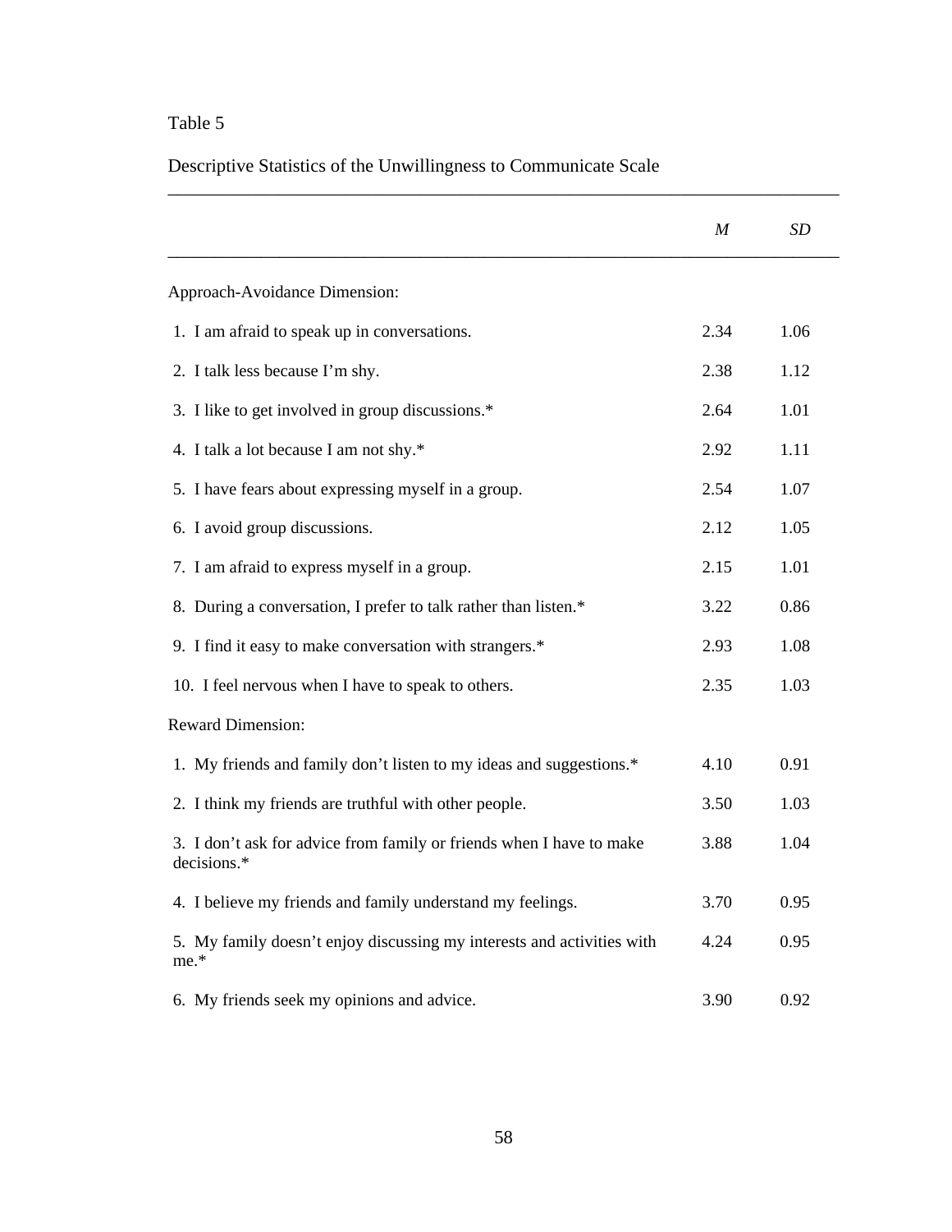Table 5

Descriptive Statistics of the Unwillingness to Communicate Scale

| | *M* | *SD* |
|---|---|---|
| Approach-Avoidance Dimension: | | |
| 1. I am afraid to speak up in conversations. | 2.34 | 1.06 |
| 2. I talk less because I'm shy. | 2.38 | 1.12 |
| 3. I like to get involved in group discussions.* | 2.64 | 1.01 |
| 4. I talk a lot because I am not shy.* | 2.92 | 1.11 |
| 5. I have fears about expressing myself in a group. | 2.54 | 1.07 |
| 6. I avoid group discussions. | 2.12 | 1.05 |
| 7. I am afraid to express myself in a group. | 2.15 | 1.01 |
| 8. During a conversation, I prefer to talk rather than listen.* | 3.22 | 0.86 |
| 9. I find it easy to make conversation with strangers.* | 2.93 | 1.08 |
| 10. I feel nervous when I have to speak to others. | 2.35 | 1.03 |
| Reward Dimension: | | |
| 1. My friends and family don't listen to my ideas and suggestions.* | 4.10 | 0.91 |
| 2. I think my friends are truthful with other people. | 3.50 | 1.03 |
| 3. I don't ask for advice from family or friends when I have to make decisions.* | 3.88 | 1.04 |
| 4. I believe my friends and family understand my feelings. | 3.70 | 0.95 |
| 5. My family doesn't enjoy discussing my interests and activities with me.* | 4.24 | 0.95 |
| 6. My friends seek my opinions and advice. | 3.90 | 0.92 |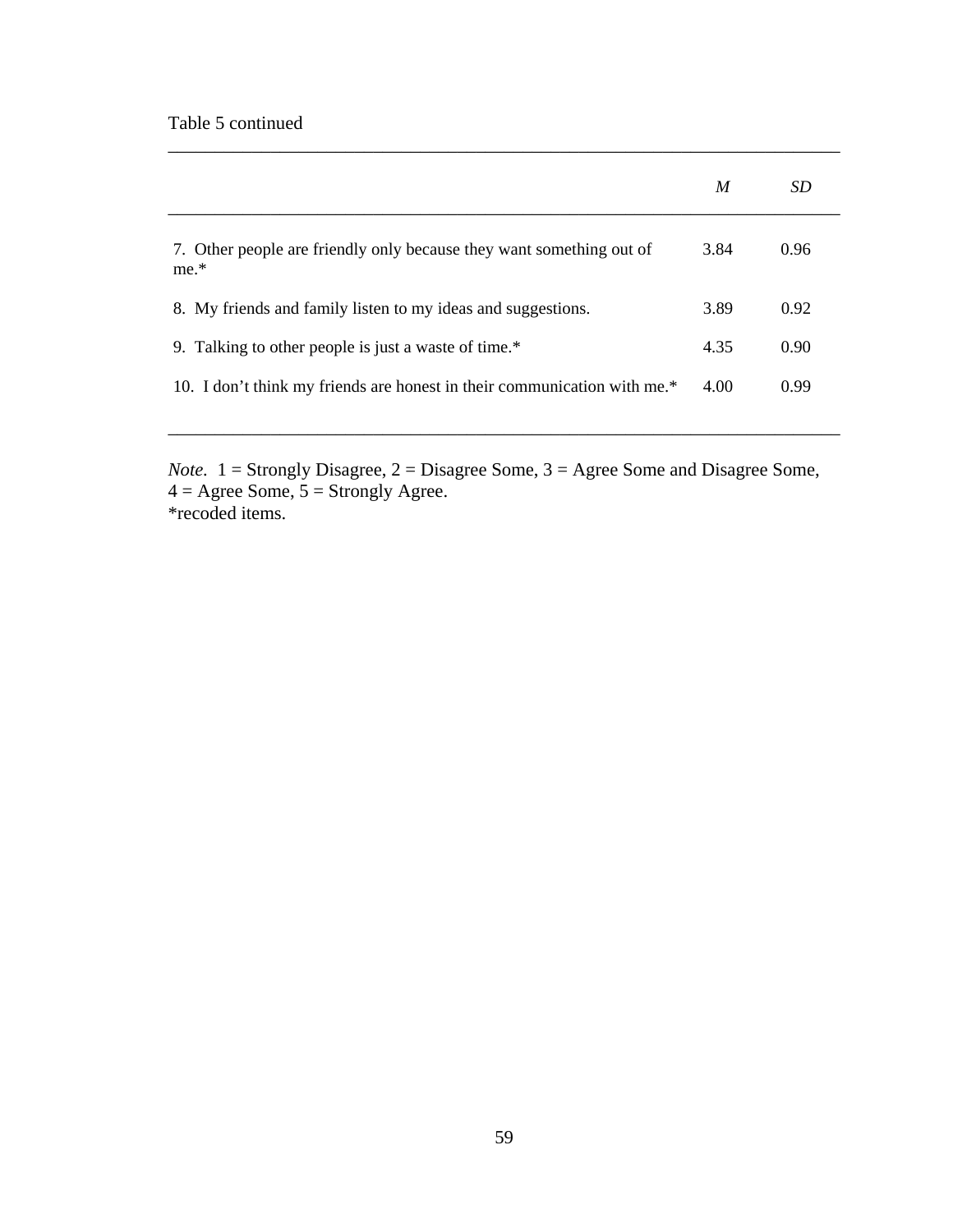Table 5 continued

| | *M* | *SD* |
|---|---|---|
| 7. Other people are friendly only because they want something out of me.* | 3.84 | 0.96 |
| 8. My friends and family listen to my ideas and suggestions. | 3.89 | 0.92 |
| 9. Talking to other people is just a waste of time.* | 4.35 | 0.90 |
| 10. I don't think my friends are honest in their communication with me.* | 4.00 | 0.99 |

*Note*. 1 = Strongly Disagree, 2 = Disagree Some, 3 = Agree Some and Disagree Some, 4 = Agree Some, 5 = Strongly Agree.
*recoded items.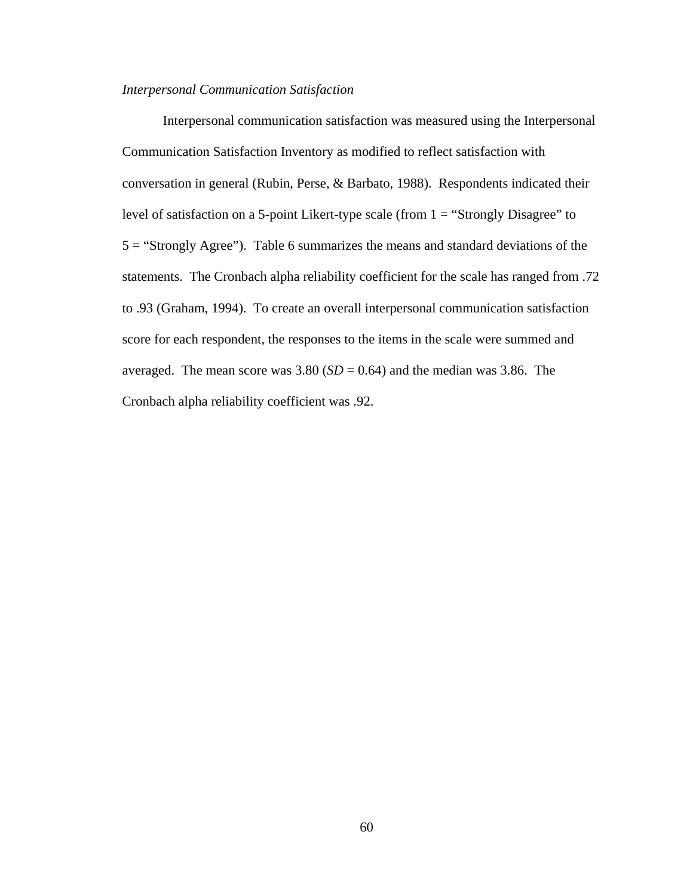*Interpersonal Communication Satisfaction*

Interpersonal communication satisfaction was measured using the Interpersonal Communication Satisfaction Inventory as modified to reflect satisfaction with conversation in general (Rubin, Perse, & Barbato, 1988). Respondents indicated their level of satisfaction on a 5-point Likert-type scale (from 1 = “Strongly Disagree” to 5 = “Strongly Agree”). Table 6 summarizes the means and standard deviations of the statements. The Cronbach alpha reliability coefficient for the scale has ranged from .72 to .93 (Graham, 1994). To create an overall interpersonal communication satisfaction score for each respondent, the responses to the items in the scale were summed and averaged. The mean score was 3.80 ($SD = 0.64$) and the median was 3.86. The Cronbach alpha reliability coefficient was .92.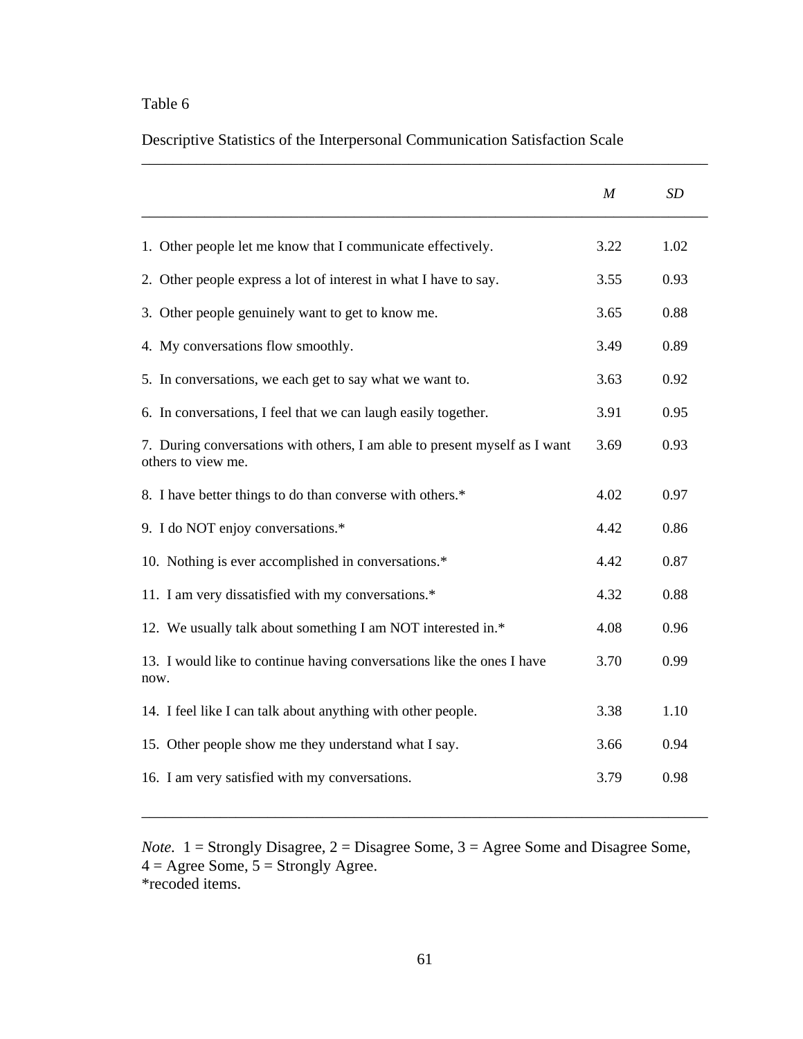Table 6

Descriptive Statistics of the Interpersonal Communication Satisfaction Scale

| | *M* | *SD* |
|---|---|---|
| 1. Other people let me know that I communicate effectively. | 3.22 | 1.02 |
| 2. Other people express a lot of interest in what I have to say. | 3.55 | 0.93 |
| 3. Other people genuinely want to get to know me. | 3.65 | 0.88 |
| 4. My conversations flow smoothly. | 3.49 | 0.89 |
| 5. In conversations, we each get to say what we want to. | 3.63 | 0.92 |
| 6. In conversations, I feel that we can laugh easily together. | 3.91 | 0.95 |
| 7. During conversations with others, I am able to present myself as I want others to view me. | 3.69 | 0.93 |
| 8. I have better things to do than converse with others.* | 4.02 | 0.97 |
| 9. I do NOT enjoy conversations.* | 4.42 | 0.86 |
| 10. Nothing is ever accomplished in conversations.* | 4.42 | 0.87 |
| 11. I am very dissatisfied with my conversations.* | 4.32 | 0.88 |
| 12. We usually talk about something I am NOT interested in.* | 4.08 | 0.96 |
| 13. I would like to continue having conversations like the ones I have now. | 3.70 | 0.99 |
| 14. I feel like I can talk about anything with other people. | 3.38 | 1.10 |
| 15. Other people show me they understand what I say. | 3.66 | 0.94 |
| 16. I am very satisfied with my conversations. | 3.79 | 0.98 |

*Note.* 1 = Strongly Disagree, 2 = Disagree Some, 3 = Agree Some and Disagree Some, 4 = Agree Some, 5 = Strongly Agree.
*recoded items.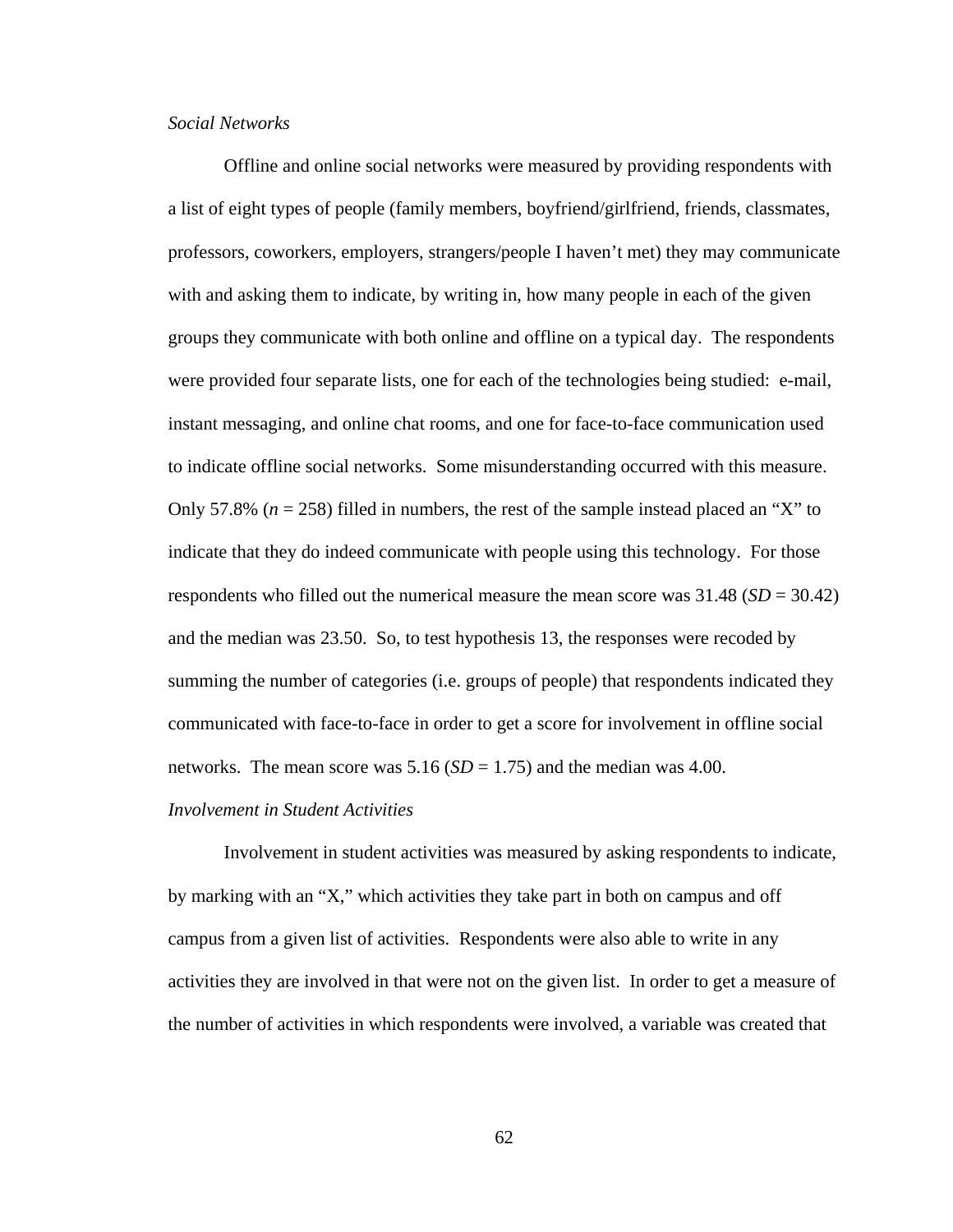*Social Networks*

Offline and online social networks were measured by providing respondents with a list of eight types of people (family members, boyfriend/girlfriend, friends, classmates, professors, coworkers, employers, strangers/people I haven't met) they may communicate with and asking them to indicate, by writing in, how many people in each of the given groups they communicate with both online and offline on a typical day. The respondents were provided four separate lists, one for each of the technologies being studied: e-mail, instant messaging, and online chat rooms, and one for face-to-face communication used to indicate offline social networks. Some misunderstanding occurred with this measure. Only 57.8% (*n* = 258) filled in numbers, the rest of the sample instead placed an "X" to indicate that they do indeed communicate with people using this technology. For those respondents who filled out the numerical measure the mean score was 31.48 (*SD* = 30.42) and the median was 23.50. So, to test hypothesis 13, the responses were recoded by summing the number of categories (i.e. groups of people) that respondents indicated they communicated with face-to-face in order to get a score for involvement in offline social networks. The mean score was 5.16 (*SD* = 1.75) and the median was 4.00.

*Involvement in Student Activities*

Involvement in student activities was measured by asking respondents to indicate, by marking with an "X," which activities they take part in both on campus and off campus from a given list of activities. Respondents were also able to write in any activities they are involved in that were not on the given list. In order to get a measure of the number of activities in which respondents were involved, a variable was created that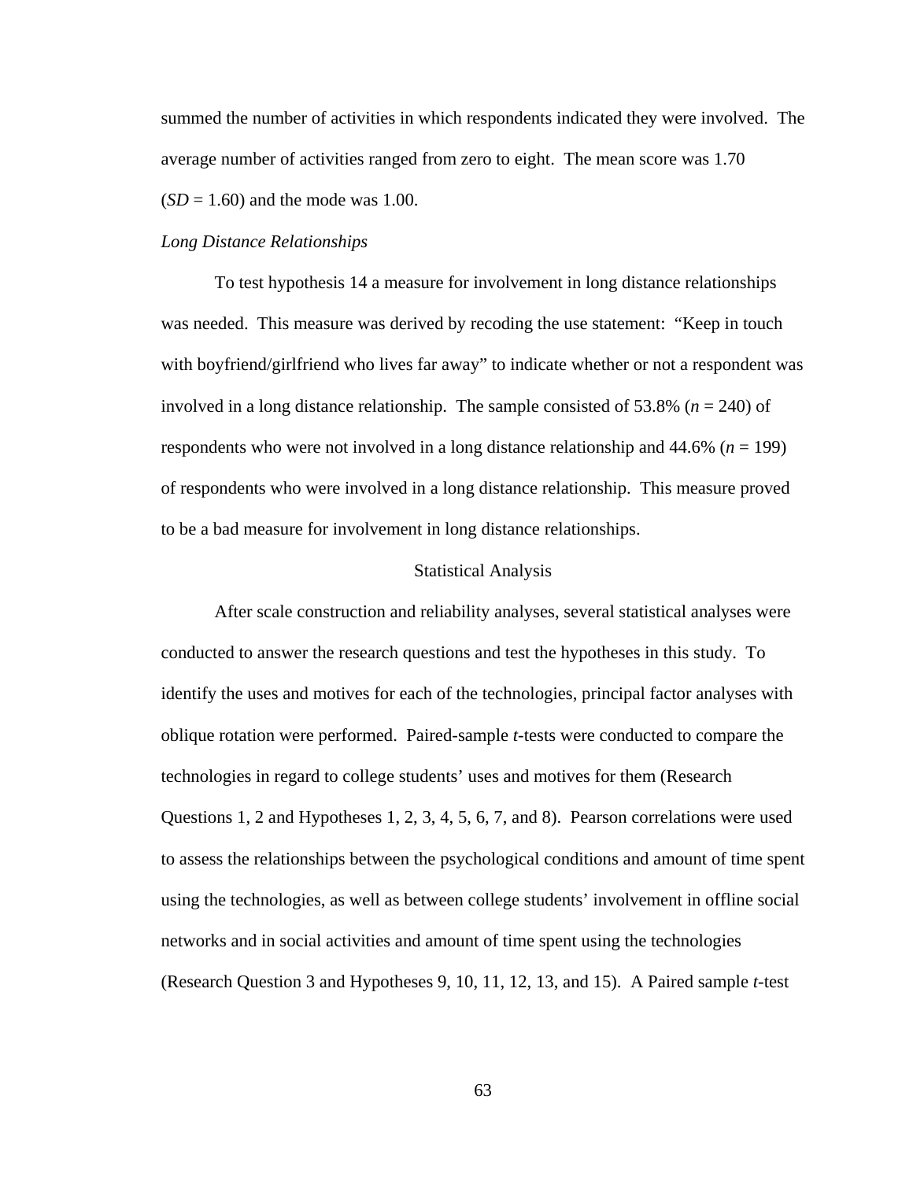summed the number of activities in which respondents indicated they were involved. The average number of activities ranged from zero to eight. The mean score was 1.70 (*SD* = 1.60) and the mode was 1.00.

*Long Distance Relationships*

To test hypothesis 14 a measure for involvement in long distance relationships was needed. This measure was derived by recoding the use statement: "Keep in touch with boyfriend/girlfriend who lives far away" to indicate whether or not a respondent was involved in a long distance relationship. The sample consisted of 53.8% (*n* = 240) of respondents who were not involved in a long distance relationship and 44.6% (*n* = 199) of respondents who were involved in a long distance relationship. This measure proved to be a bad measure for involvement in long distance relationships.

## Statistical Analysis

After scale construction and reliability analyses, several statistical analyses were conducted to answer the research questions and test the hypotheses in this study. To identify the uses and motives for each of the technologies, principal factor analyses with oblique rotation were performed. Paired-sample *t*-tests were conducted to compare the technologies in regard to college students' uses and motives for them (Research Questions 1, 2 and Hypotheses 1, 2, 3, 4, 5, 6, 7, and 8). Pearson correlations were used to assess the relationships between the psychological conditions and amount of time spent using the technologies, as well as between college students' involvement in offline social networks and in social activities and amount of time spent using the technologies (Research Question 3 and Hypotheses 9, 10, 11, 12, 13, and 15). A Paired sample *t*-test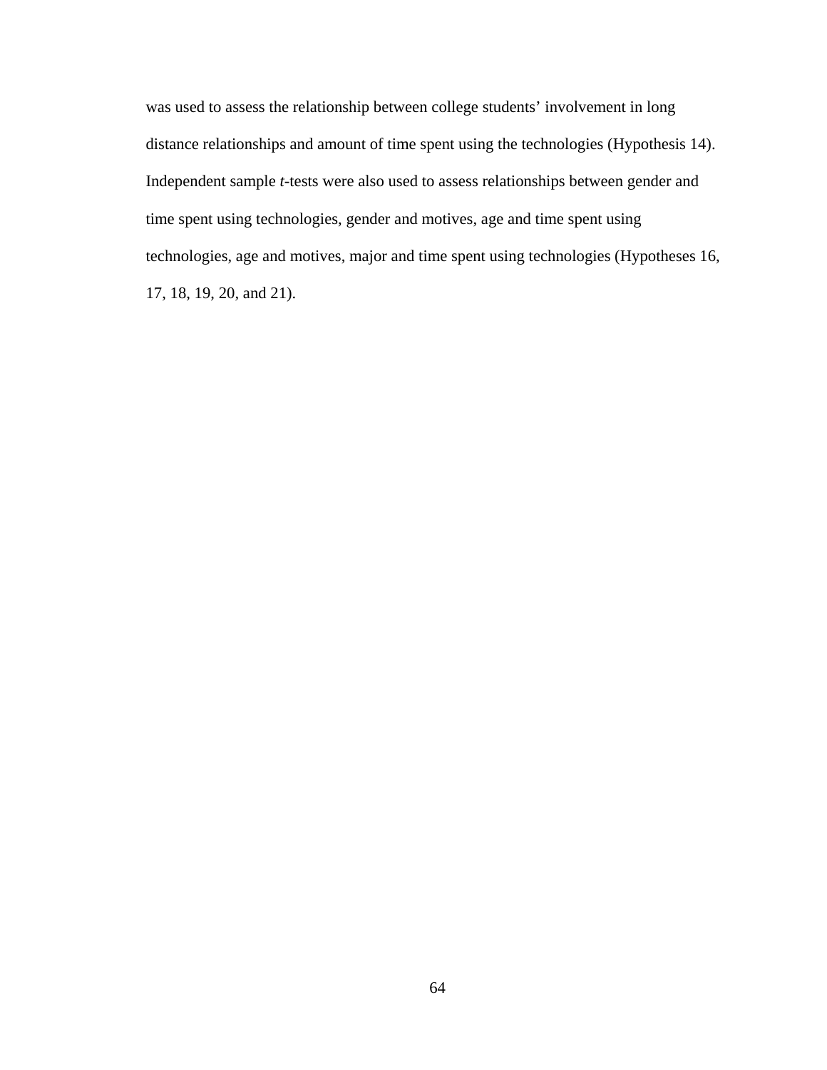was used to assess the relationship between college students' involvement in long distance relationships and amount of time spent using the technologies (Hypothesis 14). Independent sample *t*-tests were also used to assess relationships between gender and time spent using technologies, gender and motives, age and time spent using technologies, age and motives, major and time spent using technologies (Hypotheses 16, 17, 18, 19, 20, and 21).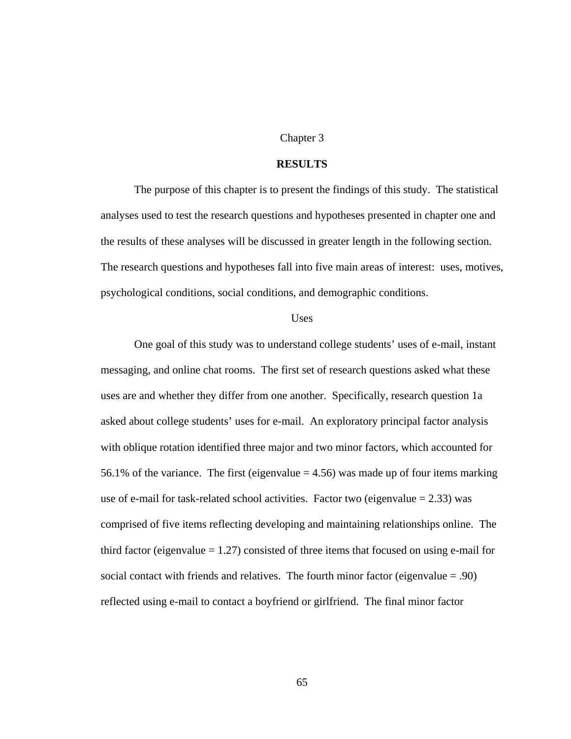# Chapter 3

## RESULTS

The purpose of this chapter is to present the findings of this study. The statistical analyses used to test the research questions and hypotheses presented in chapter one and the results of these analyses will be discussed in greater length in the following section. The research questions and hypotheses fall into five main areas of interest: uses, motives, psychological conditions, social conditions, and demographic conditions.

### Uses

One goal of this study was to understand college students' uses of e-mail, instant messaging, and online chat rooms. The first set of research questions asked what these uses are and whether they differ from one another. Specifically, research question 1a asked about college students' uses for e-mail. An exploratory principal factor analysis with oblique rotation identified three major and two minor factors, which accounted for 56.1% of the variance. The first (eigenvalue = 4.56) was made up of four items marking use of e-mail for task-related school activities. Factor two (eigenvalue = 2.33) was comprised of five items reflecting developing and maintaining relationships online. The third factor (eigenvalue = 1.27) consisted of three items that focused on using e-mail for social contact with friends and relatives. The fourth minor factor (eigenvalue = .90) reflected using e-mail to contact a boyfriend or girlfriend. The final minor factor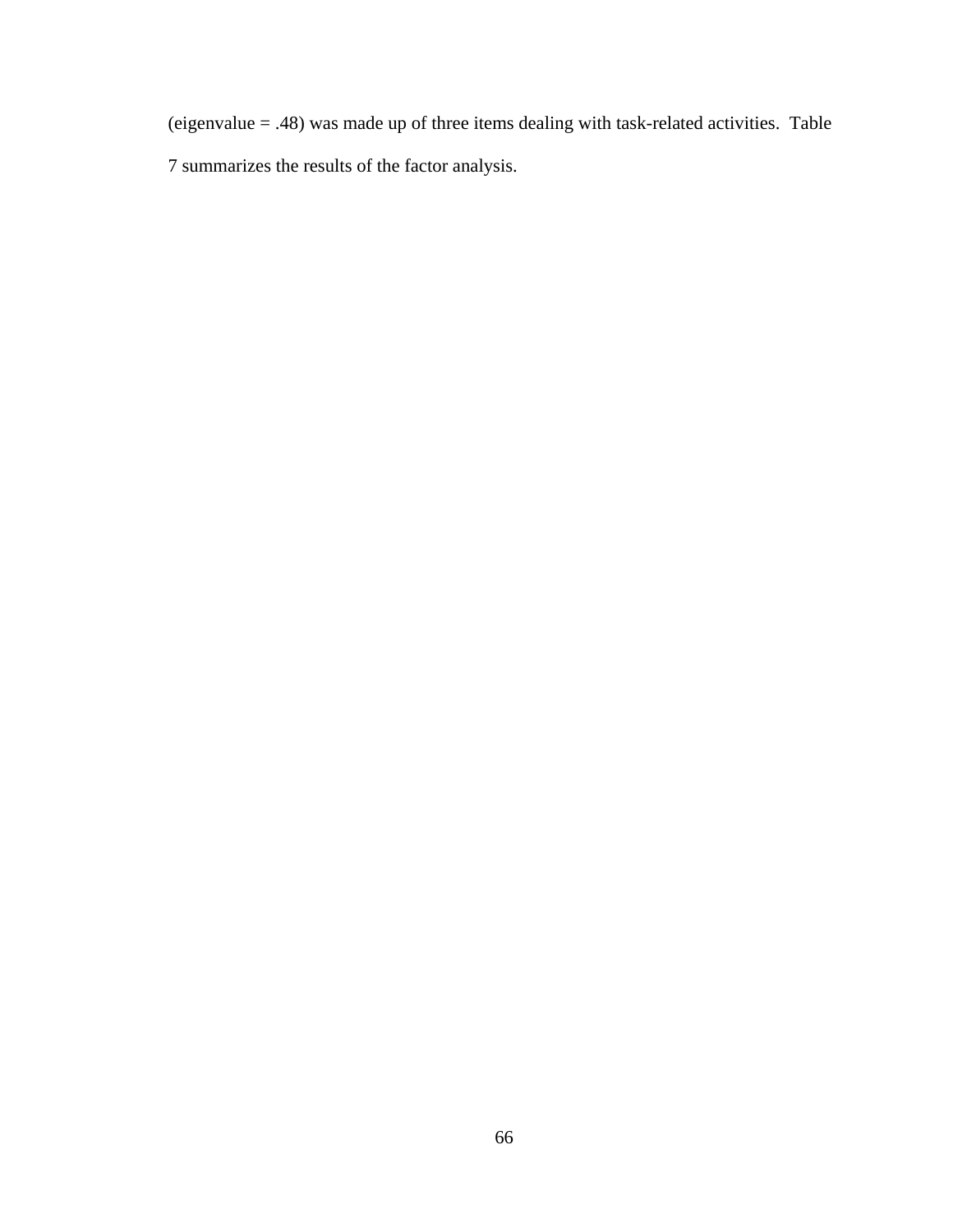(eigenvalue = .48) was made up of three items dealing with task-related activities. Table 7 summarizes the results of the factor analysis.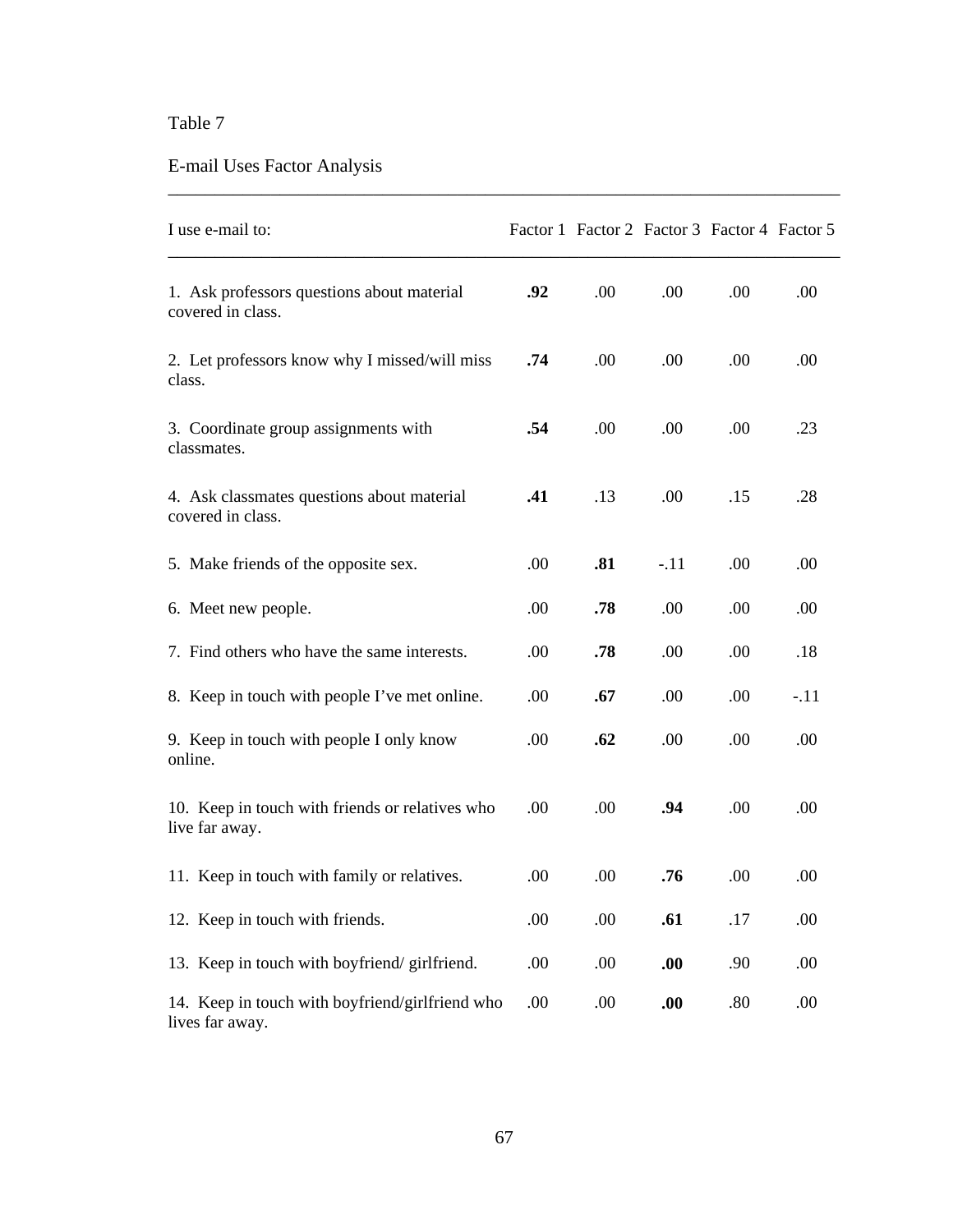Table 7

E-mail Uses Factor Analysis

| I use e-mail to: | Factor 1 | Factor 2 | Factor 3 | Factor 4 | Factor 5 |
|---|---|---|---|---|---|
| 1. Ask professors questions about material covered in class. | **.92** | .00 | .00 | .00 | .00 |
| 2. Let professors know why I missed/will miss class. | **.74** | .00 | .00 | .00 | .00 |
| 3. Coordinate group assignments with classmates. | **.54** | .00 | .00 | .00 | .23 |
| 4. Ask classmates questions about material covered in class. | **.41** | .13 | .00 | .15 | .28 |
| 5. Make friends of the opposite sex. | .00 | **.81** | -.11 | .00 | .00 |
| 6. Meet new people. | .00 | **.78** | .00 | .00 | .00 |
| 7. Find others who have the same interests. | .00 | **.78** | .00 | .00 | .18 |
| 8. Keep in touch with people I've met online. | .00 | **.67** | .00 | .00 | -.11 |
| 9. Keep in touch with people I only know online. | .00 | **.62** | .00 | .00 | .00 |
| 10. Keep in touch with friends or relatives who live far away. | .00 | .00 | **.94** | .00 | .00 |
| 11. Keep in touch with family or relatives. | .00 | .00 | **.76** | .00 | .00 |
| 12. Keep in touch with friends. | .00 | .00 | **.61** | .17 | .00 |
| 13. Keep in touch with boyfriend/ girlfriend. | .00 | .00 | **.00** | .90 | .00 |
| 14. Keep in touch with boyfriend/girlfriend who lives far away. | .00 | .00 | **.00** | .80 | .00 |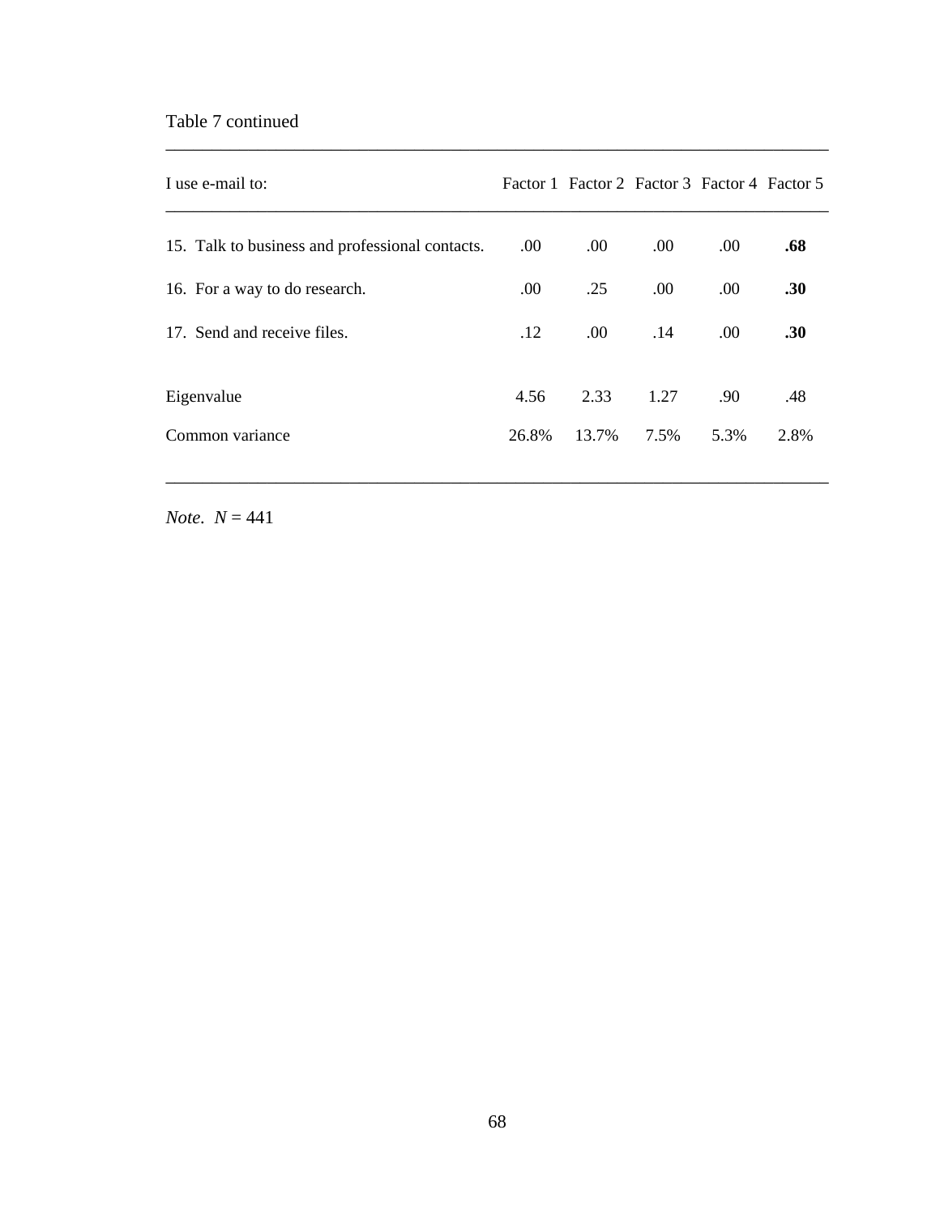Table 7 continued

| I use e-mail to: | Factor 1 | Factor 2 | Factor 3 | Factor 4 | Factor 5 |
|---|---|---|---|---|---|
| 15. Talk to business and professional contacts. | .00 | .00 | .00 | .00 | **.68** |
| 16. For a way to do research. | .00 | .25 | .00 | .00 | **.30** |
| 17. Send and receive files. | .12 | .00 | .14 | .00 | **.30** |
| Eigenvalue | 4.56 | 2.33 | 1.27 | .90 | .48 |
| Common variance | 26.8% | 13.7% | 7.5% | 5.3% | 2.8% |

*Note*. $N = 441$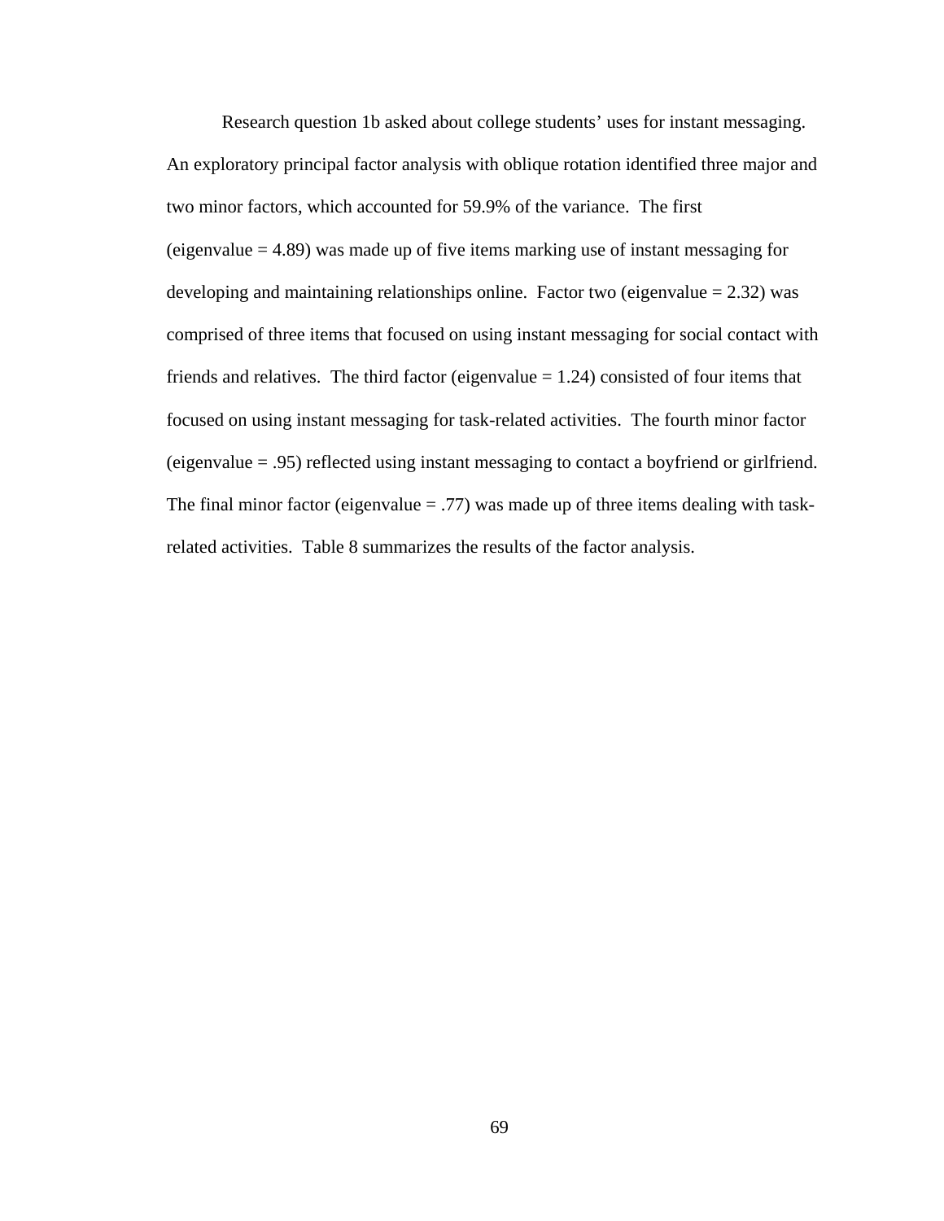Research question 1b asked about college students' uses for instant messaging. An exploratory principal factor analysis with oblique rotation identified three major and two minor factors, which accounted for 59.9% of the variance. The first (eigenvalue = 4.89) was made up of five items marking use of instant messaging for developing and maintaining relationships online. Factor two (eigenvalue = 2.32) was comprised of three items that focused on using instant messaging for social contact with friends and relatives. The third factor (eigenvalue = 1.24) consisted of four items that focused on using instant messaging for task-related activities. The fourth minor factor (eigenvalue = .95) reflected using instant messaging to contact a boyfriend or girlfriend. The final minor factor (eigenvalue = .77) was made up of three items dealing with task-related activities. Table 8 summarizes the results of the factor analysis.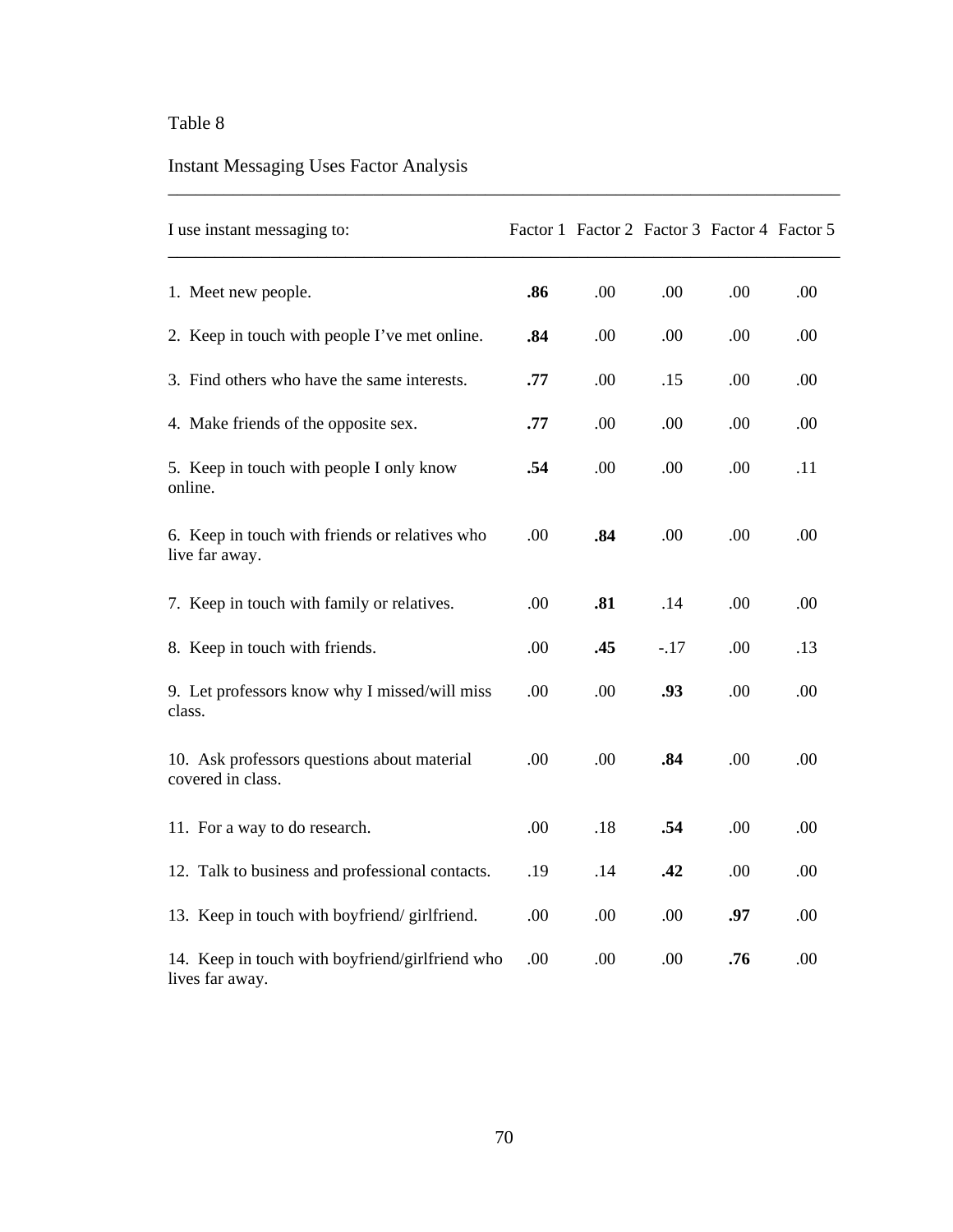Table 8

Instant Messaging Uses Factor Analysis

| I use instant messaging to: | Factor 1 | Factor 2 | Factor 3 | Factor 4 | Factor 5 |
|---|---|---|---|---|---|
| 1. Meet new people. | **.86** | .00 | .00 | .00 | .00 |
| 2. Keep in touch with people I've met online. | **.84** | .00 | .00 | .00 | .00 |
| 3. Find others who have the same interests. | **.77** | .00 | .15 | .00 | .00 |
| 4. Make friends of the opposite sex. | **.77** | .00 | .00 | .00 | .00 |
| 5. Keep in touch with people I only know online. | **.54** | .00 | .00 | .00 | .11 |
| 6. Keep in touch with friends or relatives who live far away. | .00 | **.84** | .00 | .00 | .00 |
| 7. Keep in touch with family or relatives. | .00 | **.81** | .14 | .00 | .00 |
| 8. Keep in touch with friends. | .00 | **.45** | -.17 | .00 | .13 |
| 9. Let professors know why I missed/will miss class. | .00 | .00 | **.93** | .00 | .00 |
| 10. Ask professors questions about material covered in class. | .00 | .00 | **.84** | .00 | .00 |
| 11. For a way to do research. | .00 | .18 | **.54** | .00 | .00 |
| 12. Talk to business and professional contacts. | .19 | .14 | **.42** | .00 | .00 |
| 13. Keep in touch with boyfriend/ girlfriend. | .00 | .00 | .00 | **.97** | .00 |
| 14. Keep in touch with boyfriend/girlfriend who lives far away. | .00 | .00 | .00 | **.76** | .00 |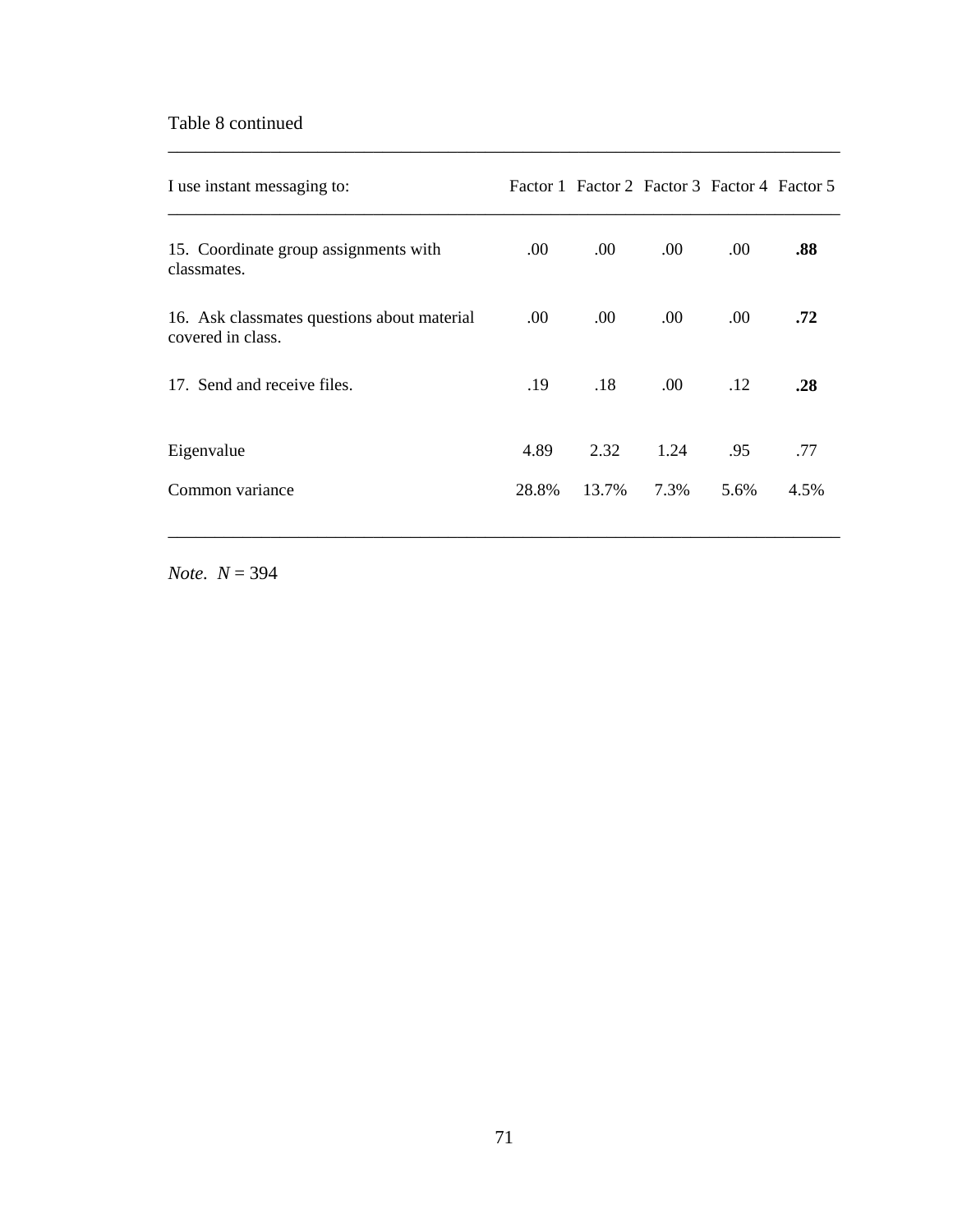Table 8 continued

| I use instant messaging to: | Factor 1 | Factor 2 | Factor 3 | Factor 4 | Factor 5 |
|---|---|---|---|---|---|
| 15. Coordinate group assignments with classmates. | .00 | .00 | .00 | .00 | **.88** |
| 16. Ask classmates questions about material covered in class. | .00 | .00 | .00 | .00 | **.72** |
| 17. Send and receive files. | .19 | .18 | .00 | .12 | **.28** |
| Eigenvalue | 4.89 | 2.32 | 1.24 | .95 | .77 |
| Common variance | 28.8% | 13.7% | 7.3% | 5.6% | 4.5% |

*Note.* $N = 394$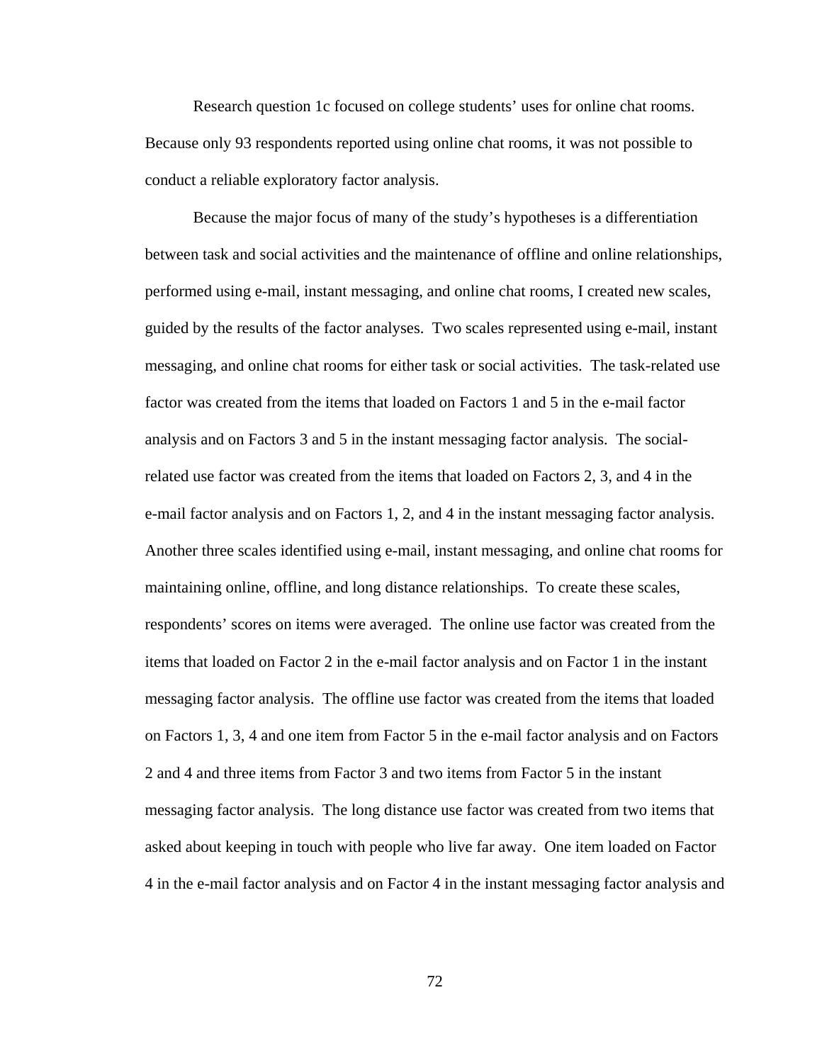Research question 1c focused on college students' uses for online chat rooms. Because only 93 respondents reported using online chat rooms, it was not possible to conduct a reliable exploratory factor analysis.

Because the major focus of many of the study's hypotheses is a differentiation between task and social activities and the maintenance of offline and online relationships, performed using e-mail, instant messaging, and online chat rooms, I created new scales, guided by the results of the factor analyses. Two scales represented using e-mail, instant messaging, and online chat rooms for either task or social activities. The task-related use factor was created from the items that loaded on Factors 1 and 5 in the e-mail factor analysis and on Factors 3 and 5 in the instant messaging factor analysis. The social-related use factor was created from the items that loaded on Factors 2, 3, and 4 in the e-mail factor analysis and on Factors 1, 2, and 4 in the instant messaging factor analysis. Another three scales identified using e-mail, instant messaging, and online chat rooms for maintaining online, offline, and long distance relationships. To create these scales, respondents' scores on items were averaged. The online use factor was created from the items that loaded on Factor 2 in the e-mail factor analysis and on Factor 1 in the instant messaging factor analysis. The offline use factor was created from the items that loaded on Factors 1, 3, 4 and one item from Factor 5 in the e-mail factor analysis and on Factors 2 and 4 and three items from Factor 3 and two items from Factor 5 in the instant messaging factor analysis. The long distance use factor was created from two items that asked about keeping in touch with people who live far away. One item loaded on Factor 4 in the e-mail factor analysis and on Factor 4 in the instant messaging factor analysis and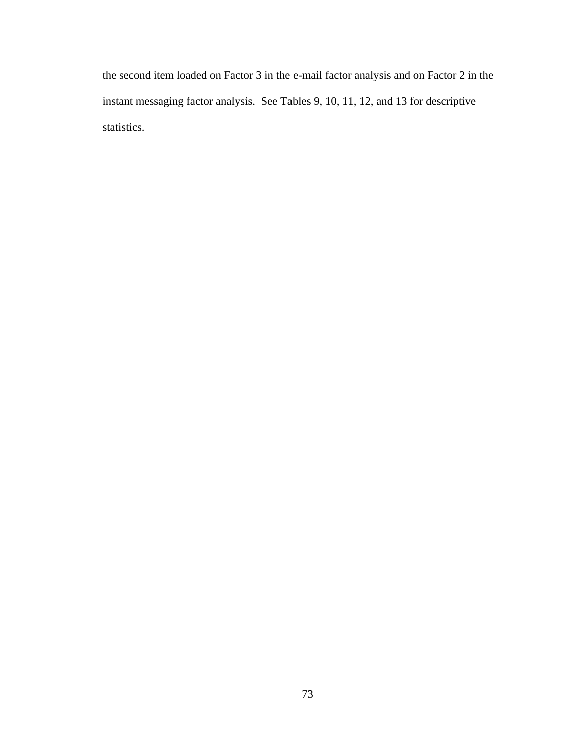the second item loaded on Factor 3 in the e-mail factor analysis and on Factor 2 in the instant messaging factor analysis. See Tables 9, 10, 11, 12, and 13 for descriptive statistics.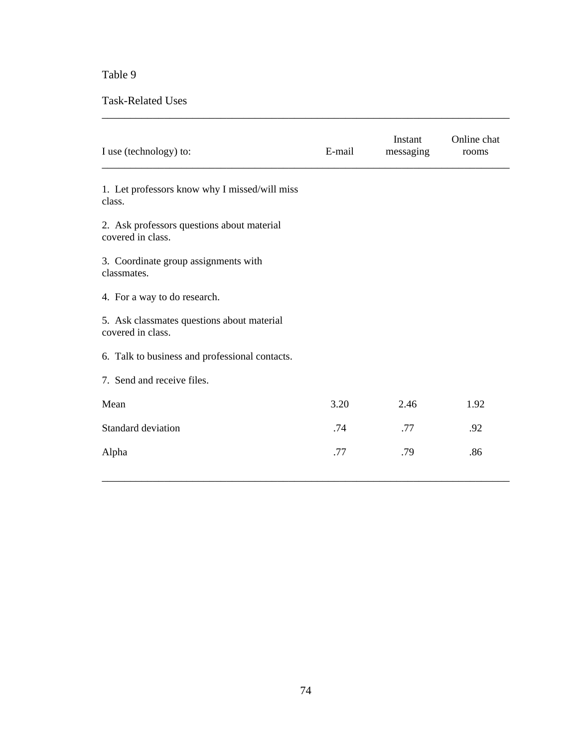Table 9

Task-Related Uses

| I use (technology) to: | E-mail | Instant messaging | Online chat rooms |
|---|---|---|---|
| 1. Let professors know why I missed/will miss class. | | | |
| 2. Ask professors questions about material covered in class. | | | |
| 3. Coordinate group assignments with classmates. | | | |
| 4. For a way to do research. | | | |
| 5. Ask classmates questions about material covered in class. | | | |
| 6. Talk to business and professional contacts. | | | |
| 7. Send and receive files. | | | |
| Mean | 3.20 | 2.46 | 1.92 |
| Standard deviation | .74 | .77 | .92 |
| Alpha | .77 | .79 | .86 |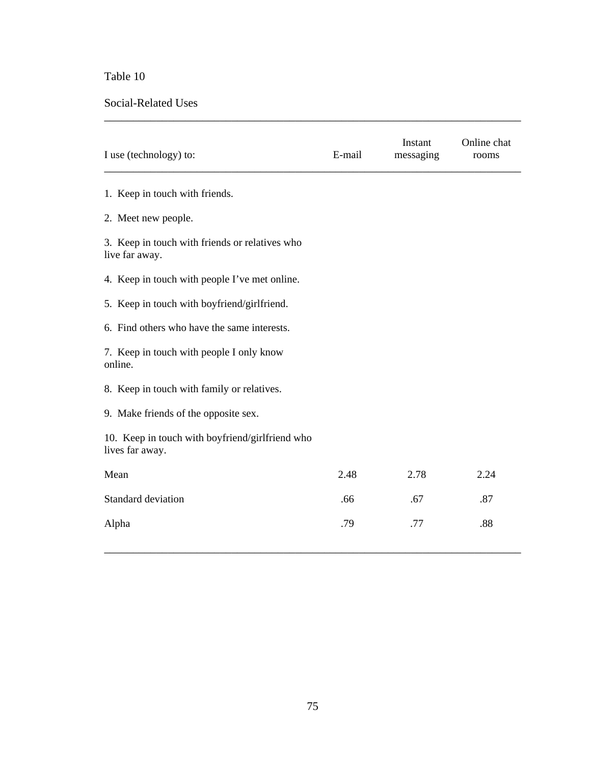Table 10

Social-Related Uses

| I use (technology) to: | E-mail | Instant messaging | Online chat rooms |
|---|---|---|---|
| 1. Keep in touch with friends. | | | |
| 2. Meet new people. | | | |
| 3. Keep in touch with friends or relatives who live far away. | | | |
| 4. Keep in touch with people I've met online. | | | |
| 5. Keep in touch with boyfriend/girlfriend. | | | |
| 6. Find others who have the same interests. | | | |
| 7. Keep in touch with people I only know online. | | | |
| 8. Keep in touch with family or relatives. | | | |
| 9. Make friends of the opposite sex. | | | |
| 10. Keep in touch with boyfriend/girlfriend who lives far away. | | | |
| Mean | 2.48 | 2.78 | 2.24 |
| Standard deviation | .66 | .67 | .87 |
| Alpha | .79 | .77 | .88 |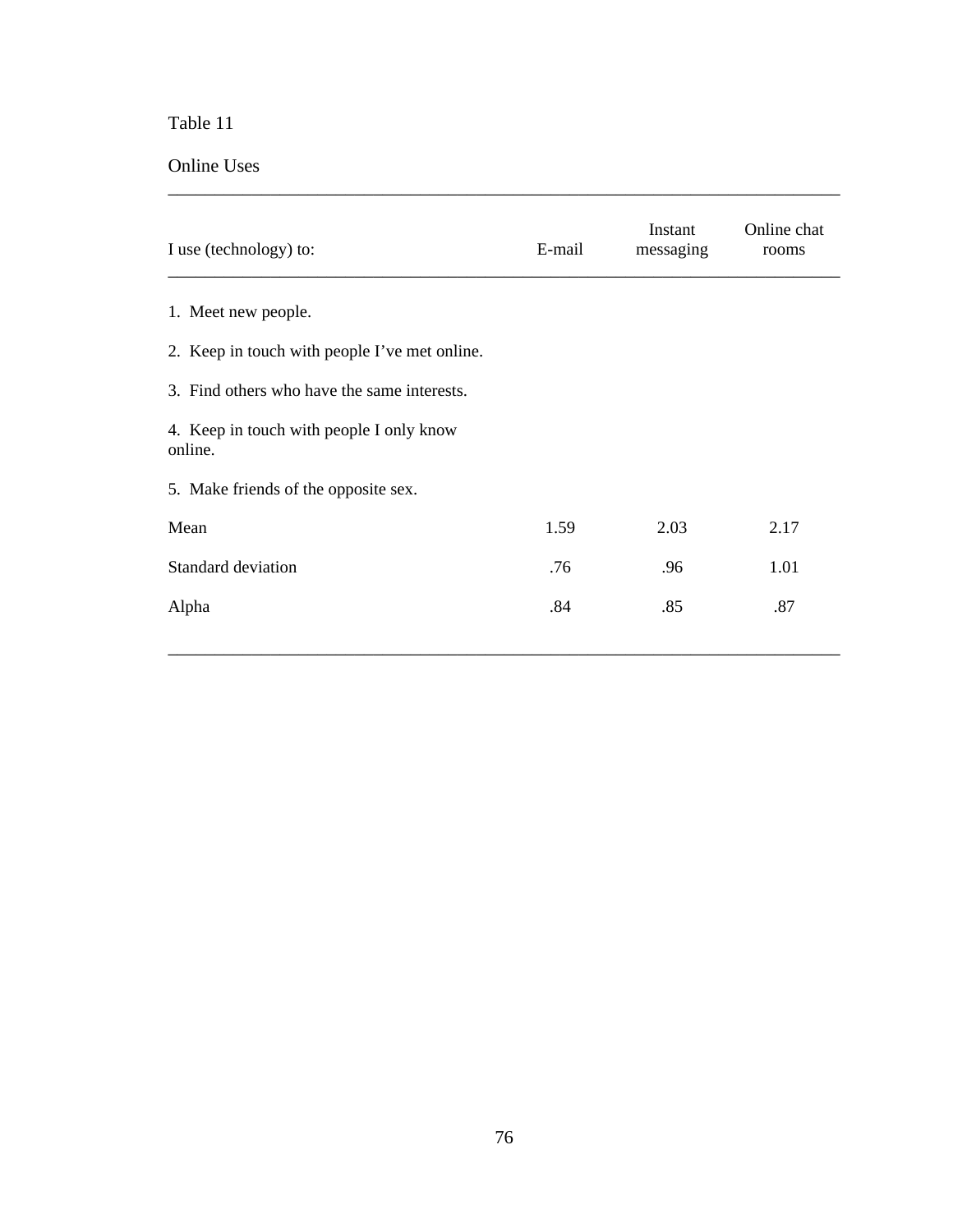Table 11

Online Uses

| I use (technology) to: | E-mail | Instant messaging | Online chat rooms |
|---|---|---|---|
| 1. Meet new people. | | | |
| 2. Keep in touch with people I've met online. | | | |
| 3. Find others who have the same interests. | | | |
| 4. Keep in touch with people I only know online. | | | |
| 5. Make friends of the opposite sex. | | | |
| Mean | 1.59 | 2.03 | 2.17 |
| Standard deviation | .76 | .96 | 1.01 |
| Alpha | .84 | .85 | .87 |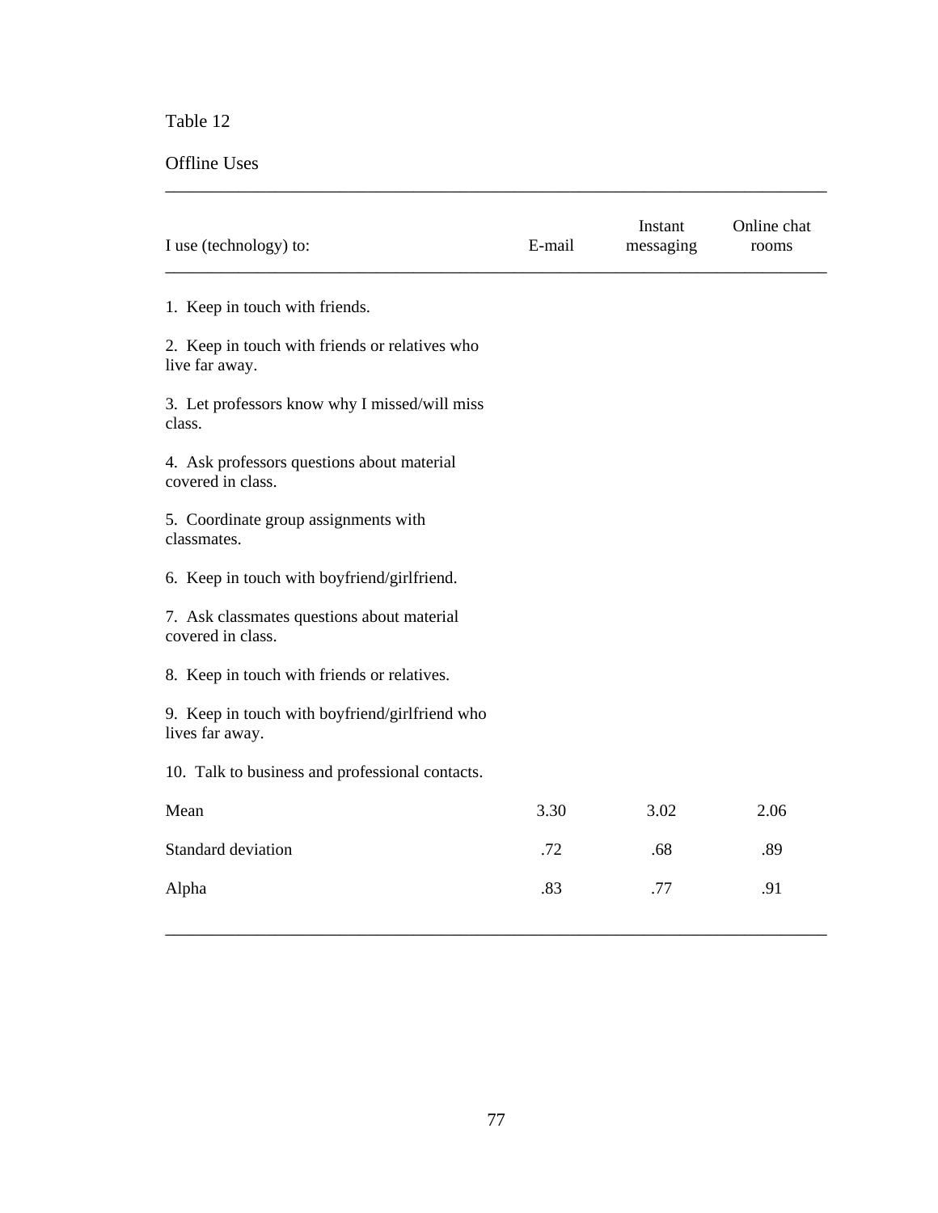Table 12

Offline Uses

| I use (technology) to: | E-mail | Instant messaging | Online chat rooms |
|---|---|---|---|
| 1. Keep in touch with friends. | | | |
| 2. Keep in touch with friends or relatives who live far away. | | | |
| 3. Let professors know why I missed/will miss class. | | | |
| 4. Ask professors questions about material covered in class. | | | |
| 5. Coordinate group assignments with classmates. | | | |
| 6. Keep in touch with boyfriend/girlfriend. | | | |
| 7. Ask classmates questions about material covered in class. | | | |
| 8. Keep in touch with friends or relatives. | | | |
| 9. Keep in touch with boyfriend/girlfriend who lives far away. | | | |
| 10. Talk to business and professional contacts. | | | |
| Mean | 3.30 | 3.02 | 2.06 |
| Standard deviation | .72 | .68 | .89 |
| Alpha | .83 | .77 | .91 |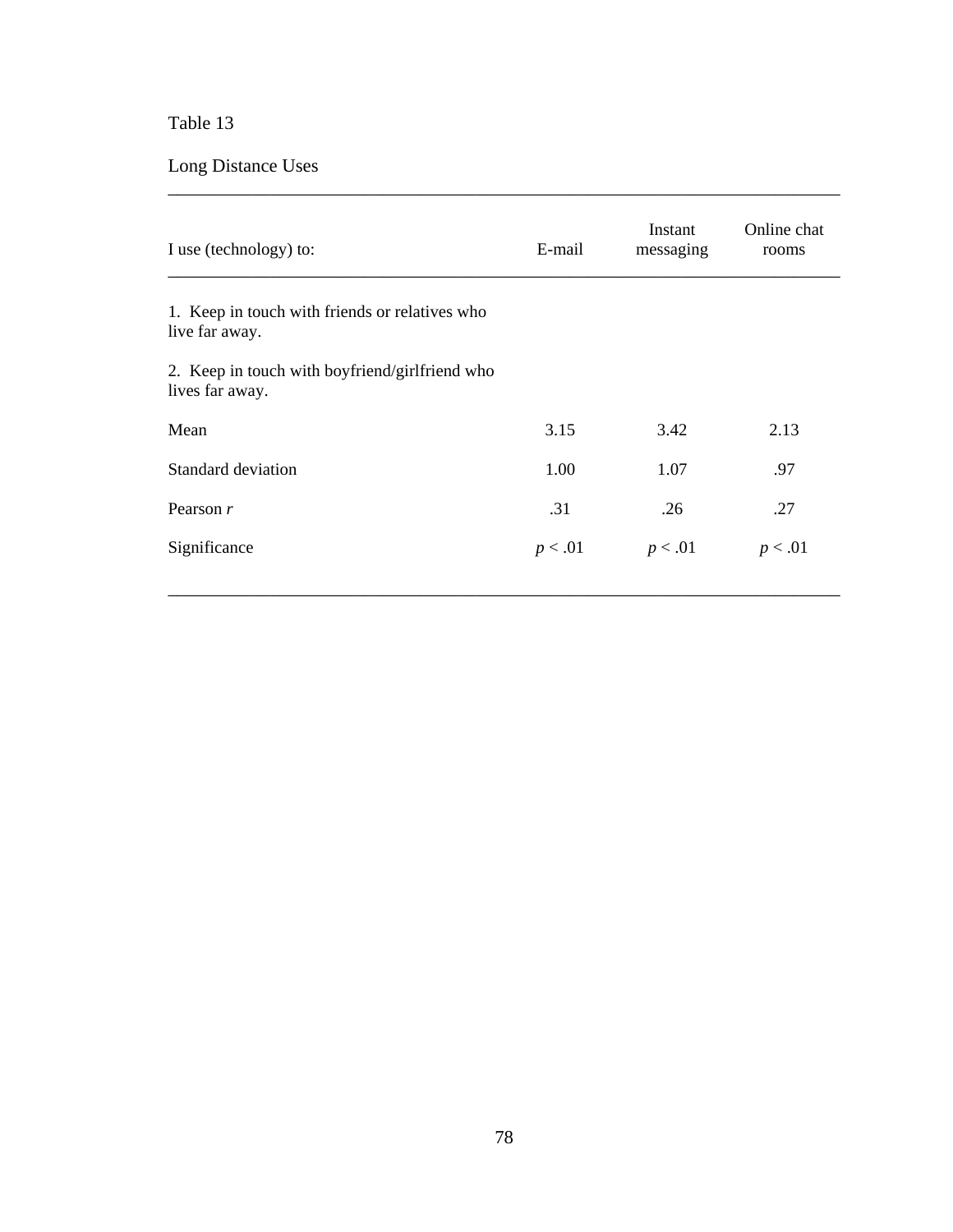Table 13

Long Distance Uses

| I use (technology) to: | E-mail | Instant messaging | Online chat rooms |
|---|---|---|---|
| 1. Keep in touch with friends or relatives who live far away. | | | |
| 2. Keep in touch with boyfriend/girlfriend who lives far away. | | | |
| Mean | 3.15 | 3.42 | 2.13 |
| Standard deviation | 1.00 | 1.07 | .97 |
| Pearson *r* | .31 | .26 | .27 |
| Significance | $p < .01$ | $p < .01$ | $p < .01$ |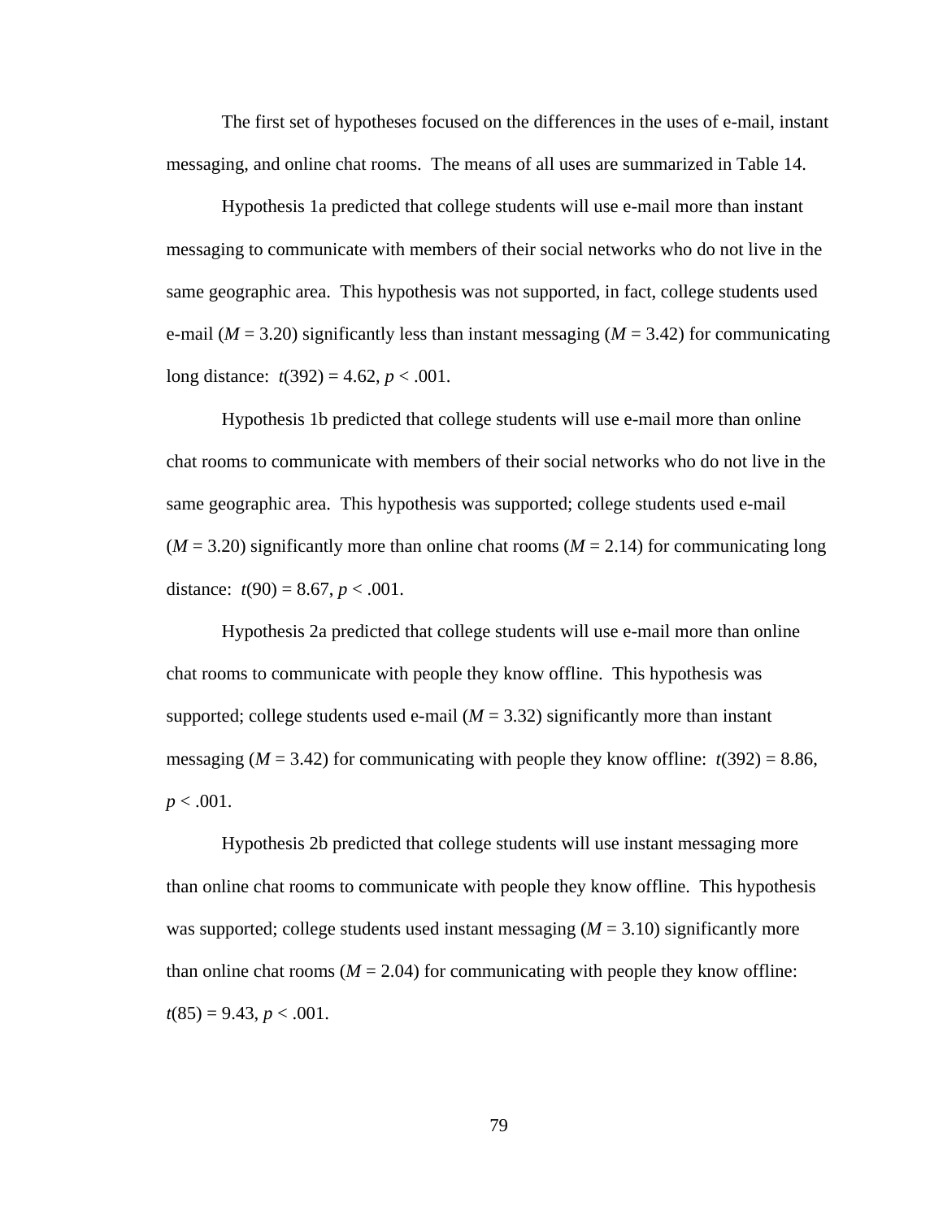The first set of hypotheses focused on the differences in the uses of e-mail, instant messaging, and online chat rooms. The means of all uses are summarized in Table 14.

Hypothesis 1a predicted that college students will use e-mail more than instant messaging to communicate with members of their social networks who do not live in the same geographic area. This hypothesis was not supported, in fact, college students used e-mail (*M* = 3.20) significantly less than instant messaging (*M* = 3.42) for communicating long distance: $t(392) = 4.62$, $p < .001$.

Hypothesis 1b predicted that college students will use e-mail more than online chat rooms to communicate with members of their social networks who do not live in the same geographic area. This hypothesis was supported; college students used e-mail (*M* = 3.20) significantly more than online chat rooms (*M* = 2.14) for communicating long distance: $t(90) = 8.67$, $p < .001$.

Hypothesis 2a predicted that college students will use e-mail more than online chat rooms to communicate with people they know offline. This hypothesis was supported; college students used e-mail (*M* = 3.32) significantly more than instant messaging (*M* = 3.42) for communicating with people they know offline: $t(392) = 8.86$, $p < .001$.

Hypothesis 2b predicted that college students will use instant messaging more than online chat rooms to communicate with people they know offline. This hypothesis was supported; college students used instant messaging (*M* = 3.10) significantly more than online chat rooms (*M* = 2.04) for communicating with people they know offline: $t(85) = 9.43$, $p < .001$.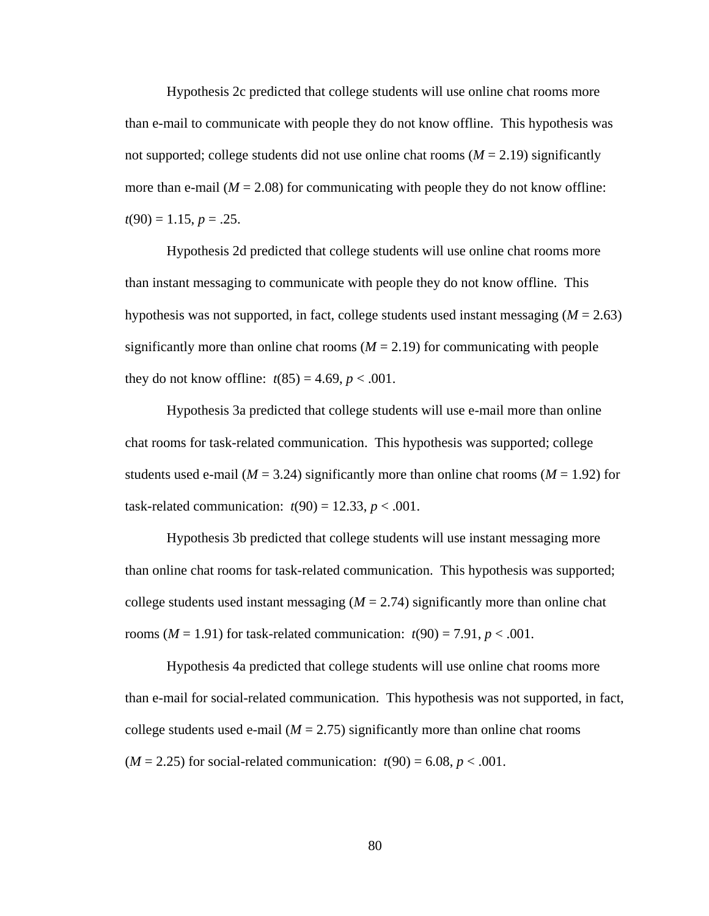Hypothesis 2c predicted that college students will use online chat rooms more than e-mail to communicate with people they do not know offline. This hypothesis was not supported; college students did not use online chat rooms ($M = 2.19$) significantly more than e-mail ($M = 2.08$) for communicating with people they do not know offline: $t(90) = 1.15$, $p = .25$.

Hypothesis 2d predicted that college students will use online chat rooms more than instant messaging to communicate with people they do not know offline. This hypothesis was not supported, in fact, college students used instant messaging ($M = 2.63$) significantly more than online chat rooms ($M = 2.19$) for communicating with people they do not know offline: $t(85) = 4.69$, $p < .001$.

Hypothesis 3a predicted that college students will use e-mail more than online chat rooms for task-related communication. This hypothesis was supported; college students used e-mail ($M = 3.24$) significantly more than online chat rooms ($M = 1.92$) for task-related communication: $t(90) = 12.33$, $p < .001$.

Hypothesis 3b predicted that college students will use instant messaging more than online chat rooms for task-related communication. This hypothesis was supported; college students used instant messaging ($M = 2.74$) significantly more than online chat rooms ($M = 1.91$) for task-related communication: $t(90) = 7.91$, $p < .001$.

Hypothesis 4a predicted that college students will use online chat rooms more than e-mail for social-related communication. This hypothesis was not supported, in fact, college students used e-mail ($M = 2.75$) significantly more than online chat rooms ($M = 2.25$) for social-related communication: $t(90) = 6.08$, $p < .001$.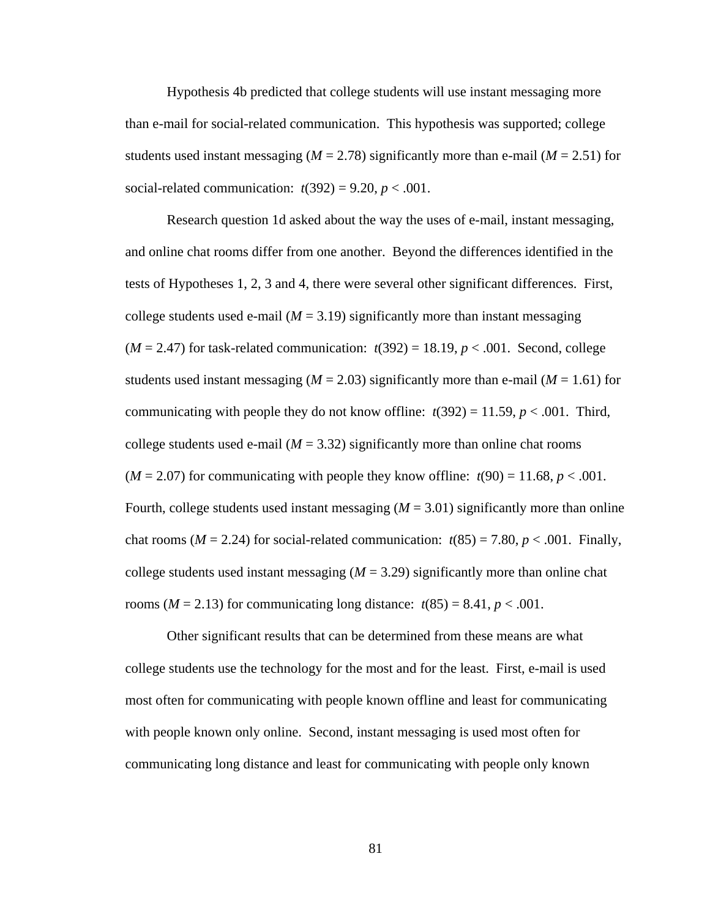Hypothesis 4b predicted that college students will use instant messaging more than e-mail for social-related communication. This hypothesis was supported; college students used instant messaging ($M = 2.78$) significantly more than e-mail ($M = 2.51$) for social-related communication: $t(392) = 9.20$, $p < .001$.

Research question 1d asked about the way the uses of e-mail, instant messaging, and online chat rooms differ from one another. Beyond the differences identified in the tests of Hypotheses 1, 2, 3 and 4, there were several other significant differences. First, college students used e-mail ($M = 3.19$) significantly more than instant messaging ($M = 2.47$) for task-related communication: $t(392) = 18.19$, $p < .001$. Second, college students used instant messaging ($M = 2.03$) significantly more than e-mail ($M = 1.61$) for communicating with people they do not know offline: $t(392) = 11.59$, $p < .001$. Third, college students used e-mail ($M = 3.32$) significantly more than online chat rooms ($M = 2.07$) for communicating with people they know offline: $t(90) = 11.68$, $p < .001$. Fourth, college students used instant messaging ($M = 3.01$) significantly more than online chat rooms ($M = 2.24$) for social-related communication: $t(85) = 7.80$, $p < .001$. Finally, college students used instant messaging ($M = 3.29$) significantly more than online chat rooms ($M = 2.13$) for communicating long distance: $t(85) = 8.41$, $p < .001$.

Other significant results that can be determined from these means are what college students use the technology for the most and for the least. First, e-mail is used most often for communicating with people known offline and least for communicating with people known only online. Second, instant messaging is used most often for communicating long distance and least for communicating with people only known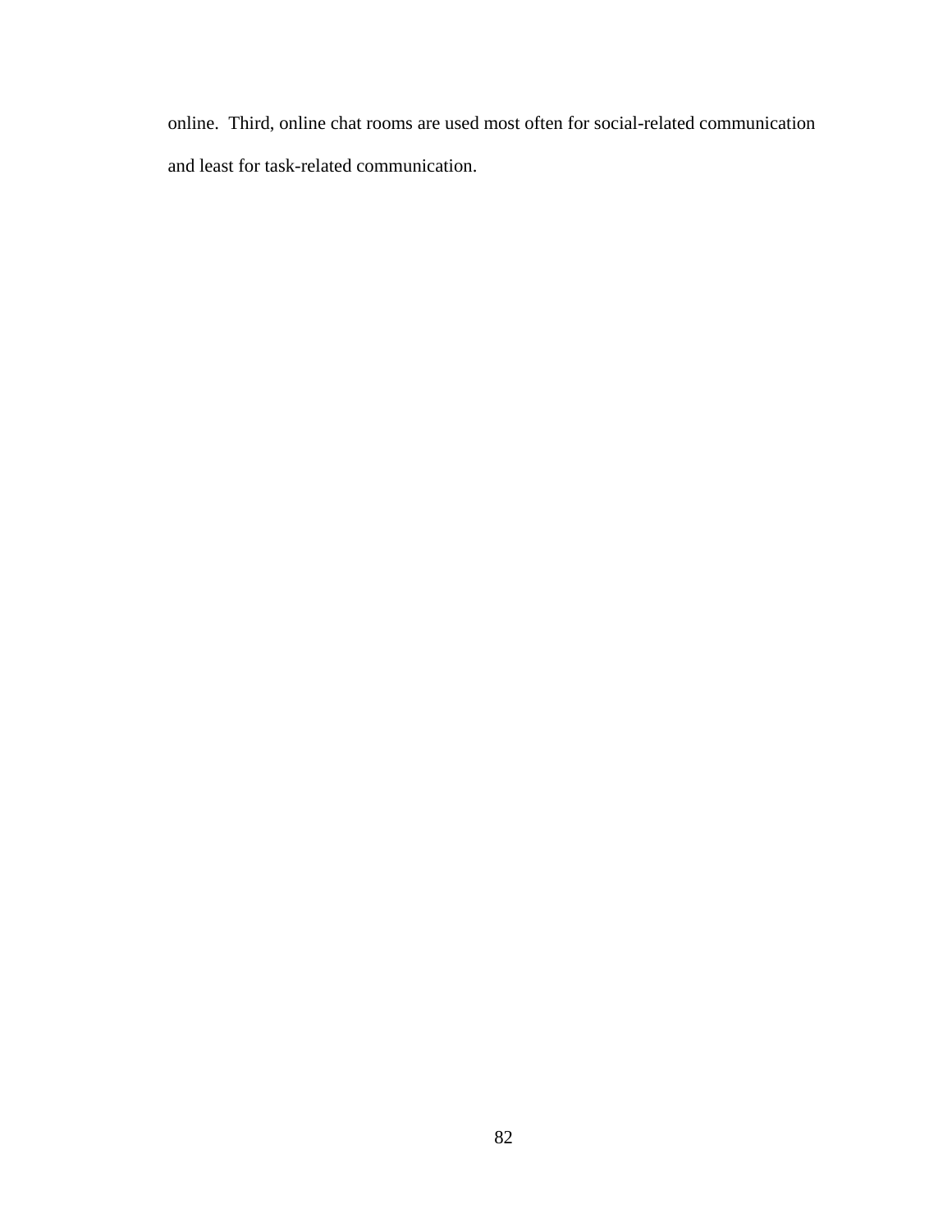online. Third, online chat rooms are used most often for social-related communication and least for task-related communication.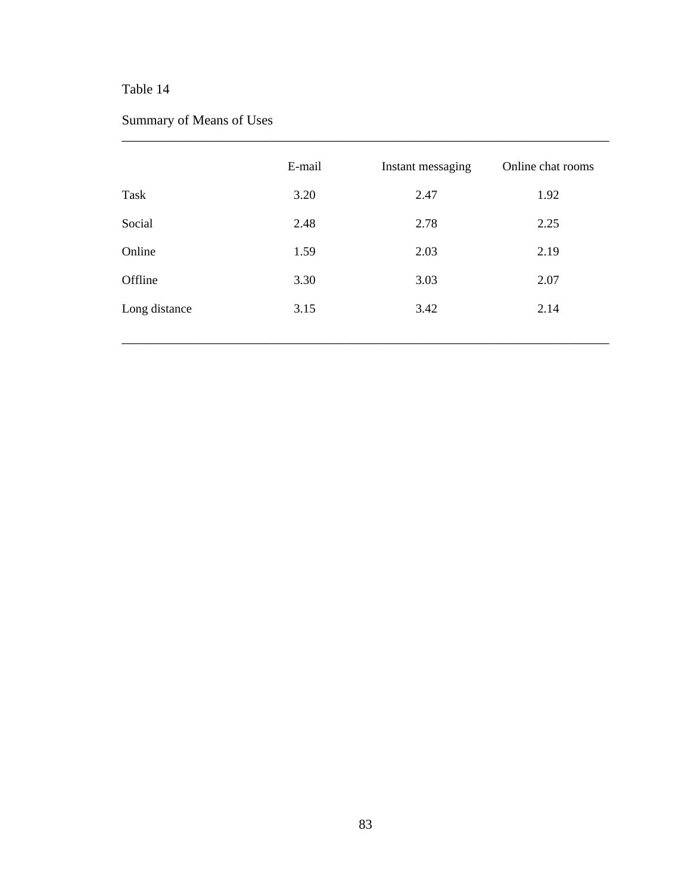Table 14

Summary of Means of Uses

| | E-mail | Instant messaging | Online chat rooms |
|---|---|---|---|
| Task | 3.20 | 2.47 | 1.92 |
| Social | 2.48 | 2.78 | 2.25 |
| Online | 1.59 | 2.03 | 2.19 |
| Offline | 3.30 | 3.03 | 2.07 |
| Long distance | 3.15 | 3.42 | 2.14 |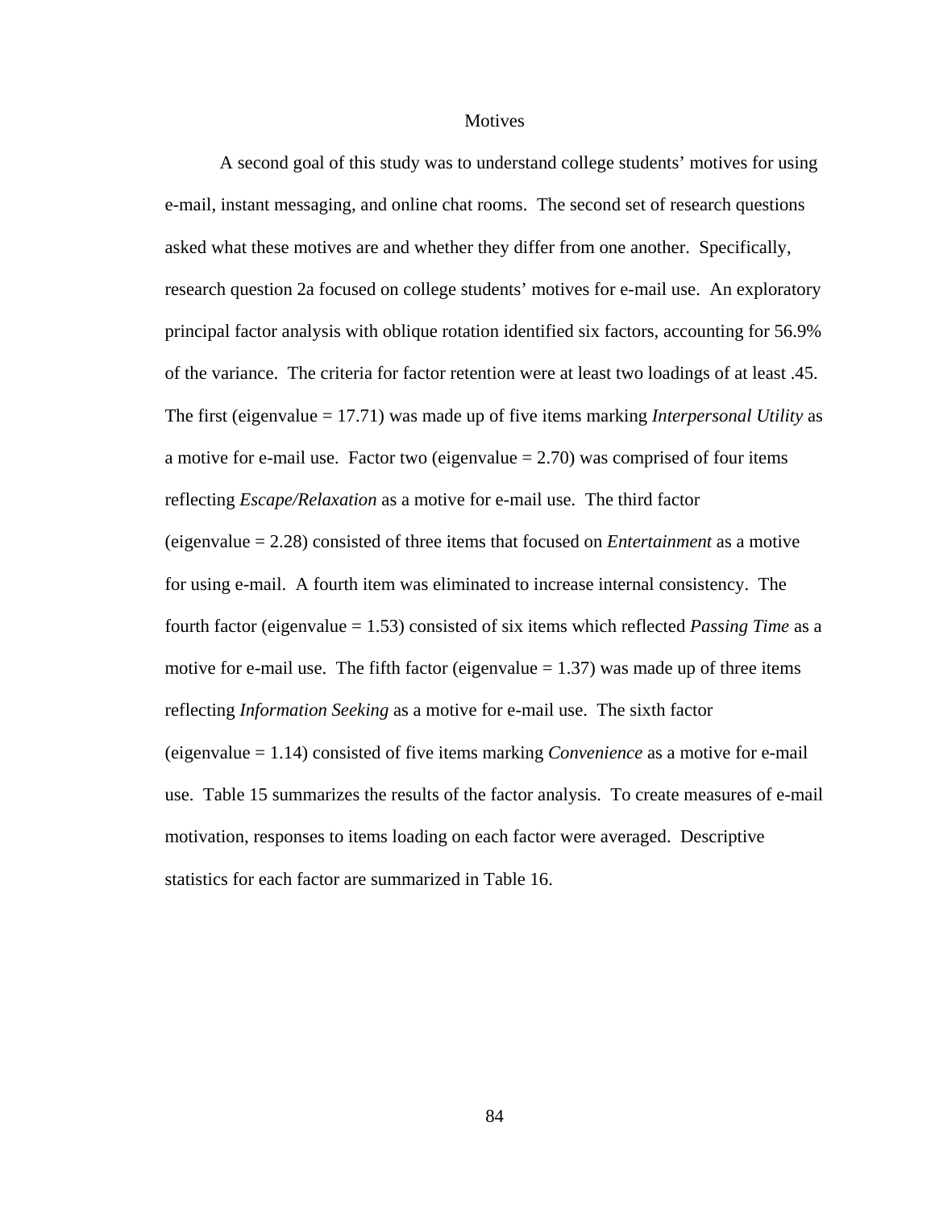## Motives

A second goal of this study was to understand college students' motives for using e-mail, instant messaging, and online chat rooms. The second set of research questions asked what these motives are and whether they differ from one another. Specifically, research question 2a focused on college students' motives for e-mail use. An exploratory principal factor analysis with oblique rotation identified six factors, accounting for 56.9% of the variance. The criteria for factor retention were at least two loadings of at least .45. The first (eigenvalue = 17.71) was made up of five items marking *Interpersonal Utility* as a motive for e-mail use. Factor two (eigenvalue = 2.70) was comprised of four items reflecting *Escape/Relaxation* as a motive for e-mail use. The third factor (eigenvalue = 2.28) consisted of three items that focused on *Entertainment* as a motive for using e-mail. A fourth item was eliminated to increase internal consistency. The fourth factor (eigenvalue = 1.53) consisted of six items which reflected *Passing Time* as a motive for e-mail use. The fifth factor (eigenvalue = 1.37) was made up of three items reflecting *Information Seeking* as a motive for e-mail use. The sixth factor (eigenvalue = 1.14) consisted of five items marking *Convenience* as a motive for e-mail use. Table 15 summarizes the results of the factor analysis. To create measures of e-mail motivation, responses to items loading on each factor were averaged. Descriptive statistics for each factor are summarized in Table 16.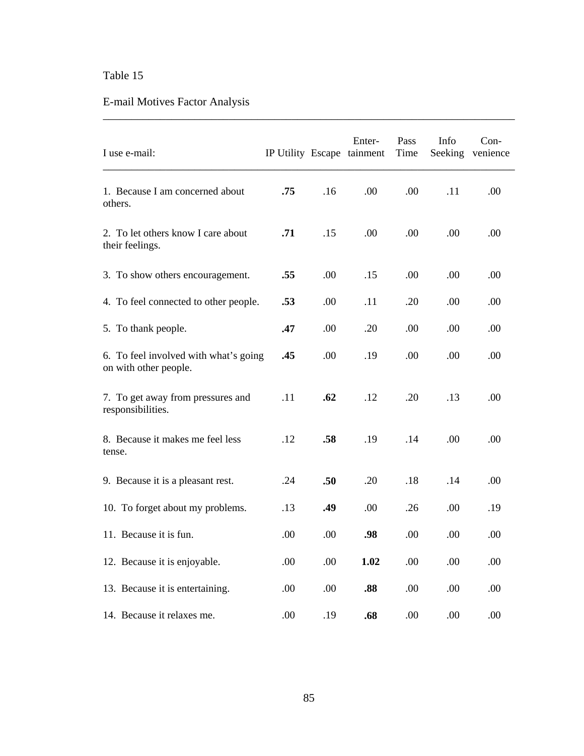Table 15

E-mail Motives Factor Analysis

| I use e-mail: | IP Utility | Escape | Enter-tainment | Pass Time | Info Seeking | Con-venience |
|---|---|---|---|---|---|---|
| 1. Because I am concerned about others. | **.75** | .16 | .00 | .00 | .11 | .00 |
| 2. To let others know I care about their feelings. | **.71** | .15 | .00 | .00 | .00 | .00 |
| 3. To show others encouragement. | **.55** | .00 | .15 | .00 | .00 | .00 |
| 4. To feel connected to other people. | **.53** | .00 | .11 | .20 | .00 | .00 |
| 5. To thank people. | **.47** | .00 | .20 | .00 | .00 | .00 |
| 6. To feel involved with what's going on with other people. | **.45** | .00 | .19 | .00 | .00 | .00 |
| 7. To get away from pressures and responsibilities. | .11 | **.62** | .12 | .20 | .13 | .00 |
| 8. Because it makes me feel less tense. | .12 | **.58** | .19 | .14 | .00 | .00 |
| 9. Because it is a pleasant rest. | .24 | **.50** | .20 | .18 | .14 | .00 |
| 10. To forget about my problems. | .13 | **.49** | .00 | .26 | .00 | .19 |
| 11. Because it is fun. | .00 | .00 | **.98** | .00 | .00 | .00 |
| 12. Because it is enjoyable. | .00 | .00 | **1.02** | .00 | .00 | .00 |
| 13. Because it is entertaining. | .00 | .00 | **.88** | .00 | .00 | .00 |
| 14. Because it relaxes me. | .00 | .19 | **.68** | .00 | .00 | .00 |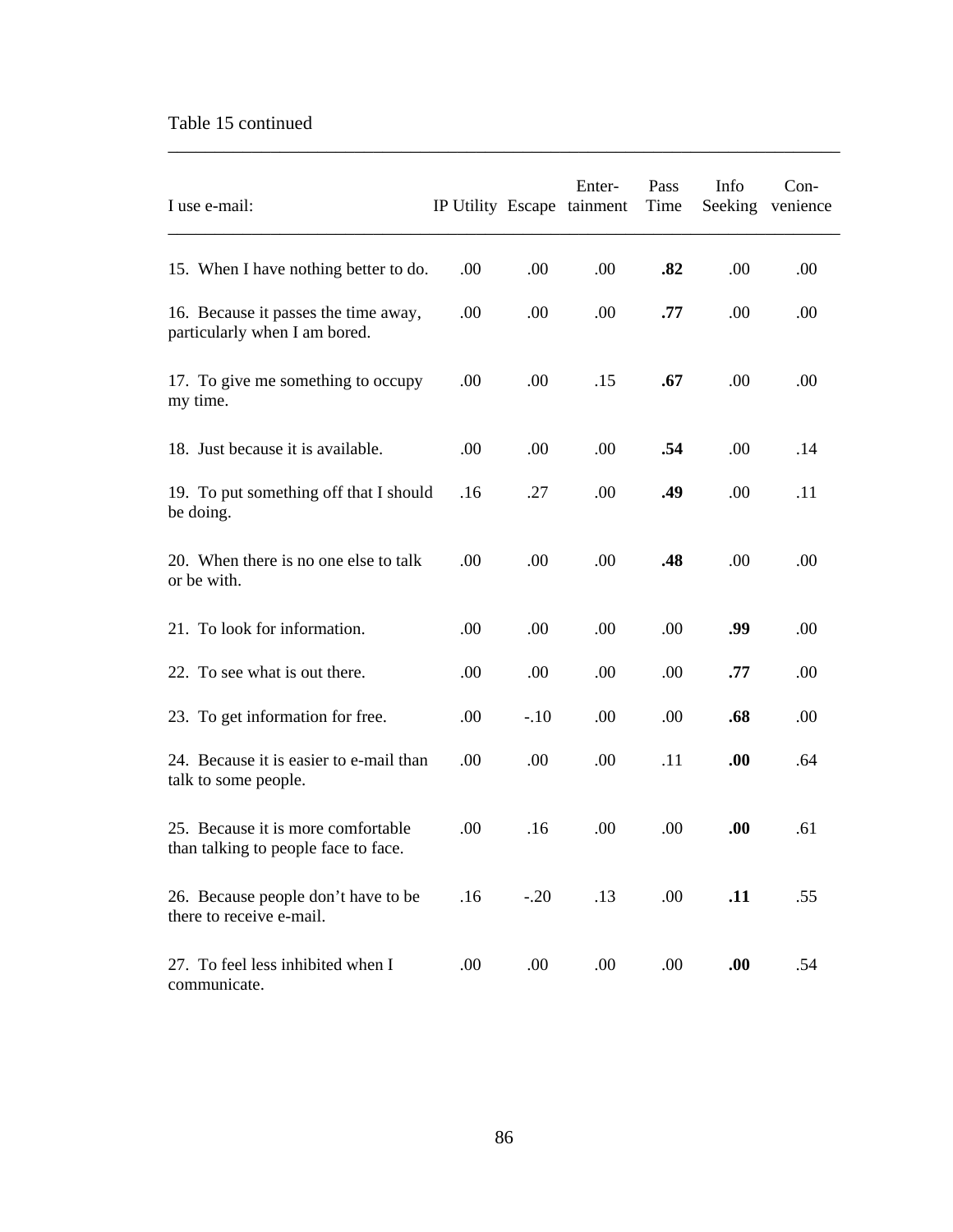Table 15 continued

| I use e-mail: | IP Utility | Escape | Enter-tainment | Pass Time | Info Seeking | Con-venience |
|---|---|---|---|---|---|---|
| 15. When I have nothing better to do. | .00 | .00 | .00 | **.82** | .00 | .00 |
| 16. Because it passes the time away, particularly when I am bored. | .00 | .00 | .00 | **.77** | .00 | .00 |
| 17. To give me something to occupy my time. | .00 | .00 | .15 | **.67** | .00 | .00 |
| 18. Just because it is available. | .00 | .00 | .00 | **.54** | .00 | .14 |
| 19. To put something off that I should be doing. | .16 | .27 | .00 | **.49** | .00 | .11 |
| 20. When there is no one else to talk or be with. | .00 | .00 | .00 | **.48** | .00 | .00 |
| 21. To look for information. | .00 | .00 | .00 | .00 | **.99** | .00 |
| 22. To see what is out there. | .00 | .00 | .00 | .00 | **.77** | .00 |
| 23. To get information for free. | .00 | -.10 | .00 | .00 | **.68** | .00 |
| 24. Because it is easier to e-mail than talk to some people. | .00 | .00 | .00 | .11 | **.00** | .64 |
| 25. Because it is more comfortable than talking to people face to face. | .00 | .16 | .00 | .00 | **.00** | .61 |
| 26. Because people don't have to be there to receive e-mail. | .16 | -.20 | .13 | .00 | **.11** | .55 |
| 27. To feel less inhibited when I communicate. | .00 | .00 | .00 | .00 | **.00** | .54 |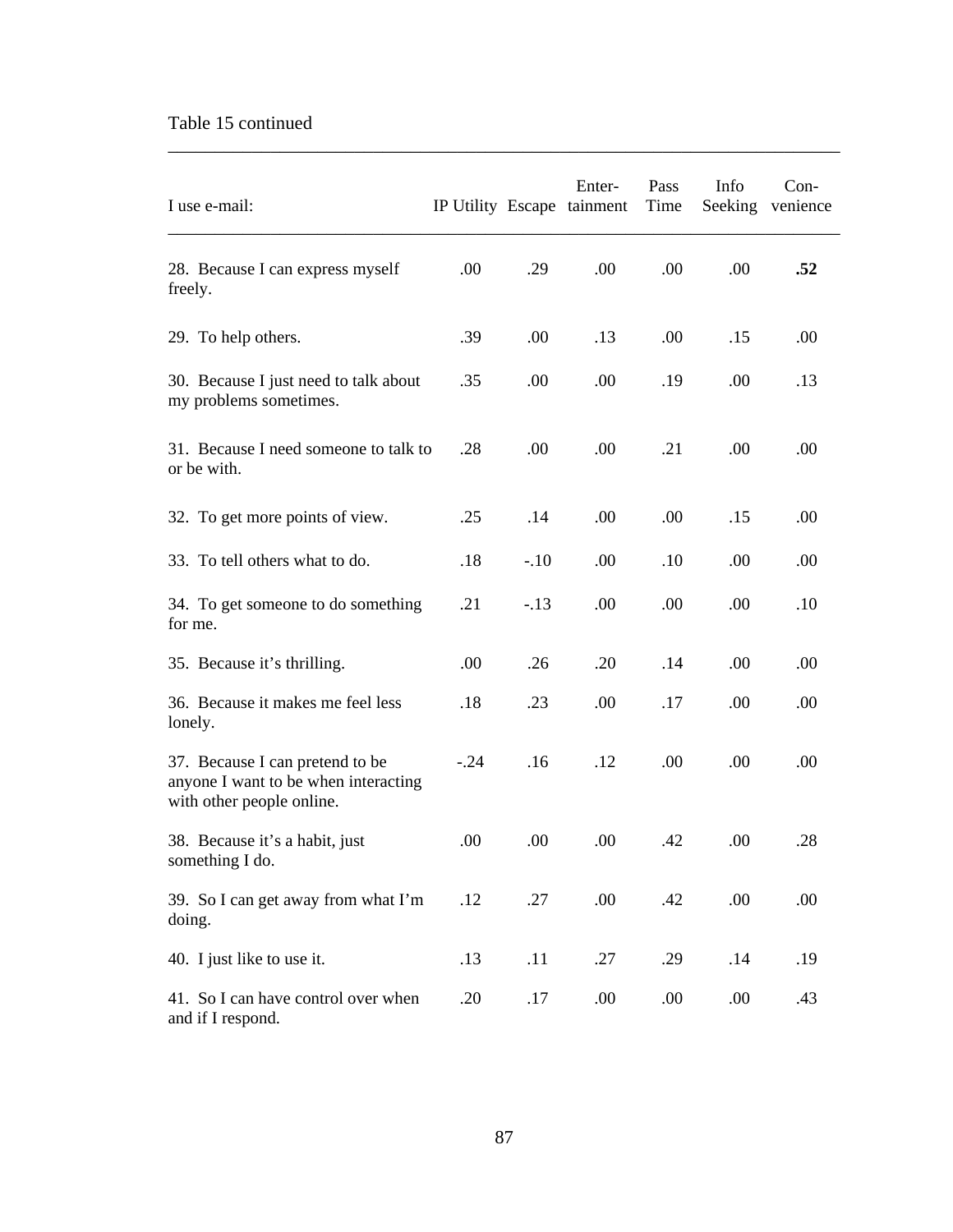Table 15 continued

| I use e-mail: | IP Utility | Escape | Enter-tainment | Pass Time | Info Seeking | Con-venience |
|---|---|---|---|---|---|---|
| 28. Because I can express myself freely. | .00 | .29 | .00 | .00 | .00 | **.52** |
| 29. To help others. | .39 | .00 | .13 | .00 | .15 | .00 |
| 30. Because I just need to talk about my problems sometimes. | .35 | .00 | .00 | .19 | .00 | .13 |
| 31. Because I need someone to talk to or be with. | .28 | .00 | .00 | .21 | .00 | .00 |
| 32. To get more points of view. | .25 | .14 | .00 | .00 | .15 | .00 |
| 33. To tell others what to do. | .18 | -.10 | .00 | .10 | .00 | .00 |
| 34. To get someone to do something for me. | .21 | -.13 | .00 | .00 | .00 | .10 |
| 35. Because it's thrilling. | .00 | .26 | .20 | .14 | .00 | .00 |
| 36. Because it makes me feel less lonely. | .18 | .23 | .00 | .17 | .00 | .00 |
| 37. Because I can pretend to be anyone I want to be when interacting with other people online. | -.24 | .16 | .12 | .00 | .00 | .00 |
| 38. Because it's a habit, just something I do. | .00 | .00 | .00 | .42 | .00 | .28 |
| 39. So I can get away from what I'm doing. | .12 | .27 | .00 | .42 | .00 | .00 |
| 40. I just like to use it. | .13 | .11 | .27 | .29 | .14 | .19 |
| 41. So I can have control over when and if I respond. | .20 | .17 | .00 | .00 | .00 | .43 |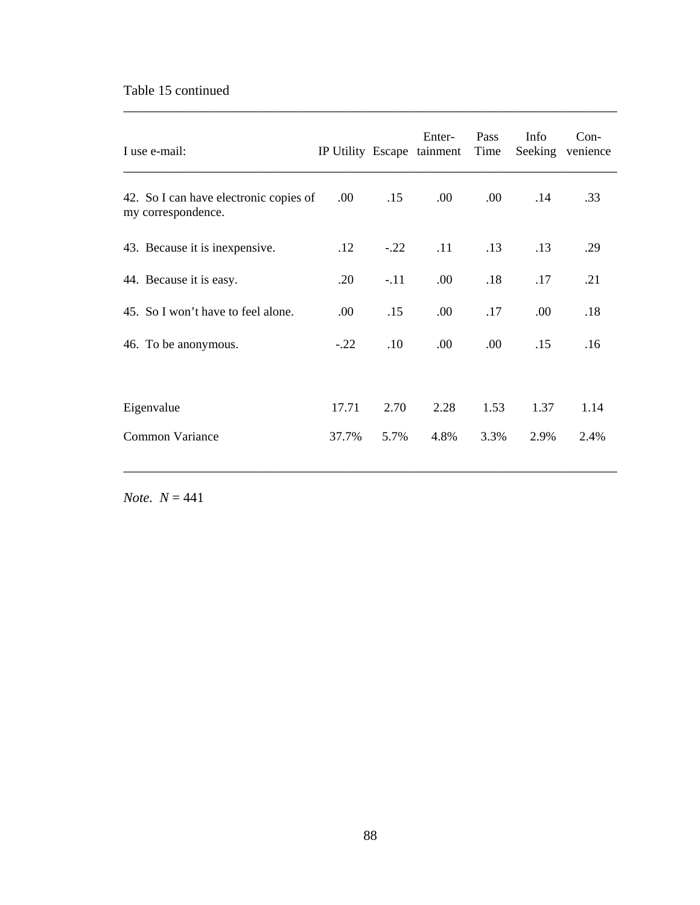Table 15 continued

| I use e-mail: | IP Utility | Escape | Enter-tainment | Pass Time | Info Seeking | Con-venience |
|---|---|---|---|---|---|---|
| 42. So I can have electronic copies of my correspondence. | .00 | .15 | .00 | .00 | .14 | .33 |
| 43. Because it is inexpensive. | .12 | -.22 | .11 | .13 | .13 | .29 |
| 44. Because it is easy. | .20 | -.11 | .00 | .18 | .17 | .21 |
| 45. So I won't have to feel alone. | .00 | .15 | .00 | .17 | .00 | .18 |
| 46. To be anonymous. | -.22 | .10 | .00 | .00 | .15 | .16 |
| Eigenvalue | 17.71 | 2.70 | 2.28 | 1.53 | 1.37 | 1.14 |
| Common Variance | 37.7% | 5.7% | 4.8% | 3.3% | 2.9% | 2.4% |

*Note.* $N = 441$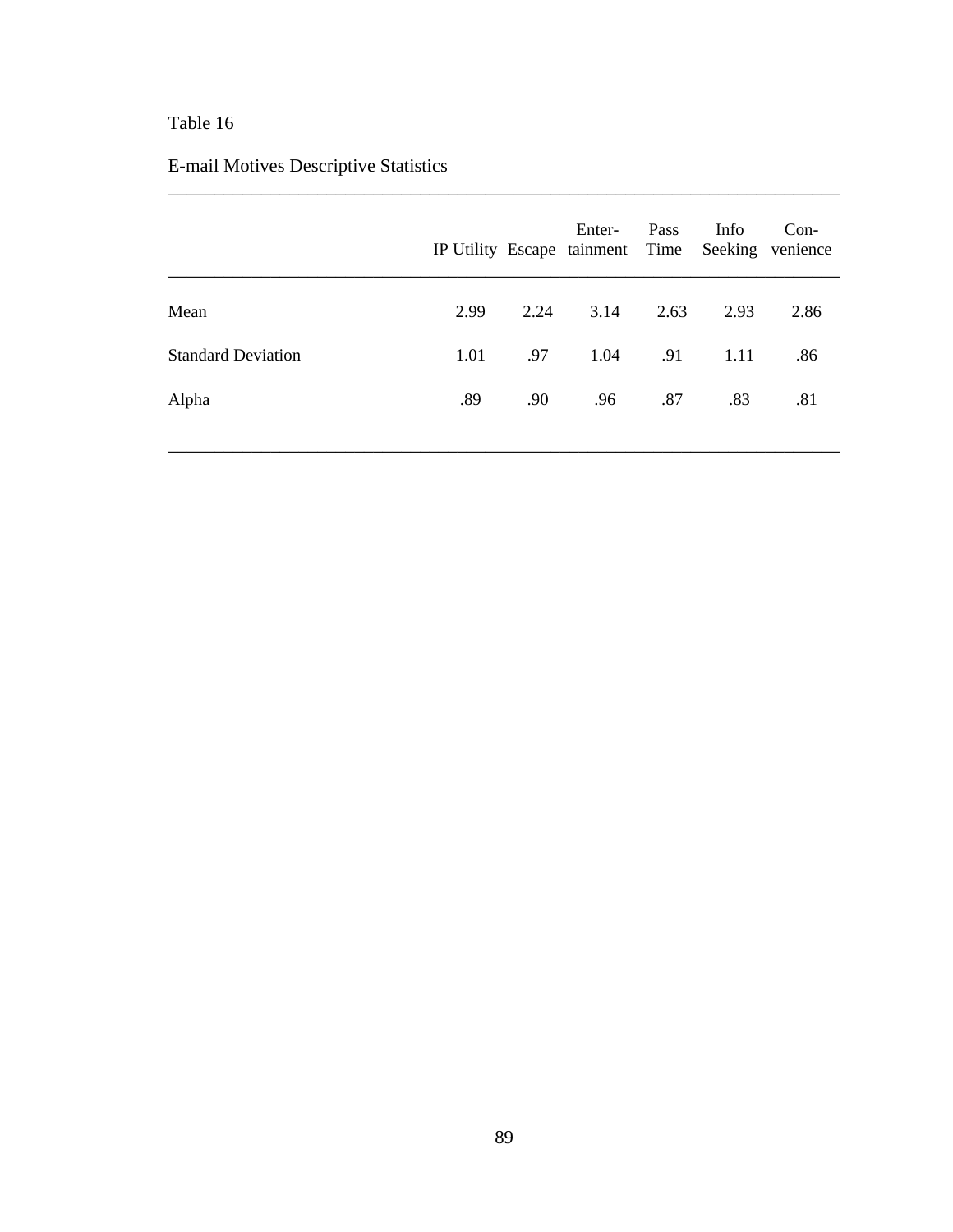Table 16

E-mail Motives Descriptive Statistics

| | IP Utility | Escape | Entertainment | Pass Time | Info Seeking | Convenience |
|---|---|---|---|---|---|---|
| Mean | 2.99 | 2.24 | 3.14 | 2.63 | 2.93 | 2.86 |
| Standard Deviation | 1.01 | .97 | 1.04 | .91 | 1.11 | .86 |
| Alpha | .89 | .90 | .96 | .87 | .83 | .81 |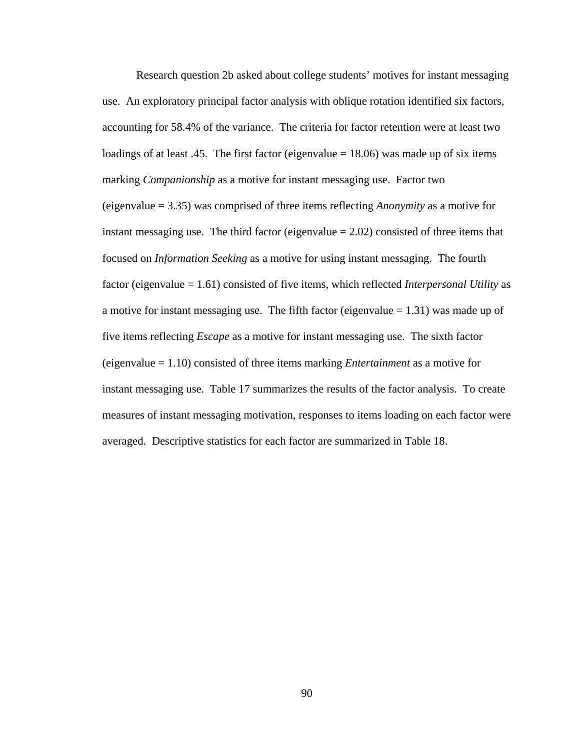Research question 2b asked about college students' motives for instant messaging use. An exploratory principal factor analysis with oblique rotation identified six factors, accounting for 58.4% of the variance. The criteria for factor retention were at least two loadings of at least .45. The first factor (eigenvalue = 18.06) was made up of six items marking *Companionship* as a motive for instant messaging use. Factor two (eigenvalue = 3.35) was comprised of three items reflecting *Anonymity* as a motive for instant messaging use. The third factor (eigenvalue = 2.02) consisted of three items that focused on *Information Seeking* as a motive for using instant messaging. The fourth factor (eigenvalue = 1.61) consisted of five items, which reflected *Interpersonal Utility* as a motive for instant messaging use. The fifth factor (eigenvalue = 1.31) was made up of five items reflecting *Escape* as a motive for instant messaging use. The sixth factor (eigenvalue = 1.10) consisted of three items marking *Entertainment* as a motive for instant messaging use. Table 17 summarizes the results of the factor analysis. To create measures of instant messaging motivation, responses to items loading on each factor were averaged. Descriptive statistics for each factor are summarized in Table 18.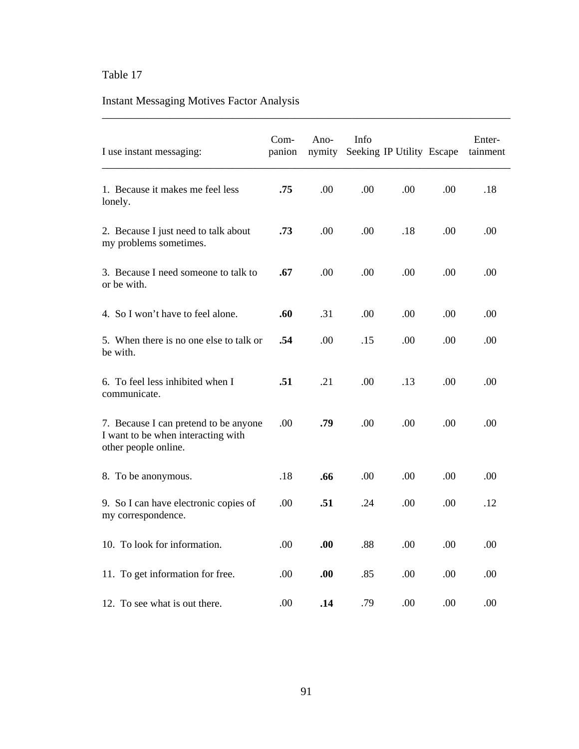Table 17

Instant Messaging Motives Factor Analysis

| I use instant messaging: | Companion | Anonymity | Info Seeking | IP Utility | Escape | Entertainment |
|---|---|---|---|---|---|---|
| 1. Because it makes me feel less lonely. | **.75** | .00 | .00 | .00 | .00 | .18 |
| 2. Because I just need to talk about my problems sometimes. | **.73** | .00 | .00 | .18 | .00 | .00 |
| 3. Because I need someone to talk to or be with. | **.67** | .00 | .00 | .00 | .00 | .00 |
| 4. So I won't have to feel alone. | **.60** | .31 | .00 | .00 | .00 | .00 |
| 5. When there is no one else to talk or be with. | **.54** | .00 | .15 | .00 | .00 | .00 |
| 6. To feel less inhibited when I communicate. | **.51** | .21 | .00 | .13 | .00 | .00 |
| 7. Because I can pretend to be anyone I want to be when interacting with other people online. | .00 | **.79** | .00 | .00 | .00 | .00 |
| 8. To be anonymous. | .18 | **.66** | .00 | .00 | .00 | .00 |
| 9. So I can have electronic copies of my correspondence. | .00 | **.51** | .24 | .00 | .00 | .12 |
| 10. To look for information. | .00 | **.00** | .88 | .00 | .00 | .00 |
| 11. To get information for free. | .00 | **.00** | .85 | .00 | .00 | .00 |
| 12. To see what is out there. | .00 | **.14** | .79 | .00 | .00 | .00 |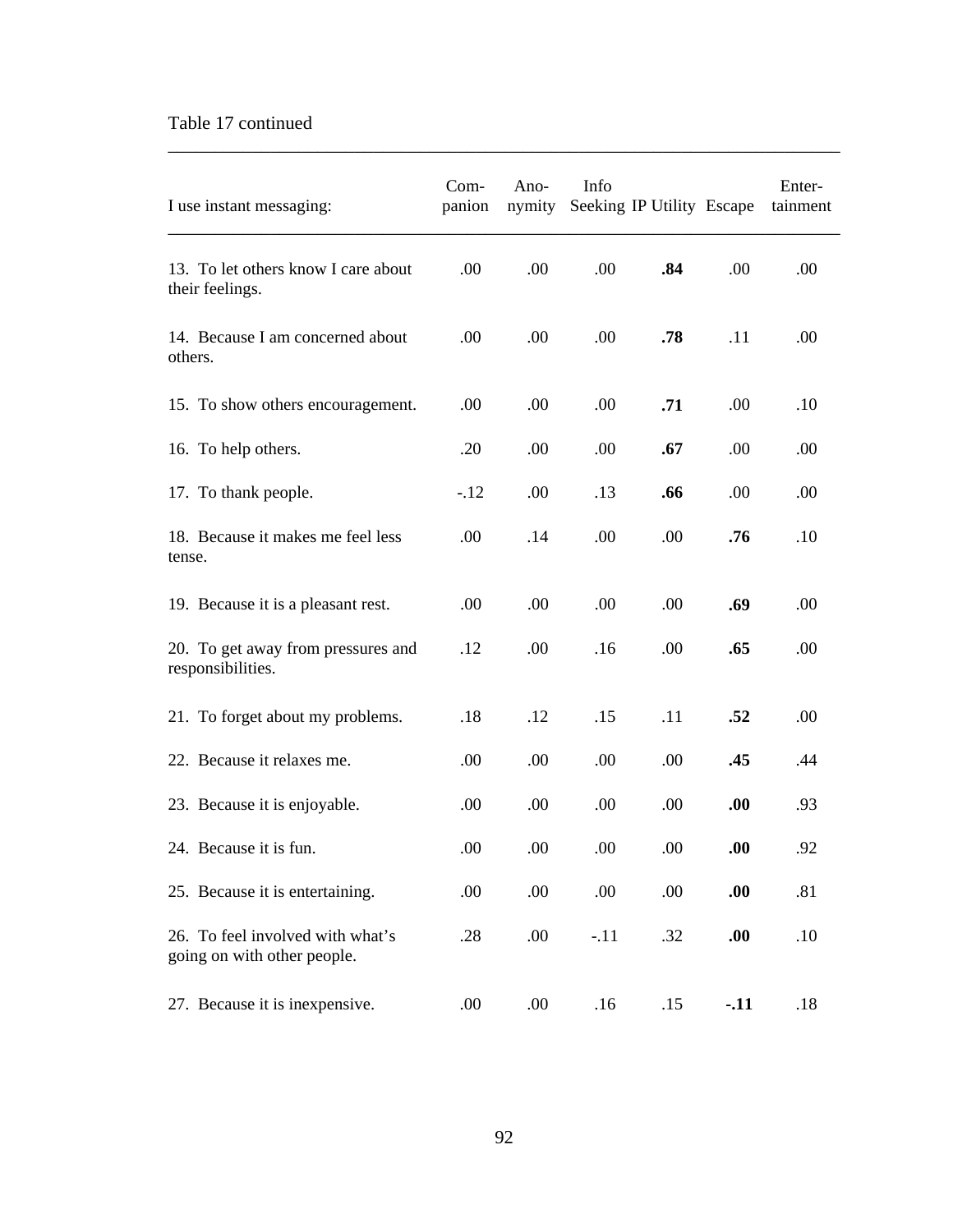Table 17 continued

| I use instant messaging: | Companion | Anonymity | Info Seeking | IP Utility | Escape | Entertainment |
|---|---|---|---|---|---|---|
| 13. To let others know I care about their feelings. | .00 | .00 | .00 | **.84** | .00 | .00 |
| 14. Because I am concerned about others. | .00 | .00 | .00 | **.78** | .11 | .00 |
| 15. To show others encouragement. | .00 | .00 | .00 | **.71** | .00 | .10 |
| 16. To help others. | .20 | .00 | .00 | **.67** | .00 | .00 |
| 17. To thank people. | -.12 | .00 | .13 | **.66** | .00 | .00 |
| 18. Because it makes me feel less tense. | .00 | .14 | .00 | .00 | **.76** | .10 |
| 19. Because it is a pleasant rest. | .00 | .00 | .00 | .00 | **.69** | .00 |
| 20. To get away from pressures and responsibilities. | .12 | .00 | .16 | .00 | **.65** | .00 |
| 21. To forget about my problems. | .18 | .12 | .15 | .11 | **.52** | .00 |
| 22. Because it relaxes me. | .00 | .00 | .00 | .00 | **.45** | .44 |
| 23. Because it is enjoyable. | .00 | .00 | .00 | .00 | **.00** | .93 |
| 24. Because it is fun. | .00 | .00 | .00 | .00 | **.00** | .92 |
| 25. Because it is entertaining. | .00 | .00 | .00 | .00 | **.00** | .81 |
| 26. To feel involved with what's going on with other people. | .28 | .00 | -.11 | .32 | **.00** | .10 |
| 27. Because it is inexpensive. | .00 | .00 | .16 | .15 | **-.11** | .18 |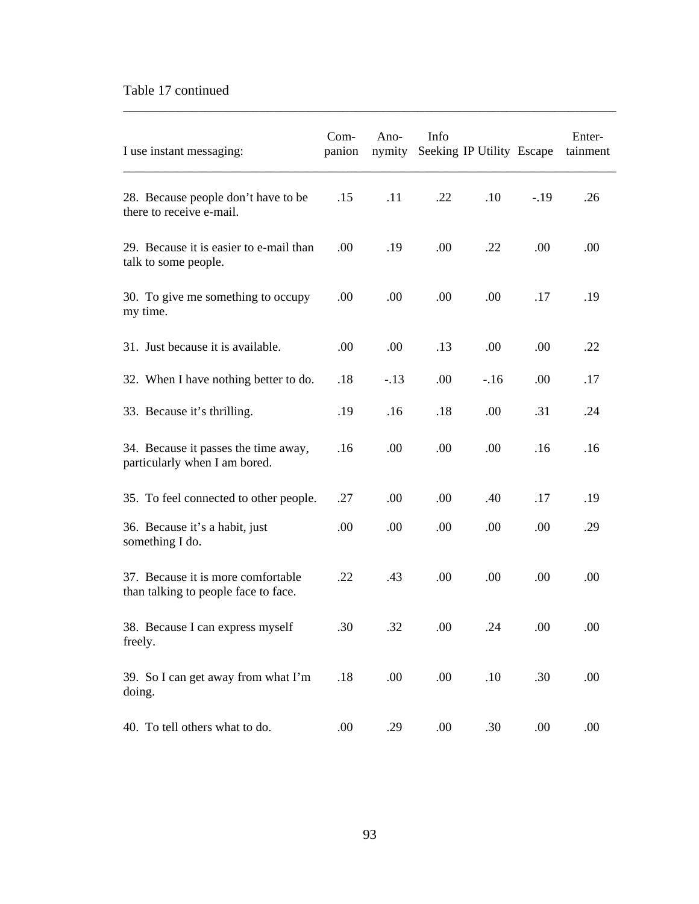Table 17 continued

| I use instant messaging: | Com-panion | Ano-nymity | Info Seeking | IP Utility | Escape | Enter-tainment |
|---|---|---|---|---|---|---|
| 28. Because people don't have to be there to receive e-mail. | .15 | .11 | .22 | .10 | -.19 | .26 |
| 29. Because it is easier to e-mail than talk to some people. | .00 | .19 | .00 | .22 | .00 | .00 |
| 30. To give me something to occupy my time. | .00 | .00 | .00 | .00 | .17 | .19 |
| 31. Just because it is available. | .00 | .00 | .13 | .00 | .00 | .22 |
| 32. When I have nothing better to do. | .18 | -.13 | .00 | -.16 | .00 | .17 |
| 33. Because it's thrilling. | .19 | .16 | .18 | .00 | .31 | .24 |
| 34. Because it passes the time away, particularly when I am bored. | .16 | .00 | .00 | .00 | .16 | .16 |
| 35. To feel connected to other people. | .27 | .00 | .00 | .40 | .17 | .19 |
| 36. Because it's a habit, just something I do. | .00 | .00 | .00 | .00 | .00 | .29 |
| 37. Because it is more comfortable than talking to people face to face. | .22 | .43 | .00 | .00 | .00 | .00 |
| 38. Because I can express myself freely. | .30 | .32 | .00 | .24 | .00 | .00 |
| 39. So I can get away from what I'm doing. | .18 | .00 | .00 | .10 | .30 | .00 |
| 40. To tell others what to do. | .00 | .29 | .00 | .30 | .00 | .00 |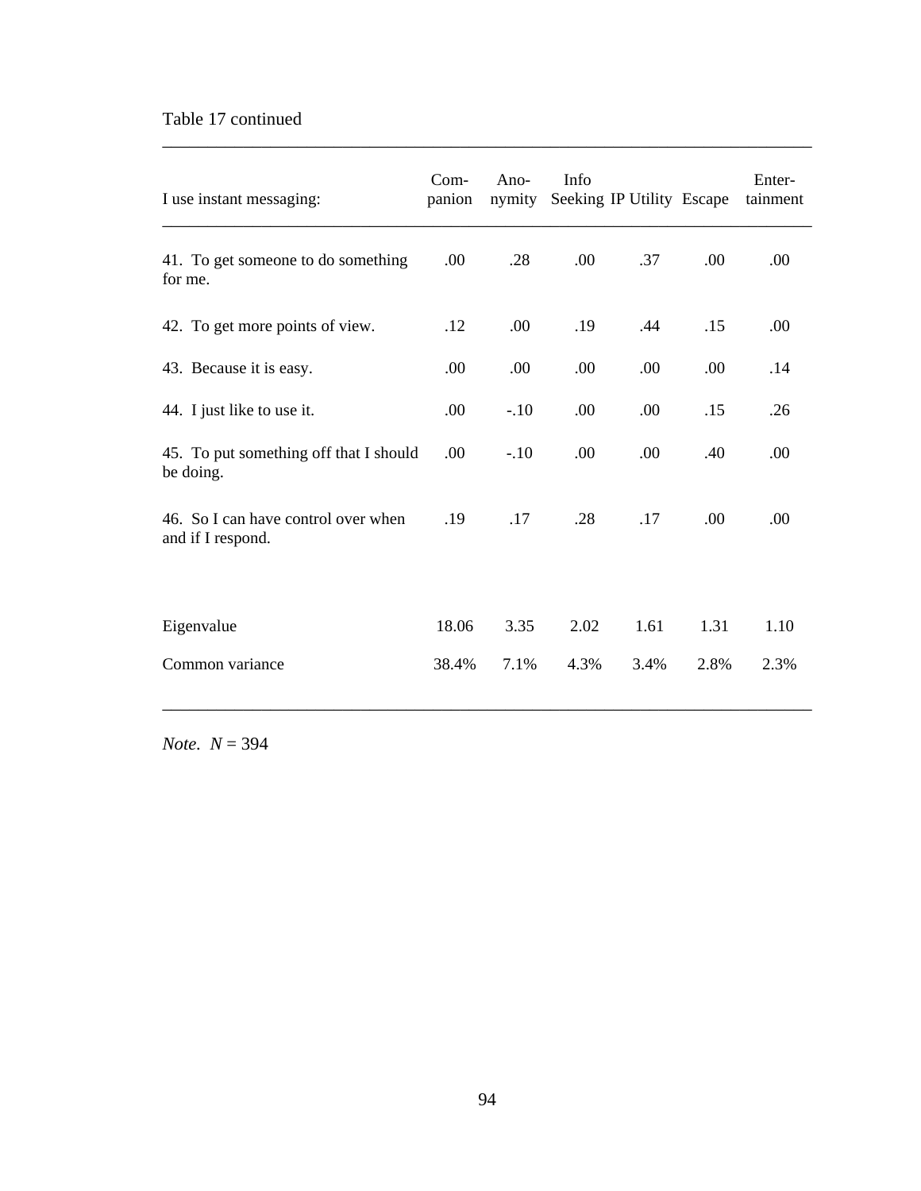Table 17 continued

| I use instant messaging: | Companion | Anonymity | Info Seeking | IP Utility | Escape | Entertainment |
|---|---|---|---|---|---|---|
| 41. To get someone to do something for me. | .00 | .28 | .00 | .37 | .00 | .00 |
| 42. To get more points of view. | .12 | .00 | .19 | .44 | .15 | .00 |
| 43. Because it is easy. | .00 | .00 | .00 | .00 | .00 | .14 |
| 44. I just like to use it. | .00 | -.10 | .00 | .00 | .15 | .26 |
| 45. To put something off that I should be doing. | .00 | -.10 | .00 | .00 | .40 | .00 |
| 46. So I can have control over when and if I respond. | .19 | .17 | .28 | .17 | .00 | .00 |
| Eigenvalue | 18.06 | 3.35 | 2.02 | 1.61 | 1.31 | 1.10 |
| Common variance | 38.4% | 7.1% | 4.3% | 3.4% | 2.8% | 2.3% |

*Note*. *N* = 394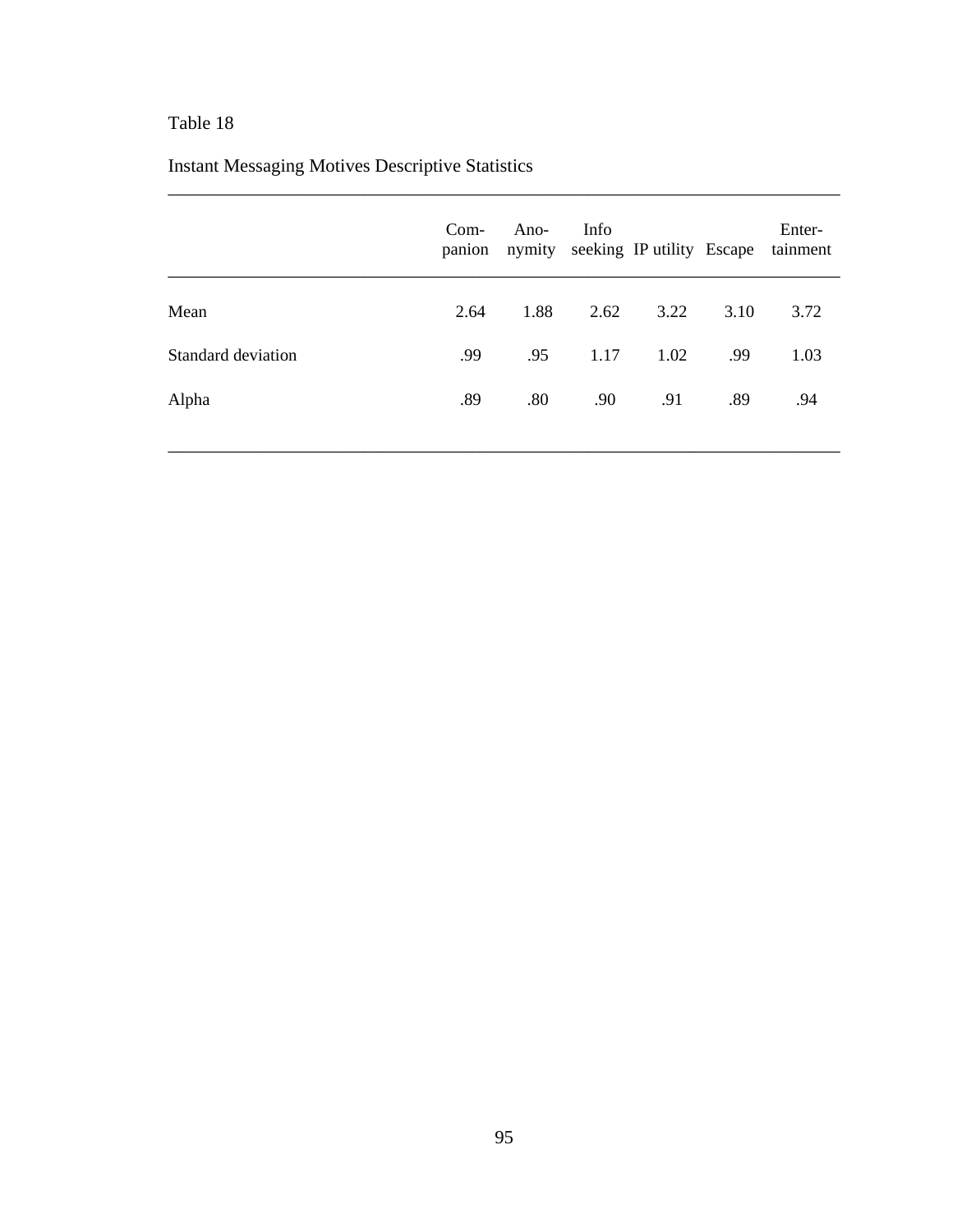Table 18

Instant Messaging Motives Descriptive Statistics

| | Companion | Anonymity | Info seeking | IP utility | Escape | Entertainment |
|---|---|---|---|---|---|---|
| Mean | 2.64 | 1.88 | 2.62 | 3.22 | 3.10 | 3.72 |
| Standard deviation | .99 | .95 | 1.17 | 1.02 | .99 | 1.03 |
| Alpha | .89 | .80 | .90 | .91 | .89 | .94 |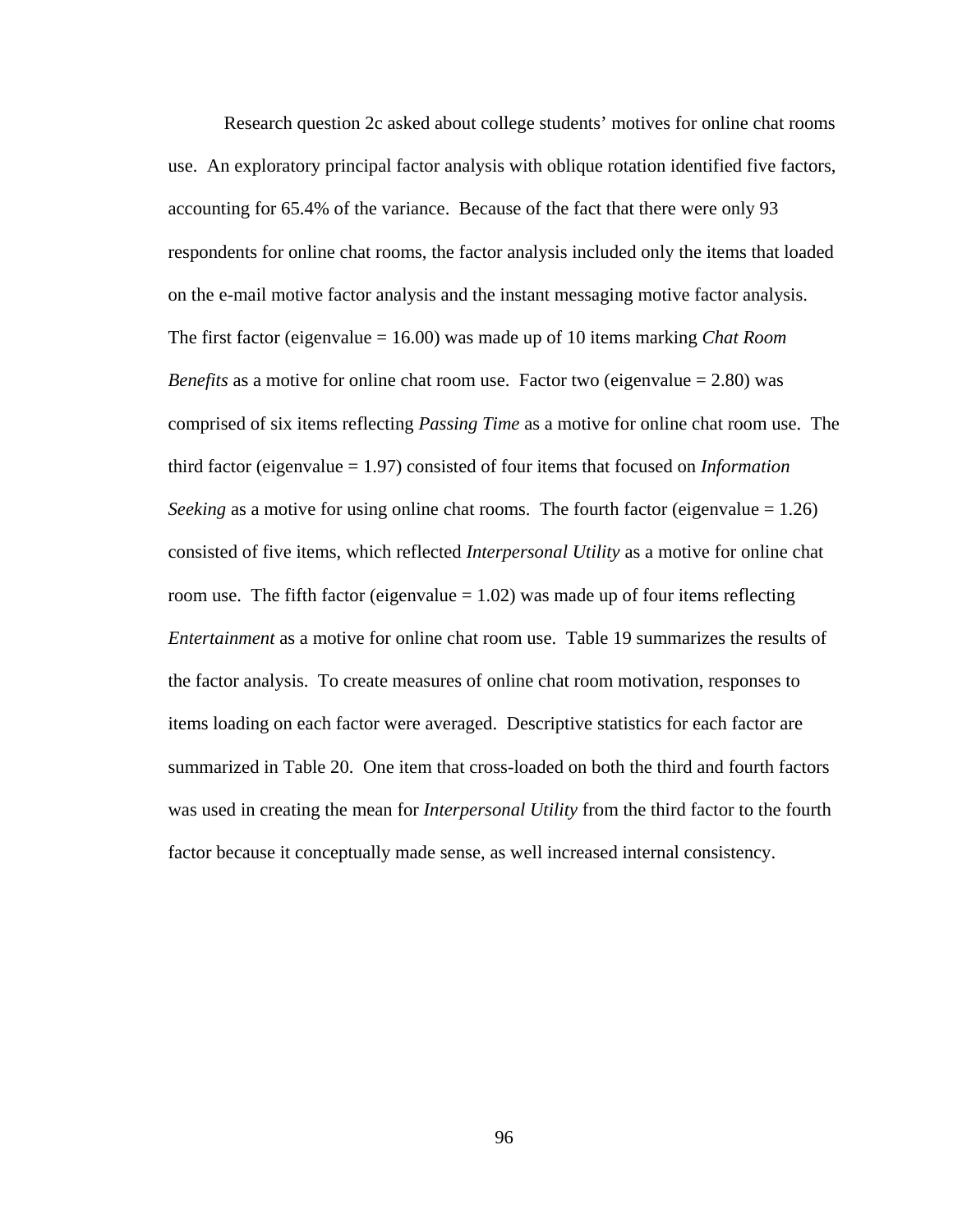Research question 2c asked about college students' motives for online chat rooms use. An exploratory principal factor analysis with oblique rotation identified five factors, accounting for 65.4% of the variance. Because of the fact that there were only 93 respondents for online chat rooms, the factor analysis included only the items that loaded on the e-mail motive factor analysis and the instant messaging motive factor analysis. The first factor (eigenvalue = 16.00) was made up of 10 items marking *Chat Room Benefits* as a motive for online chat room use. Factor two (eigenvalue = 2.80) was comprised of six items reflecting *Passing Time* as a motive for online chat room use. The third factor (eigenvalue = 1.97) consisted of four items that focused on *Information Seeking* as a motive for using online chat rooms. The fourth factor (eigenvalue = 1.26) consisted of five items, which reflected *Interpersonal Utility* as a motive for online chat room use. The fifth factor (eigenvalue = 1.02) was made up of four items reflecting *Entertainment* as a motive for online chat room use. Table 19 summarizes the results of the factor analysis. To create measures of online chat room motivation, responses to items loading on each factor were averaged. Descriptive statistics for each factor are summarized in Table 20. One item that cross-loaded on both the third and fourth factors was used in creating the mean for *Interpersonal Utility* from the third factor to the fourth factor because it conceptually made sense, as well increased internal consistency.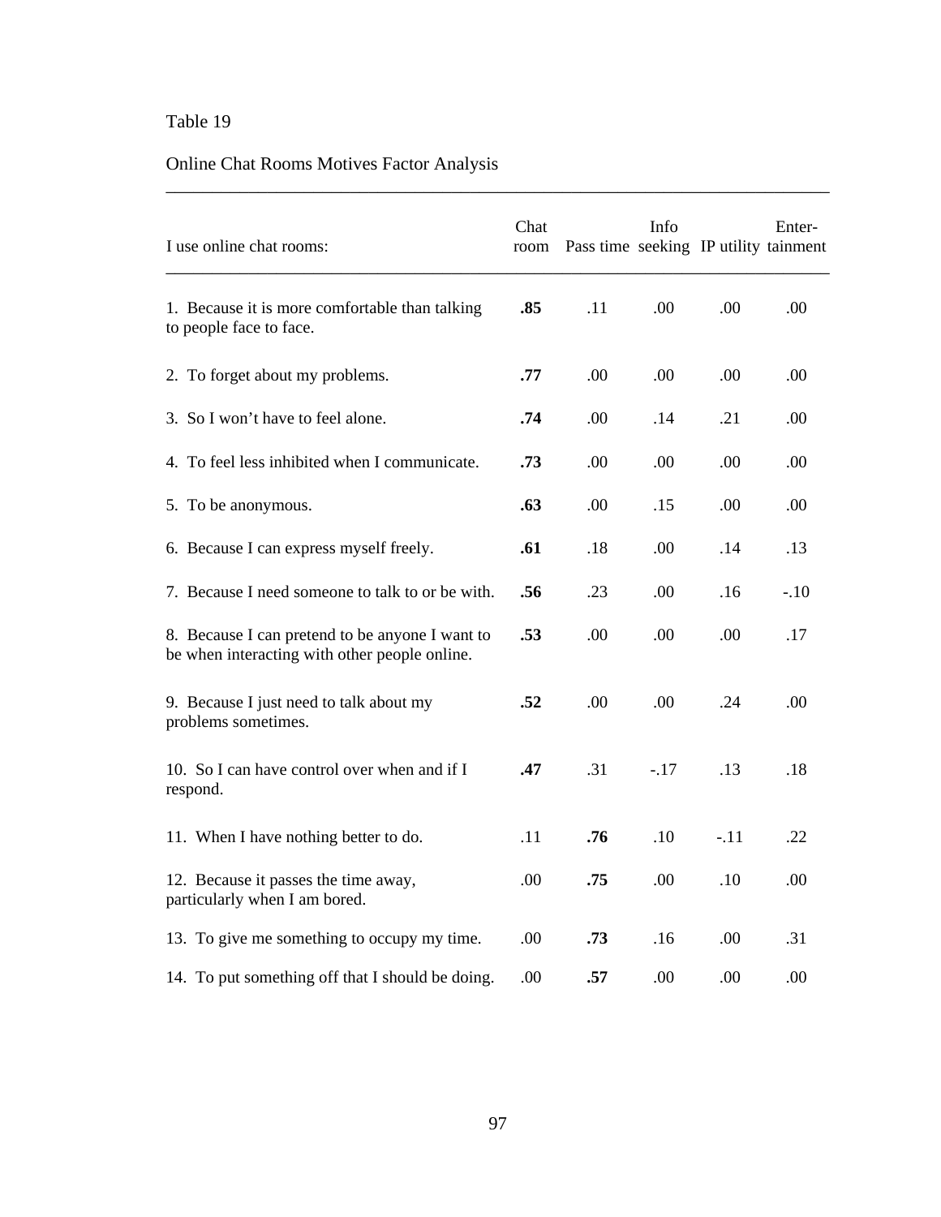Table 19

Online Chat Rooms Motives Factor Analysis

| I use online chat rooms: | Chat room | Pass time | Info seeking | IP utility | Enter-tainment |
|---|---|---|---|---|---|
| 1. Because it is more comfortable than talking to people face to face. | **.85** | .11 | .00 | .00 | .00 |
| 2. To forget about my problems. | **.77** | .00 | .00 | .00 | .00 |
| 3. So I won't have to feel alone. | **.74** | .00 | .14 | .21 | .00 |
| 4. To feel less inhibited when I communicate. | **.73** | .00 | .00 | .00 | .00 |
| 5. To be anonymous. | **.63** | .00 | .15 | .00 | .00 |
| 6. Because I can express myself freely. | **.61** | .18 | .00 | .14 | .13 |
| 7. Because I need someone to talk to or be with. | **.56** | .23 | .00 | .16 | -.10 |
| 8. Because I can pretend to be anyone I want to be when interacting with other people online. | **.53** | .00 | .00 | .00 | .17 |
| 9. Because I just need to talk about my problems sometimes. | **.52** | .00 | .00 | .24 | .00 |
| 10. So I can have control over when and if I respond. | **.47** | .31 | -.17 | .13 | .18 |
| 11. When I have nothing better to do. | .11 | **.76** | .10 | -.11 | .22 |
| 12. Because it passes the time away, particularly when I am bored. | .00 | **.75** | .00 | .10 | .00 |
| 13. To give me something to occupy my time. | .00 | **.73** | .16 | .00 | .31 |
| 14. To put something off that I should be doing. | .00 | **.57** | .00 | .00 | .00 |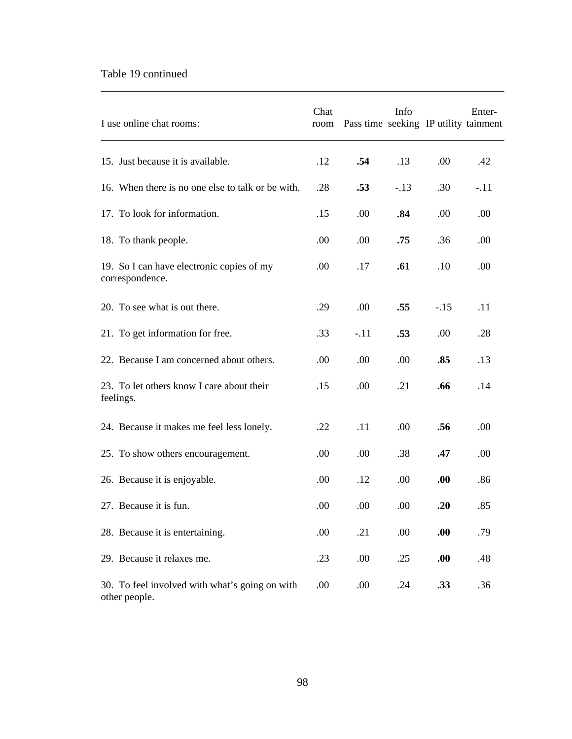Table 19 continued

| I use online chat rooms: | Chat room | Pass time | Info seeking | IP utility | Enter-tainment |
|---|---|---|---|---|---|
| 15. Just because it is available. | .12 | **.54** | .13 | .00 | .42 |
| 16. When there is no one else to talk or be with. | .28 | **.53** | -.13 | .30 | -.11 |
| 17. To look for information. | .15 | .00 | **.84** | .00 | .00 |
| 18. To thank people. | .00 | .00 | **.75** | .36 | .00 |
| 19. So I can have electronic copies of my correspondence. | .00 | .17 | **.61** | .10 | .00 |
| 20. To see what is out there. | .29 | .00 | **.55** | -.15 | .11 |
| 21. To get information for free. | .33 | -.11 | **.53** | .00 | .28 |
| 22. Because I am concerned about others. | .00 | .00 | .00 | **.85** | .13 |
| 23. To let others know I care about their feelings. | .15 | .00 | .21 | **.66** | .14 |
| 24. Because it makes me feel less lonely. | .22 | .11 | .00 | **.56** | .00 |
| 25. To show others encouragement. | .00 | .00 | .38 | **.47** | .00 |
| 26. Because it is enjoyable. | .00 | .12 | .00 | **.00** | .86 |
| 27. Because it is fun. | .00 | .00 | .00 | **.20** | .85 |
| 28. Because it is entertaining. | .00 | .21 | .00 | **.00** | .79 |
| 29. Because it relaxes me. | .23 | .00 | .25 | **.00** | .48 |
| 30. To feel involved with what's going on with other people. | .00 | .00 | .24 | **.33** | .36 |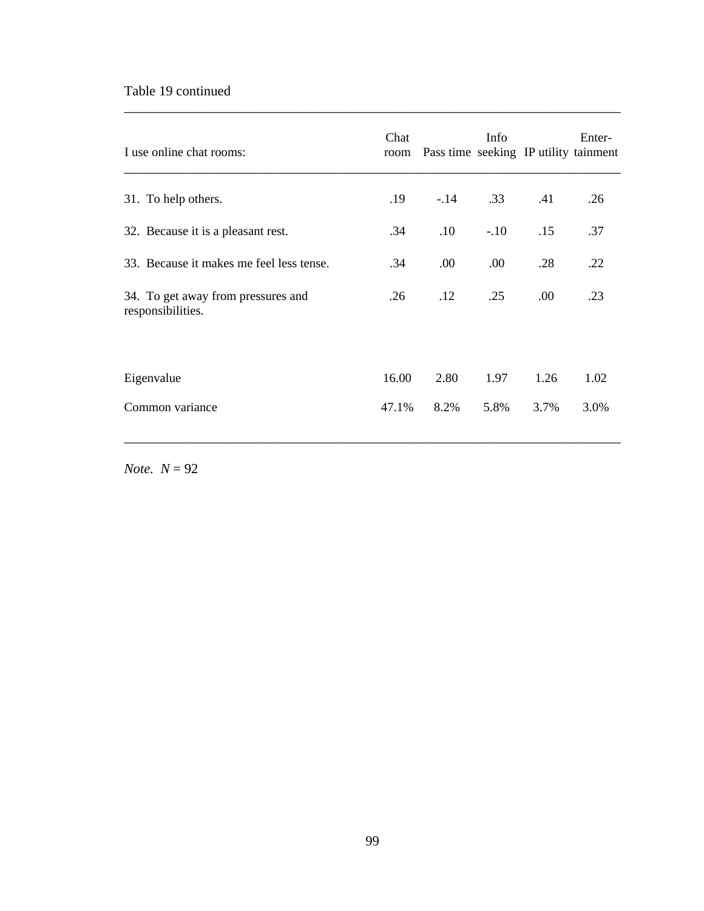Table 19 continued

| I use online chat rooms: | Chat room | Pass time | Info seeking | IP utility | Enter-tainment |
|---|---|---|---|---|---|
| 31. To help others. | .19 | -.14 | .33 | .41 | .26 |
| 32. Because it is a pleasant rest. | .34 | .10 | -.10 | .15 | .37 |
| 33. Because it makes me feel less tense. | .34 | .00 | .00 | .28 | .22 |
| 34. To get away from pressures and responsibilities. | .26 | .12 | .25 | .00 | .23 |
| Eigenvalue | 16.00 | 2.80 | 1.97 | 1.26 | 1.02 |
| Common variance | 47.1% | 8.2% | 5.8% | 3.7% | 3.0% |

*Note*. $N = 92$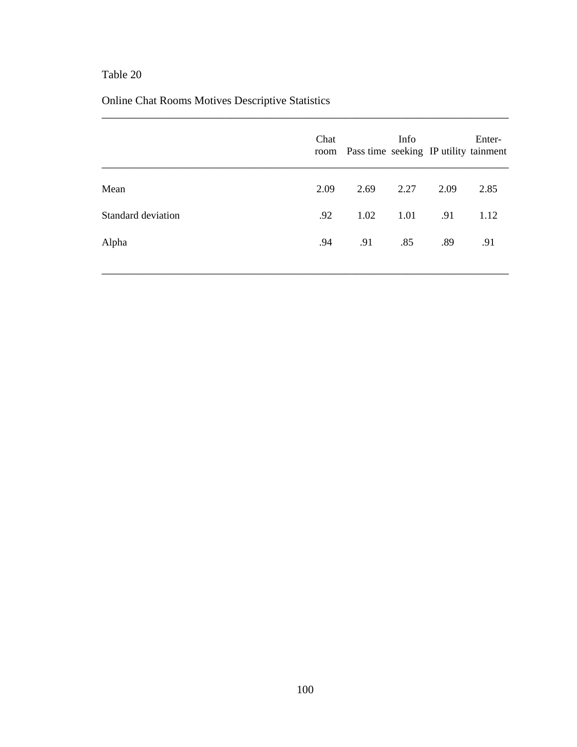Table 20

Online Chat Rooms Motives Descriptive Statistics

| | Chat room | Pass time | Info seeking | IP utility | Enter-tainment |
|---|---|---|---|---|---|
| Mean | 2.09 | 2.69 | 2.27 | 2.09 | 2.85 |
| Standard deviation | .92 | 1.02 | 1.01 | .91 | 1.12 |
| Alpha | .94 | .91 | .85 | .89 | .91 |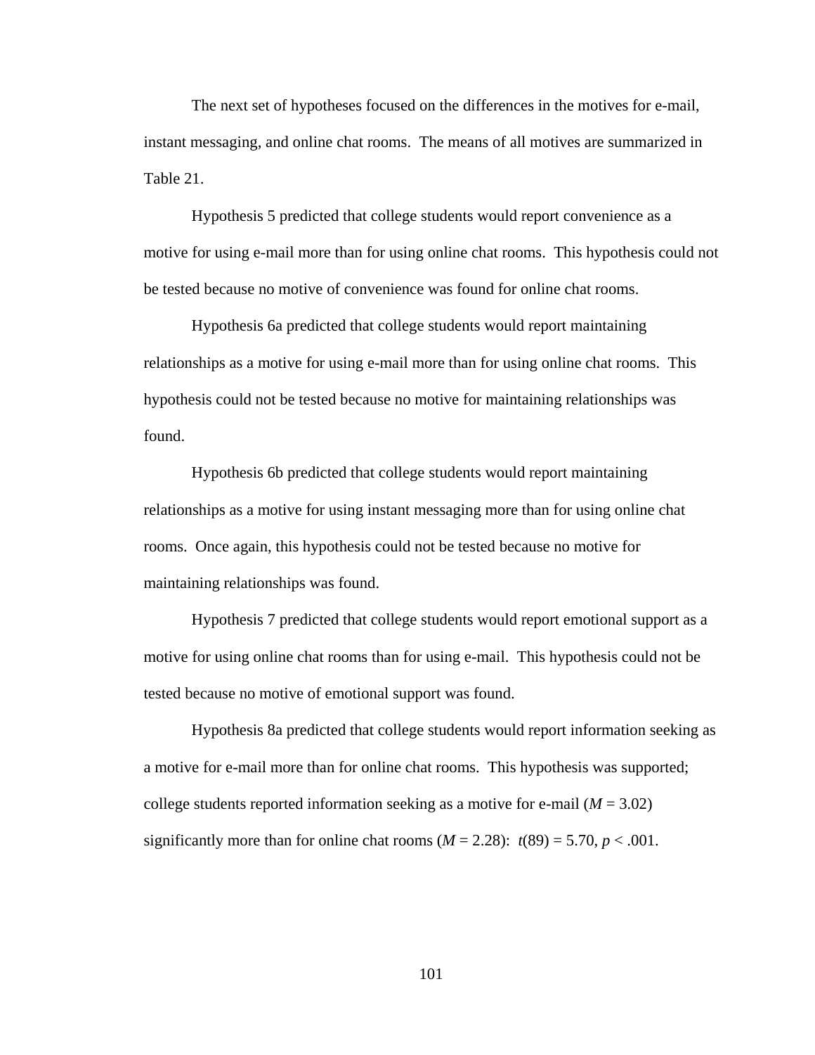The next set of hypotheses focused on the differences in the motives for e-mail, instant messaging, and online chat rooms. The means of all motives are summarized in Table 21.

Hypothesis 5 predicted that college students would report convenience as a motive for using e-mail more than for using online chat rooms. This hypothesis could not be tested because no motive of convenience was found for online chat rooms.

Hypothesis 6a predicted that college students would report maintaining relationships as a motive for using e-mail more than for using online chat rooms. This hypothesis could not be tested because no motive for maintaining relationships was found.

Hypothesis 6b predicted that college students would report maintaining relationships as a motive for using instant messaging more than for using online chat rooms. Once again, this hypothesis could not be tested because no motive for maintaining relationships was found.

Hypothesis 7 predicted that college students would report emotional support as a motive for using online chat rooms than for using e-mail. This hypothesis could not be tested because no motive of emotional support was found.

Hypothesis 8a predicted that college students would report information seeking as a motive for e-mail more than for online chat rooms. This hypothesis was supported; college students reported information seeking as a motive for e-mail ($M = 3.02$) significantly more than for online chat rooms ($M = 2.28$): $t(89) = 5.70$, $p < .001$.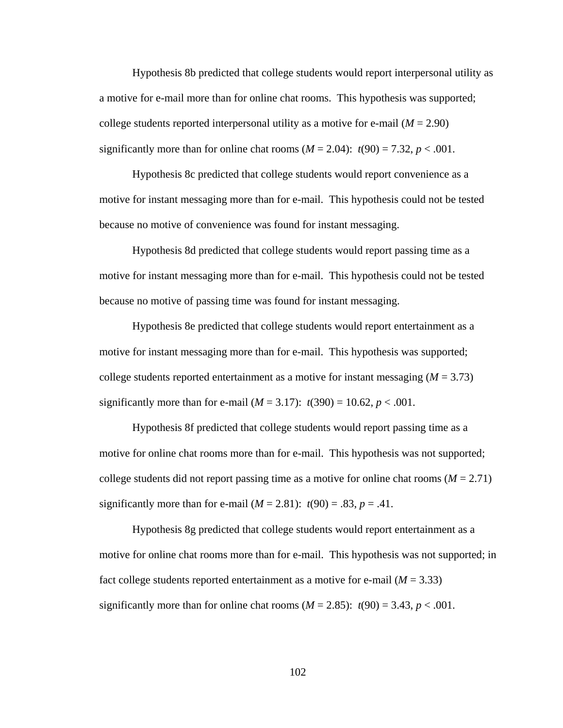Hypothesis 8b predicted that college students would report interpersonal utility as a motive for e-mail more than for online chat rooms. This hypothesis was supported; college students reported interpersonal utility as a motive for e-mail ($M = 2.90$) significantly more than for online chat rooms ($M = 2.04$): $t(90) = 7.32$, $p < .001$.

Hypothesis 8c predicted that college students would report convenience as a motive for instant messaging more than for e-mail. This hypothesis could not be tested because no motive of convenience was found for instant messaging.

Hypothesis 8d predicted that college students would report passing time as a motive for instant messaging more than for e-mail. This hypothesis could not be tested because no motive of passing time was found for instant messaging.

Hypothesis 8e predicted that college students would report entertainment as a motive for instant messaging more than for e-mail. This hypothesis was supported; college students reported entertainment as a motive for instant messaging ($M = 3.73$) significantly more than for e-mail ($M = 3.17$): $t(390) = 10.62$, $p < .001$.

Hypothesis 8f predicted that college students would report passing time as a motive for online chat rooms more than for e-mail. This hypothesis was not supported; college students did not report passing time as a motive for online chat rooms ($M = 2.71$) significantly more than for e-mail ($M = 2.81$): $t(90) = .83$, $p = .41$.

Hypothesis 8g predicted that college students would report entertainment as a motive for online chat rooms more than for e-mail. This hypothesis was not supported; in fact college students reported entertainment as a motive for e-mail ($M = 3.33$) significantly more than for online chat rooms ($M = 2.85$): $t(90) = 3.43$, $p < .001$.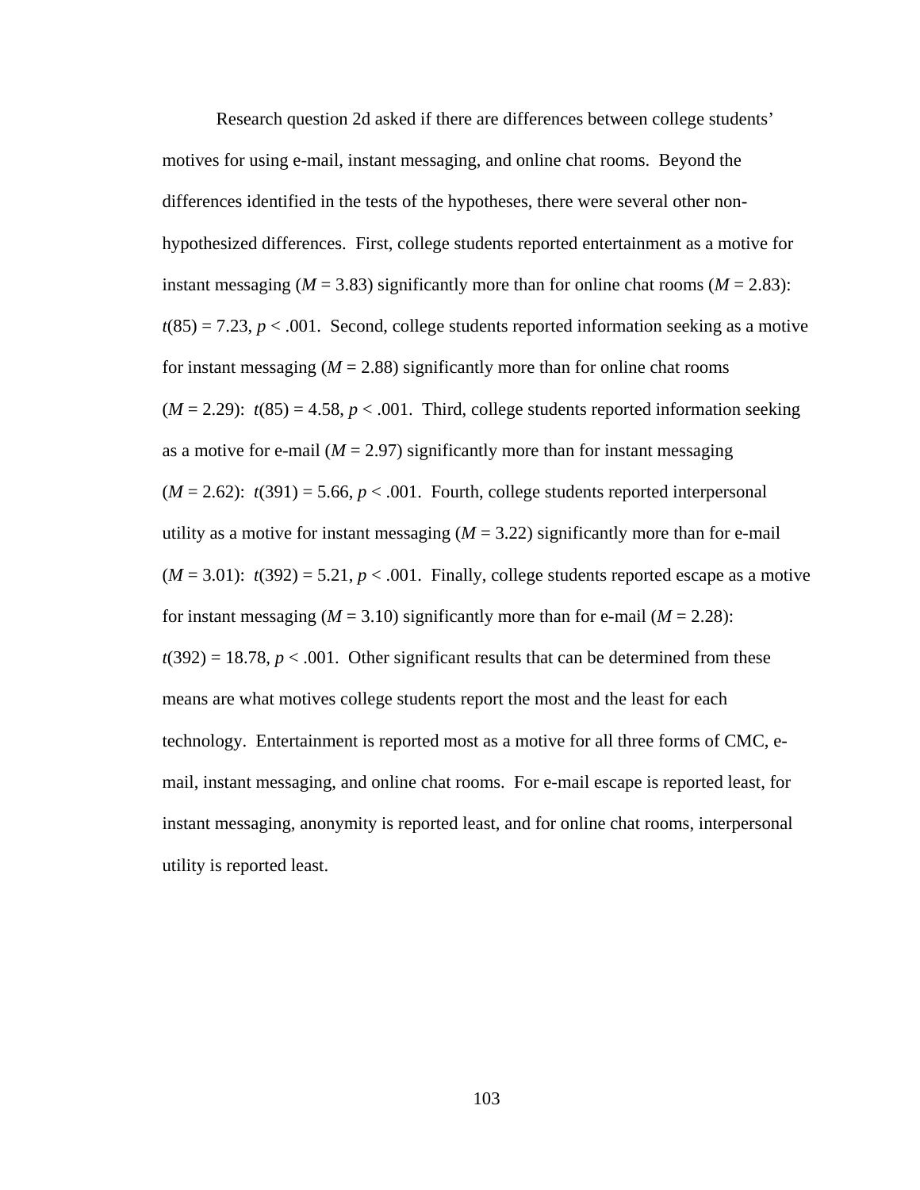Research question 2d asked if there are differences between college students' motives for using e-mail, instant messaging, and online chat rooms. Beyond the differences identified in the tests of the hypotheses, there were several other non-hypothesized differences. First, college students reported entertainment as a motive for instant messaging ($M$ = 3.83) significantly more than for online chat rooms ($M$ = 2.83): $t(85) = 7.23$, $p < .001$. Second, college students reported information seeking as a motive for instant messaging ($M$ = 2.88) significantly more than for online chat rooms ($M$ = 2.29): $t(85) = 4.58$, $p < .001$. Third, college students reported information seeking as a motive for e-mail ($M$ = 2.97) significantly more than for instant messaging ($M$ = 2.62): $t(391) = 5.66$, $p < .001$. Fourth, college students reported interpersonal utility as a motive for instant messaging ($M$ = 3.22) significantly more than for e-mail ($M$ = 3.01): $t(392) = 5.21$, $p < .001$. Finally, college students reported escape as a motive for instant messaging ($M$ = 3.10) significantly more than for e-mail ($M$ = 2.28): $t(392) = 18.78$, $p < .001$. Other significant results that can be determined from these means are what motives college students report the most and the least for each technology. Entertainment is reported most as a motive for all three forms of CMC, e-mail, instant messaging, and online chat rooms. For e-mail escape is reported least, for instant messaging, anonymity is reported least, and for online chat rooms, interpersonal utility is reported least.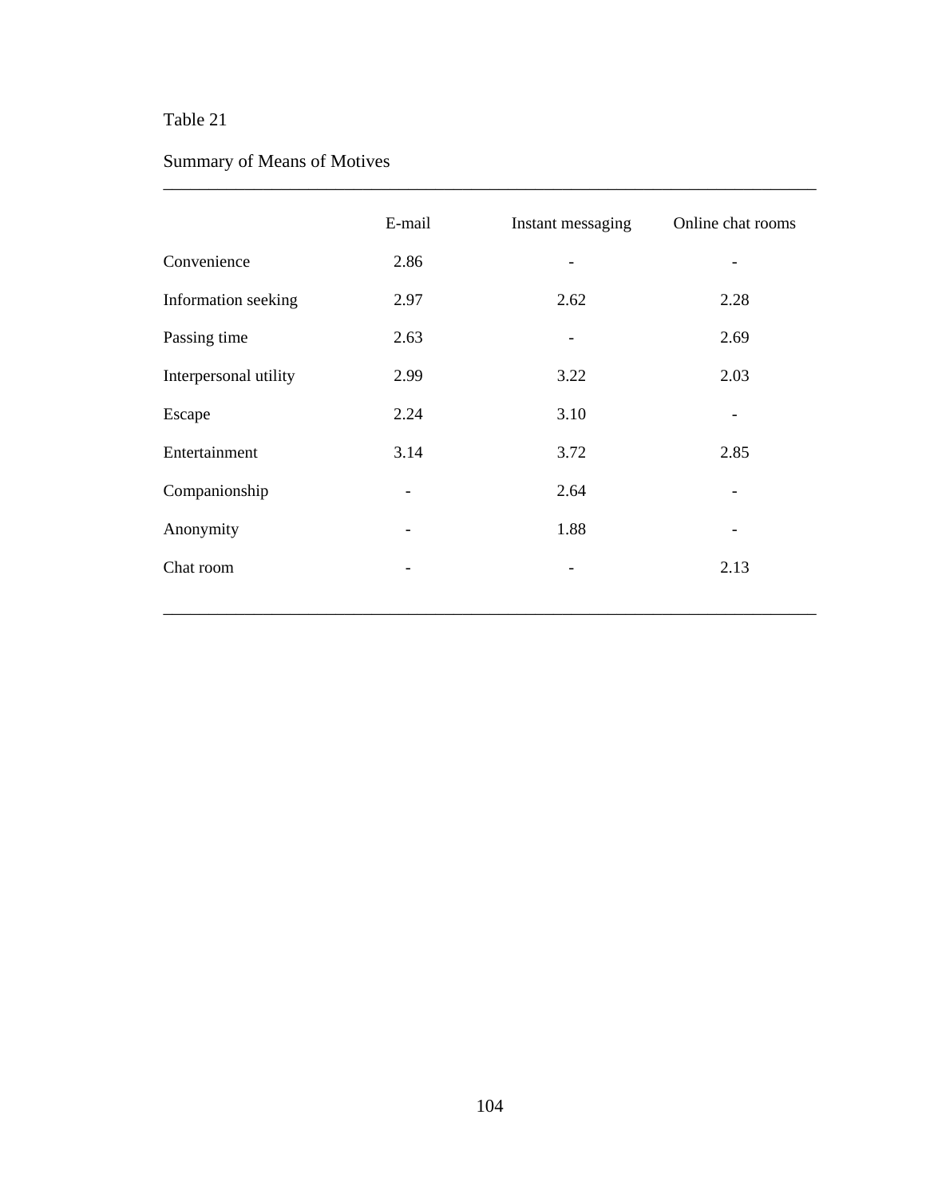Table 21

Summary of Means of Motives

| | E-mail | Instant messaging | Online chat rooms |
|---|---|---|---|
| Convenience | 2.86 | - | - |
| Information seeking | 2.97 | 2.62 | 2.28 |
| Passing time | 2.63 | - | 2.69 |
| Interpersonal utility | 2.99 | 3.22 | 2.03 |
| Escape | 2.24 | 3.10 | - |
| Entertainment | 3.14 | 3.72 | 2.85 |
| Companionship | - | 2.64 | - |
| Anonymity | - | 1.88 | - |
| Chat room | - | - | 2.13 |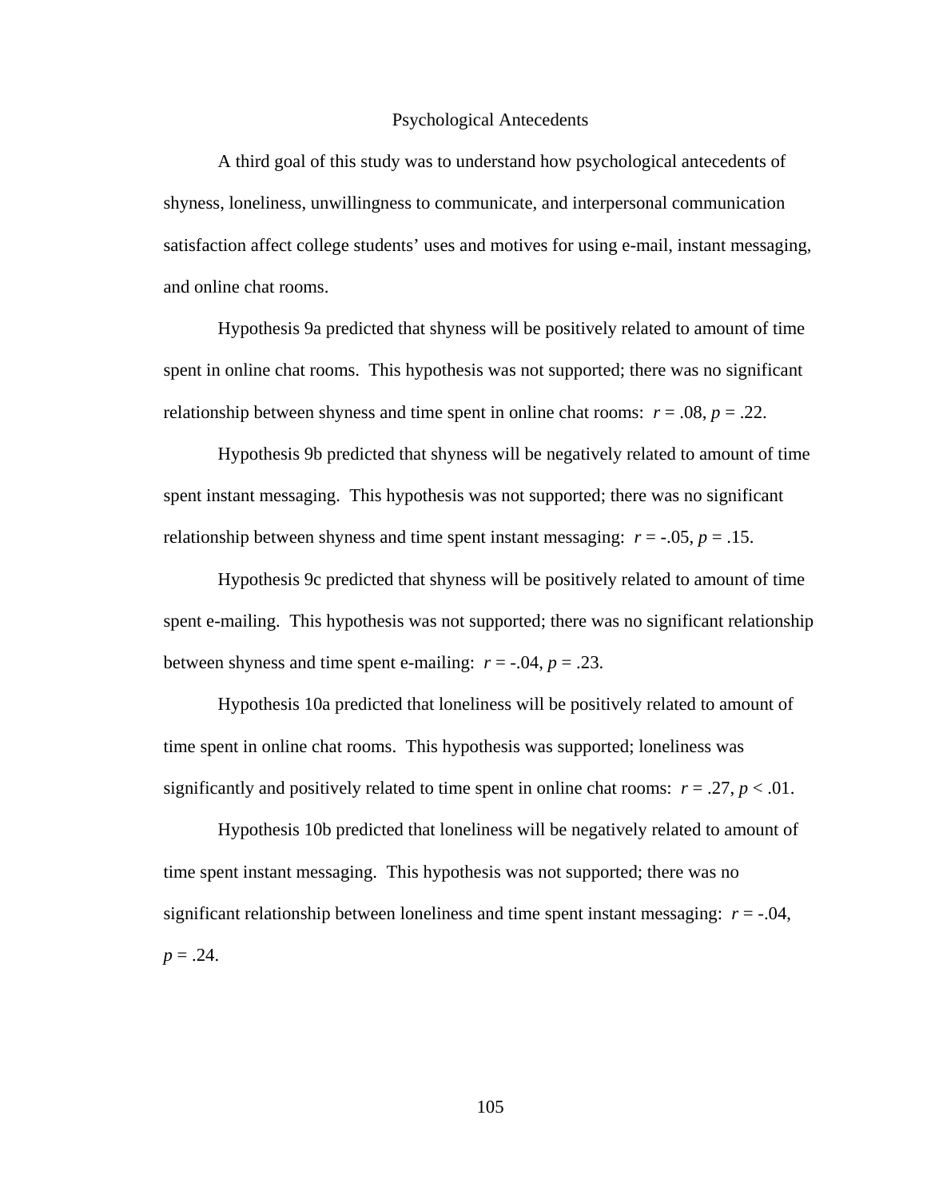## Psychological Antecedents

A third goal of this study was to understand how psychological antecedents of shyness, loneliness, unwillingness to communicate, and interpersonal communication satisfaction affect college students' uses and motives for using e-mail, instant messaging, and online chat rooms.

Hypothesis 9a predicted that shyness will be positively related to amount of time spent in online chat rooms. This hypothesis was not supported; there was no significant relationship between shyness and time spent in online chat rooms: $r = .08$, $p = .22$.

Hypothesis 9b predicted that shyness will be negatively related to amount of time spent instant messaging. This hypothesis was not supported; there was no significant relationship between shyness and time spent instant messaging: $r = -.05$, $p = .15$.

Hypothesis 9c predicted that shyness will be positively related to amount of time spent e-mailing. This hypothesis was not supported; there was no significant relationship between shyness and time spent e-mailing: $r = -.04$, $p = .23$.

Hypothesis 10a predicted that loneliness will be positively related to amount of time spent in online chat rooms. This hypothesis was supported; loneliness was significantly and positively related to time spent in online chat rooms: $r = .27$, $p < .01$.

Hypothesis 10b predicted that loneliness will be negatively related to amount of time spent instant messaging. This hypothesis was not supported; there was no significant relationship between loneliness and time spent instant messaging: $r = -.04$, $p = .24$.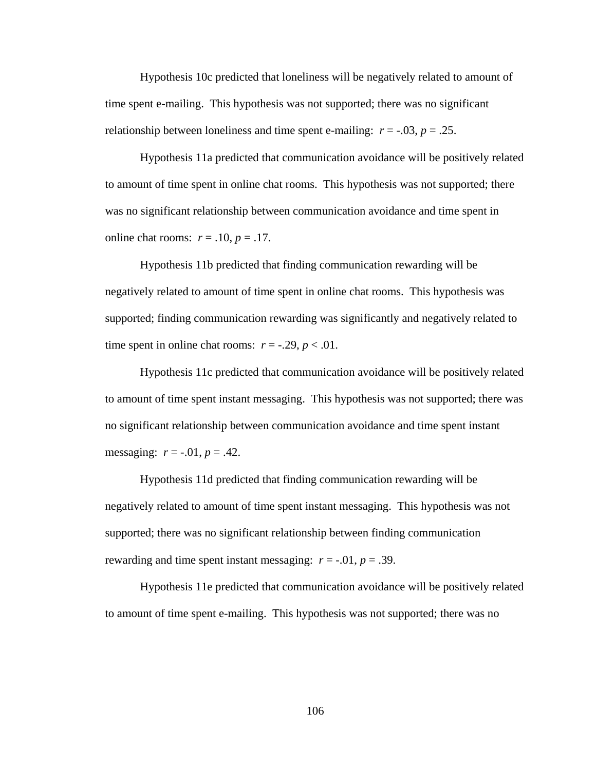Hypothesis 10c predicted that loneliness will be negatively related to amount of time spent e-mailing. This hypothesis was not supported; there was no significant relationship between loneliness and time spent e-mailing: $r = -.03$, $p = .25$.

Hypothesis 11a predicted that communication avoidance will be positively related to amount of time spent in online chat rooms. This hypothesis was not supported; there was no significant relationship between communication avoidance and time spent in online chat rooms: $r = .10$, $p = .17$.

Hypothesis 11b predicted that finding communication rewarding will be negatively related to amount of time spent in online chat rooms. This hypothesis was supported; finding communication rewarding was significantly and negatively related to time spent in online chat rooms: $r = -.29$, $p < .01$.

Hypothesis 11c predicted that communication avoidance will be positively related to amount of time spent instant messaging. This hypothesis was not supported; there was no significant relationship between communication avoidance and time spent instant messaging: $r = -.01$, $p = .42$.

Hypothesis 11d predicted that finding communication rewarding will be negatively related to amount of time spent instant messaging. This hypothesis was not supported; there was no significant relationship between finding communication rewarding and time spent instant messaging: $r = -.01$, $p = .39$.

Hypothesis 11e predicted that communication avoidance will be positively related to amount of time spent e-mailing. This hypothesis was not supported; there was no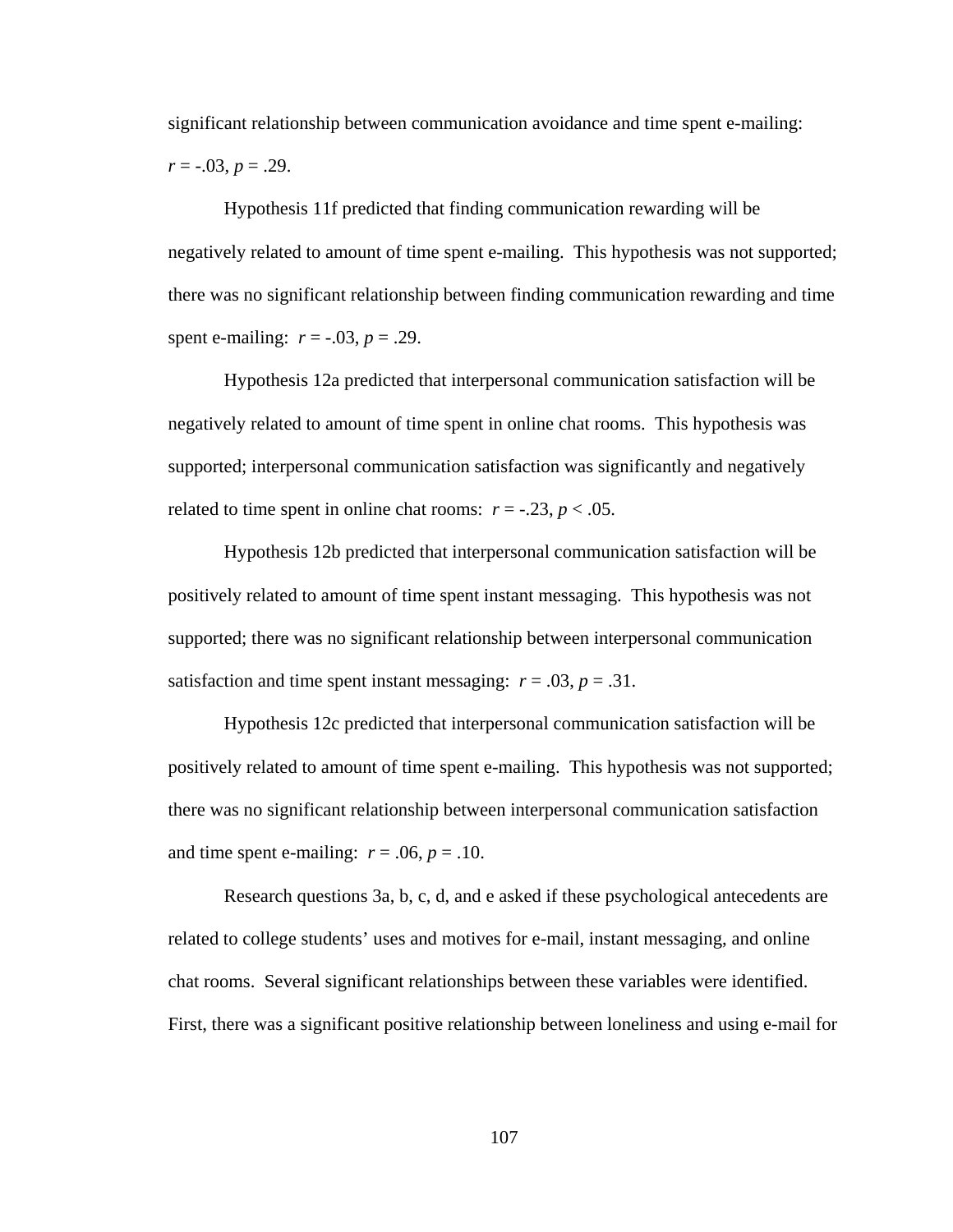significant relationship between communication avoidance and time spent e-mailing: $r = -.03$, $p = .29$.

Hypothesis 11f predicted that finding communication rewarding will be negatively related to amount of time spent e-mailing. This hypothesis was not supported; there was no significant relationship between finding communication rewarding and time spent e-mailing: $r = -.03$, $p = .29$.

Hypothesis 12a predicted that interpersonal communication satisfaction will be negatively related to amount of time spent in online chat rooms. This hypothesis was supported; interpersonal communication satisfaction was significantly and negatively related to time spent in online chat rooms: $r = -.23$, $p < .05$.

Hypothesis 12b predicted that interpersonal communication satisfaction will be positively related to amount of time spent instant messaging. This hypothesis was not supported; there was no significant relationship between interpersonal communication satisfaction and time spent instant messaging: $r = .03$, $p = .31$.

Hypothesis 12c predicted that interpersonal communication satisfaction will be positively related to amount of time spent e-mailing. This hypothesis was not supported; there was no significant relationship between interpersonal communication satisfaction and time spent e-mailing: $r = .06$, $p = .10$.

Research questions 3a, b, c, d, and e asked if these psychological antecedents are related to college students' uses and motives for e-mail, instant messaging, and online chat rooms. Several significant relationships between these variables were identified. First, there was a significant positive relationship between loneliness and using e-mail for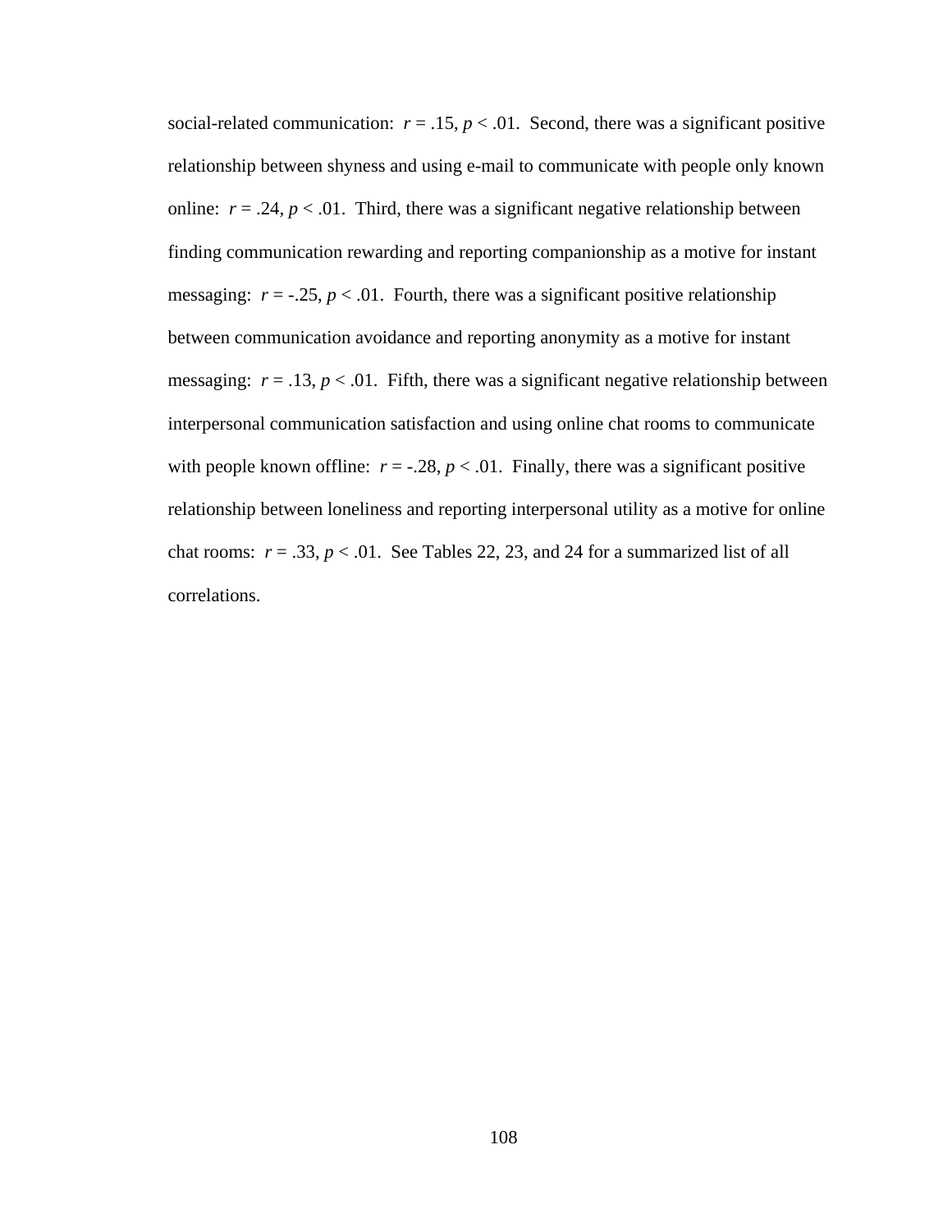social-related communication: $r = .15$, $p < .01$. Second, there was a significant positive relationship between shyness and using e-mail to communicate with people only known online: $r = .24$, $p < .01$. Third, there was a significant negative relationship between finding communication rewarding and reporting companionship as a motive for instant messaging: $r = -.25$, $p < .01$. Fourth, there was a significant positive relationship between communication avoidance and reporting anonymity as a motive for instant messaging: $r = .13$, $p < .01$. Fifth, there was a significant negative relationship between interpersonal communication satisfaction and using online chat rooms to communicate with people known offline: $r = -.28$, $p < .01$. Finally, there was a significant positive relationship between loneliness and reporting interpersonal utility as a motive for online chat rooms: $r = .33$, $p < .01$. See Tables 22, 23, and 24 for a summarized list of all correlations.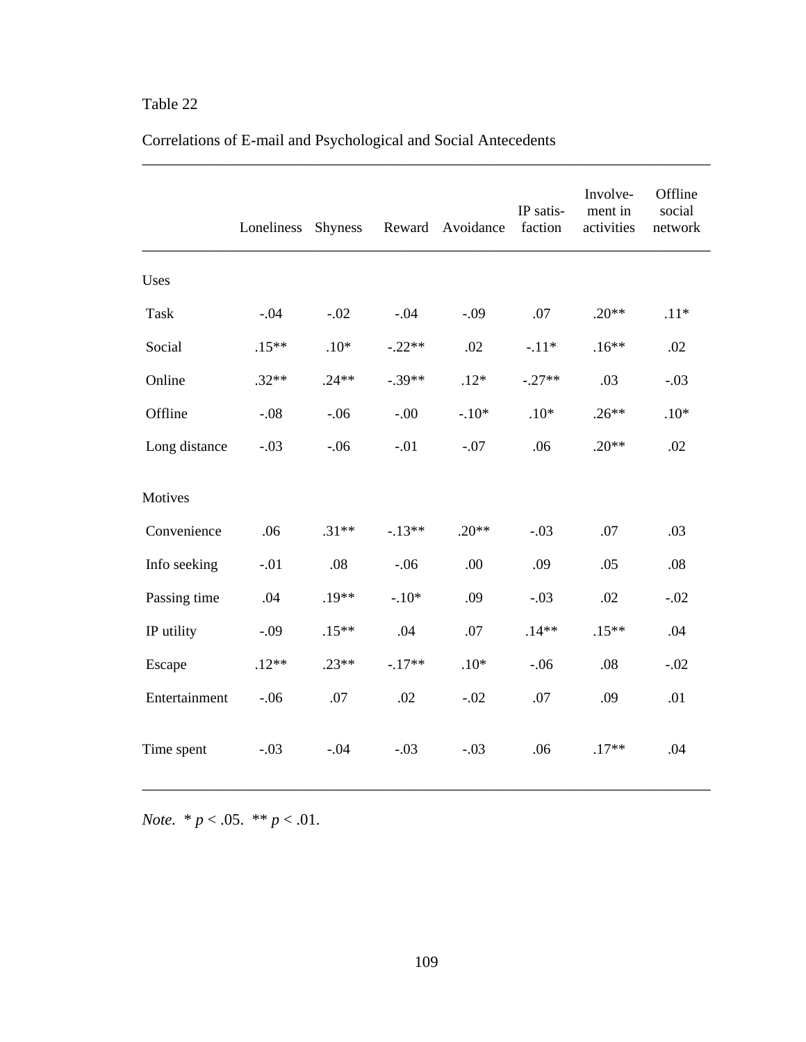Table 22

Correlations of E-mail and Psychological and Social Antecedents

| | Loneliness | Shyness | Reward | Avoidance | IP satis-faction | Involve-ment in activities | Offline social network |
|---|---|---|---|---|---|---|---|
| Uses | | | | | | | |
| Task | -.04 | -.02 | -.04 | -.09 | .07 | .20** | .11* |
| Social | .15** | .10* | -.22** | .02 | -.11* | .16** | .02 |
| Online | .32** | .24** | -.39** | .12* | -.27** | .03 | -.03 |
| Offline | -.08 | -.06 | -.00 | -.10* | .10* | .26** | .10* |
| Long distance | -.03 | -.06 | -.01 | -.07 | .06 | .20** | .02 |
| Motives | | | | | | | |
| Convenience | .06 | .31** | -.13** | .20** | -.03 | .07 | .03 |
| Info seeking | -.01 | .08 | -.06 | .00 | .09 | .05 | .08 |
| Passing time | .04 | .19** | -.10* | .09 | -.03 | .02 | -.02 |
| IP utility | -.09 | .15** | .04 | .07 | .14** | .15** | .04 |
| Escape | .12** | .23** | -.17** | .10* | -.06 | .08 | -.02 |
| Entertainment | -.06 | .07 | .02 | -.02 | .07 | .09 | .01 |
| Time spent | -.03 | -.04 | -.03 | -.03 | .06 | .17** | .04 |

*Note.* * $p < .05$. ** $p < .01$.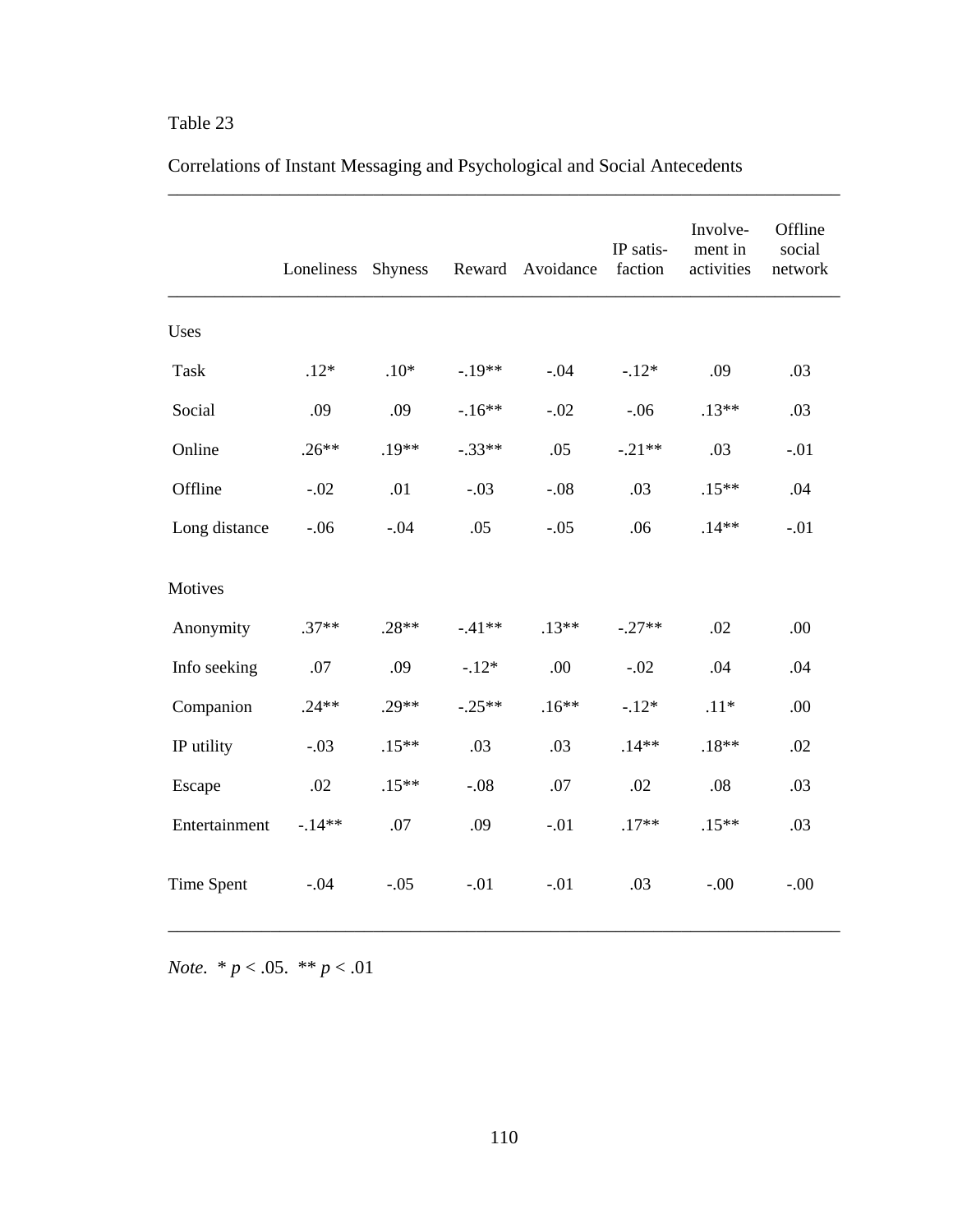Table 23

Correlations of Instant Messaging and Psychological and Social Antecedents

| | Loneliness | Shyness | Reward | Avoidance | IP satis-faction | Involve-ment in activities | Offline social network |
|---|---|---|---|---|---|---|---|
| Uses | | | | | | | |
| Task | .12* | .10* | -.19** | -.04 | -.12* | .09 | .03 |
| Social | .09 | .09 | -.16** | -.02 | -.06 | .13** | .03 |
| Online | .26** | .19** | -.33** | .05 | -.21** | .03 | -.01 |
| Offline | -.02 | .01 | -.03 | -.08 | .03 | .15** | .04 |
| Long distance | -.06 | -.04 | .05 | -.05 | .06 | .14** | -.01 |
| Motives | | | | | | | |
| Anonymity | .37** | .28** | -.41** | .13** | -.27** | .02 | .00 |
| Info seeking | .07 | .09 | -.12* | .00 | -.02 | .04 | .04 |
| Companion | .24** | .29** | -.25** | .16** | -.12* | .11* | .00 |
| IP utility | -.03 | .15** | .03 | .03 | .14** | .18** | .02 |
| Escape | .02 | .15** | -.08 | .07 | .02 | .08 | .03 |
| Entertainment | -.14** | .07 | .09 | -.01 | .17** | .15** | .03 |
| Time Spent | -.04 | -.05 | -.01 | -.01 | .03 | -.00 | -.00 |

*Note*. * $p < .05$. ** $p < .01$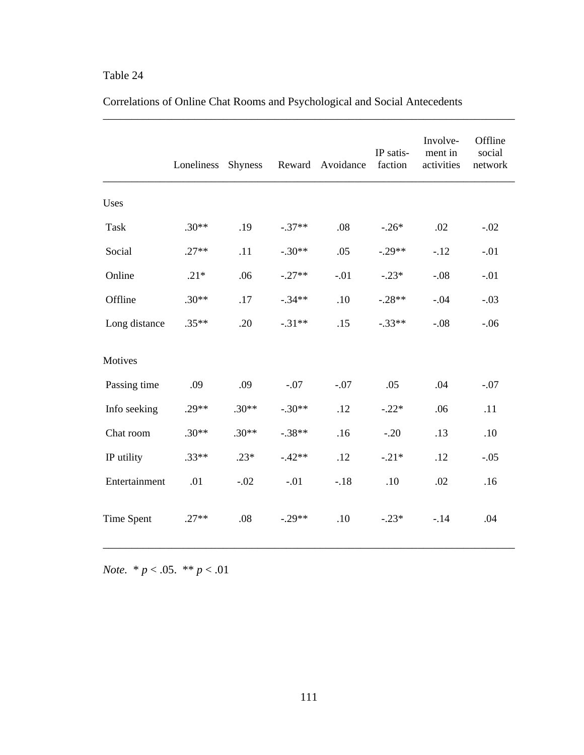Table 24

Correlations of Online Chat Rooms and Psychological and Social Antecedents

| | Loneliness | Shyness | Reward | Avoidance | IP satis-faction | Involve-ment in activities | Offline social network |
|---|---|---|---|---|---|---|---|
| Uses | | | | | | | |
| Task | .30** | .19 | -.37** | .08 | -.26* | .02 | -.02 |
| Social | .27** | .11 | -.30** | .05 | -.29** | -.12 | -.01 |
| Online | .21* | .06 | -.27** | -.01 | -.23* | -.08 | -.01 |
| Offline | .30** | .17 | -.34** | .10 | -.28** | -.04 | -.03 |
| Long distance | .35** | .20 | -.31** | .15 | -.33** | -.08 | -.06 |
| Motives | | | | | | | |
| Passing time | .09 | .09 | -.07 | -.07 | .05 | .04 | -.07 |
| Info seeking | .29** | .30** | -.30** | .12 | -.22* | .06 | .11 |
| Chat room | .30** | .30** | -.38** | .16 | -.20 | .13 | .10 |
| IP utility | .33** | .23* | -.42** | .12 | -.21* | .12 | -.05 |
| Entertainment | .01 | -.02 | -.01 | -.18 | .10 | .02 | .16 |
| Time Spent | .27** | .08 | -.29** | .10 | -.23* | -.14 | .04 |

*Note.* * $p < .05$. ** $p < .01$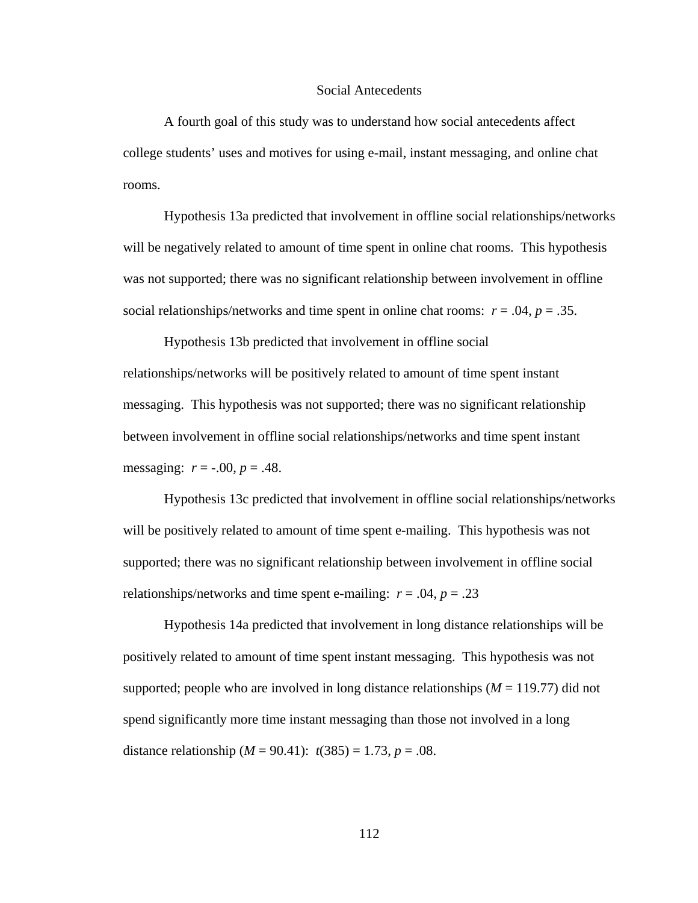## Social Antecedents

A fourth goal of this study was to understand how social antecedents affect college students' uses and motives for using e-mail, instant messaging, and online chat rooms.

Hypothesis 13a predicted that involvement in offline social relationships/networks will be negatively related to amount of time spent in online chat rooms. This hypothesis was not supported; there was no significant relationship between involvement in offline social relationships/networks and time spent in online chat rooms: $r = .04$, $p = .35$.

Hypothesis 13b predicted that involvement in offline social relationships/networks will be positively related to amount of time spent instant messaging. This hypothesis was not supported; there was no significant relationship between involvement in offline social relationships/networks and time spent instant messaging: $r = -.00$, $p = .48$.

Hypothesis 13c predicted that involvement in offline social relationships/networks will be positively related to amount of time spent e-mailing. This hypothesis was not supported; there was no significant relationship between involvement in offline social relationships/networks and time spent e-mailing: $r = .04$, $p = .23$

Hypothesis 14a predicted that involvement in long distance relationships will be positively related to amount of time spent instant messaging. This hypothesis was not supported; people who are involved in long distance relationships ($M = 119.77$) did not spend significantly more time instant messaging than those not involved in a long distance relationship ($M = 90.41$): $t(385) = 1.73$, $p = .08$.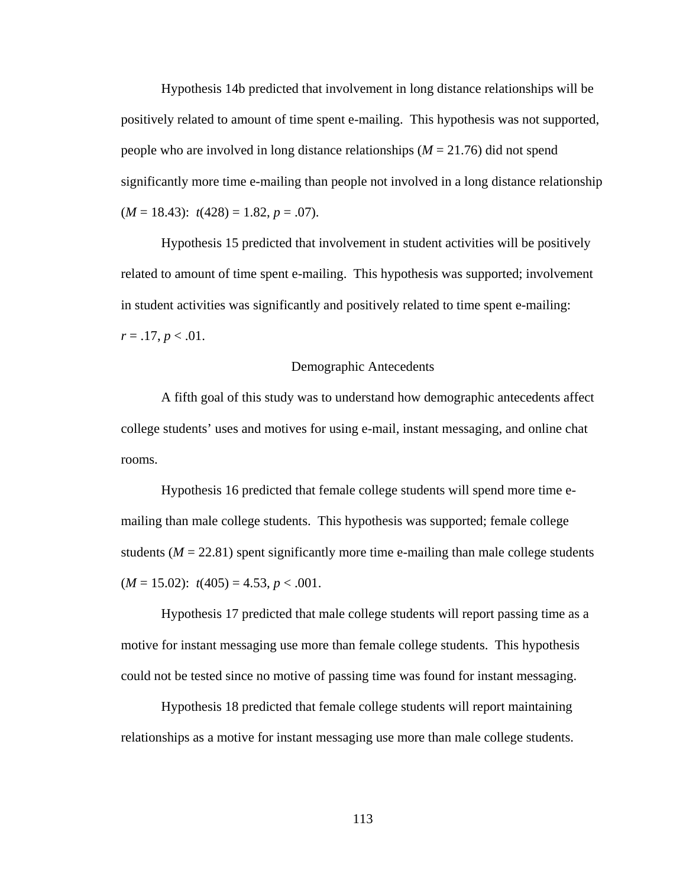Hypothesis 14b predicted that involvement in long distance relationships will be positively related to amount of time spent e-mailing. This hypothesis was not supported, people who are involved in long distance relationships ($M = 21.76$) did not spend significantly more time e-mailing than people not involved in a long distance relationship ($M = 18.43$): $t(428) = 1.82$, $p = .07$).

Hypothesis 15 predicted that involvement in student activities will be positively related to amount of time spent e-mailing. This hypothesis was supported; involvement in student activities was significantly and positively related to time spent e-mailing: $r = .17$, $p < .01$.

## Demographic Antecedents

A fifth goal of this study was to understand how demographic antecedents affect college students' uses and motives for using e-mail, instant messaging, and online chat rooms.

Hypothesis 16 predicted that female college students will spend more time e-mailing than male college students. This hypothesis was supported; female college students ($M = 22.81$) spent significantly more time e-mailing than male college students ($M = 15.02$): $t(405) = 4.53$, $p < .001$.

Hypothesis 17 predicted that male college students will report passing time as a motive for instant messaging use more than female college students. This hypothesis could not be tested since no motive of passing time was found for instant messaging.

Hypothesis 18 predicted that female college students will report maintaining relationships as a motive for instant messaging use more than male college students.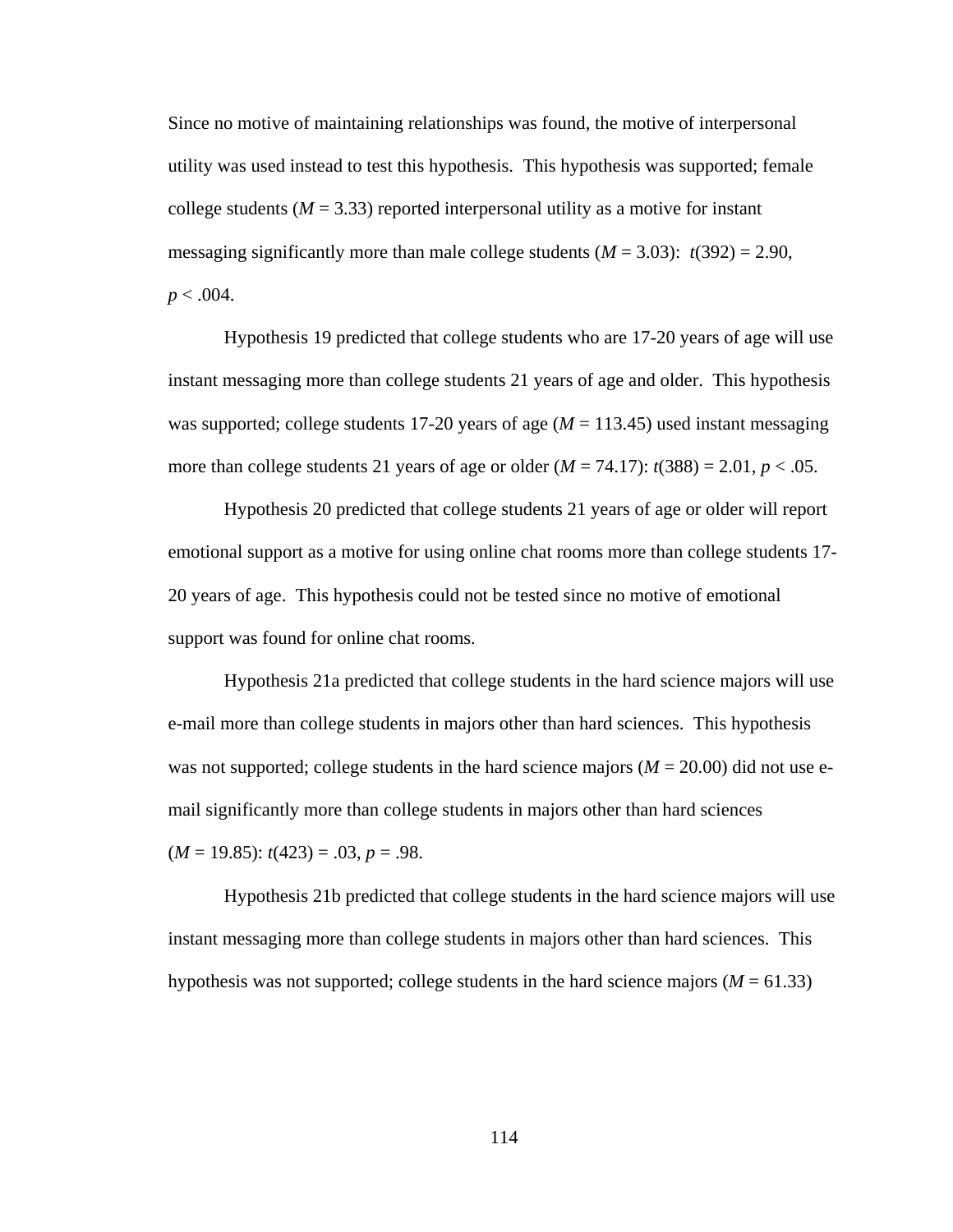Since no motive of maintaining relationships was found, the motive of interpersonal utility was used instead to test this hypothesis. This hypothesis was supported; female college students ($M = 3.33$) reported interpersonal utility as a motive for instant messaging significantly more than male college students ($M = 3.03$): $t(392) = 2.90$, $p < .004$.

Hypothesis 19 predicted that college students who are 17-20 years of age will use instant messaging more than college students 21 years of age and older. This hypothesis was supported; college students 17-20 years of age ($M = 113.45$) used instant messaging more than college students 21 years of age or older ($M = 74.17$): $t(388) = 2.01$, $p < .05$.

Hypothesis 20 predicted that college students 21 years of age or older will report emotional support as a motive for using online chat rooms more than college students 17-20 years of age. This hypothesis could not be tested since no motive of emotional support was found for online chat rooms.

Hypothesis 21a predicted that college students in the hard science majors will use e-mail more than college students in majors other than hard sciences. This hypothesis was not supported; college students in the hard science majors ($M = 20.00$) did not use e-mail significantly more than college students in majors other than hard sciences ($M = 19.85$): $t(423) = .03$, $p = .98$.

Hypothesis 21b predicted that college students in the hard science majors will use instant messaging more than college students in majors other than hard sciences. This hypothesis was not supported; college students in the hard science majors ($M = 61.33$)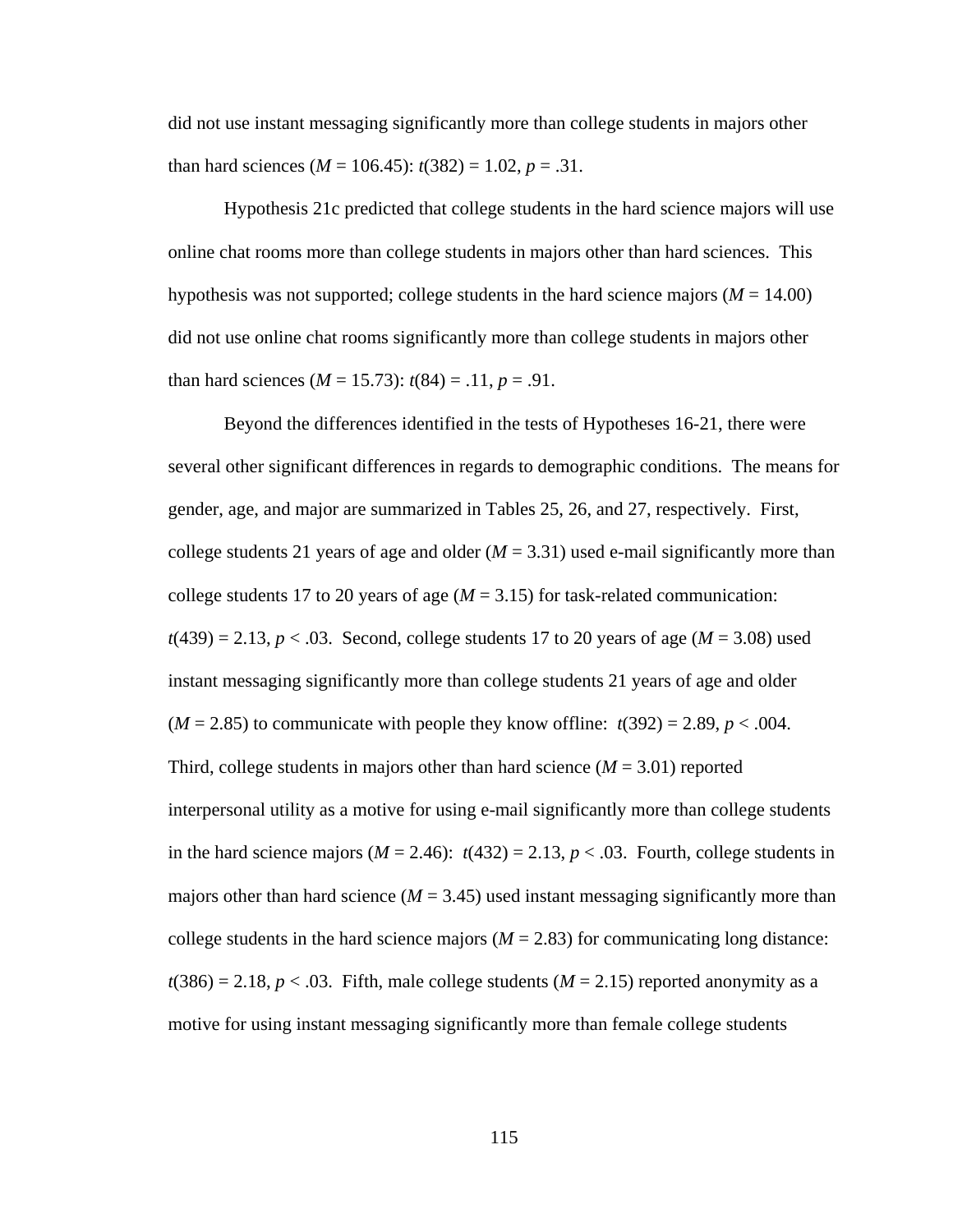did not use instant messaging significantly more than college students in majors other than hard sciences (*M* = 106.45): $t(382) = 1.02$, $p = .31$.

Hypothesis 21c predicted that college students in the hard science majors will use online chat rooms more than college students in majors other than hard sciences. This hypothesis was not supported; college students in the hard science majors (*M* = 14.00) did not use online chat rooms significantly more than college students in majors other than hard sciences (*M* = 15.73): $t(84) = .11$, $p = .91$.

Beyond the differences identified in the tests of Hypotheses 16-21, there were several other significant differences in regards to demographic conditions. The means for gender, age, and major are summarized in Tables 25, 26, and 27, respectively. First, college students 21 years of age and older (*M* = 3.31) used e-mail significantly more than college students 17 to 20 years of age (*M* = 3.15) for task-related communication: $t(439) = 2.13$, $p < .03$. Second, college students 17 to 20 years of age (*M* = 3.08) used instant messaging significantly more than college students 21 years of age and older (*M* = 2.85) to communicate with people they know offline: $t(392) = 2.89$, $p < .004$. Third, college students in majors other than hard science (*M* = 3.01) reported interpersonal utility as a motive for using e-mail significantly more than college students in the hard science majors (*M* = 2.46): $t(432) = 2.13$, $p < .03$. Fourth, college students in majors other than hard science (*M* = 3.45) used instant messaging significantly more than college students in the hard science majors (*M* = 2.83) for communicating long distance: $t(386) = 2.18$, $p < .03$. Fifth, male college students (*M* = 2.15) reported anonymity as a motive for using instant messaging significantly more than female college students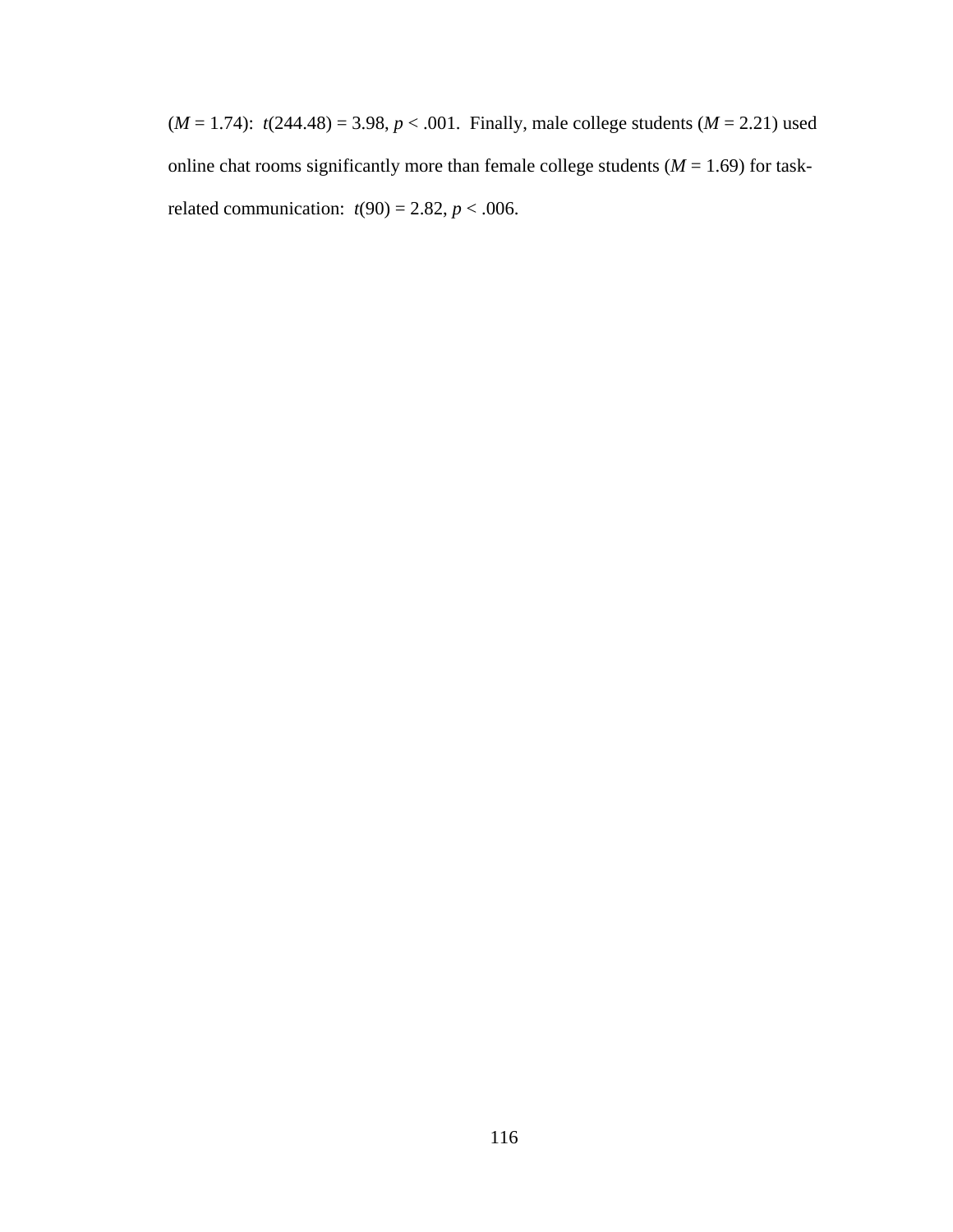($M = 1.74$): $t(244.48) = 3.98$, $p < .001$. Finally, male college students ($M = 2.21$) used online chat rooms significantly more than female college students ($M = 1.69$) for task-related communication: $t(90) = 2.82$, $p < .006$.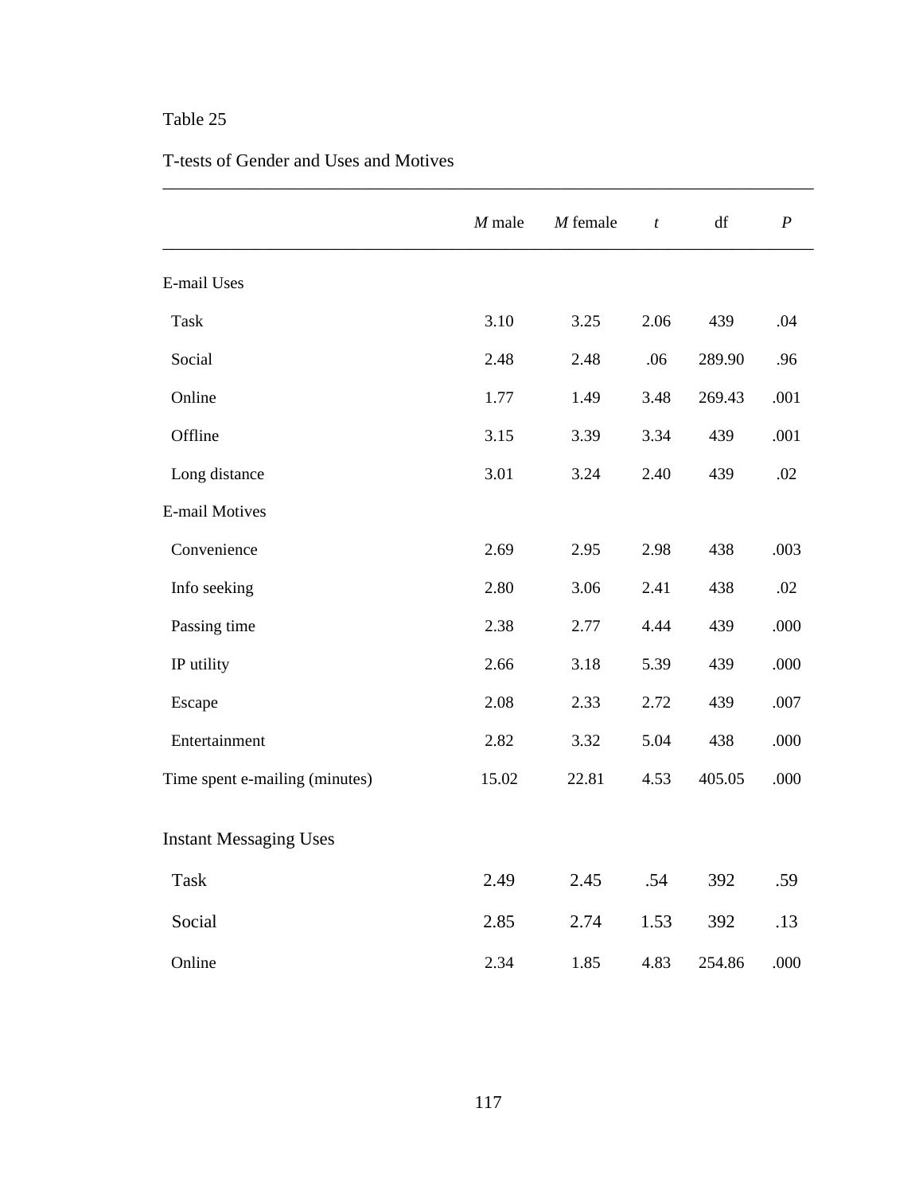Table 25

T-tests of Gender and Uses and Motives

| | *M* male | *M* female | *t* | df | *P* |
|---|---|---|---|---|---|
| E-mail Uses | | | | | |
| Task | 3.10 | 3.25 | 2.06 | 439 | .04 |
| Social | 2.48 | 2.48 | .06 | 289.90 | .96 |
| Online | 1.77 | 1.49 | 3.48 | 269.43 | .001 |
| Offline | 3.15 | 3.39 | 3.34 | 439 | .001 |
| Long distance | 3.01 | 3.24 | 2.40 | 439 | .02 |
| E-mail Motives | | | | | |
| Convenience | 2.69 | 2.95 | 2.98 | 438 | .003 |
| Info seeking | 2.80 | 3.06 | 2.41 | 438 | .02 |
| Passing time | 2.38 | 2.77 | 4.44 | 439 | .000 |
| IP utility | 2.66 | 3.18 | 5.39 | 439 | .000 |
| Escape | 2.08 | 2.33 | 2.72 | 439 | .007 |
| Entertainment | 2.82 | 3.32 | 5.04 | 438 | .000 |
| Time spent e-mailing (minutes) | 15.02 | 22.81 | 4.53 | 405.05 | .000 |
| Instant Messaging Uses | | | | | |
| Task | 2.49 | 2.45 | .54 | 392 | .59 |
| Social | 2.85 | 2.74 | 1.53 | 392 | .13 |
| Online | 2.34 | 1.85 | 4.83 | 254.86 | .000 |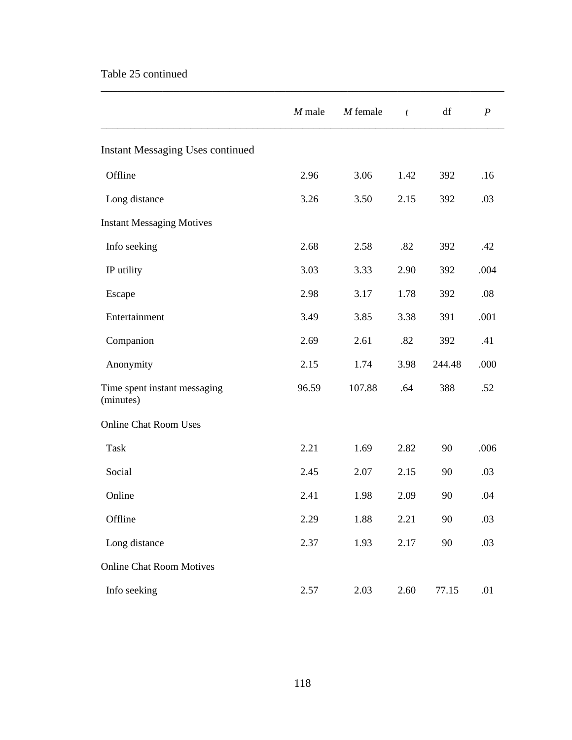Table 25 continued

| | *M* male | *M* female | *t* | df | *P* |
|---|---|---|---|---|---|
| **Instant Messaging Uses continued** | | | | | |
| Offline | 2.96 | 3.06 | 1.42 | 392 | .16 |
| Long distance | 3.26 | 3.50 | 2.15 | 392 | .03 |
| **Instant Messaging Motives** | | | | | |
| Info seeking | 2.68 | 2.58 | .82 | 392 | .42 |
| IP utility | 3.03 | 3.33 | 2.90 | 392 | .004 |
| Escape | 2.98 | 3.17 | 1.78 | 392 | .08 |
| Entertainment | 3.49 | 3.85 | 3.38 | 391 | .001 |
| Companion | 2.69 | 2.61 | .82 | 392 | .41 |
| Anonymity | 2.15 | 1.74 | 3.98 | 244.48 | .000 |
| Time spent instant messaging (minutes) | 96.59 | 107.88 | .64 | 388 | .52 |
| **Online Chat Room Uses** | | | | | |
| Task | 2.21 | 1.69 | 2.82 | 90 | .006 |
| Social | 2.45 | 2.07 | 2.15 | 90 | .03 |
| Online | 2.41 | 1.98 | 2.09 | 90 | .04 |
| Offline | 2.29 | 1.88 | 2.21 | 90 | .03 |
| Long distance | 2.37 | 1.93 | 2.17 | 90 | .03 |
| **Online Chat Room Motives** | | | | | |
| Info seeking | 2.57 | 2.03 | 2.60 | 77.15 | .01 |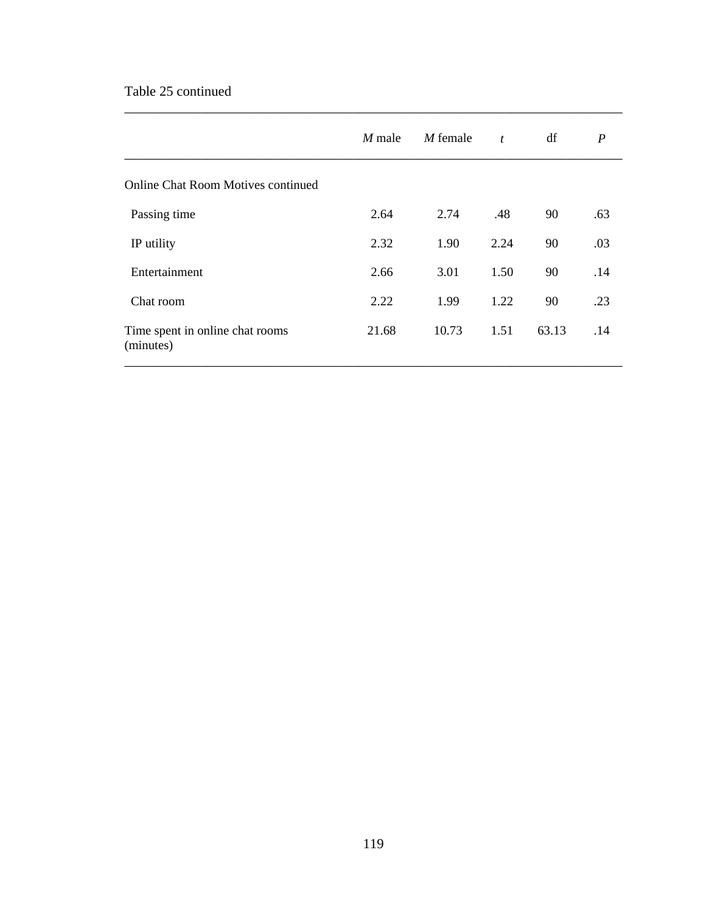Table 25 continued

| | *M* male | *M* female | *t* | df | *P* |
|---|---|---|---|---|---|
| Online Chat Room Motives continued | | | | | |
| Passing time | 2.64 | 2.74 | .48 | 90 | .63 |
| IP utility | 2.32 | 1.90 | 2.24 | 90 | .03 |
| Entertainment | 2.66 | 3.01 | 1.50 | 90 | .14 |
| Chat room | 2.22 | 1.99 | 1.22 | 90 | .23 |
| Time spent in online chat rooms (minutes) | 21.68 | 10.73 | 1.51 | 63.13 | .14 |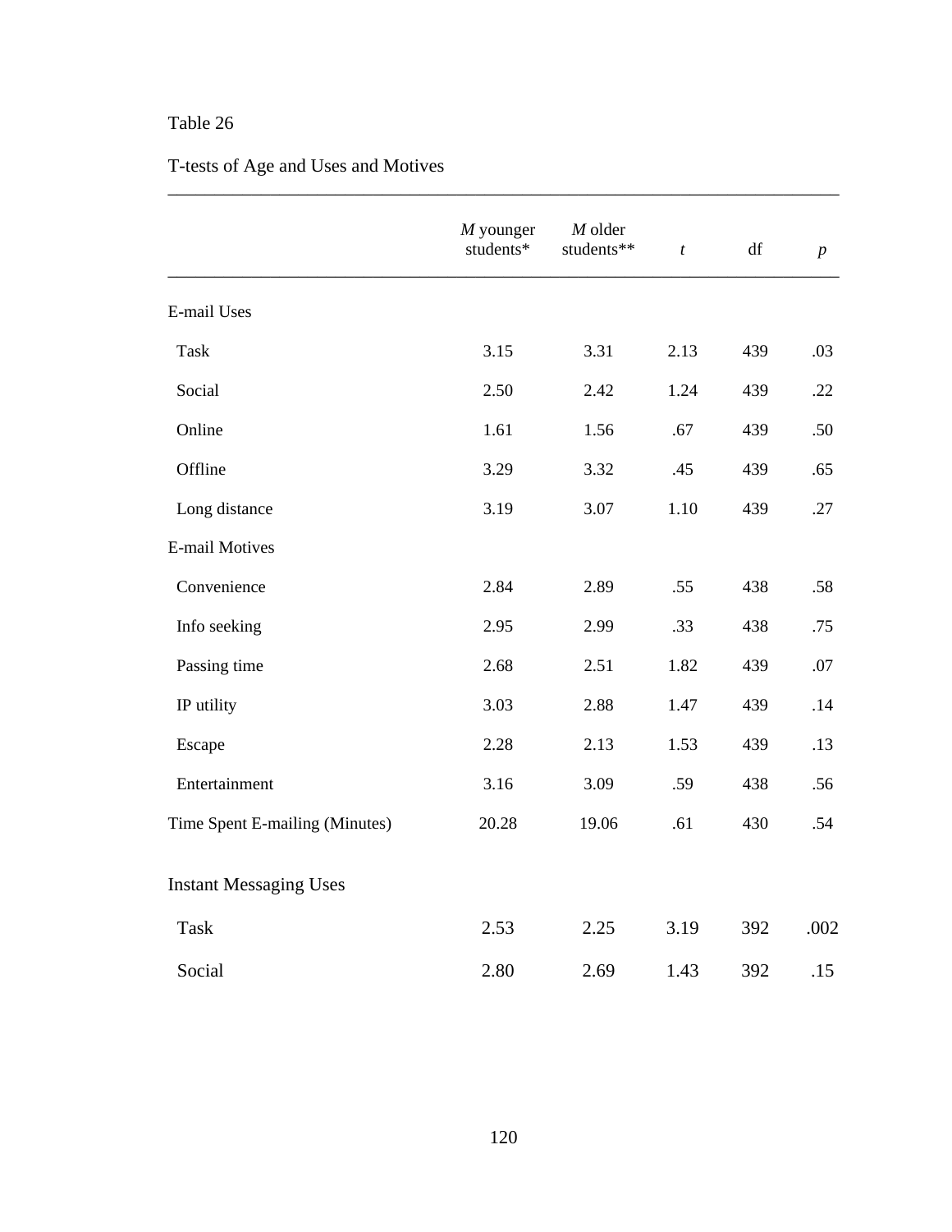Table 26

T-tests of Age and Uses and Motives

| | *M* younger students* | *M* older students** | *t* | df | *p* |
|---|---|---|---|---|---|
| E-mail Uses | | | | | |
| Task | 3.15 | 3.31 | 2.13 | 439 | .03 |
| Social | 2.50 | 2.42 | 1.24 | 439 | .22 |
| Online | 1.61 | 1.56 | .67 | 439 | .50 |
| Offline | 3.29 | 3.32 | .45 | 439 | .65 |
| Long distance | 3.19 | 3.07 | 1.10 | 439 | .27 |
| E-mail Motives | | | | | |
| Convenience | 2.84 | 2.89 | .55 | 438 | .58 |
| Info seeking | 2.95 | 2.99 | .33 | 438 | .75 |
| Passing time | 2.68 | 2.51 | 1.82 | 439 | .07 |
| IP utility | 3.03 | 2.88 | 1.47 | 439 | .14 |
| Escape | 2.28 | 2.13 | 1.53 | 439 | .13 |
| Entertainment | 3.16 | 3.09 | .59 | 438 | .56 |
| Time Spent E-mailing (Minutes) | 20.28 | 19.06 | .61 | 430 | .54 |
| Instant Messaging Uses | | | | | |
| Task | 2.53 | 2.25 | 3.19 | 392 | .002 |
| Social | 2.80 | 2.69 | 1.43 | 392 | .15 |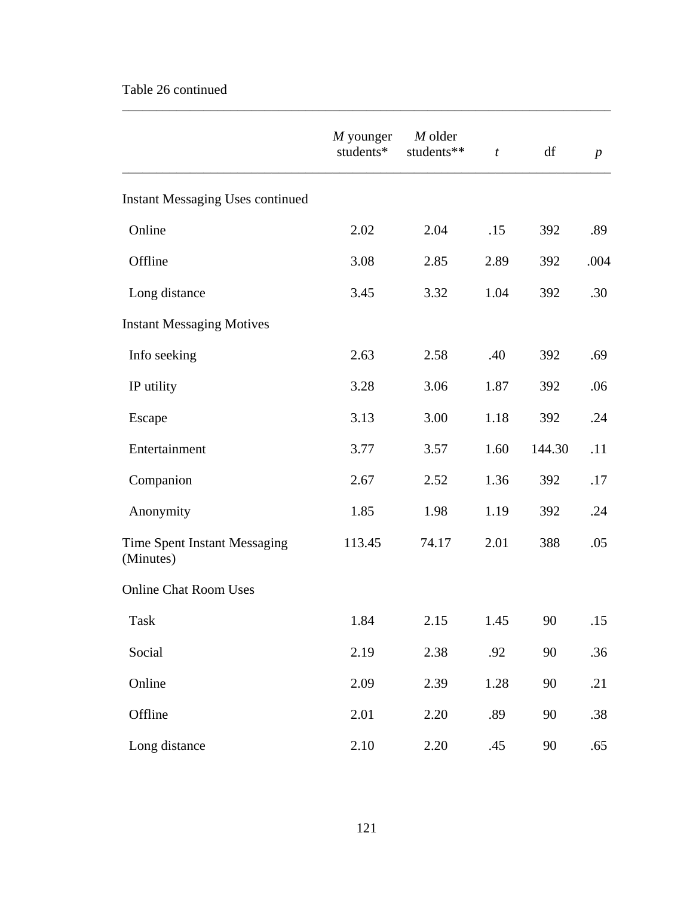Table 26 continued

| | *M* younger students* | *M* older students** | *t* | df | *p* |
|---|---|---|---|---|---|
| Instant Messaging Uses continued | | | | | |
| Online | 2.02 | 2.04 | .15 | 392 | .89 |
| Offline | 3.08 | 2.85 | 2.89 | 392 | .004 |
| Long distance | 3.45 | 3.32 | 1.04 | 392 | .30 |
| Instant Messaging Motives | | | | | |
| Info seeking | 2.63 | 2.58 | .40 | 392 | .69 |
| IP utility | 3.28 | 3.06 | 1.87 | 392 | .06 |
| Escape | 3.13 | 3.00 | 1.18 | 392 | .24 |
| Entertainment | 3.77 | 3.57 | 1.60 | 144.30 | .11 |
| Companion | 2.67 | 2.52 | 1.36 | 392 | .17 |
| Anonymity | 1.85 | 1.98 | 1.19 | 392 | .24 |
| Time Spent Instant Messaging (Minutes) | 113.45 | 74.17 | 2.01 | 388 | .05 |
| Online Chat Room Uses | | | | | |
| Task | 1.84 | 2.15 | 1.45 | 90 | .15 |
| Social | 2.19 | 2.38 | .92 | 90 | .36 |
| Online | 2.09 | 2.39 | 1.28 | 90 | .21 |
| Offline | 2.01 | 2.20 | .89 | 90 | .38 |
| Long distance | 2.10 | 2.20 | .45 | 90 | .65 |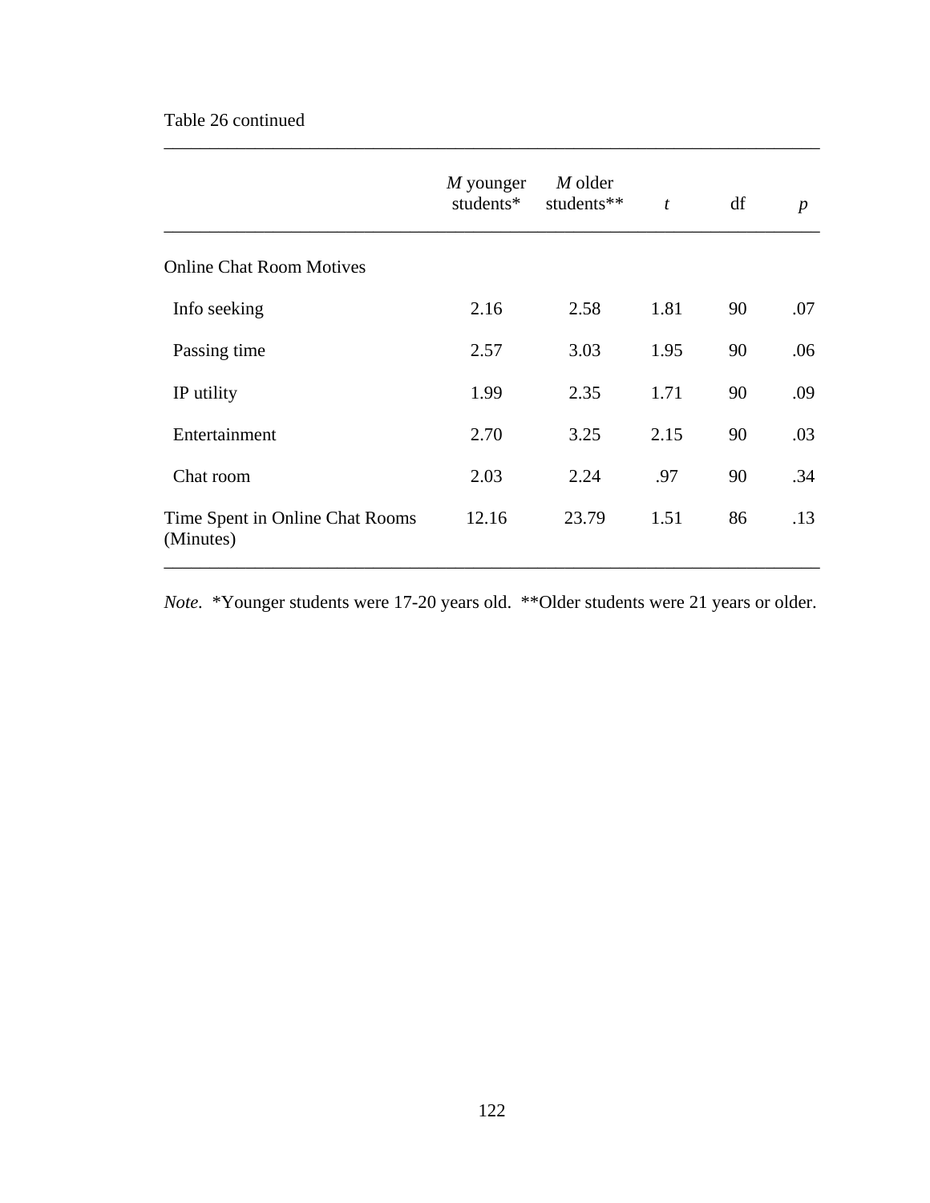Table 26 continued

| | *M* younger students* | *M* older students** | *t* | df | *p* |
|---|---|---|---|---|---|
| Online Chat Room Motives | | | | | |
| Info seeking | 2.16 | 2.58 | 1.81 | 90 | .07 |
| Passing time | 2.57 | 3.03 | 1.95 | 90 | .06 |
| IP utility | 1.99 | 2.35 | 1.71 | 90 | .09 |
| Entertainment | 2.70 | 3.25 | 2.15 | 90 | .03 |
| Chat room | 2.03 | 2.24 | .97 | 90 | .34 |
| Time Spent in Online Chat Rooms (Minutes) | 12.16 | 23.79 | 1.51 | 86 | .13 |

*Note*. *Younger students were 17-20 years old. **Older students were 21 years or older.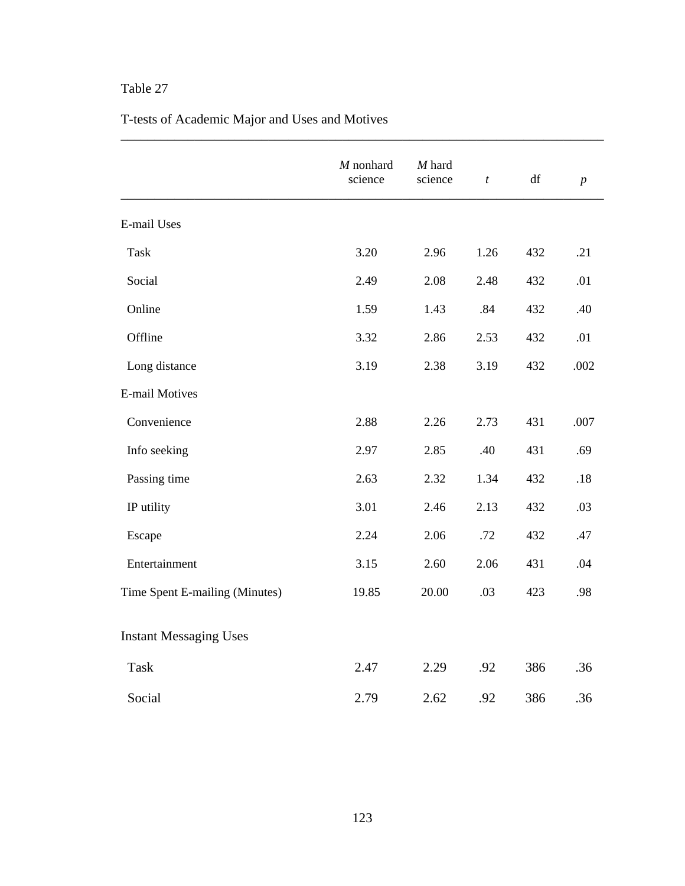Table 27

T-tests of Academic Major and Uses and Motives

| | *M* nonhard science | *M* hard science | *t* | df | *p* |
|---|---|---|---|---|---|
| E-mail Uses | | | | | |
| Task | 3.20 | 2.96 | 1.26 | 432 | .21 |
| Social | 2.49 | 2.08 | 2.48 | 432 | .01 |
| Online | 1.59 | 1.43 | .84 | 432 | .40 |
| Offline | 3.32 | 2.86 | 2.53 | 432 | .01 |
| Long distance | 3.19 | 2.38 | 3.19 | 432 | .002 |
| E-mail Motives | | | | | |
| Convenience | 2.88 | 2.26 | 2.73 | 431 | .007 |
| Info seeking | 2.97 | 2.85 | .40 | 431 | .69 |
| Passing time | 2.63 | 2.32 | 1.34 | 432 | .18 |
| IP utility | 3.01 | 2.46 | 2.13 | 432 | .03 |
| Escape | 2.24 | 2.06 | .72 | 432 | .47 |
| Entertainment | 3.15 | 2.60 | 2.06 | 431 | .04 |
| Time Spent E-mailing (Minutes) | 19.85 | 20.00 | .03 | 423 | .98 |
| Instant Messaging Uses | | | | | |
| Task | 2.47 | 2.29 | .92 | 386 | .36 |
| Social | 2.79 | 2.62 | .92 | 386 | .36 |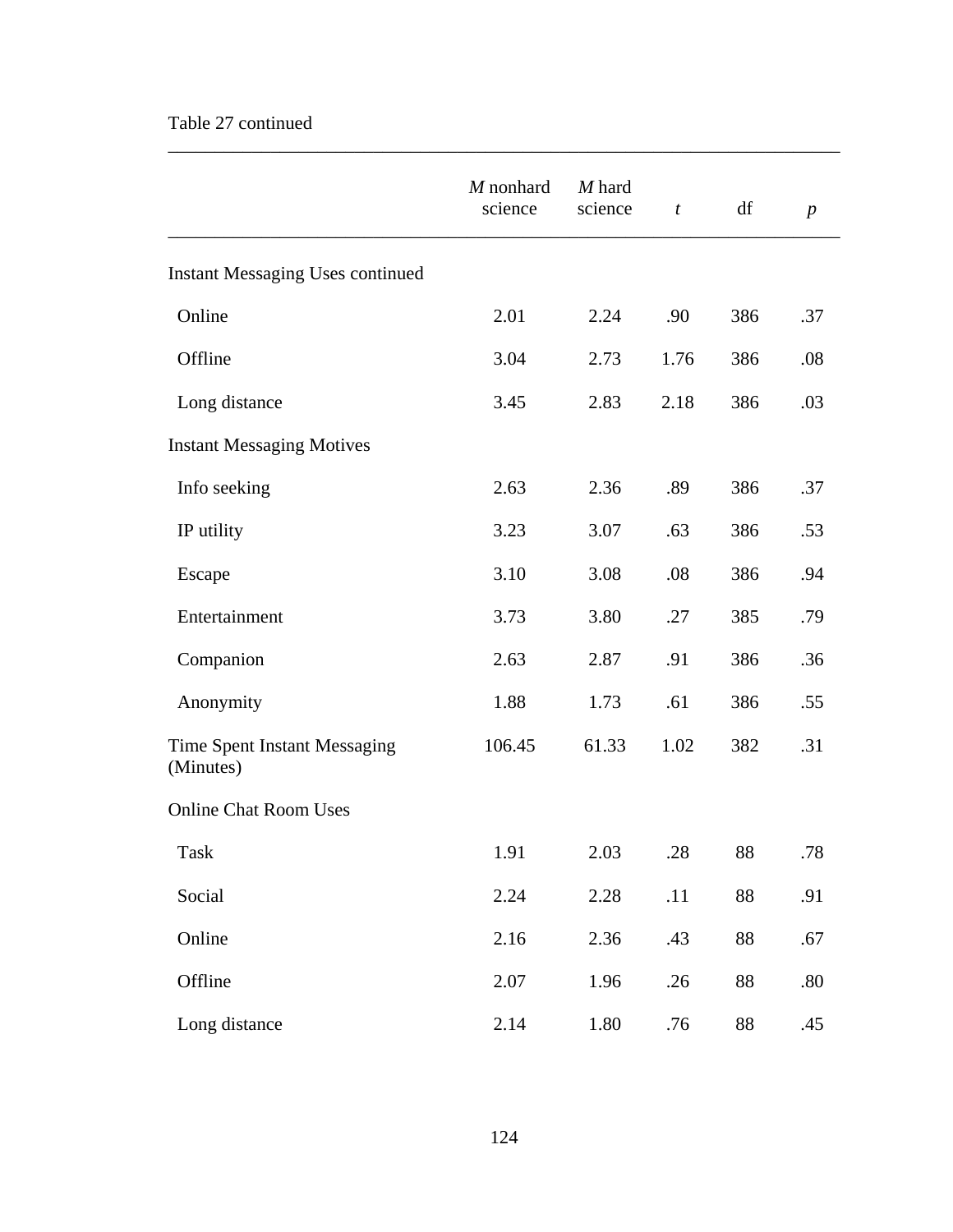Table 27 continued

| | *M* nonhard science | *M* hard science | *t* | df | *p* |
|---|---|---|---|---|---|
| Instant Messaging Uses continued | | | | | |
| Online | 2.01 | 2.24 | .90 | 386 | .37 |
| Offline | 3.04 | 2.73 | 1.76 | 386 | .08 |
| Long distance | 3.45 | 2.83 | 2.18 | 386 | .03 |
| Instant Messaging Motives | | | | | |
| Info seeking | 2.63 | 2.36 | .89 | 386 | .37 |
| IP utility | 3.23 | 3.07 | .63 | 386 | .53 |
| Escape | 3.10 | 3.08 | .08 | 386 | .94 |
| Entertainment | 3.73 | 3.80 | .27 | 385 | .79 |
| Companion | 2.63 | 2.87 | .91 | 386 | .36 |
| Anonymity | 1.88 | 1.73 | .61 | 386 | .55 |
| Time Spent Instant Messaging (Minutes) | 106.45 | 61.33 | 1.02 | 382 | .31 |
| Online Chat Room Uses | | | | | |
| Task | 1.91 | 2.03 | .28 | 88 | .78 |
| Social | 2.24 | 2.28 | .11 | 88 | .91 |
| Online | 2.16 | 2.36 | .43 | 88 | .67 |
| Offline | 2.07 | 1.96 | .26 | 88 | .80 |
| Long distance | 2.14 | 1.80 | .76 | 88 | .45 |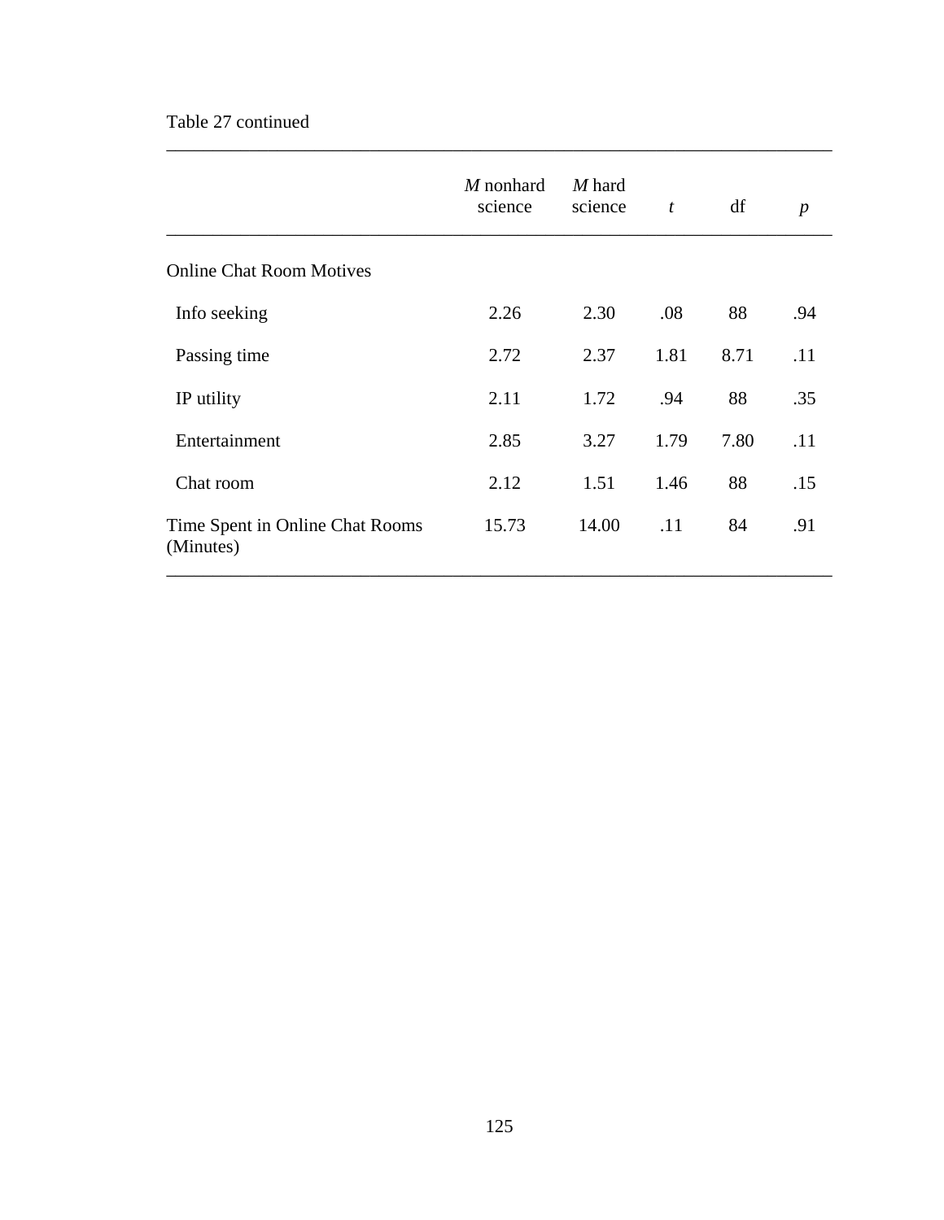Table 27 continued

| | *M* nonhard science | *M* hard science | *t* | df | *p* |
|---|---|---|---|---|---|
| Online Chat Room Motives | | | | | |
| Info seeking | 2.26 | 2.30 | .08 | 88 | .94 |
| Passing time | 2.72 | 2.37 | 1.81 | 8.71 | .11 |
| IP utility | 2.11 | 1.72 | .94 | 88 | .35 |
| Entertainment | 2.85 | 3.27 | 1.79 | 7.80 | .11 |
| Chat room | 2.12 | 1.51 | 1.46 | 88 | .15 |
| Time Spent in Online Chat Rooms (Minutes) | 15.73 | 14.00 | .11 | 84 | .91 |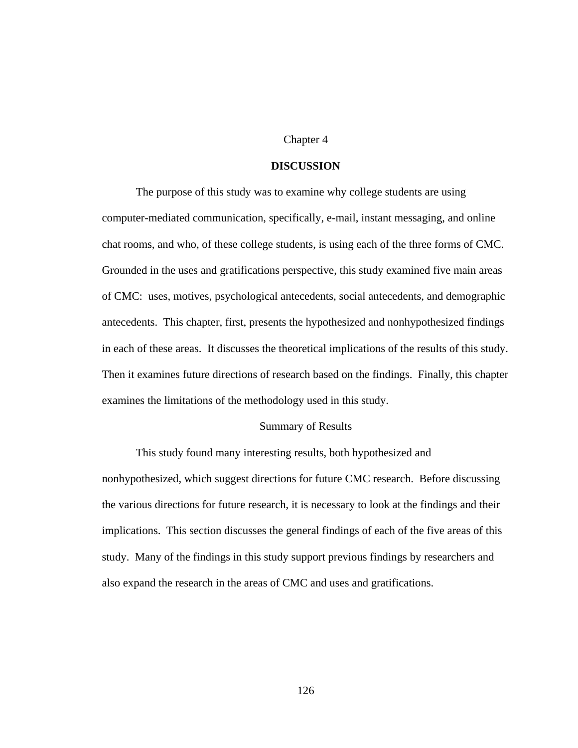# Chapter 4

## DISCUSSION

The purpose of this study was to examine why college students are using computer-mediated communication, specifically, e-mail, instant messaging, and online chat rooms, and who, of these college students, is using each of the three forms of CMC. Grounded in the uses and gratifications perspective, this study examined five main areas of CMC: uses, motives, psychological antecedents, social antecedents, and demographic antecedents. This chapter, first, presents the hypothesized and nonhypothesized findings in each of these areas. It discusses the theoretical implications of the results of this study. Then it examines future directions of research based on the findings. Finally, this chapter examines the limitations of the methodology used in this study.

### Summary of Results

This study found many interesting results, both hypothesized and nonhypothesized, which suggest directions for future CMC research. Before discussing the various directions for future research, it is necessary to look at the findings and their implications. This section discusses the general findings of each of the five areas of this study. Many of the findings in this study support previous findings by researchers and also expand the research in the areas of CMC and uses and gratifications.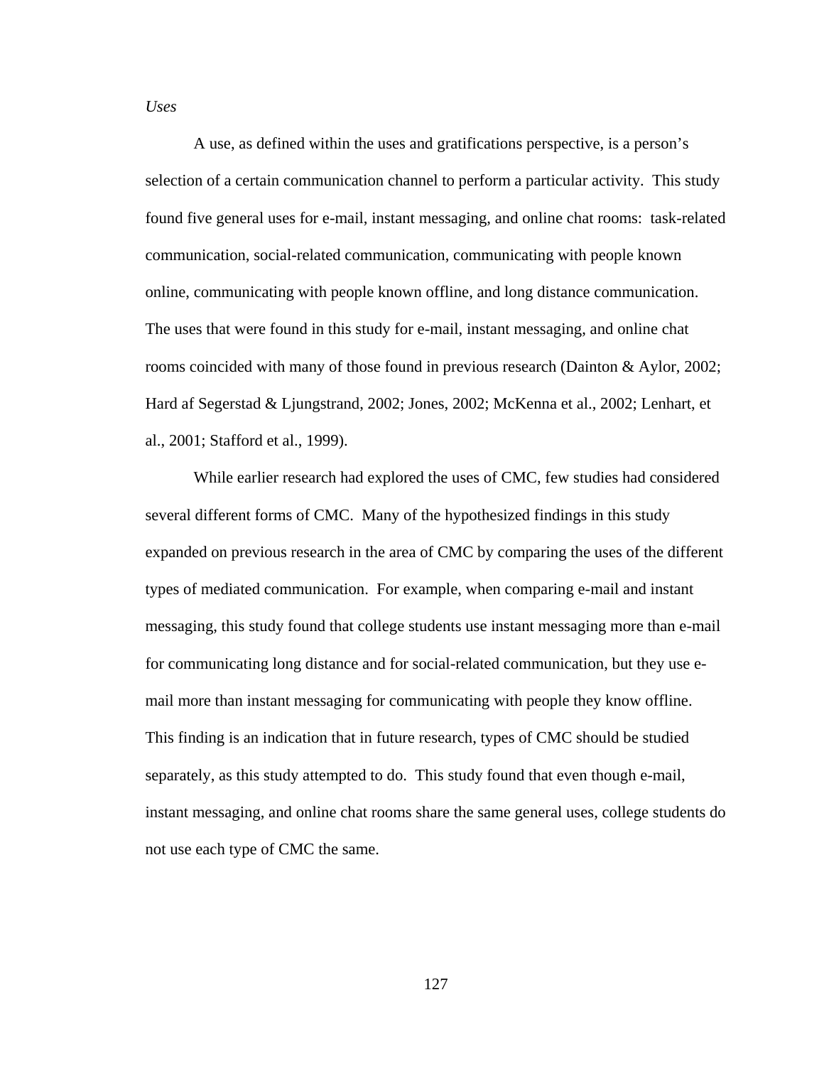*Uses*

A use, as defined within the uses and gratifications perspective, is a person's selection of a certain communication channel to perform a particular activity. This study found five general uses for e-mail, instant messaging, and online chat rooms: task-related communication, social-related communication, communicating with people known online, communicating with people known offline, and long distance communication. The uses that were found in this study for e-mail, instant messaging, and online chat rooms coincided with many of those found in previous research (Dainton & Aylor, 2002; Hard af Segerstad & Ljungstrand, 2002; Jones, 2002; McKenna et al., 2002; Lenhart, et al., 2001; Stafford et al., 1999).

While earlier research had explored the uses of CMC, few studies had considered several different forms of CMC. Many of the hypothesized findings in this study expanded on previous research in the area of CMC by comparing the uses of the different types of mediated communication. For example, when comparing e-mail and instant messaging, this study found that college students use instant messaging more than e-mail for communicating long distance and for social-related communication, but they use e-mail more than instant messaging for communicating with people they know offline. This finding is an indication that in future research, types of CMC should be studied separately, as this study attempted to do. This study found that even though e-mail, instant messaging, and online chat rooms share the same general uses, college students do not use each type of CMC the same.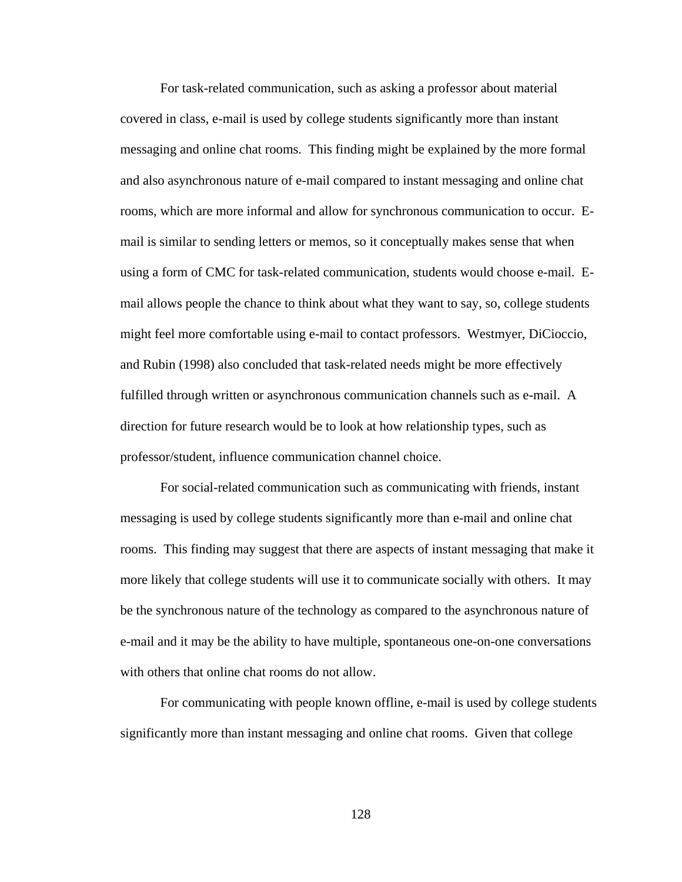For task-related communication, such as asking a professor about material covered in class, e-mail is used by college students significantly more than instant messaging and online chat rooms. This finding might be explained by the more formal and also asynchronous nature of e-mail compared to instant messaging and online chat rooms, which are more informal and allow for synchronous communication to occur. E-mail is similar to sending letters or memos, so it conceptually makes sense that when using a form of CMC for task-related communication, students would choose e-mail. E-mail allows people the chance to think about what they want to say, so, college students might feel more comfortable using e-mail to contact professors. Westmyer, DiCioccio, and Rubin (1998) also concluded that task-related needs might be more effectively fulfilled through written or asynchronous communication channels such as e-mail. A direction for future research would be to look at how relationship types, such as professor/student, influence communication channel choice.

For social-related communication such as communicating with friends, instant messaging is used by college students significantly more than e-mail and online chat rooms. This finding may suggest that there are aspects of instant messaging that make it more likely that college students will use it to communicate socially with others. It may be the synchronous nature of the technology as compared to the asynchronous nature of e-mail and it may be the ability to have multiple, spontaneous one-on-one conversations with others that online chat rooms do not allow.

For communicating with people known offline, e-mail is used by college students significantly more than instant messaging and online chat rooms. Given that college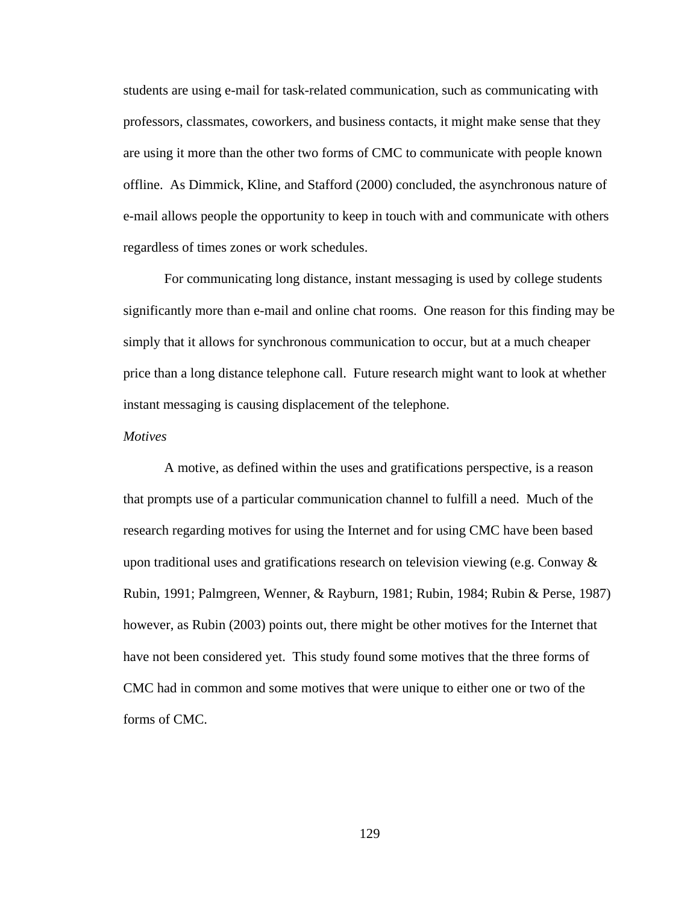students are using e-mail for task-related communication, such as communicating with professors, classmates, coworkers, and business contacts, it might make sense that they are using it more than the other two forms of CMC to communicate with people known offline. As Dimmick, Kline, and Stafford (2000) concluded, the asynchronous nature of e-mail allows people the opportunity to keep in touch with and communicate with others regardless of times zones or work schedules.

For communicating long distance, instant messaging is used by college students significantly more than e-mail and online chat rooms. One reason for this finding may be simply that it allows for synchronous communication to occur, but at a much cheaper price than a long distance telephone call. Future research might want to look at whether instant messaging is causing displacement of the telephone.

*Motives*

A motive, as defined within the uses and gratifications perspective, is a reason that prompts use of a particular communication channel to fulfill a need. Much of the research regarding motives for using the Internet and for using CMC have been based upon traditional uses and gratifications research on television viewing (e.g. Conway & Rubin, 1991; Palmgreen, Wenner, & Rayburn, 1981; Rubin, 1984; Rubin & Perse, 1987) however, as Rubin (2003) points out, there might be other motives for the Internet that have not been considered yet. This study found some motives that the three forms of CMC had in common and some motives that were unique to either one or two of the forms of CMC.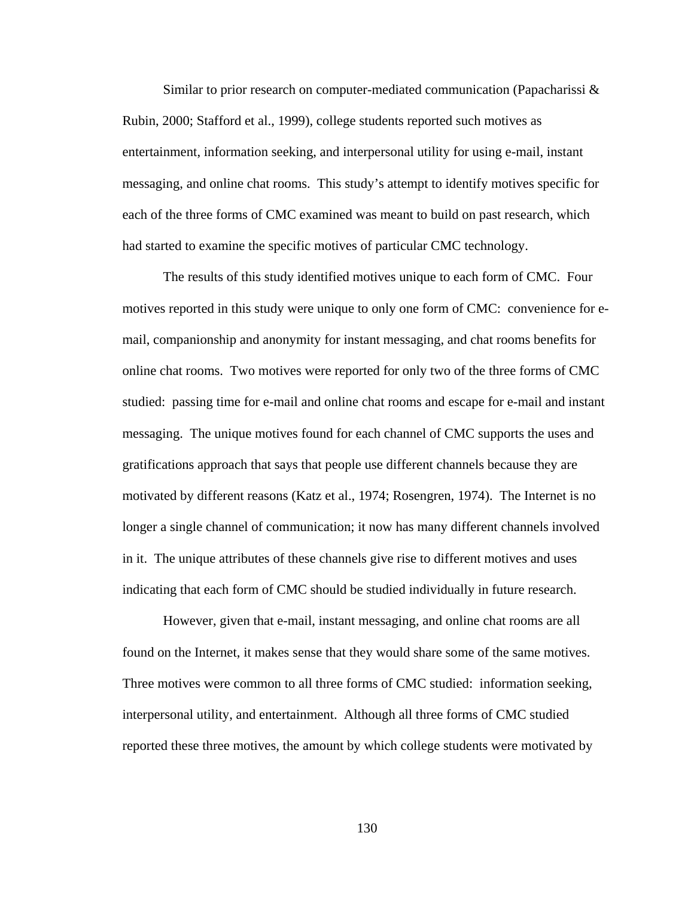Similar to prior research on computer-mediated communication (Papacharissi & Rubin, 2000; Stafford et al., 1999), college students reported such motives as entertainment, information seeking, and interpersonal utility for using e-mail, instant messaging, and online chat rooms. This study's attempt to identify motives specific for each of the three forms of CMC examined was meant to build on past research, which had started to examine the specific motives of particular CMC technology.

The results of this study identified motives unique to each form of CMC. Four motives reported in this study were unique to only one form of CMC: convenience for e-mail, companionship and anonymity for instant messaging, and chat rooms benefits for online chat rooms. Two motives were reported for only two of the three forms of CMC studied: passing time for e-mail and online chat rooms and escape for e-mail and instant messaging. The unique motives found for each channel of CMC supports the uses and gratifications approach that says that people use different channels because they are motivated by different reasons (Katz et al., 1974; Rosengren, 1974). The Internet is no longer a single channel of communication; it now has many different channels involved in it. The unique attributes of these channels give rise to different motives and uses indicating that each form of CMC should be studied individually in future research.

However, given that e-mail, instant messaging, and online chat rooms are all found on the Internet, it makes sense that they would share some of the same motives. Three motives were common to all three forms of CMC studied: information seeking, interpersonal utility, and entertainment. Although all three forms of CMC studied reported these three motives, the amount by which college students were motivated by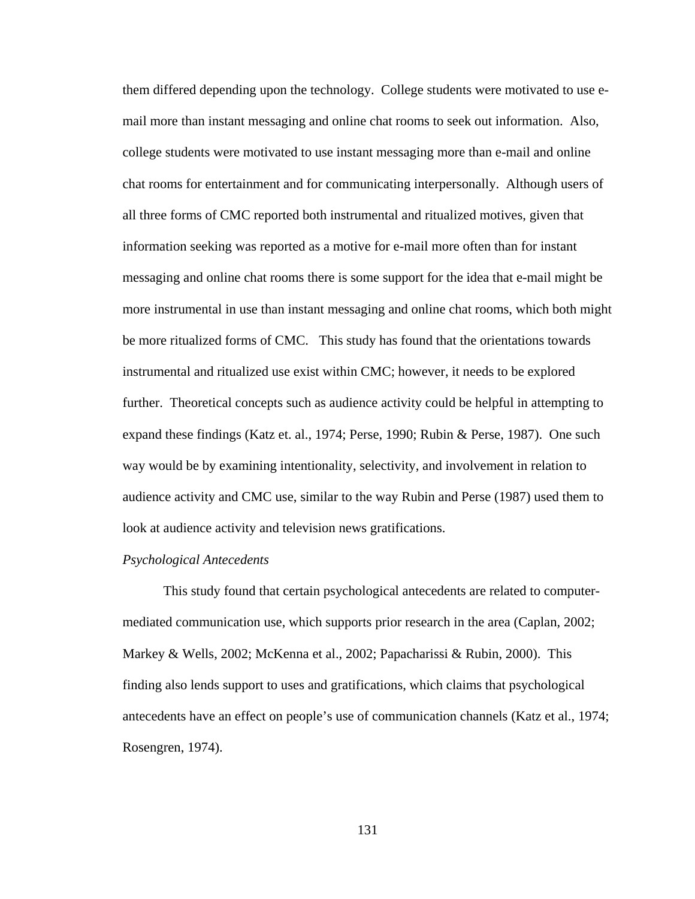them differed depending upon the technology. College students were motivated to use e-mail more than instant messaging and online chat rooms to seek out information. Also, college students were motivated to use instant messaging more than e-mail and online chat rooms for entertainment and for communicating interpersonally. Although users of all three forms of CMC reported both instrumental and ritualized motives, given that information seeking was reported as a motive for e-mail more often than for instant messaging and online chat rooms there is some support for the idea that e-mail might be more instrumental in use than instant messaging and online chat rooms, which both might be more ritualized forms of CMC. This study has found that the orientations towards instrumental and ritualized use exist within CMC; however, it needs to be explored further. Theoretical concepts such as audience activity could be helpful in attempting to expand these findings (Katz et. al., 1974; Perse, 1990; Rubin & Perse, 1987). One such way would be by examining intentionality, selectivity, and involvement in relation to audience activity and CMC use, similar to the way Rubin and Perse (1987) used them to look at audience activity and television news gratifications.

*Psychological Antecedents*

This study found that certain psychological antecedents are related to computer-mediated communication use, which supports prior research in the area (Caplan, 2002; Markey & Wells, 2002; McKenna et al., 2002; Papacharissi & Rubin, 2000). This finding also lends support to uses and gratifications, which claims that psychological antecedents have an effect on people's use of communication channels (Katz et al., 1974; Rosengren, 1974).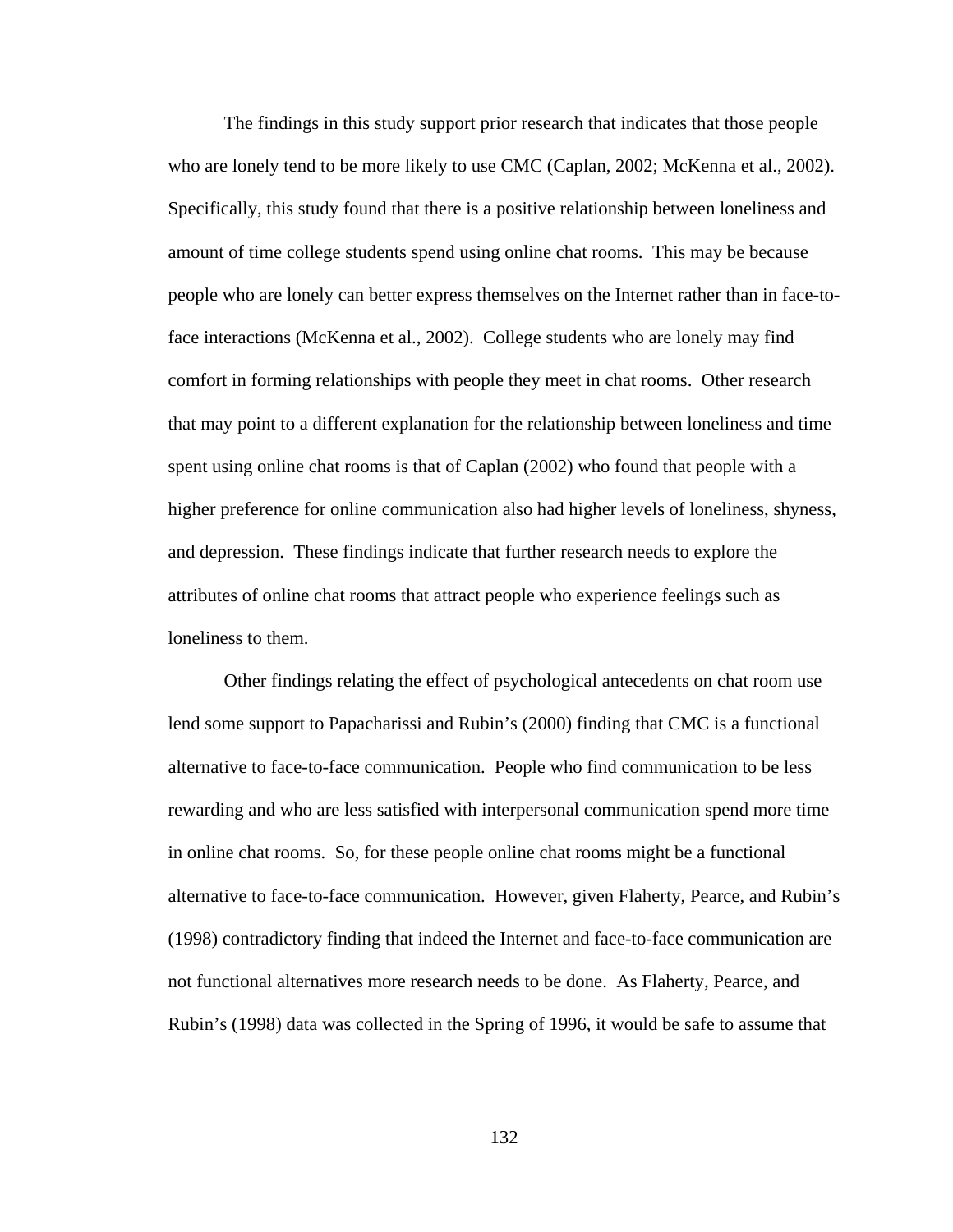The findings in this study support prior research that indicates that those people who are lonely tend to be more likely to use CMC (Caplan, 2002; McKenna et al., 2002). Specifically, this study found that there is a positive relationship between loneliness and amount of time college students spend using online chat rooms. This may be because people who are lonely can better express themselves on the Internet rather than in face-to-face interactions (McKenna et al., 2002). College students who are lonely may find comfort in forming relationships with people they meet in chat rooms. Other research that may point to a different explanation for the relationship between loneliness and time spent using online chat rooms is that of Caplan (2002) who found that people with a higher preference for online communication also had higher levels of loneliness, shyness, and depression. These findings indicate that further research needs to explore the attributes of online chat rooms that attract people who experience feelings such as loneliness to them.

Other findings relating the effect of psychological antecedents on chat room use lend some support to Papacharissi and Rubin's (2000) finding that CMC is a functional alternative to face-to-face communication. People who find communication to be less rewarding and who are less satisfied with interpersonal communication spend more time in online chat rooms. So, for these people online chat rooms might be a functional alternative to face-to-face communication. However, given Flaherty, Pearce, and Rubin's (1998) contradictory finding that indeed the Internet and face-to-face communication are not functional alternatives more research needs to be done. As Flaherty, Pearce, and Rubin's (1998) data was collected in the Spring of 1996, it would be safe to assume that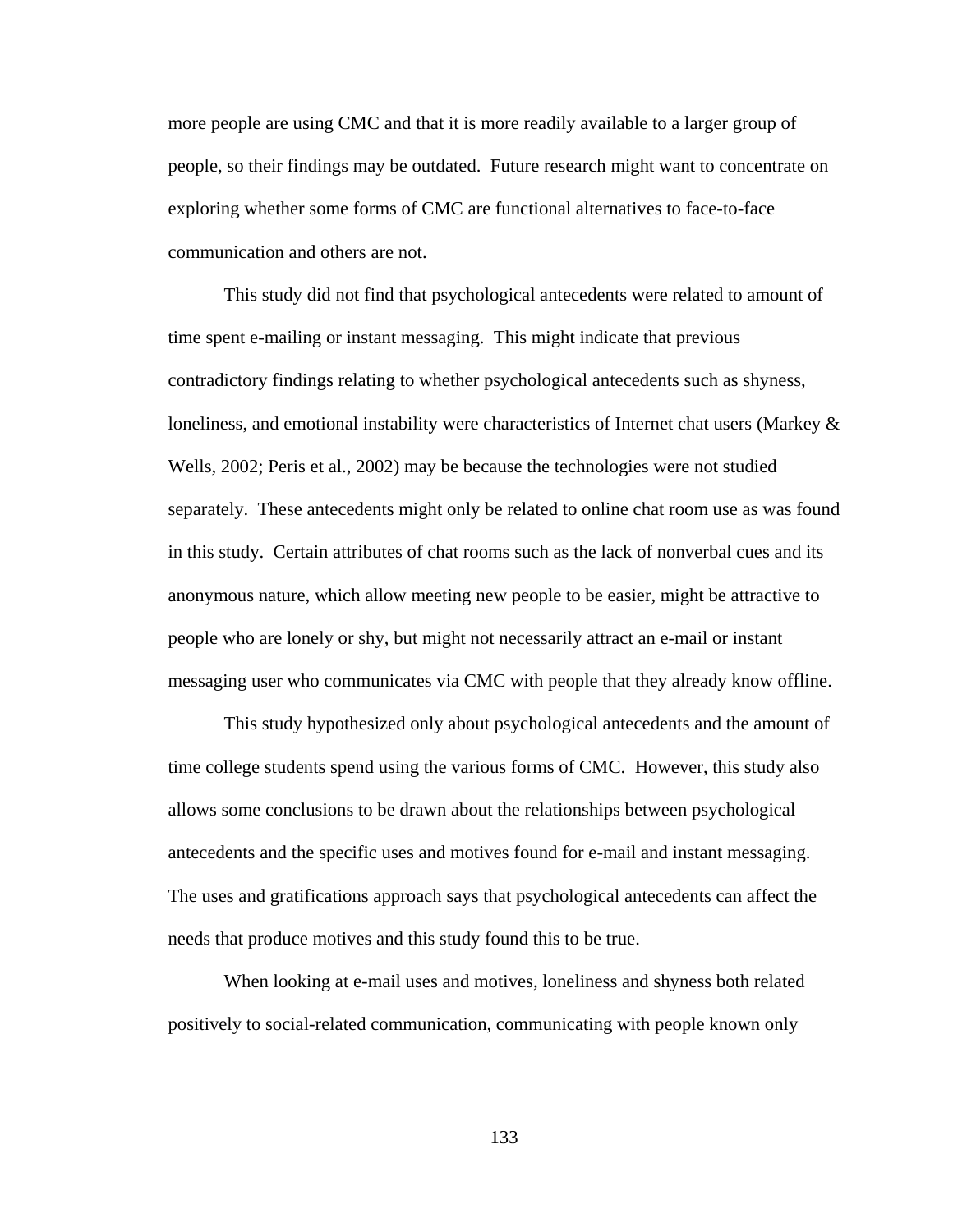more people are using CMC and that it is more readily available to a larger group of people, so their findings may be outdated. Future research might want to concentrate on exploring whether some forms of CMC are functional alternatives to face-to-face communication and others are not.

This study did not find that psychological antecedents were related to amount of time spent e-mailing or instant messaging. This might indicate that previous contradictory findings relating to whether psychological antecedents such as shyness, loneliness, and emotional instability were characteristics of Internet chat users (Markey & Wells, 2002; Peris et al., 2002) may be because the technologies were not studied separately. These antecedents might only be related to online chat room use as was found in this study. Certain attributes of chat rooms such as the lack of nonverbal cues and its anonymous nature, which allow meeting new people to be easier, might be attractive to people who are lonely or shy, but might not necessarily attract an e-mail or instant messaging user who communicates via CMC with people that they already know offline.

This study hypothesized only about psychological antecedents and the amount of time college students spend using the various forms of CMC. However, this study also allows some conclusions to be drawn about the relationships between psychological antecedents and the specific uses and motives found for e-mail and instant messaging. The uses and gratifications approach says that psychological antecedents can affect the needs that produce motives and this study found this to be true.

When looking at e-mail uses and motives, loneliness and shyness both related positively to social-related communication, communicating with people known only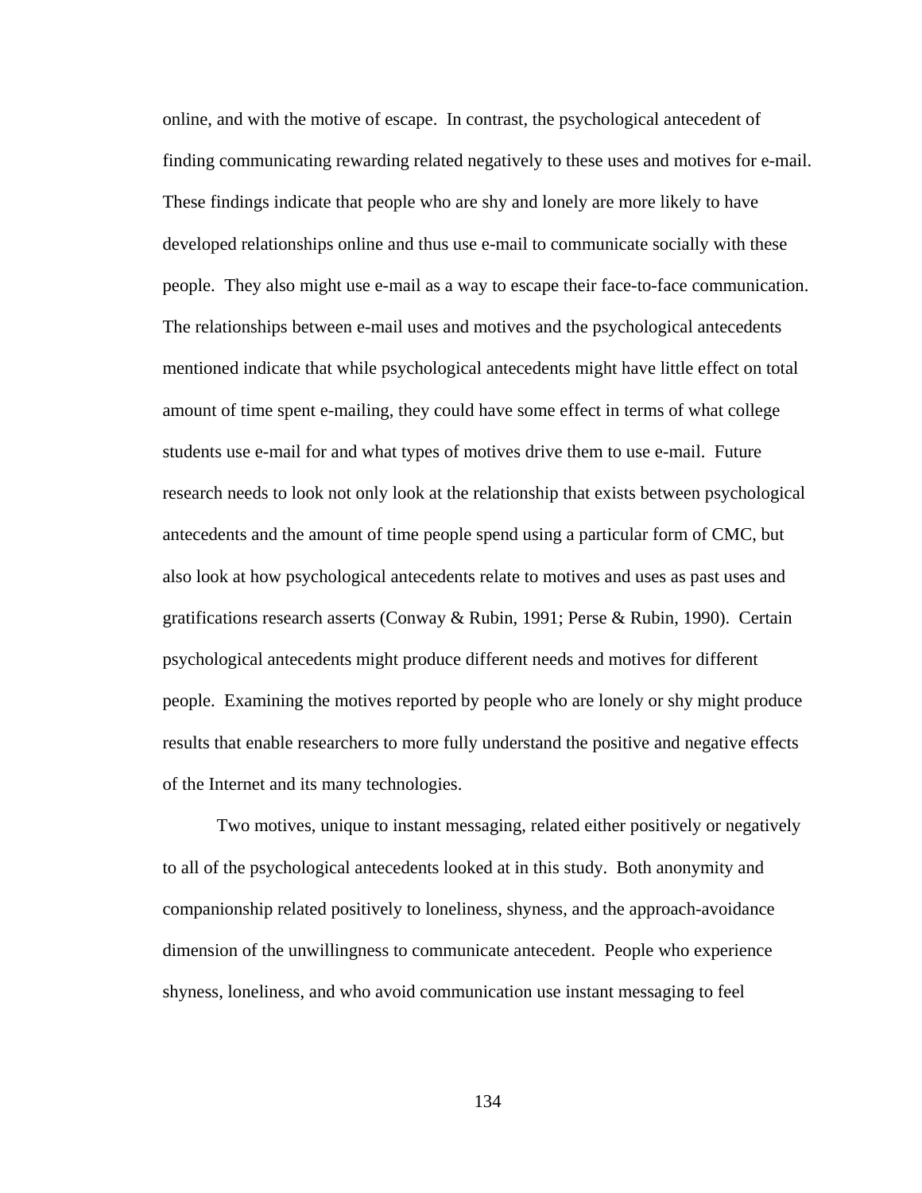online, and with the motive of escape. In contrast, the psychological antecedent of finding communicating rewarding related negatively to these uses and motives for e-mail. These findings indicate that people who are shy and lonely are more likely to have developed relationships online and thus use e-mail to communicate socially with these people. They also might use e-mail as a way to escape their face-to-face communication. The relationships between e-mail uses and motives and the psychological antecedents mentioned indicate that while psychological antecedents might have little effect on total amount of time spent e-mailing, they could have some effect in terms of what college students use e-mail for and what types of motives drive them to use e-mail. Future research needs to look not only look at the relationship that exists between psychological antecedents and the amount of time people spend using a particular form of CMC, but also look at how psychological antecedents relate to motives and uses as past uses and gratifications research asserts (Conway & Rubin, 1991; Perse & Rubin, 1990). Certain psychological antecedents might produce different needs and motives for different people. Examining the motives reported by people who are lonely or shy might produce results that enable researchers to more fully understand the positive and negative effects of the Internet and its many technologies.

Two motives, unique to instant messaging, related either positively or negatively to all of the psychological antecedents looked at in this study. Both anonymity and companionship related positively to loneliness, shyness, and the approach-avoidance dimension of the unwillingness to communicate antecedent. People who experience shyness, loneliness, and who avoid communication use instant messaging to feel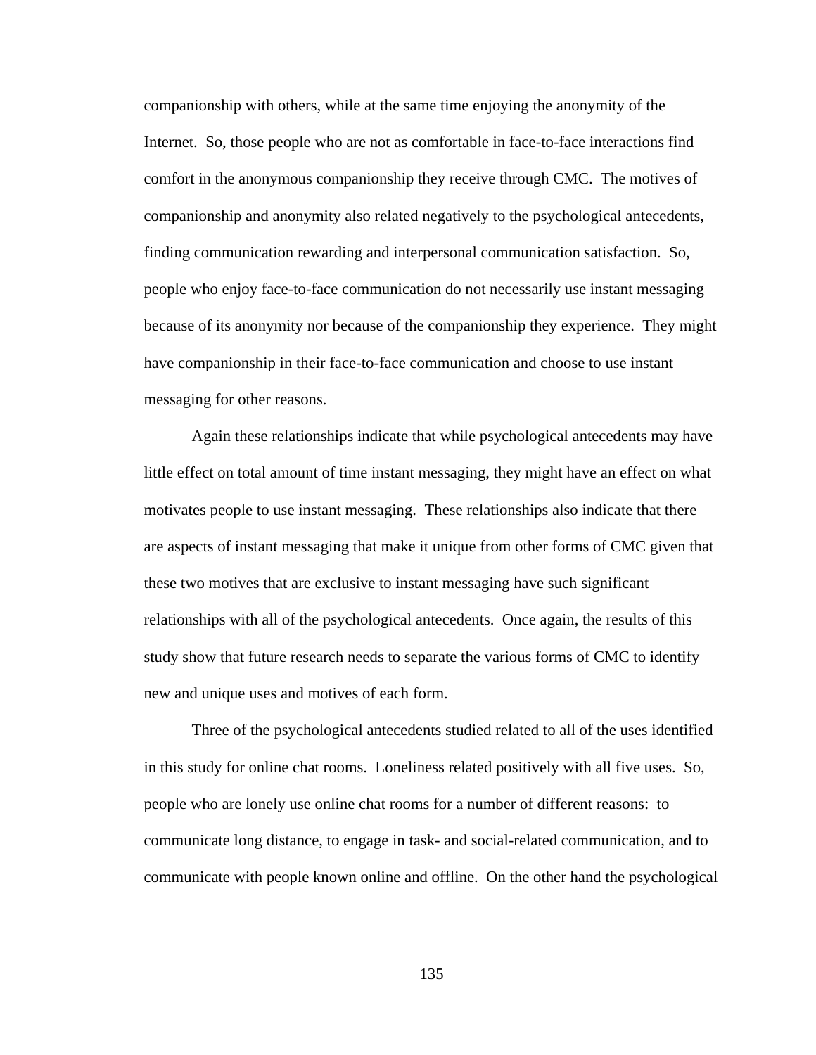companionship with others, while at the same time enjoying the anonymity of the Internet. So, those people who are not as comfortable in face-to-face interactions find comfort in the anonymous companionship they receive through CMC. The motives of companionship and anonymity also related negatively to the psychological antecedents, finding communication rewarding and interpersonal communication satisfaction. So, people who enjoy face-to-face communication do not necessarily use instant messaging because of its anonymity nor because of the companionship they experience. They might have companionship in their face-to-face communication and choose to use instant messaging for other reasons.

Again these relationships indicate that while psychological antecedents may have little effect on total amount of time instant messaging, they might have an effect on what motivates people to use instant messaging. These relationships also indicate that there are aspects of instant messaging that make it unique from other forms of CMC given that these two motives that are exclusive to instant messaging have such significant relationships with all of the psychological antecedents. Once again, the results of this study show that future research needs to separate the various forms of CMC to identify new and unique uses and motives of each form.

Three of the psychological antecedents studied related to all of the uses identified in this study for online chat rooms. Loneliness related positively with all five uses. So, people who are lonely use online chat rooms for a number of different reasons: to communicate long distance, to engage in task- and social-related communication, and to communicate with people known online and offline. On the other hand the psychological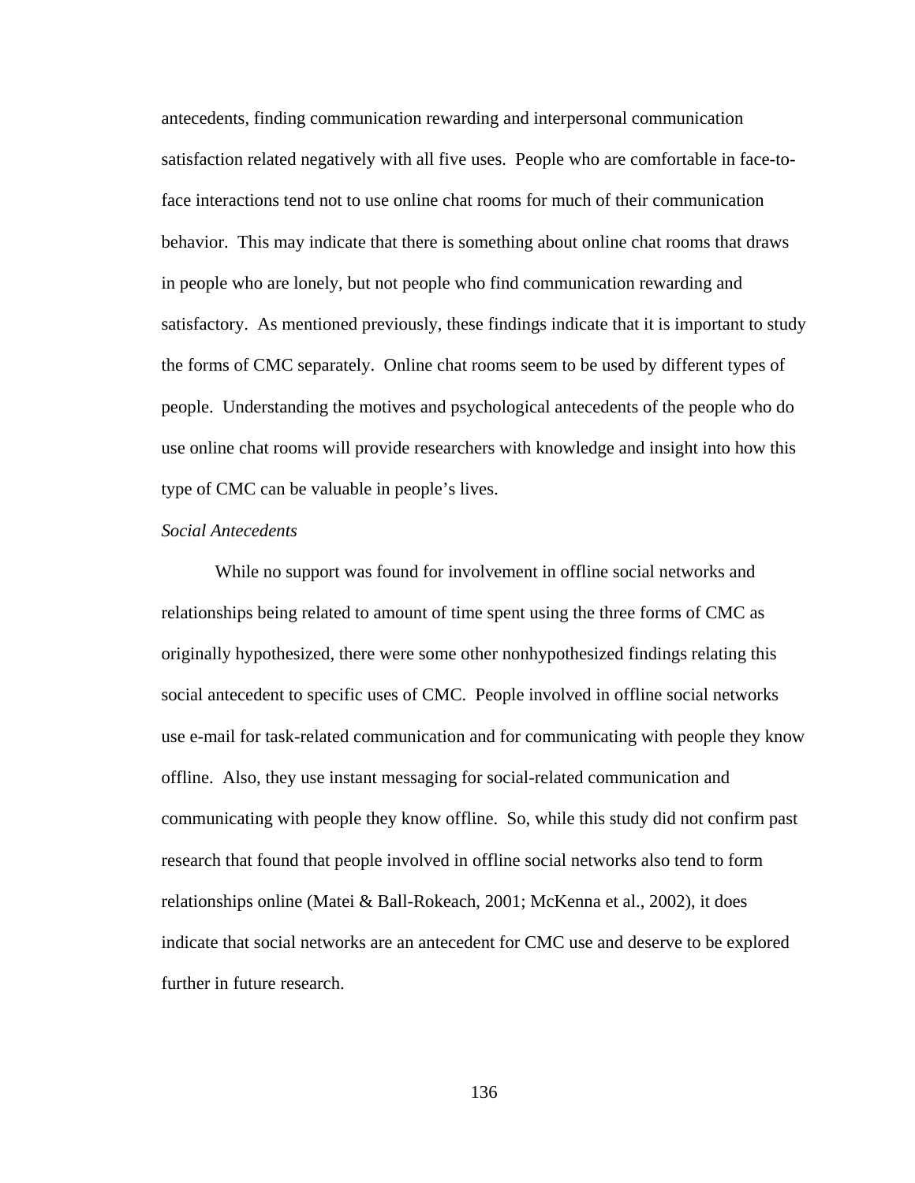antecedents, finding communication rewarding and interpersonal communication satisfaction related negatively with all five uses. People who are comfortable in face-to-face interactions tend not to use online chat rooms for much of their communication behavior. This may indicate that there is something about online chat rooms that draws in people who are lonely, but not people who find communication rewarding and satisfactory. As mentioned previously, these findings indicate that it is important to study the forms of CMC separately. Online chat rooms seem to be used by different types of people. Understanding the motives and psychological antecedents of the people who do use online chat rooms will provide researchers with knowledge and insight into how this type of CMC can be valuable in people's lives.

*Social Antecedents*

While no support was found for involvement in offline social networks and relationships being related to amount of time spent using the three forms of CMC as originally hypothesized, there were some other nonhypothesized findings relating this social antecedent to specific uses of CMC. People involved in offline social networks use e-mail for task-related communication and for communicating with people they know offline. Also, they use instant messaging for social-related communication and communicating with people they know offline. So, while this study did not confirm past research that found that people involved in offline social networks also tend to form relationships online (Matei & Ball-Rokeach, 2001; McKenna et al., 2002), it does indicate that social networks are an antecedent for CMC use and deserve to be explored further in future research.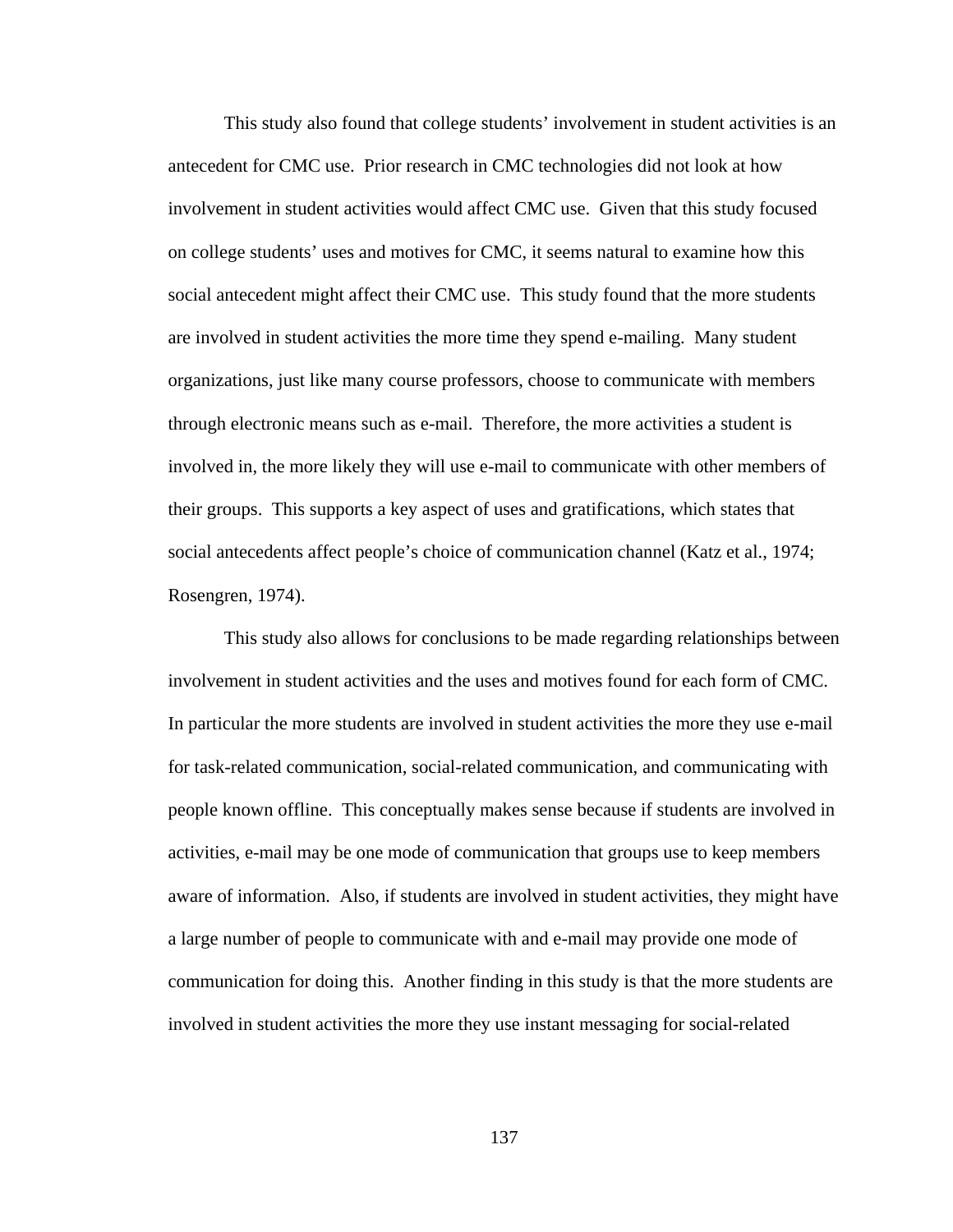This study also found that college students' involvement in student activities is an antecedent for CMC use. Prior research in CMC technologies did not look at how involvement in student activities would affect CMC use. Given that this study focused on college students' uses and motives for CMC, it seems natural to examine how this social antecedent might affect their CMC use. This study found that the more students are involved in student activities the more time they spend e-mailing. Many student organizations, just like many course professors, choose to communicate with members through electronic means such as e-mail. Therefore, the more activities a student is involved in, the more likely they will use e-mail to communicate with other members of their groups. This supports a key aspect of uses and gratifications, which states that social antecedents affect people's choice of communication channel (Katz et al., 1974; Rosengren, 1974).

This study also allows for conclusions to be made regarding relationships between involvement in student activities and the uses and motives found for each form of CMC. In particular the more students are involved in student activities the more they use e-mail for task-related communication, social-related communication, and communicating with people known offline. This conceptually makes sense because if students are involved in activities, e-mail may be one mode of communication that groups use to keep members aware of information. Also, if students are involved in student activities, they might have a large number of people to communicate with and e-mail may provide one mode of communication for doing this. Another finding in this study is that the more students are involved in student activities the more they use instant messaging for social-related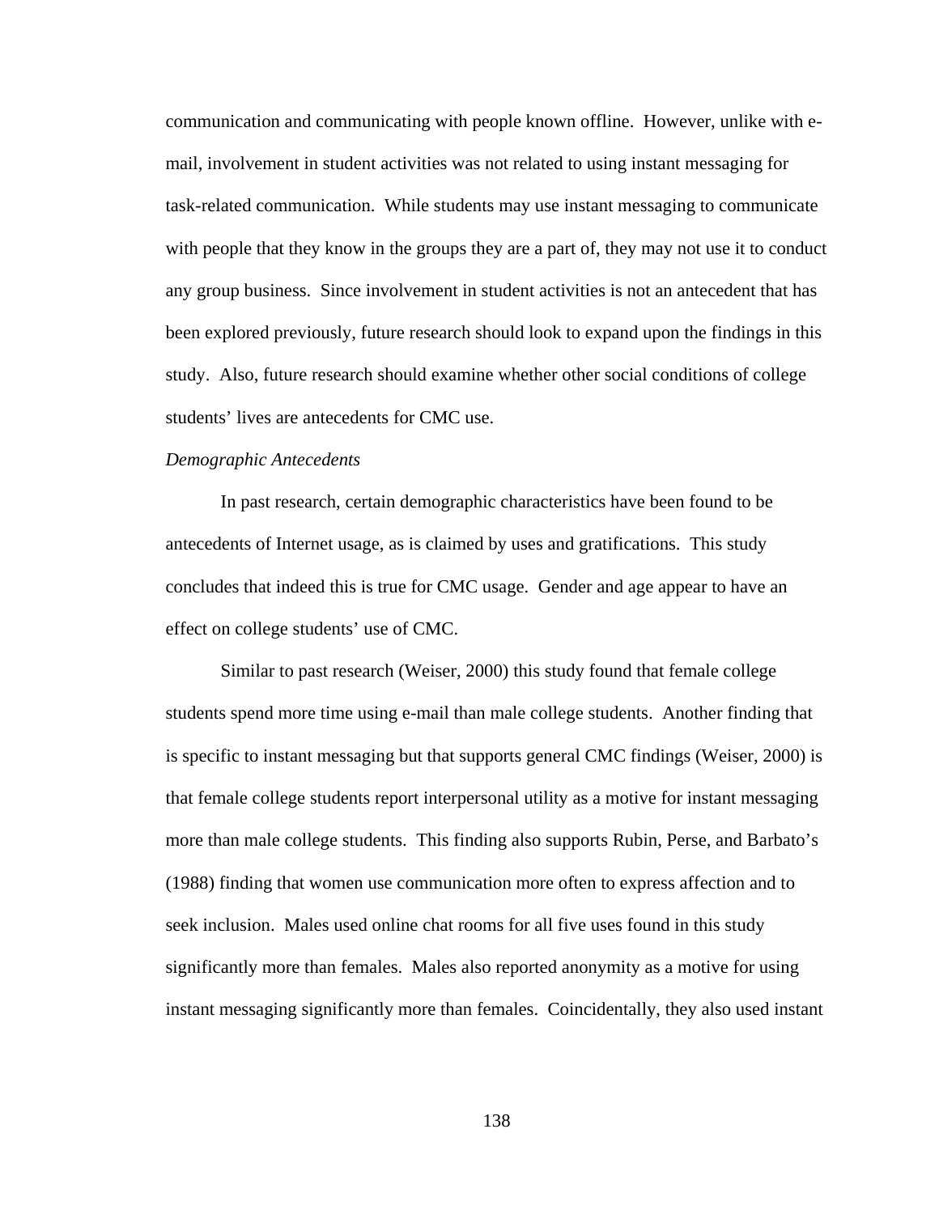communication and communicating with people known offline. However, unlike with e-mail, involvement in student activities was not related to using instant messaging for task-related communication. While students may use instant messaging to communicate with people that they know in the groups they are a part of, they may not use it to conduct any group business. Since involvement in student activities is not an antecedent that has been explored previously, future research should look to expand upon the findings in this study. Also, future research should examine whether other social conditions of college students' lives are antecedents for CMC use.

*Demographic Antecedents*

In past research, certain demographic characteristics have been found to be antecedents of Internet usage, as is claimed by uses and gratifications. This study concludes that indeed this is true for CMC usage. Gender and age appear to have an effect on college students' use of CMC.

Similar to past research (Weiser, 2000) this study found that female college students spend more time using e-mail than male college students. Another finding that is specific to instant messaging but that supports general CMC findings (Weiser, 2000) is that female college students report interpersonal utility as a motive for instant messaging more than male college students. This finding also supports Rubin, Perse, and Barbato's (1988) finding that women use communication more often to express affection and to seek inclusion. Males used online chat rooms for all five uses found in this study significantly more than females. Males also reported anonymity as a motive for using instant messaging significantly more than females. Coincidentally, they also used instant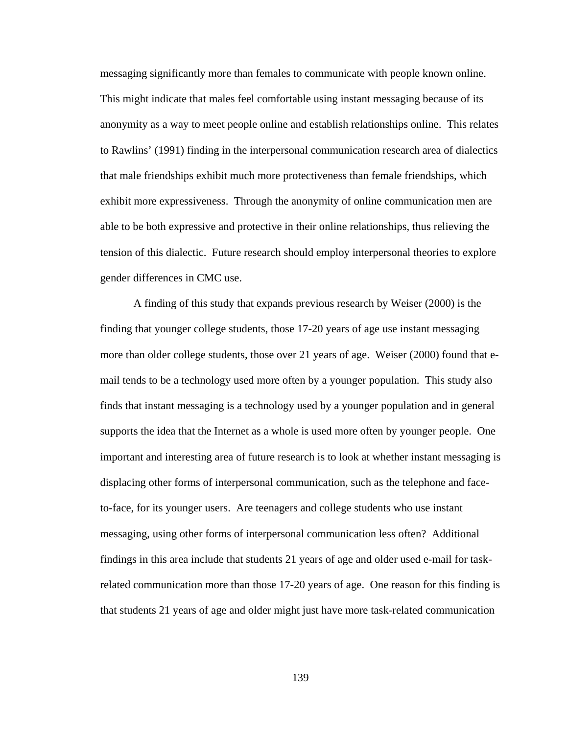messaging significantly more than females to communicate with people known online. This might indicate that males feel comfortable using instant messaging because of its anonymity as a way to meet people online and establish relationships online. This relates to Rawlins' (1991) finding in the interpersonal communication research area of dialectics that male friendships exhibit much more protectiveness than female friendships, which exhibit more expressiveness. Through the anonymity of online communication men are able to be both expressive and protective in their online relationships, thus relieving the tension of this dialectic. Future research should employ interpersonal theories to explore gender differences in CMC use.

A finding of this study that expands previous research by Weiser (2000) is the finding that younger college students, those 17-20 years of age use instant messaging more than older college students, those over 21 years of age. Weiser (2000) found that e-mail tends to be a technology used more often by a younger population. This study also finds that instant messaging is a technology used by a younger population and in general supports the idea that the Internet as a whole is used more often by younger people. One important and interesting area of future research is to look at whether instant messaging is displacing other forms of interpersonal communication, such as the telephone and face-to-face, for its younger users. Are teenagers and college students who use instant messaging, using other forms of interpersonal communication less often? Additional findings in this area include that students 21 years of age and older used e-mail for task-related communication more than those 17-20 years of age. One reason for this finding is that students 21 years of age and older might just have more task-related communication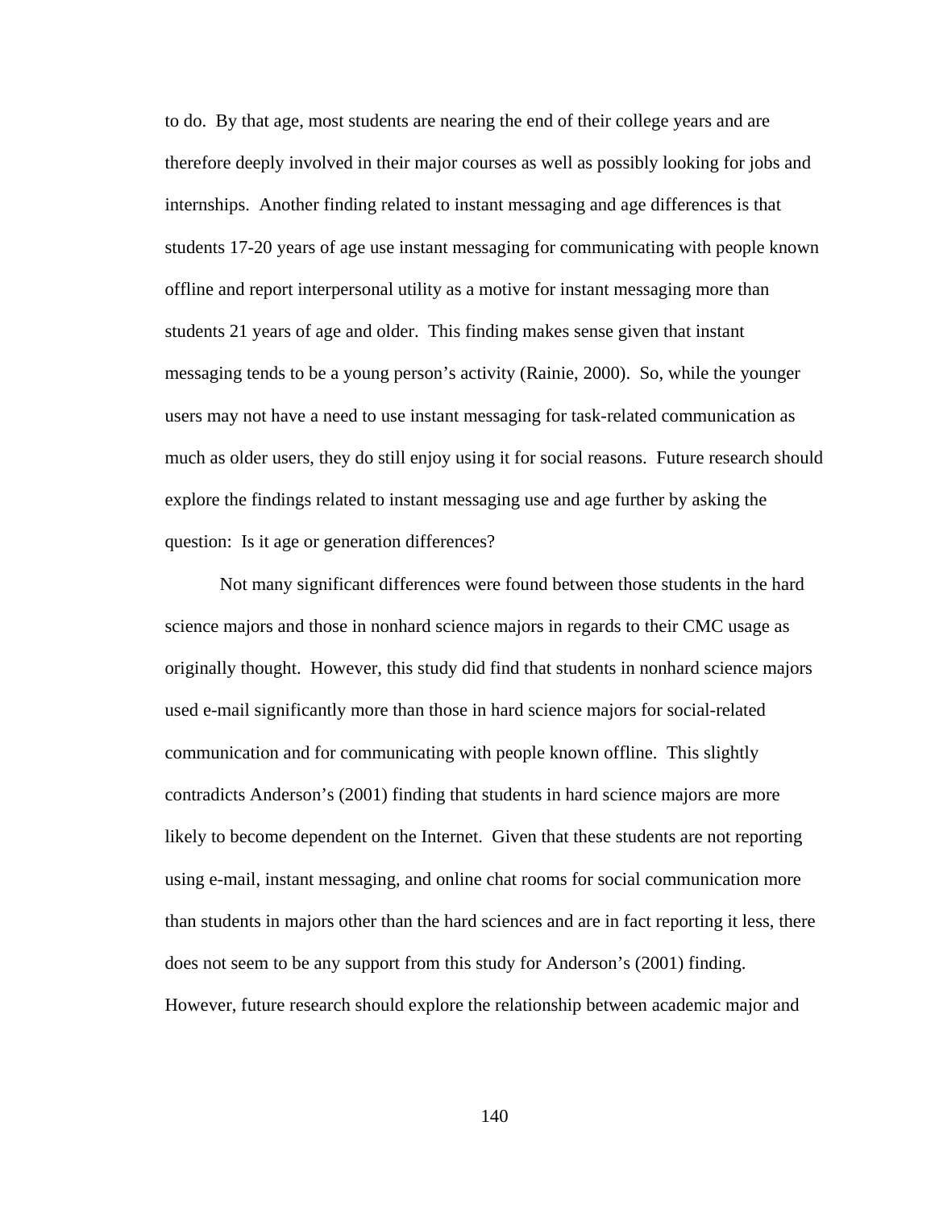to do. By that age, most students are nearing the end of their college years and are therefore deeply involved in their major courses as well as possibly looking for jobs and internships. Another finding related to instant messaging and age differences is that students 17-20 years of age use instant messaging for communicating with people known offline and report interpersonal utility as a motive for instant messaging more than students 21 years of age and older. This finding makes sense given that instant messaging tends to be a young person's activity (Rainie, 2000). So, while the younger users may not have a need to use instant messaging for task-related communication as much as older users, they do still enjoy using it for social reasons. Future research should explore the findings related to instant messaging use and age further by asking the question: Is it age or generation differences?

Not many significant differences were found between those students in the hard science majors and those in nonhard science majors in regards to their CMC usage as originally thought. However, this study did find that students in nonhard science majors used e-mail significantly more than those in hard science majors for social-related communication and for communicating with people known offline. This slightly contradicts Anderson's (2001) finding that students in hard science majors are more likely to become dependent on the Internet. Given that these students are not reporting using e-mail, instant messaging, and online chat rooms for social communication more than students in majors other than the hard sciences and are in fact reporting it less, there does not seem to be any support from this study for Anderson's (2001) finding. However, future research should explore the relationship between academic major and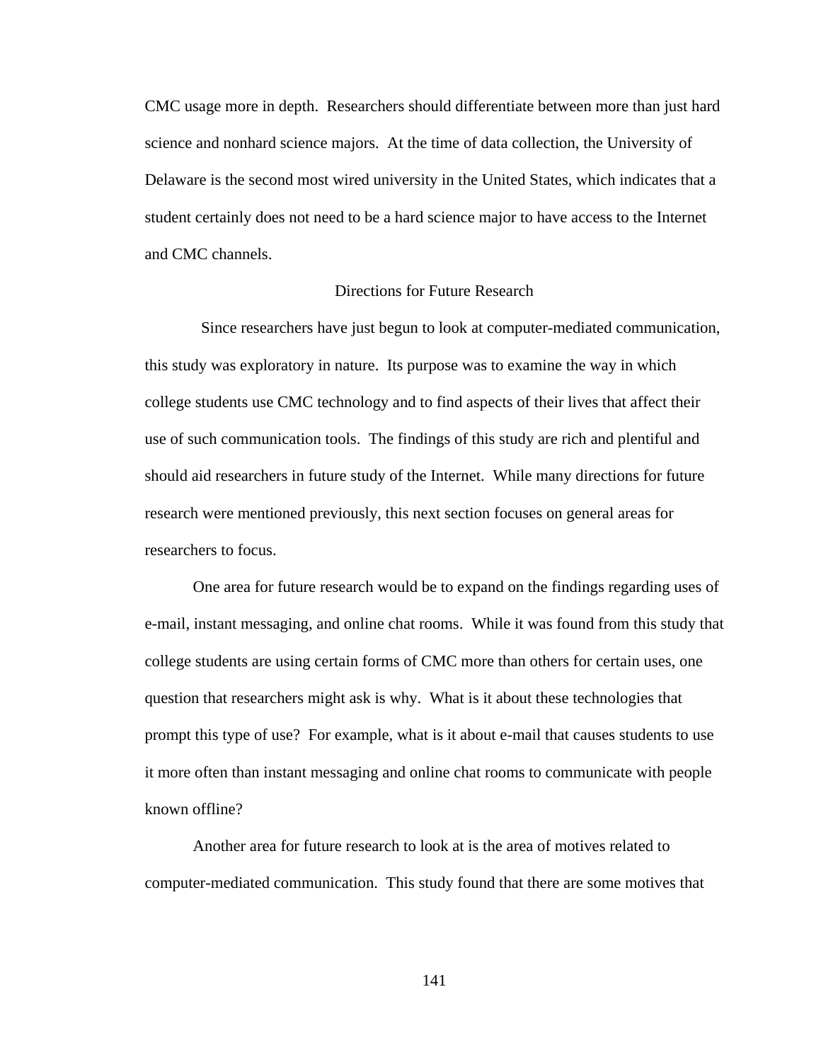CMC usage more in depth. Researchers should differentiate between more than just hard science and nonhard science majors. At the time of data collection, the University of Delaware is the second most wired university in the United States, which indicates that a student certainly does not need to be a hard science major to have access to the Internet and CMC channels.

## Directions for Future Research

Since researchers have just begun to look at computer-mediated communication, this study was exploratory in nature. Its purpose was to examine the way in which college students use CMC technology and to find aspects of their lives that affect their use of such communication tools. The findings of this study are rich and plentiful and should aid researchers in future study of the Internet. While many directions for future research were mentioned previously, this next section focuses on general areas for researchers to focus.

One area for future research would be to expand on the findings regarding uses of e-mail, instant messaging, and online chat rooms. While it was found from this study that college students are using certain forms of CMC more than others for certain uses, one question that researchers might ask is why. What is it about these technologies that prompt this type of use? For example, what is it about e-mail that causes students to use it more often than instant messaging and online chat rooms to communicate with people known offline?

Another area for future research to look at is the area of motives related to computer-mediated communication. This study found that there are some motives that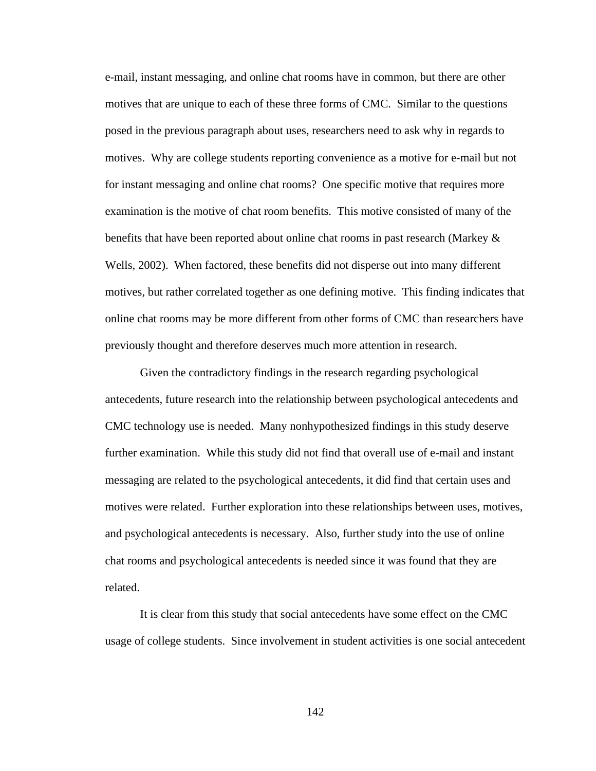e-mail, instant messaging, and online chat rooms have in common, but there are other motives that are unique to each of these three forms of CMC. Similar to the questions posed in the previous paragraph about uses, researchers need to ask why in regards to motives. Why are college students reporting convenience as a motive for e-mail but not for instant messaging and online chat rooms? One specific motive that requires more examination is the motive of chat room benefits. This motive consisted of many of the benefits that have been reported about online chat rooms in past research (Markey & Wells, 2002). When factored, these benefits did not disperse out into many different motives, but rather correlated together as one defining motive. This finding indicates that online chat rooms may be more different from other forms of CMC than researchers have previously thought and therefore deserves much more attention in research.

Given the contradictory findings in the research regarding psychological antecedents, future research into the relationship between psychological antecedents and CMC technology use is needed. Many nonhypothesized findings in this study deserve further examination. While this study did not find that overall use of e-mail and instant messaging are related to the psychological antecedents, it did find that certain uses and motives were related. Further exploration into these relationships between uses, motives, and psychological antecedents is necessary. Also, further study into the use of online chat rooms and psychological antecedents is needed since it was found that they are related.

It is clear from this study that social antecedents have some effect on the CMC usage of college students. Since involvement in student activities is one social antecedent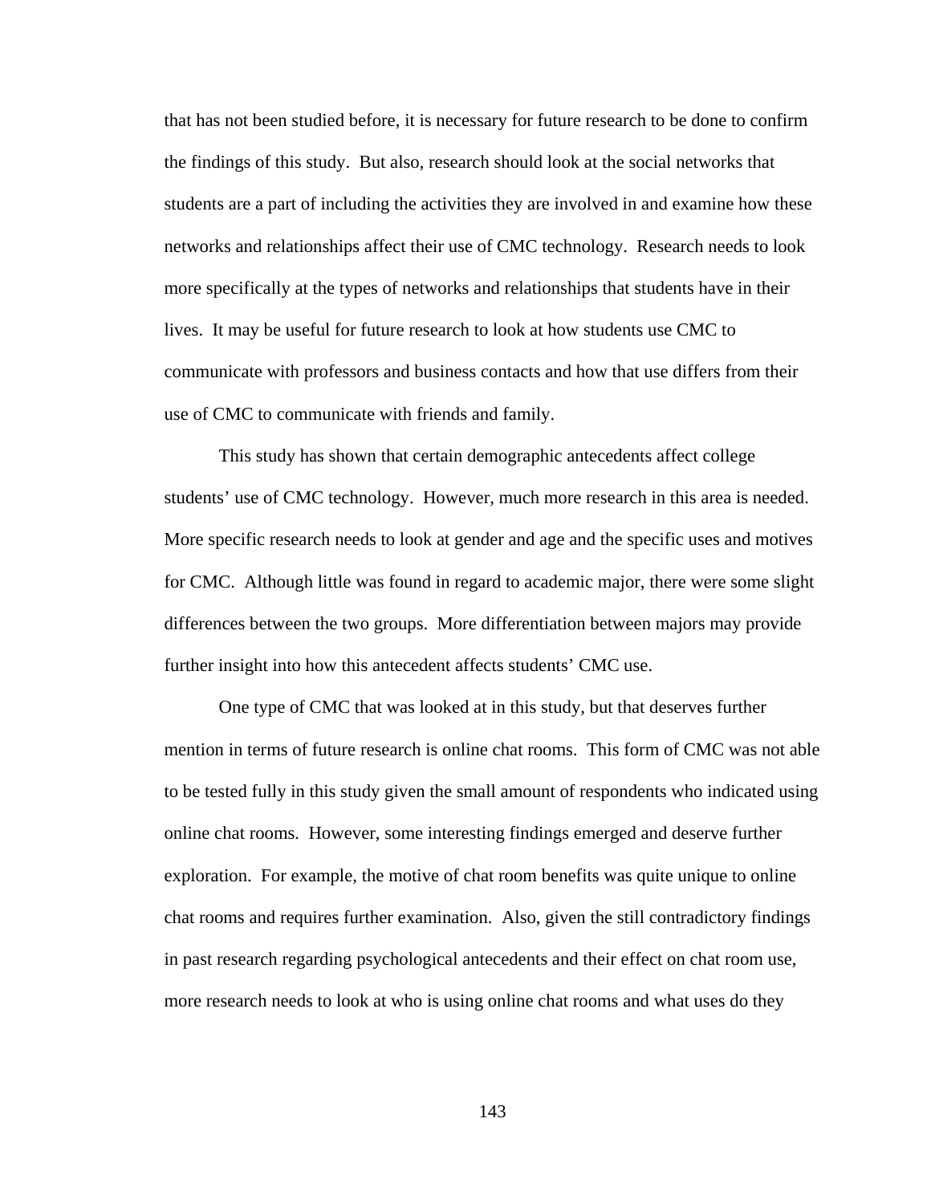that has not been studied before, it is necessary for future research to be done to confirm the findings of this study. But also, research should look at the social networks that students are a part of including the activities they are involved in and examine how these networks and relationships affect their use of CMC technology. Research needs to look more specifically at the types of networks and relationships that students have in their lives. It may be useful for future research to look at how students use CMC to communicate with professors and business contacts and how that use differs from their use of CMC to communicate with friends and family.

This study has shown that certain demographic antecedents affect college students' use of CMC technology. However, much more research in this area is needed. More specific research needs to look at gender and age and the specific uses and motives for CMC. Although little was found in regard to academic major, there were some slight differences between the two groups. More differentiation between majors may provide further insight into how this antecedent affects students' CMC use.

One type of CMC that was looked at in this study, but that deserves further mention in terms of future research is online chat rooms. This form of CMC was not able to be tested fully in this study given the small amount of respondents who indicated using online chat rooms. However, some interesting findings emerged and deserve further exploration. For example, the motive of chat room benefits was quite unique to online chat rooms and requires further examination. Also, given the still contradictory findings in past research regarding psychological antecedents and their effect on chat room use, more research needs to look at who is using online chat rooms and what uses do they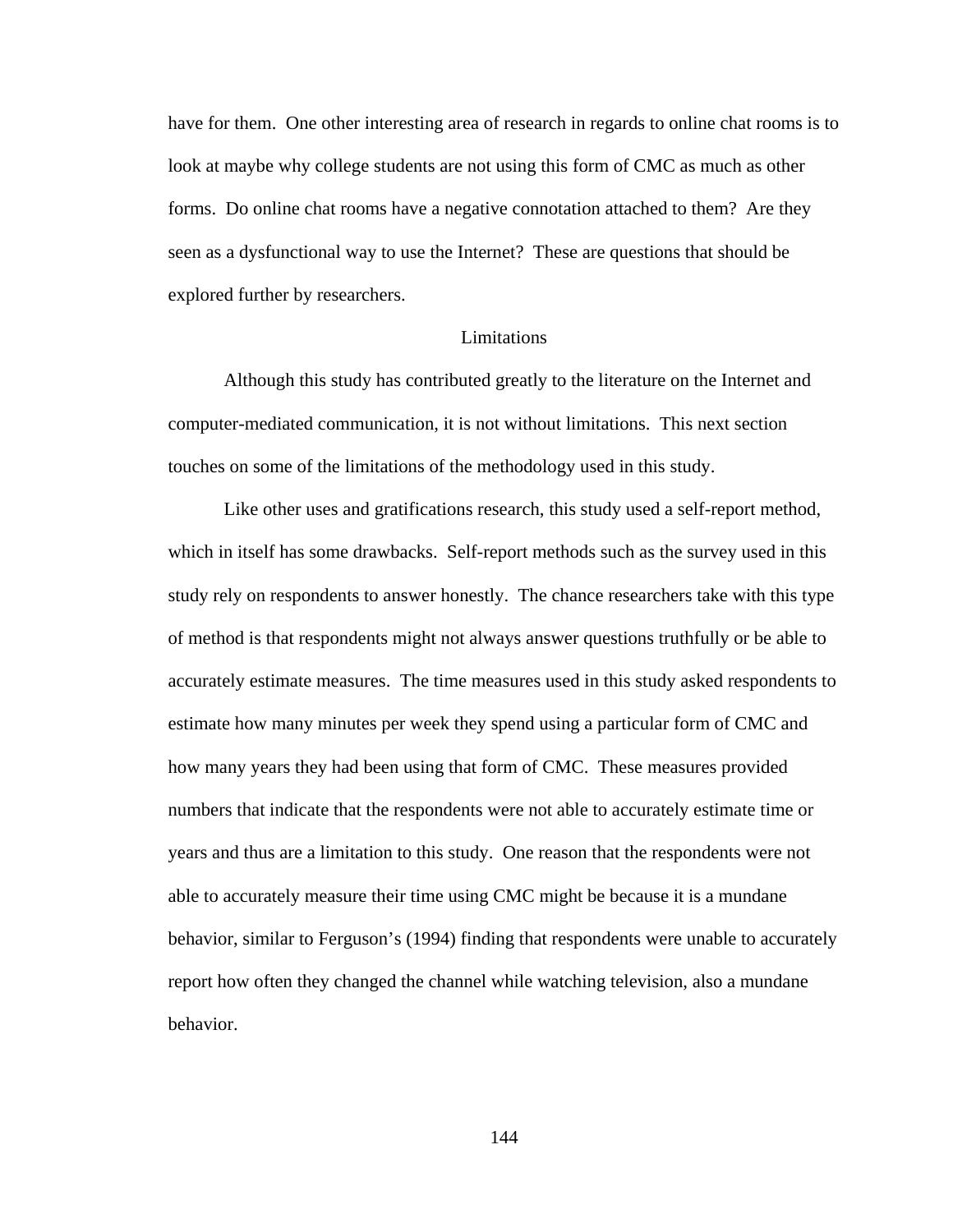have for them. One other interesting area of research in regards to online chat rooms is to look at maybe why college students are not using this form of CMC as much as other forms. Do online chat rooms have a negative connotation attached to them? Are they seen as a dysfunctional way to use the Internet? These are questions that should be explored further by researchers.

## Limitations

Although this study has contributed greatly to the literature on the Internet and computer-mediated communication, it is not without limitations. This next section touches on some of the limitations of the methodology used in this study.

Like other uses and gratifications research, this study used a self-report method, which in itself has some drawbacks. Self-report methods such as the survey used in this study rely on respondents to answer honestly. The chance researchers take with this type of method is that respondents might not always answer questions truthfully or be able to accurately estimate measures. The time measures used in this study asked respondents to estimate how many minutes per week they spend using a particular form of CMC and how many years they had been using that form of CMC. These measures provided numbers that indicate that the respondents were not able to accurately estimate time or years and thus are a limitation to this study. One reason that the respondents were not able to accurately measure their time using CMC might be because it is a mundane behavior, similar to Ferguson's (1994) finding that respondents were unable to accurately report how often they changed the channel while watching television, also a mundane behavior.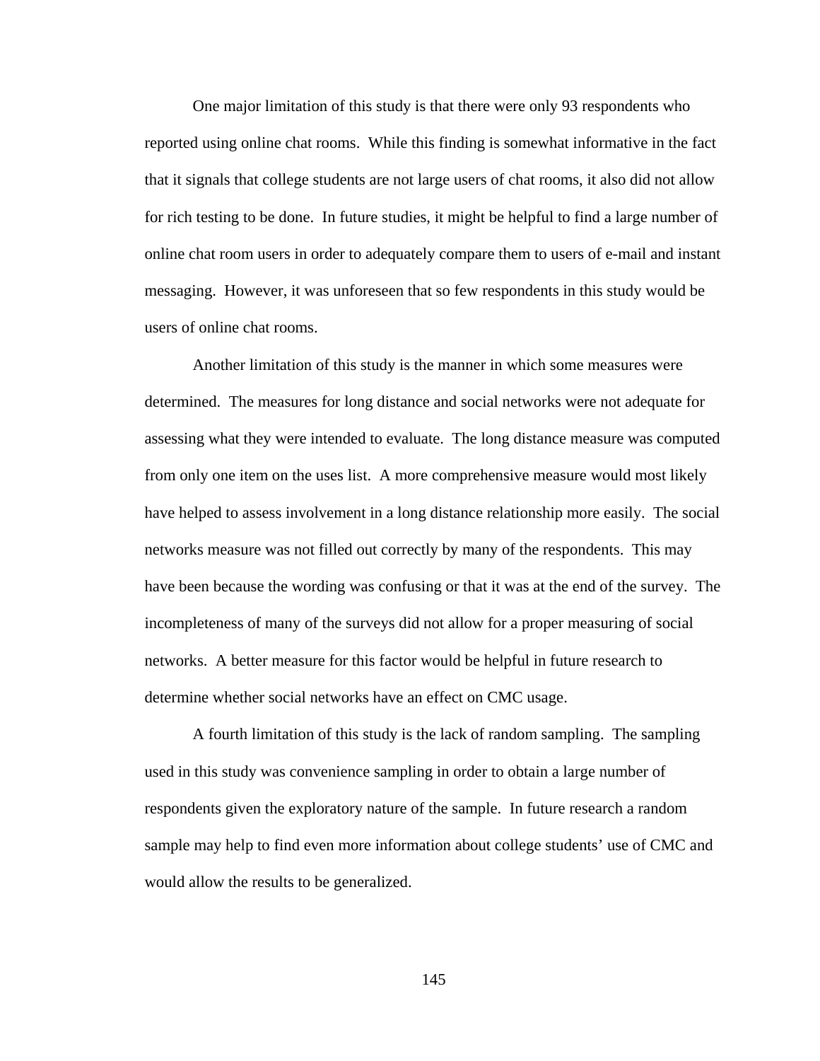One major limitation of this study is that there were only 93 respondents who reported using online chat rooms. While this finding is somewhat informative in the fact that it signals that college students are not large users of chat rooms, it also did not allow for rich testing to be done. In future studies, it might be helpful to find a large number of online chat room users in order to adequately compare them to users of e-mail and instant messaging. However, it was unforeseen that so few respondents in this study would be users of online chat rooms.

Another limitation of this study is the manner in which some measures were determined. The measures for long distance and social networks were not adequate for assessing what they were intended to evaluate. The long distance measure was computed from only one item on the uses list. A more comprehensive measure would most likely have helped to assess involvement in a long distance relationship more easily. The social networks measure was not filled out correctly by many of the respondents. This may have been because the wording was confusing or that it was at the end of the survey. The incompleteness of many of the surveys did not allow for a proper measuring of social networks. A better measure for this factor would be helpful in future research to determine whether social networks have an effect on CMC usage.

A fourth limitation of this study is the lack of random sampling. The sampling used in this study was convenience sampling in order to obtain a large number of respondents given the exploratory nature of the sample. In future research a random sample may help to find even more information about college students' use of CMC and would allow the results to be generalized.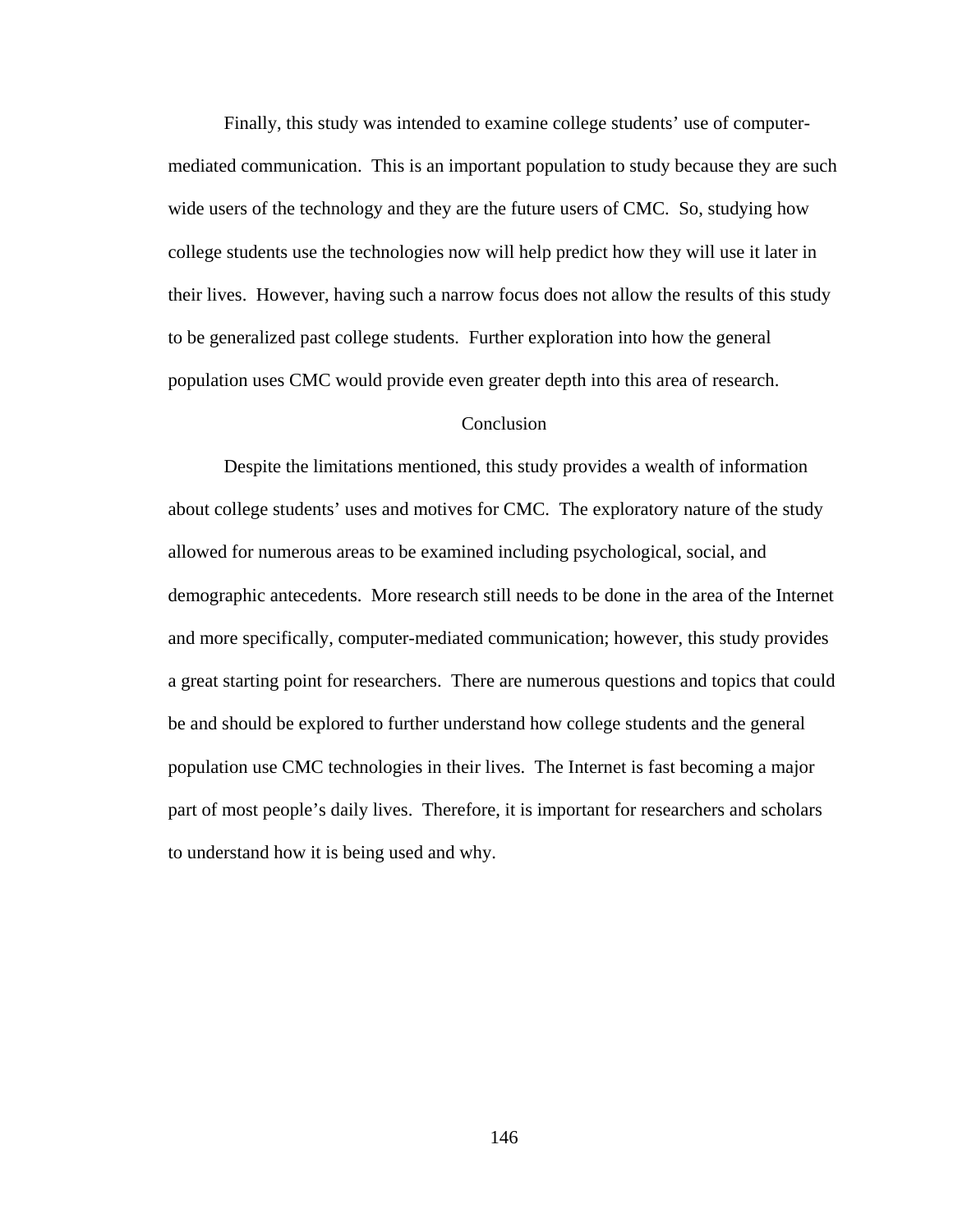Finally, this study was intended to examine college students' use of computer-mediated communication. This is an important population to study because they are such wide users of the technology and they are the future users of CMC. So, studying how college students use the technologies now will help predict how they will use it later in their lives. However, having such a narrow focus does not allow the results of this study to be generalized past college students. Further exploration into how the general population uses CMC would provide even greater depth into this area of research.

## Conclusion

Despite the limitations mentioned, this study provides a wealth of information about college students' uses and motives for CMC. The exploratory nature of the study allowed for numerous areas to be examined including psychological, social, and demographic antecedents. More research still needs to be done in the area of the Internet and more specifically, computer-mediated communication; however, this study provides a great starting point for researchers. There are numerous questions and topics that could be and should be explored to further understand how college students and the general population use CMC technologies in their lives. The Internet is fast becoming a major part of most people's daily lives. Therefore, it is important for researchers and scholars to understand how it is being used and why.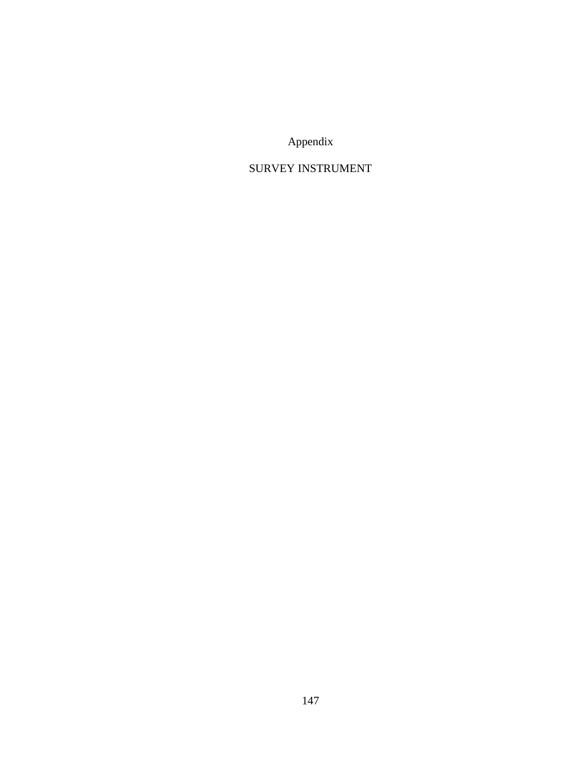# Appendix

## SURVEY INSTRUMENT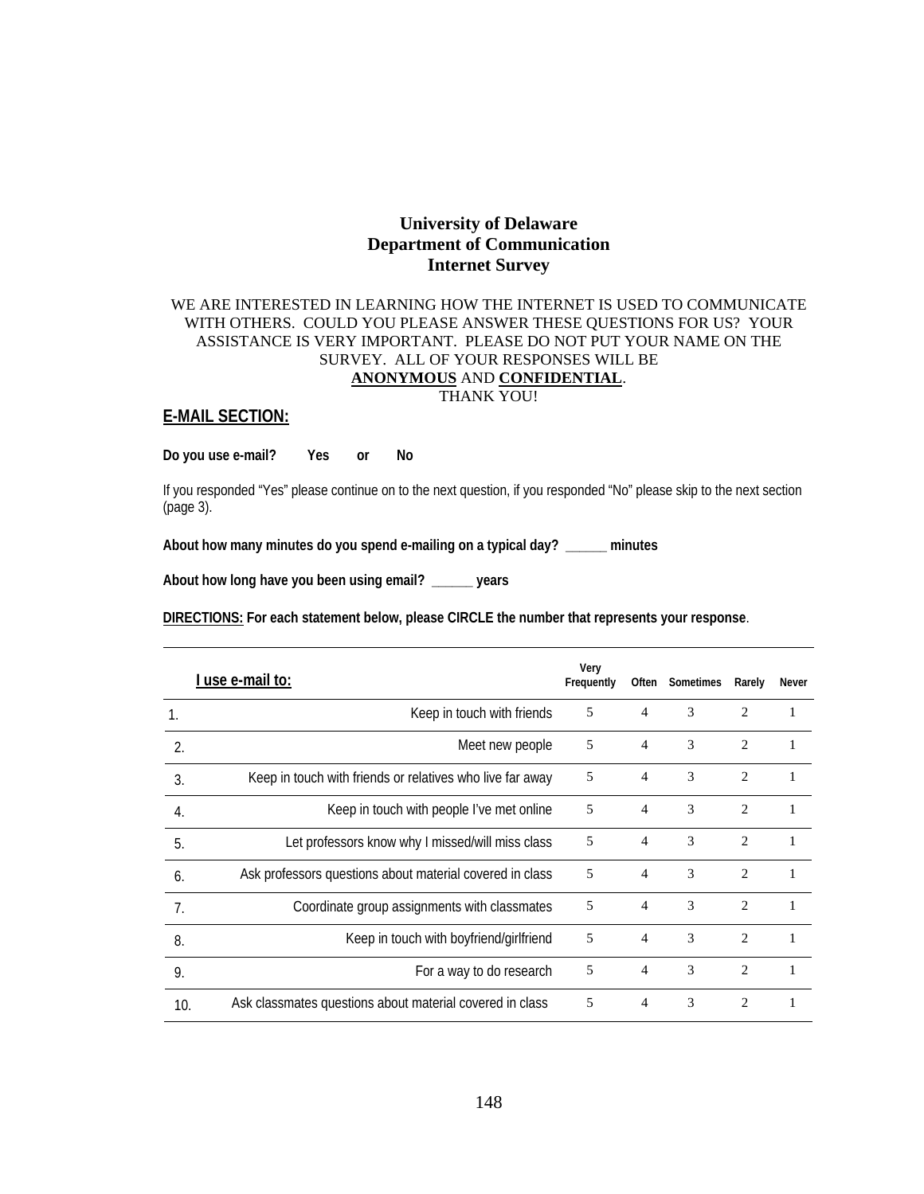**University of Delaware**
**Department of Communication**
**Internet Survey**

WE ARE INTERESTED IN LEARNING HOW THE INTERNET IS USED TO COMMUNICATE WITH OTHERS. COULD YOU PLEASE ANSWER THESE QUESTIONS FOR US? YOUR ASSISTANCE IS VERY IMPORTANT. PLEASE DO NOT PUT YOUR NAME ON THE SURVEY. ALL OF YOUR RESPONSES WILL BE **ANONYMOUS** AND **CONFIDENTIAL**.
THANK YOU!

## E-MAIL SECTION:

**Do you use e-mail? Yes or No**

If you responded "Yes" please continue on to the next question, if you responded "No" please skip to the next section (page 3).

**About how many minutes do you spend e-mailing on a typical day? _____ minutes**

**About how long have you been using email? _____ years**

**DIRECTIONS: For each statement below, please CIRCLE the number that represents your response**.

| | I use e-mail to: | Very Frequently | Often | Sometimes | Rarely | Never |
|---|---|---|---|---|---|---|
| 1. | Keep in touch with friends | 5 | 4 | 3 | 2 | 1 |
| 2. | Meet new people | 5 | 4 | 3 | 2 | 1 |
| 3. | Keep in touch with friends or relatives who live far away | 5 | 4 | 3 | 2 | 1 |
| 4. | Keep in touch with people I've met online | 5 | 4 | 3 | 2 | 1 |
| 5. | Let professors know why I missed/will miss class | 5 | 4 | 3 | 2 | 1 |
| 6. | Ask professors questions about material covered in class | 5 | 4 | 3 | 2 | 1 |
| 7. | Coordinate group assignments with classmates | 5 | 4 | 3 | 2 | 1 |
| 8. | Keep in touch with boyfriend/girlfriend | 5 | 4 | 3 | 2 | 1 |
| 9. | For a way to do research | 5 | 4 | 3 | 2 | 1 |
| 10. | Ask classmates questions about material covered in class | 5 | 4 | 3 | 2 | 1 |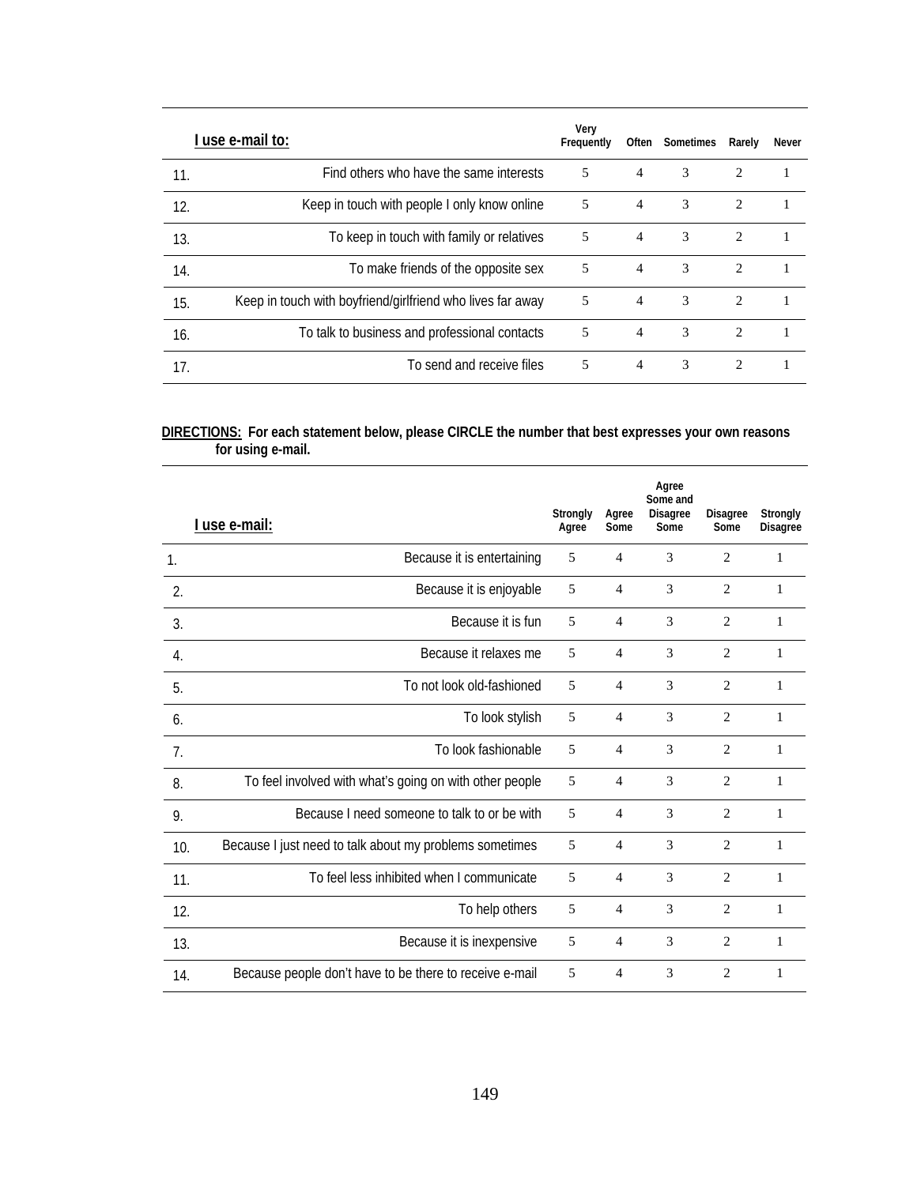| | I use e-mail to: | Very Frequently | Often | Sometimes | Rarely | Never |
|---|---|---|---|---|---|---|
| 11. | Find others who have the same interests | 5 | 4 | 3 | 2 | 1 |
| 12. | Keep in touch with people I only know online | 5 | 4 | 3 | 2 | 1 |
| 13. | To keep in touch with family or relatives | 5 | 4 | 3 | 2 | 1 |
| 14. | To make friends of the opposite sex | 5 | 4 | 3 | 2 | 1 |
| 15. | Keep in touch with boyfriend/girlfriend who lives far away | 5 | 4 | 3 | 2 | 1 |
| 16. | To talk to business and professional contacts | 5 | 4 | 3 | 2 | 1 |
| 17. | To send and receive files | 5 | 4 | 3 | 2 | 1 |

**DIRECTIONS: For each statement below, please CIRCLE the number that best expresses your own reasons for using e-mail.**

| | I use e-mail: | Strongly Agree | Agree Some | Agree Some and Disagree Some | Disagree Some | Strongly Disagree |
|---|---|---|---|---|---|---|
| 1. | Because it is entertaining | 5 | 4 | 3 | 2 | 1 |
| 2. | Because it is enjoyable | 5 | 4 | 3 | 2 | 1 |
| 3. | Because it is fun | 5 | 4 | 3 | 2 | 1 |
| 4. | Because it relaxes me | 5 | 4 | 3 | 2 | 1 |
| 5. | To not look old-fashioned | 5 | 4 | 3 | 2 | 1 |
| 6. | To look stylish | 5 | 4 | 3 | 2 | 1 |
| 7. | To look fashionable | 5 | 4 | 3 | 2 | 1 |
| 8. | To feel involved with what's going on with other people | 5 | 4 | 3 | 2 | 1 |
| 9. | Because I need someone to talk to or be with | 5 | 4 | 3 | 2 | 1 |
| 10. | Because I just need to talk about my problems sometimes | 5 | 4 | 3 | 2 | 1 |
| 11. | To feel less inhibited when I communicate | 5 | 4 | 3 | 2 | 1 |
| 12. | To help others | 5 | 4 | 3 | 2 | 1 |
| 13. | Because it is inexpensive | 5 | 4 | 3 | 2 | 1 |
| 14. | Because people don't have to be there to receive e-mail | 5 | 4 | 3 | 2 | 1 |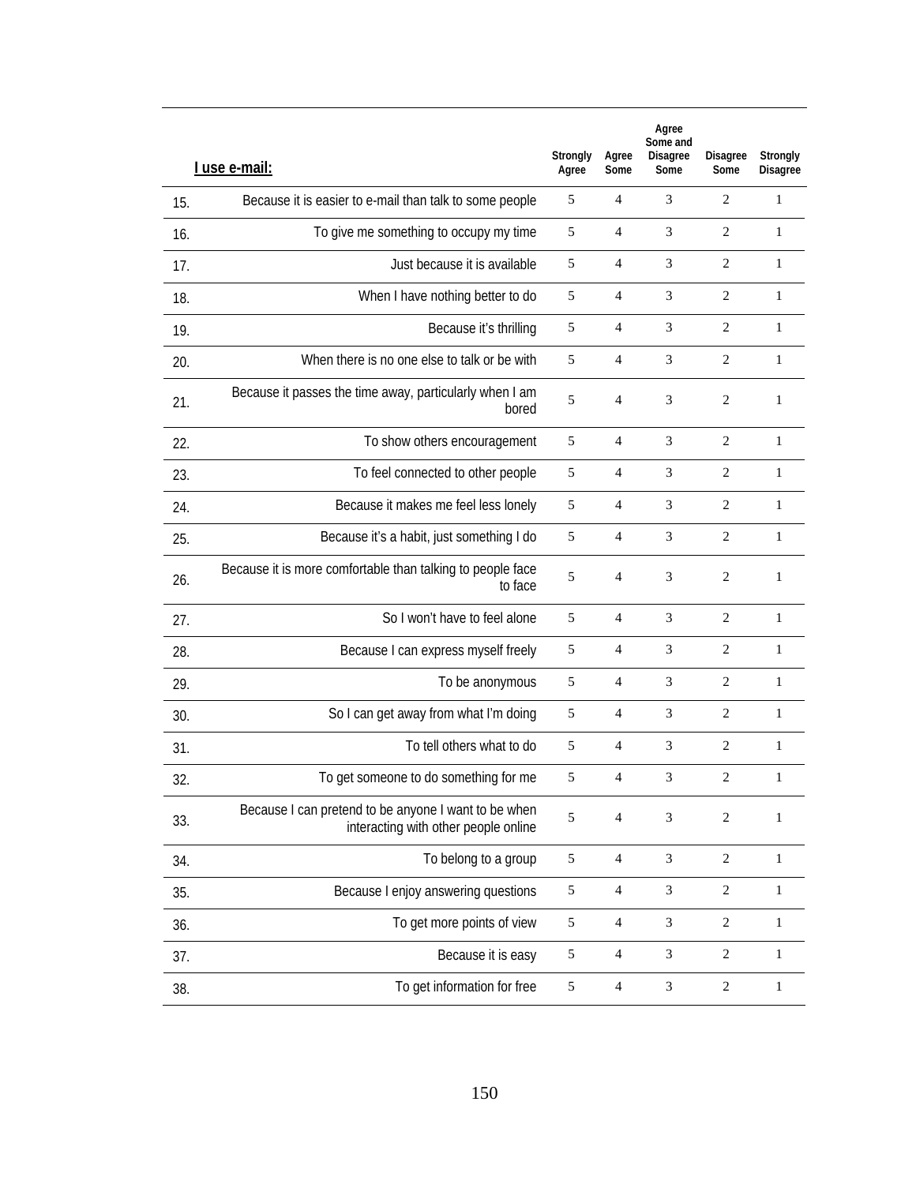| | I use e-mail: | Strongly Agree | Agree Some | Agree Some and Disagree Some | Disagree Some | Strongly Disagree |
|---|---|---|---|---|---|---|
| 15. | Because it is easier to e-mail than talk to some people | 5 | 4 | 3 | 2 | 1 |
| 16. | To give me something to occupy my time | 5 | 4 | 3 | 2 | 1 |
| 17. | Just because it is available | 5 | 4 | 3 | 2 | 1 |
| 18. | When I have nothing better to do | 5 | 4 | 3 | 2 | 1 |
| 19. | Because it's thrilling | 5 | 4 | 3 | 2 | 1 |
| 20. | When there is no one else to talk or be with | 5 | 4 | 3 | 2 | 1 |
| 21. | Because it passes the time away, particularly when I am bored | 5 | 4 | 3 | 2 | 1 |
| 22. | To show others encouragement | 5 | 4 | 3 | 2 | 1 |
| 23. | To feel connected to other people | 5 | 4 | 3 | 2 | 1 |
| 24. | Because it makes me feel less lonely | 5 | 4 | 3 | 2 | 1 |
| 25. | Because it's a habit, just something I do | 5 | 4 | 3 | 2 | 1 |
| 26. | Because it is more comfortable than talking to people face to face | 5 | 4 | 3 | 2 | 1 |
| 27. | So I won't have to feel alone | 5 | 4 | 3 | 2 | 1 |
| 28. | Because I can express myself freely | 5 | 4 | 3 | 2 | 1 |
| 29. | To be anonymous | 5 | 4 | 3 | 2 | 1 |
| 30. | So I can get away from what I'm doing | 5 | 4 | 3 | 2 | 1 |
| 31. | To tell others what to do | 5 | 4 | 3 | 2 | 1 |
| 32. | To get someone to do something for me | 5 | 4 | 3 | 2 | 1 |
| 33. | Because I can pretend to be anyone I want to be when interacting with other people online | 5 | 4 | 3 | 2 | 1 |
| 34. | To belong to a group | 5 | 4 | 3 | 2 | 1 |
| 35. | Because I enjoy answering questions | 5 | 4 | 3 | 2 | 1 |
| 36. | To get more points of view | 5 | 4 | 3 | 2 | 1 |
| 37. | Because it is easy | 5 | 4 | 3 | 2 | 1 |
| 38. | To get information for free | 5 | 4 | 3 | 2 | 1 |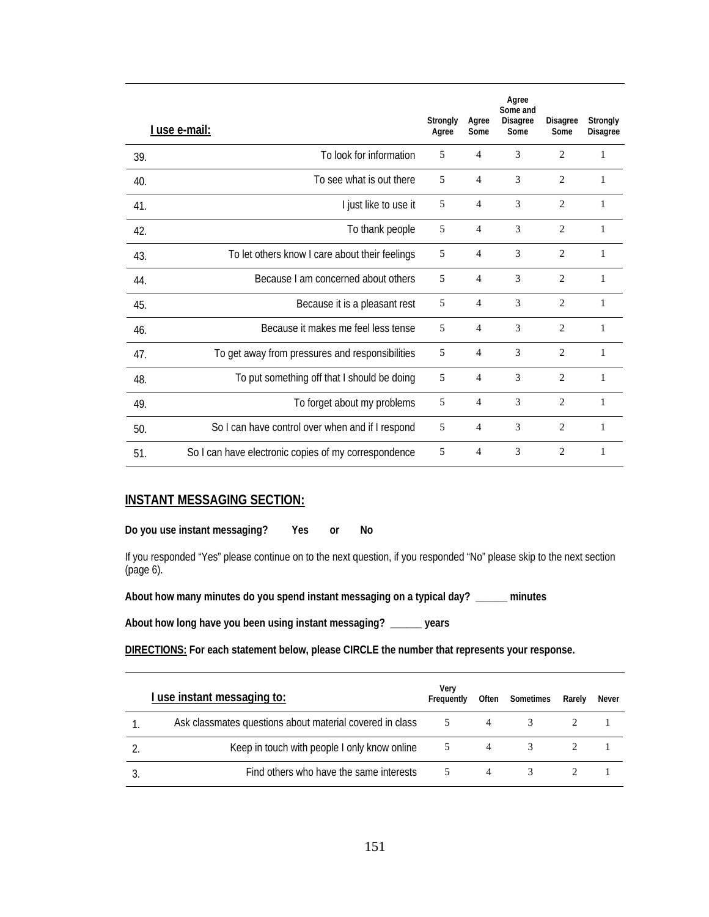| | I use e-mail: | Strongly Agree | Agree Some | Agree Some and Disagree Some | Disagree Some | Strongly Disagree |
|---|---|---|---|---|---|---|
| 39. | To look for information | 5 | 4 | 3 | 2 | 1 |
| 40. | To see what is out there | 5 | 4 | 3 | 2 | 1 |
| 41. | I just like to use it | 5 | 4 | 3 | 2 | 1 |
| 42. | To thank people | 5 | 4 | 3 | 2 | 1 |
| 43. | To let others know I care about their feelings | 5 | 4 | 3 | 2 | 1 |
| 44. | Because I am concerned about others | 5 | 4 | 3 | 2 | 1 |
| 45. | Because it is a pleasant rest | 5 | 4 | 3 | 2 | 1 |
| 46. | Because it makes me feel less tense | 5 | 4 | 3 | 2 | 1 |
| 47. | To get away from pressures and responsibilities | 5 | 4 | 3 | 2 | 1 |
| 48. | To put something off that I should be doing | 5 | 4 | 3 | 2 | 1 |
| 49. | To forget about my problems | 5 | 4 | 3 | 2 | 1 |
| 50. | So I can have control over when and if I respond | 5 | 4 | 3 | 2 | 1 |
| 51. | So I can have electronic copies of my correspondence | 5 | 4 | 3 | 2 | 1 |

## INSTANT MESSAGING SECTION:

**Do you use instant messaging? Yes or No**

If you responded "Yes" please continue on to the next question, if you responded "No" please skip to the next section (page 6).

**About how many minutes do you spend instant messaging on a typical day? ______ minutes**

**About how long have you been using instant messaging? ______ years**

**DIRECTIONS: For each statement below, please CIRCLE the number that represents your response.**

| | I use instant messaging to: | Very Frequently | Often | Sometimes | Rarely | Never |
|---|---|---|---|---|---|---|
| 1. | Ask classmates questions about material covered in class | 5 | 4 | 3 | 2 | 1 |
| 2. | Keep in touch with people I only know online | 5 | 4 | 3 | 2 | 1 |
| 3. | Find others who have the same interests | 5 | 4 | 3 | 2 | 1 |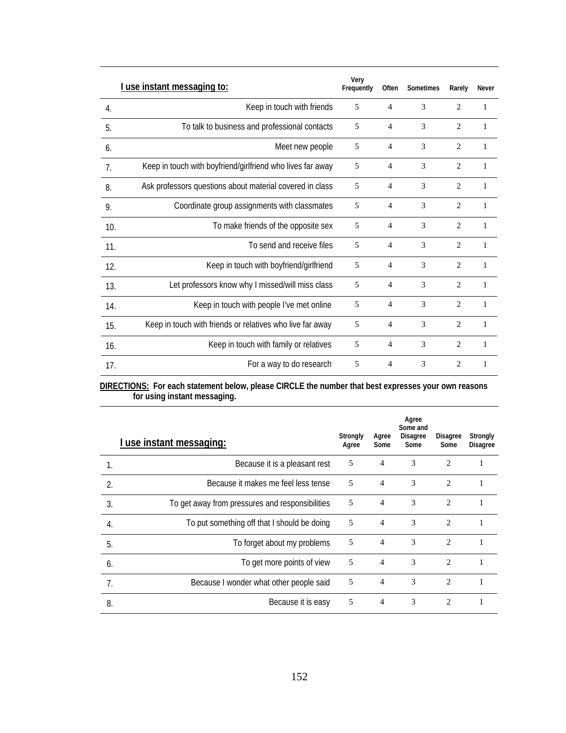| | I use instant messaging to: | Very Frequently | Often | Sometimes | Rarely | Never |
|---|---|---|---|---|---|---|
| 4. | Keep in touch with friends | 5 | 4 | 3 | 2 | 1 |
| 5. | To talk to business and professional contacts | 5 | 4 | 3 | 2 | 1 |
| 6. | Meet new people | 5 | 4 | 3 | 2 | 1 |
| 7. | Keep in touch with boyfriend/girlfriend who lives far away | 5 | 4 | 3 | 2 | 1 |
| 8. | Ask professors questions about material covered in class | 5 | 4 | 3 | 2 | 1 |
| 9. | Coordinate group assignments with classmates | 5 | 4 | 3 | 2 | 1 |
| 10. | To make friends of the opposite sex | 5 | 4 | 3 | 2 | 1 |
| 11. | To send and receive files | 5 | 4 | 3 | 2 | 1 |
| 12. | Keep in touch with boyfriend/girlfriend | 5 | 4 | 3 | 2 | 1 |
| 13. | Let professors know why I missed/will miss class | 5 | 4 | 3 | 2 | 1 |
| 14. | Keep in touch with people I've met online | 5 | 4 | 3 | 2 | 1 |
| 15. | Keep in touch with friends or relatives who live far away | 5 | 4 | 3 | 2 | 1 |
| 16. | Keep in touch with family or relatives | 5 | 4 | 3 | 2 | 1 |
| 17. | For a way to do research | 5 | 4 | 3 | 2 | 1 |

**DIRECTIONS: For each statement below, please CIRCLE the number that best expresses your own reasons for using instant messaging.**

| | I use instant messaging: | Strongly Agree | Agree Some | Agree Some and Disagree Some | Disagree Some | Strongly Disagree |
|---|---|---|---|---|---|---|
| 1. | Because it is a pleasant rest | 5 | 4 | 3 | 2 | 1 |
| 2. | Because it makes me feel less tense | 5 | 4 | 3 | 2 | 1 |
| 3. | To get away from pressures and responsibilities | 5 | 4 | 3 | 2 | 1 |
| 4. | To put something off that I should be doing | 5 | 4 | 3 | 2 | 1 |
| 5. | To forget about my problems | 5 | 4 | 3 | 2 | 1 |
| 6. | To get more points of view | 5 | 4 | 3 | 2 | 1 |
| 7. | Because I wonder what other people said | 5 | 4 | 3 | 2 | 1 |
| 8. | Because it is easy | 5 | 4 | 3 | 2 | 1 |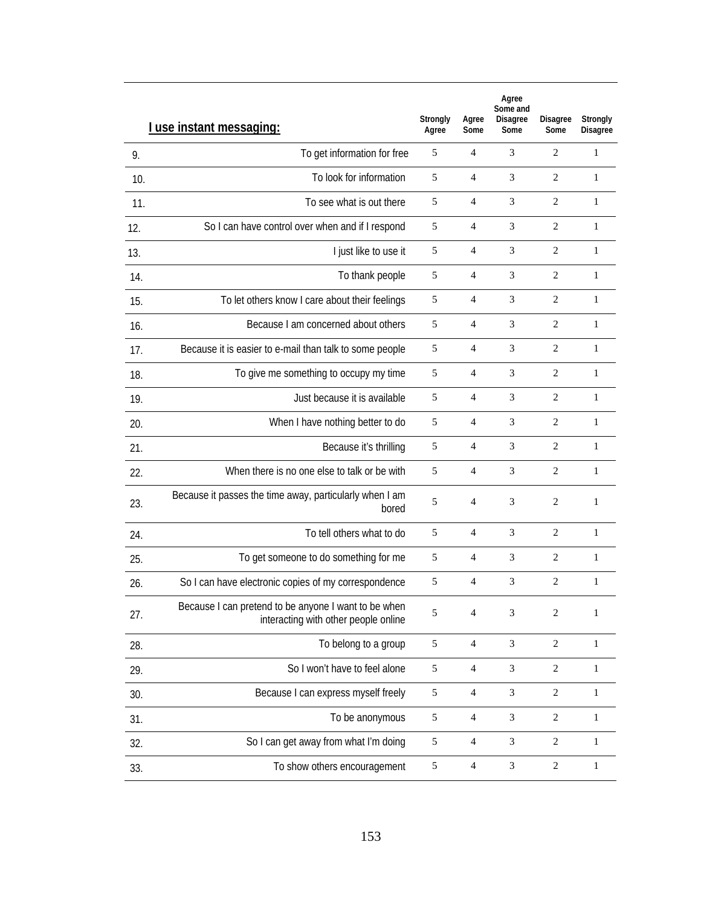| | **I use instant messaging:** | Strongly Agree | Agree Some | Agree Some and Disagree Some | Disagree Some | Strongly Disagree |
|---|---|---|---|---|---|---|
| 9. | To get information for free | 5 | 4 | 3 | 2 | 1 |
| 10. | To look for information | 5 | 4 | 3 | 2 | 1 |
| 11. | To see what is out there | 5 | 4 | 3 | 2 | 1 |
| 12. | So I can have control over when and if I respond | 5 | 4 | 3 | 2 | 1 |
| 13. | I just like to use it | 5 | 4 | 3 | 2 | 1 |
| 14. | To thank people | 5 | 4 | 3 | 2 | 1 |
| 15. | To let others know I care about their feelings | 5 | 4 | 3 | 2 | 1 |
| 16. | Because I am concerned about others | 5 | 4 | 3 | 2 | 1 |
| 17. | Because it is easier to e-mail than talk to some people | 5 | 4 | 3 | 2 | 1 |
| 18. | To give me something to occupy my time | 5 | 4 | 3 | 2 | 1 |
| 19. | Just because it is available | 5 | 4 | 3 | 2 | 1 |
| 20. | When I have nothing better to do | 5 | 4 | 3 | 2 | 1 |
| 21. | Because it's thrilling | 5 | 4 | 3 | 2 | 1 |
| 22. | When there is no one else to talk or be with | 5 | 4 | 3 | 2 | 1 |
| 23. | Because it passes the time away, particularly when I am bored | 5 | 4 | 3 | 2 | 1 |
| 24. | To tell others what to do | 5 | 4 | 3 | 2 | 1 |
| 25. | To get someone to do something for me | 5 | 4 | 3 | 2 | 1 |
| 26. | So I can have electronic copies of my correspondence | 5 | 4 | 3 | 2 | 1 |
| 27. | Because I can pretend to be anyone I want to be when interacting with other people online | 5 | 4 | 3 | 2 | 1 |
| 28. | To belong to a group | 5 | 4 | 3 | 2 | 1 |
| 29. | So I won't have to feel alone | 5 | 4 | 3 | 2 | 1 |
| 30. | Because I can express myself freely | 5 | 4 | 3 | 2 | 1 |
| 31. | To be anonymous | 5 | 4 | 3 | 2 | 1 |
| 32. | So I can get away from what I'm doing | 5 | 4 | 3 | 2 | 1 |
| 33. | To show others encouragement | 5 | 4 | 3 | 2 | 1 |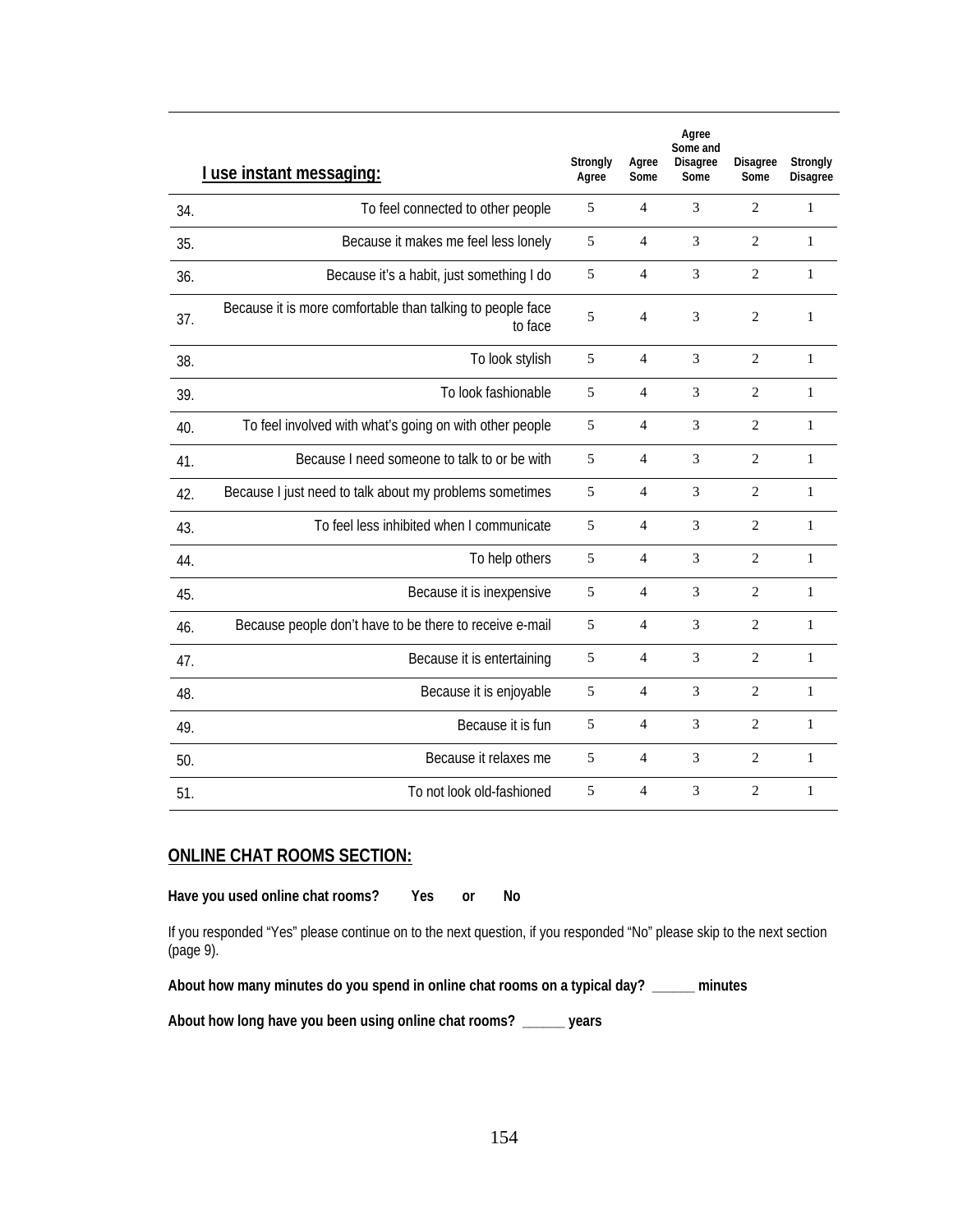| | I use instant messaging: | Strongly Agree | Agree Some | Agree Some and Disagree Some | Disagree Some | Strongly Disagree |
|---|---|---|---|---|---|---|
| 34. | To feel connected to other people | 5 | 4 | 3 | 2 | 1 |
| 35. | Because it makes me feel less lonely | 5 | 4 | 3 | 2 | 1 |
| 36. | Because it's a habit, just something I do | 5 | 4 | 3 | 2 | 1 |
| 37. | Because it is more comfortable than talking to people face to face | 5 | 4 | 3 | 2 | 1 |
| 38. | To look stylish | 5 | 4 | 3 | 2 | 1 |
| 39. | To look fashionable | 5 | 4 | 3 | 2 | 1 |
| 40. | To feel involved with what's going on with other people | 5 | 4 | 3 | 2 | 1 |
| 41. | Because I need someone to talk to or be with | 5 | 4 | 3 | 2 | 1 |
| 42. | Because I just need to talk about my problems sometimes | 5 | 4 | 3 | 2 | 1 |
| 43. | To feel less inhibited when I communicate | 5 | 4 | 3 | 2 | 1 |
| 44. | To help others | 5 | 4 | 3 | 2 | 1 |
| 45. | Because it is inexpensive | 5 | 4 | 3 | 2 | 1 |
| 46. | Because people don't have to be there to receive e-mail | 5 | 4 | 3 | 2 | 1 |
| 47. | Because it is entertaining | 5 | 4 | 3 | 2 | 1 |
| 48. | Because it is enjoyable | 5 | 4 | 3 | 2 | 1 |
| 49. | Because it is fun | 5 | 4 | 3 | 2 | 1 |
| 50. | Because it relaxes me | 5 | 4 | 3 | 2 | 1 |
| 51. | To not look old-fashioned | 5 | 4 | 3 | 2 | 1 |

## ONLINE CHAT ROOMS SECTION:

**Have you used online chat rooms? Yes or No**

If you responded "Yes" please continue on to the next question, if you responded "No" please skip to the next section (page 9).

**About how many minutes do you spend in online chat rooms on a typical day? ______ minutes**

**About how long have you been using online chat rooms? ______ years**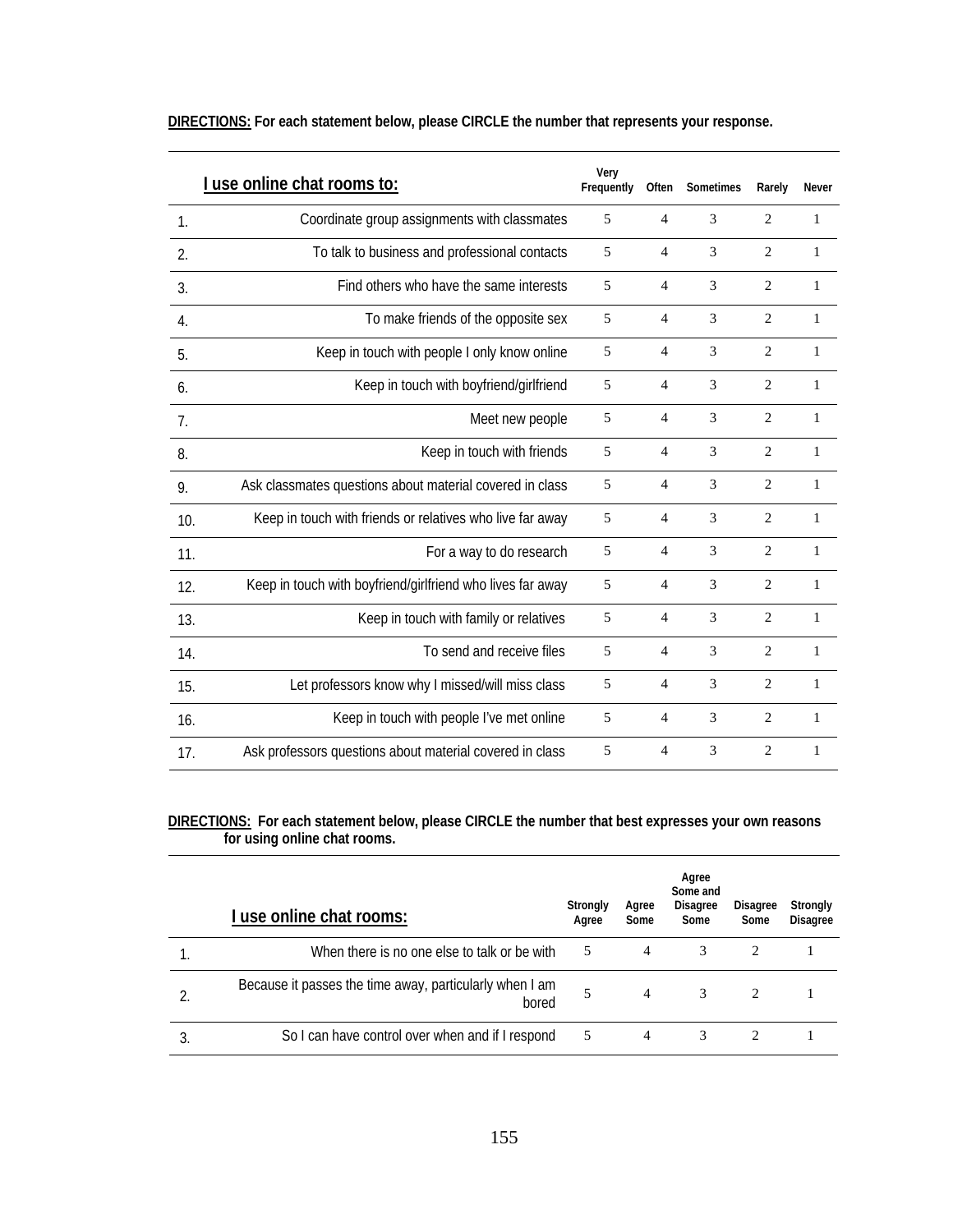**DIRECTIONS:** For each statement below, please CIRCLE the number that represents your response.

| | I use online chat rooms to: | Very Frequently | Often | Sometimes | Rarely | Never |
|---|---|---|---|---|---|---|
| 1. | Coordinate group assignments with classmates | 5 | 4 | 3 | 2 | 1 |
| 2. | To talk to business and professional contacts | 5 | 4 | 3 | 2 | 1 |
| 3. | Find others who have the same interests | 5 | 4 | 3 | 2 | 1 |
| 4. | To make friends of the opposite sex | 5 | 4 | 3 | 2 | 1 |
| 5. | Keep in touch with people I only know online | 5 | 4 | 3 | 2 | 1 |
| 6. | Keep in touch with boyfriend/girlfriend | 5 | 4 | 3 | 2 | 1 |
| 7. | Meet new people | 5 | 4 | 3 | 2 | 1 |
| 8. | Keep in touch with friends | 5 | 4 | 3 | 2 | 1 |
| 9. | Ask classmates questions about material covered in class | 5 | 4 | 3 | 2 | 1 |
| 10. | Keep in touch with friends or relatives who live far away | 5 | 4 | 3 | 2 | 1 |
| 11. | For a way to do research | 5 | 4 | 3 | 2 | 1 |
| 12. | Keep in touch with boyfriend/girlfriend who lives far away | 5 | 4 | 3 | 2 | 1 |
| 13. | Keep in touch with family or relatives | 5 | 4 | 3 | 2 | 1 |
| 14. | To send and receive files | 5 | 4 | 3 | 2 | 1 |
| 15. | Let professors know why I missed/will miss class | 5 | 4 | 3 | 2 | 1 |
| 16. | Keep in touch with people I've met online | 5 | 4 | 3 | 2 | 1 |
| 17. | Ask professors questions about material covered in class | 5 | 4 | 3 | 2 | 1 |

**DIRECTIONS:** For each statement below, please CIRCLE the number that best expresses your own reasons for using online chat rooms.

| | I use online chat rooms: | Strongly Agree | Agree Some | Agree Some and Disagree Some | Disagree Some | Strongly Disagree |
|---|---|---|---|---|---|---|
| 1. | When there is no one else to talk or be with | 5 | 4 | 3 | 2 | 1 |
| 2. | Because it passes the time away, particularly when I am bored | 5 | 4 | 3 | 2 | 1 |
| 3. | So I can have control over when and if I respond | 5 | 4 | 3 | 2 | 1 |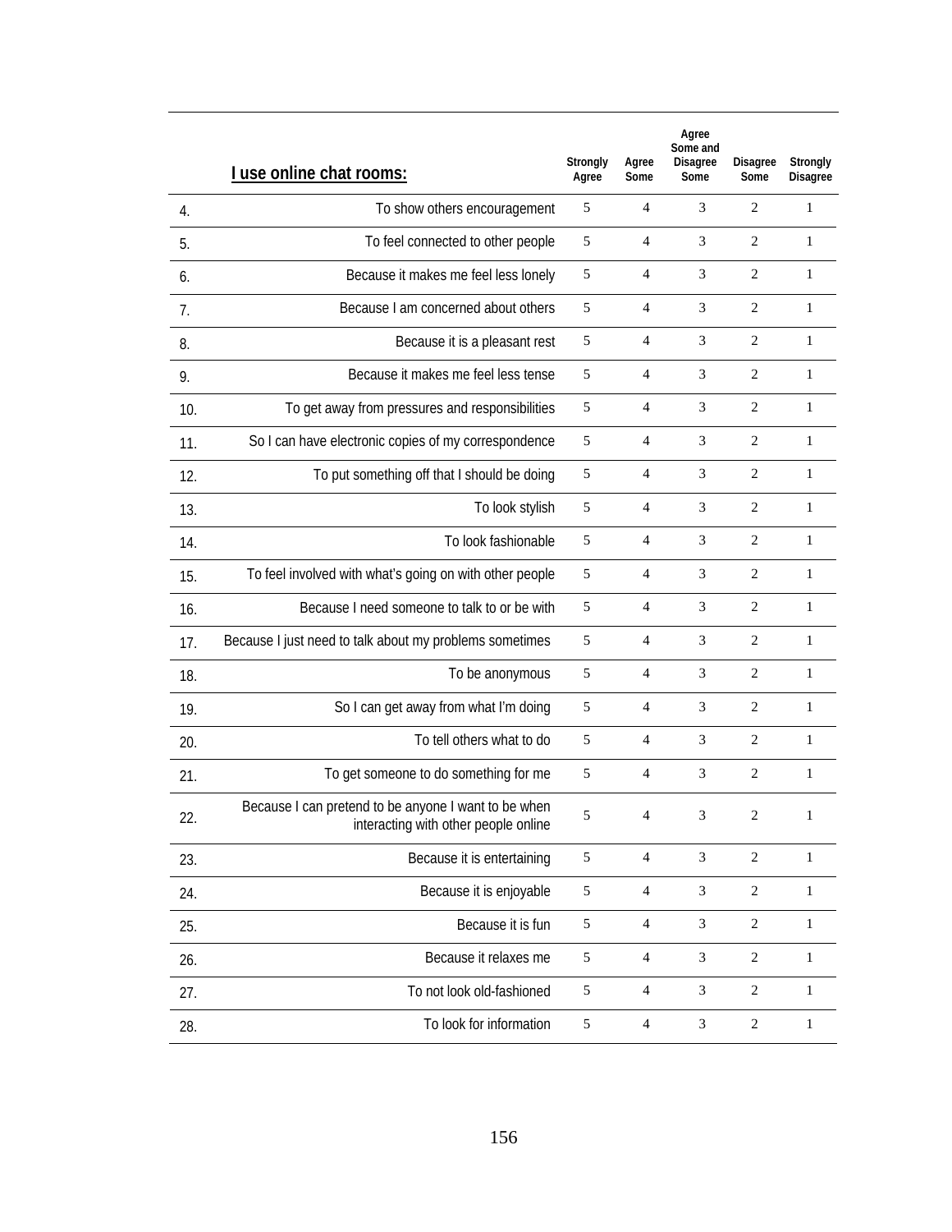| | I use online chat rooms: | Strongly Agree | Agree Some | Agree Some and Disagree Some | Disagree Some | Strongly Disagree |
|---|---|---|---|---|---|---|
| 4. | To show others encouragement | 5 | 4 | 3 | 2 | 1 |
| 5. | To feel connected to other people | 5 | 4 | 3 | 2 | 1 |
| 6. | Because it makes me feel less lonely | 5 | 4 | 3 | 2 | 1 |
| 7. | Because I am concerned about others | 5 | 4 | 3 | 2 | 1 |
| 8. | Because it is a pleasant rest | 5 | 4 | 3 | 2 | 1 |
| 9. | Because it makes me feel less tense | 5 | 4 | 3 | 2 | 1 |
| 10. | To get away from pressures and responsibilities | 5 | 4 | 3 | 2 | 1 |
| 11. | So I can have electronic copies of my correspondence | 5 | 4 | 3 | 2 | 1 |
| 12. | To put something off that I should be doing | 5 | 4 | 3 | 2 | 1 |
| 13. | To look stylish | 5 | 4 | 3 | 2 | 1 |
| 14. | To look fashionable | 5 | 4 | 3 | 2 | 1 |
| 15. | To feel involved with what's going on with other people | 5 | 4 | 3 | 2 | 1 |
| 16. | Because I need someone to talk to or be with | 5 | 4 | 3 | 2 | 1 |
| 17. | Because I just need to talk about my problems sometimes | 5 | 4 | 3 | 2 | 1 |
| 18. | To be anonymous | 5 | 4 | 3 | 2 | 1 |
| 19. | So I can get away from what I'm doing | 5 | 4 | 3 | 2 | 1 |
| 20. | To tell others what to do | 5 | 4 | 3 | 2 | 1 |
| 21. | To get someone to do something for me | 5 | 4 | 3 | 2 | 1 |
| 22. | Because I can pretend to be anyone I want to be when interacting with other people online | 5 | 4 | 3 | 2 | 1 |
| 23. | Because it is entertaining | 5 | 4 | 3 | 2 | 1 |
| 24. | Because it is enjoyable | 5 | 4 | 3 | 2 | 1 |
| 25. | Because it is fun | 5 | 4 | 3 | 2 | 1 |
| 26. | Because it relaxes me | 5 | 4 | 3 | 2 | 1 |
| 27. | To not look old-fashioned | 5 | 4 | 3 | 2 | 1 |
| 28. | To look for information | 5 | 4 | 3 | 2 | 1 |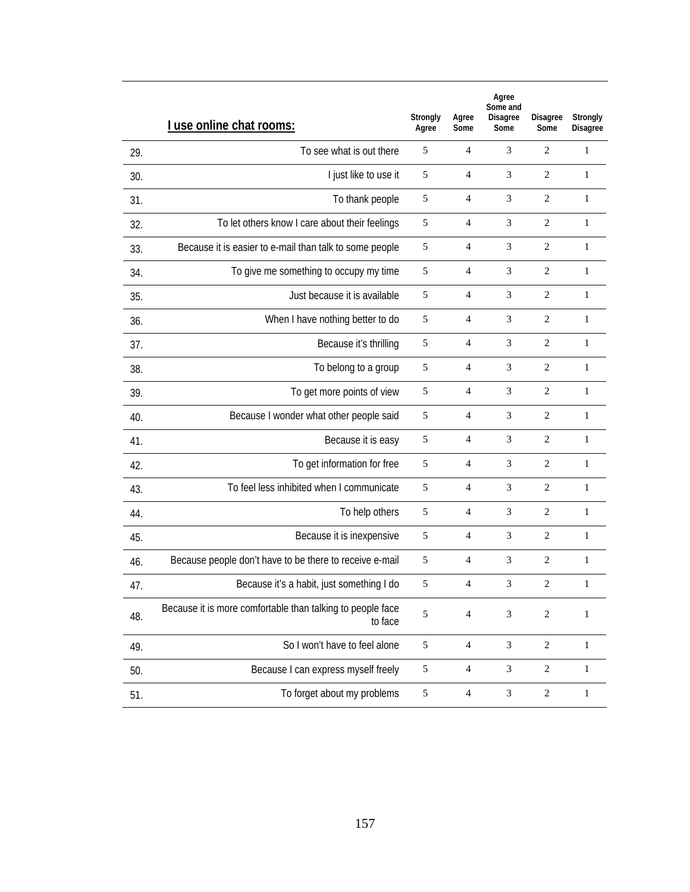| | I use online chat rooms: | Strongly Agree | Agree Some | Agree Some and Disagree Some | Disagree Some | Strongly Disagree |
|---|---|---|---|---|---|---|
| 29. | To see what is out there | 5 | 4 | 3 | 2 | 1 |
| 30. | I just like to use it | 5 | 4 | 3 | 2 | 1 |
| 31. | To thank people | 5 | 4 | 3 | 2 | 1 |
| 32. | To let others know I care about their feelings | 5 | 4 | 3 | 2 | 1 |
| 33. | Because it is easier to e-mail than talk to some people | 5 | 4 | 3 | 2 | 1 |
| 34. | To give me something to occupy my time | 5 | 4 | 3 | 2 | 1 |
| 35. | Just because it is available | 5 | 4 | 3 | 2 | 1 |
| 36. | When I have nothing better to do | 5 | 4 | 3 | 2 | 1 |
| 37. | Because it's thrilling | 5 | 4 | 3 | 2 | 1 |
| 38. | To belong to a group | 5 | 4 | 3 | 2 | 1 |
| 39. | To get more points of view | 5 | 4 | 3 | 2 | 1 |
| 40. | Because I wonder what other people said | 5 | 4 | 3 | 2 | 1 |
| 41. | Because it is easy | 5 | 4 | 3 | 2 | 1 |
| 42. | To get information for free | 5 | 4 | 3 | 2 | 1 |
| 43. | To feel less inhibited when I communicate | 5 | 4 | 3 | 2 | 1 |
| 44. | To help others | 5 | 4 | 3 | 2 | 1 |
| 45. | Because it is inexpensive | 5 | 4 | 3 | 2 | 1 |
| 46. | Because people don't have to be there to receive e-mail | 5 | 4 | 3 | 2 | 1 |
| 47. | Because it's a habit, just something I do | 5 | 4 | 3 | 2 | 1 |
| 48. | Because it is more comfortable than talking to people face to face | 5 | 4 | 3 | 2 | 1 |
| 49. | So I won't have to feel alone | 5 | 4 | 3 | 2 | 1 |
| 50. | Because I can express myself freely | 5 | 4 | 3 | 2 | 1 |
| 51. | To forget about my problems | 5 | 4 | 3 | 2 | 1 |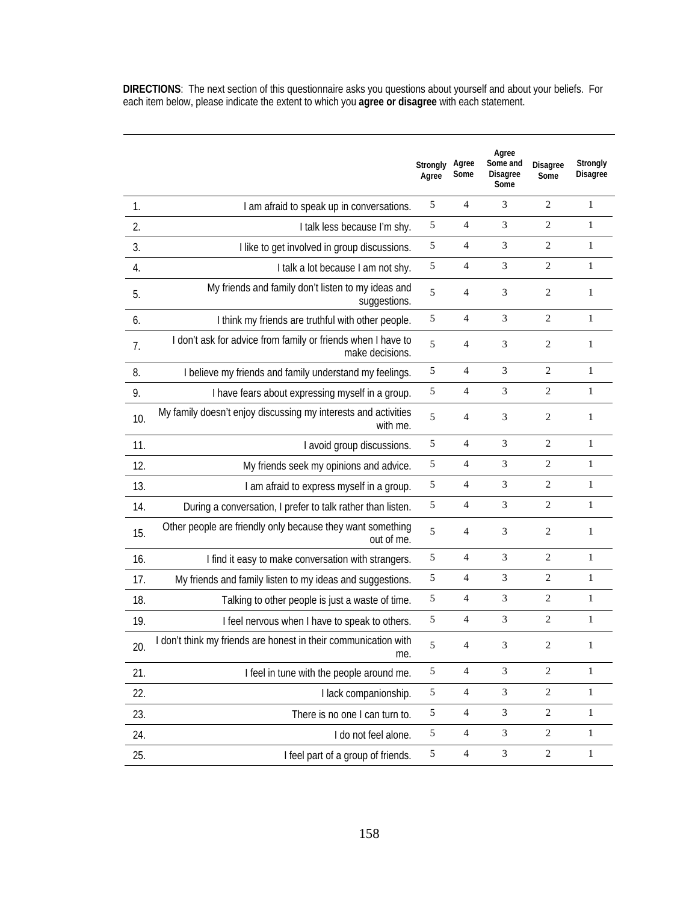**DIRECTIONS**: The next section of this questionnaire asks you questions about yourself and about your beliefs. For each item below, please indicate the extent to which you **agree or disagree** with each statement.

| | | Strongly Agree | Agree Some | Agree Some and Disagree Some | Disagree Some | Strongly Disagree |
|---|---|---|---|---|---|---|
| 1. | I am afraid to speak up in conversations. | 5 | 4 | 3 | 2 | 1 |
| 2. | I talk less because I'm shy. | 5 | 4 | 3 | 2 | 1 |
| 3. | I like to get involved in group discussions. | 5 | 4 | 3 | 2 | 1 |
| 4. | I talk a lot because I am not shy. | 5 | 4 | 3 | 2 | 1 |
| 5. | My friends and family don't listen to my ideas and suggestions. | 5 | 4 | 3 | 2 | 1 |
| 6. | I think my friends are truthful with other people. | 5 | 4 | 3 | 2 | 1 |
| 7. | I don't ask for advice from family or friends when I have to make decisions. | 5 | 4 | 3 | 2 | 1 |
| 8. | I believe my friends and family understand my feelings. | 5 | 4 | 3 | 2 | 1 |
| 9. | I have fears about expressing myself in a group. | 5 | 4 | 3 | 2 | 1 |
| 10. | My family doesn't enjoy discussing my interests and activities with me. | 5 | 4 | 3 | 2 | 1 |
| 11. | I avoid group discussions. | 5 | 4 | 3 | 2 | 1 |
| 12. | My friends seek my opinions and advice. | 5 | 4 | 3 | 2 | 1 |
| 13. | I am afraid to express myself in a group. | 5 | 4 | 3 | 2 | 1 |
| 14. | During a conversation, I prefer to talk rather than listen. | 5 | 4 | 3 | 2 | 1 |
| 15. | Other people are friendly only because they want something out of me. | 5 | 4 | 3 | 2 | 1 |
| 16. | I find it easy to make conversation with strangers. | 5 | 4 | 3 | 2 | 1 |
| 17. | My friends and family listen to my ideas and suggestions. | 5 | 4 | 3 | 2 | 1 |
| 18. | Talking to other people is just a waste of time. | 5 | 4 | 3 | 2 | 1 |
| 19. | I feel nervous when I have to speak to others. | 5 | 4 | 3 | 2 | 1 |
| 20. | I don't think my friends are honest in their communication with me. | 5 | 4 | 3 | 2 | 1 |
| 21. | I feel in tune with the people around me. | 5 | 4 | 3 | 2 | 1 |
| 22. | I lack companionship. | 5 | 4 | 3 | 2 | 1 |
| 23. | There is no one I can turn to. | 5 | 4 | 3 | 2 | 1 |
| 24. | I do not feel alone. | 5 | 4 | 3 | 2 | 1 |
| 25. | I feel part of a group of friends. | 5 | 4 | 3 | 2 | 1 |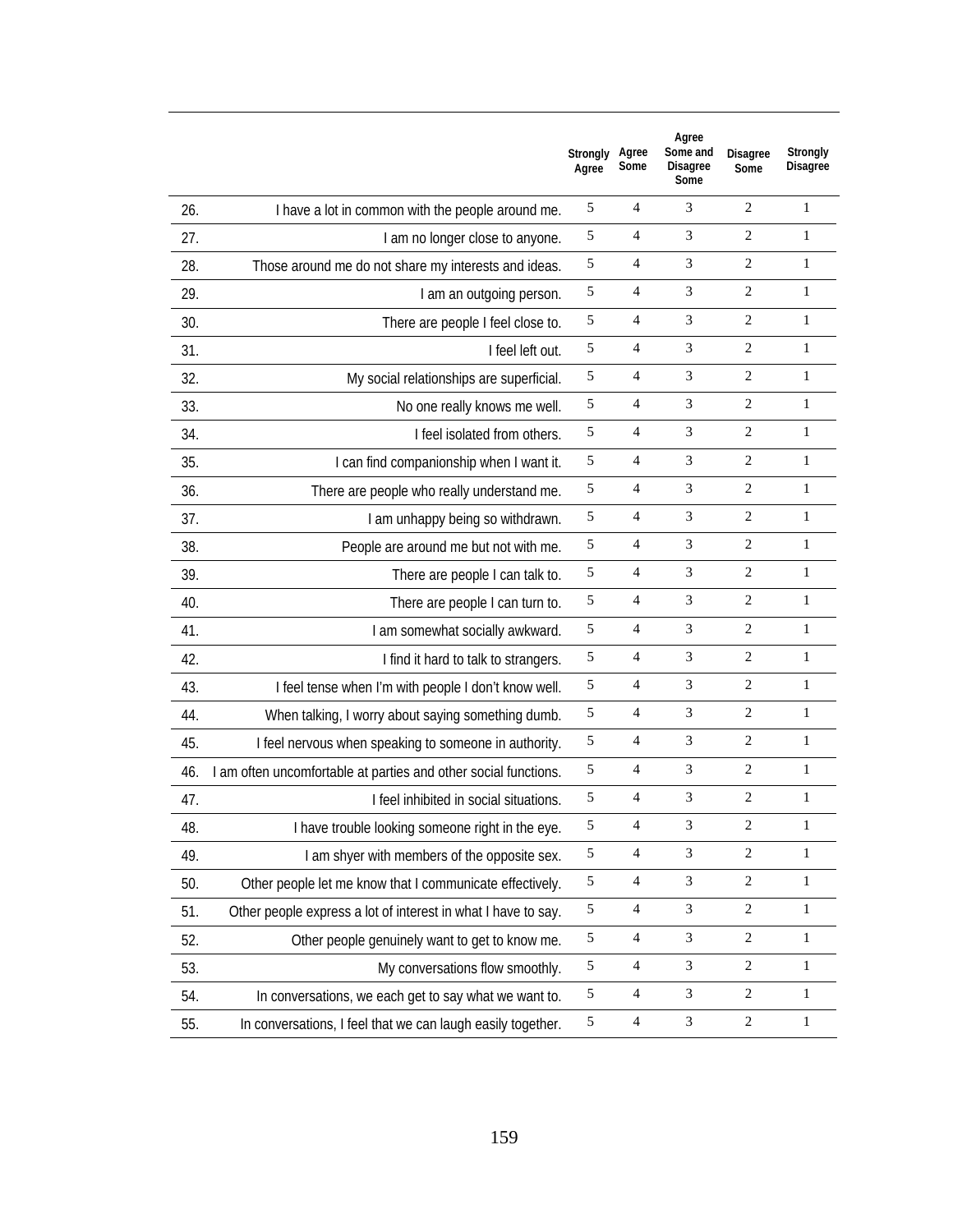| | | Strongly Agree | Agree Some | Agree Some and Disagree Some | Disagree Some | Strongly Disagree |
|---|---|---|---|---|---|---|
| 26. | I have a lot in common with the people around me. | 5 | 4 | 3 | 2 | 1 |
| 27. | I am no longer close to anyone. | 5 | 4 | 3 | 2 | 1 |
| 28. | Those around me do not share my interests and ideas. | 5 | 4 | 3 | 2 | 1 |
| 29. | I am an outgoing person. | 5 | 4 | 3 | 2 | 1 |
| 30. | There are people I feel close to. | 5 | 4 | 3 | 2 | 1 |
| 31. | I feel left out. | 5 | 4 | 3 | 2 | 1 |
| 32. | My social relationships are superficial. | 5 | 4 | 3 | 2 | 1 |
| 33. | No one really knows me well. | 5 | 4 | 3 | 2 | 1 |
| 34. | I feel isolated from others. | 5 | 4 | 3 | 2 | 1 |
| 35. | I can find companionship when I want it. | 5 | 4 | 3 | 2 | 1 |
| 36. | There are people who really understand me. | 5 | 4 | 3 | 2 | 1 |
| 37. | I am unhappy being so withdrawn. | 5 | 4 | 3 | 2 | 1 |
| 38. | People are around me but not with me. | 5 | 4 | 3 | 2 | 1 |
| 39. | There are people I can talk to. | 5 | 4 | 3 | 2 | 1 |
| 40. | There are people I can turn to. | 5 | 4 | 3 | 2 | 1 |
| 41. | I am somewhat socially awkward. | 5 | 4 | 3 | 2 | 1 |
| 42. | I find it hard to talk to strangers. | 5 | 4 | 3 | 2 | 1 |
| 43. | I feel tense when I'm with people I don't know well. | 5 | 4 | 3 | 2 | 1 |
| 44. | When talking, I worry about saying something dumb. | 5 | 4 | 3 | 2 | 1 |
| 45. | I feel nervous when speaking to someone in authority. | 5 | 4 | 3 | 2 | 1 |
| 46. | I am often uncomfortable at parties and other social functions. | 5 | 4 | 3 | 2 | 1 |
| 47. | I feel inhibited in social situations. | 5 | 4 | 3 | 2 | 1 |
| 48. | I have trouble looking someone right in the eye. | 5 | 4 | 3 | 2 | 1 |
| 49. | I am shyer with members of the opposite sex. | 5 | 4 | 3 | 2 | 1 |
| 50. | Other people let me know that I communicate effectively. | 5 | 4 | 3 | 2 | 1 |
| 51. | Other people express a lot of interest in what I have to say. | 5 | 4 | 3 | 2 | 1 |
| 52. | Other people genuinely want to get to know me. | 5 | 4 | 3 | 2 | 1 |
| 53. | My conversations flow smoothly. | 5 | 4 | 3 | 2 | 1 |
| 54. | In conversations, we each get to say what we want to. | 5 | 4 | 3 | 2 | 1 |
| 55. | In conversations, I feel that we can laugh easily together. | 5 | 4 | 3 | 2 | 1 |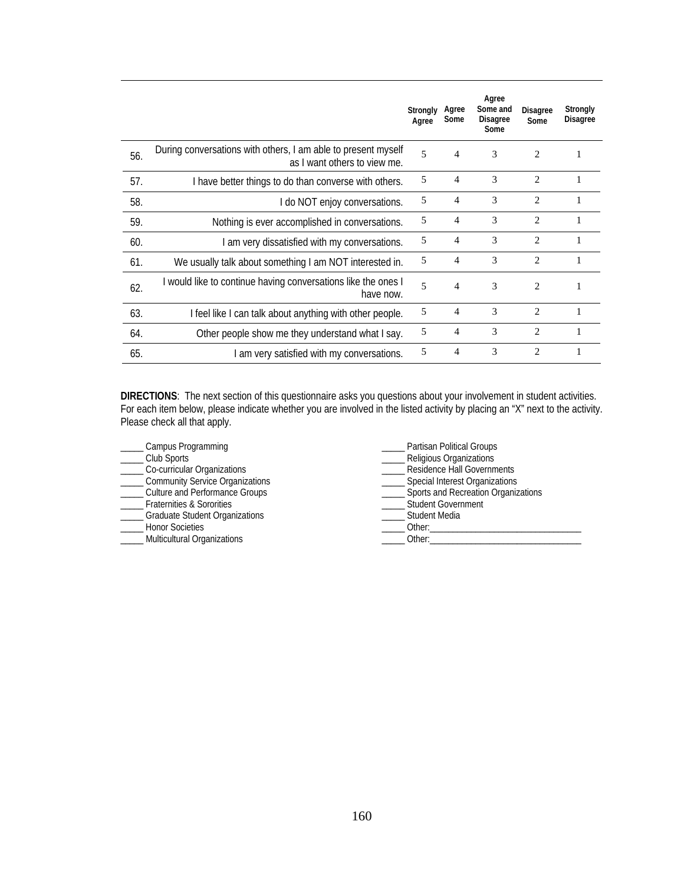| | | Strongly Agree | Agree Some | Agree Some and Disagree Some | Disagree Some | Strongly Disagree |
|---|---|---|---|---|---|---|
| 56. | During conversations with others, I am able to present myself as I want others to view me. | 5 | 4 | 3 | 2 | 1 |
| 57. | I have better things to do than converse with others. | 5 | 4 | 3 | 2 | 1 |
| 58. | I do NOT enjoy conversations. | 5 | 4 | 3 | 2 | 1 |
| 59. | Nothing is ever accomplished in conversations. | 5 | 4 | 3 | 2 | 1 |
| 60. | I am very dissatisfied with my conversations. | 5 | 4 | 3 | 2 | 1 |
| 61. | We usually talk about something I am NOT interested in. | 5 | 4 | 3 | 2 | 1 |
| 62. | I would like to continue having conversations like the ones I have now. | 5 | 4 | 3 | 2 | 1 |
| 63. | I feel like I can talk about anything with other people. | 5 | 4 | 3 | 2 | 1 |
| 64. | Other people show me they understand what I say. | 5 | 4 | 3 | 2 | 1 |
| 65. | I am very satisfied with my conversations. | 5 | 4 | 3 | 2 | 1 |

**DIRECTIONS**: The next section of this questionnaire asks you questions about your involvement in student activities. For each item below, please indicate whether you are involved in the listed activity by placing an "X" next to the activity. Please check all that apply.

_____ Campus Programming
_____ Club Sports
_____ Co-curricular Organizations
_____ Community Service Organizations
_____ Culture and Performance Groups
_____ Fraternities & Sororities
_____ Graduate Student Organizations
_____ Honor Societies
_____ Multicultural Organizations
_____ Partisan Political Groups
_____ Religious Organizations
_____ Residence Hall Governments
_____ Special Interest Organizations
_____ Sports and Recreation Organizations
_____ Student Government
_____ Student Media
_____ Other:_________________________________
_____ Other:_________________________________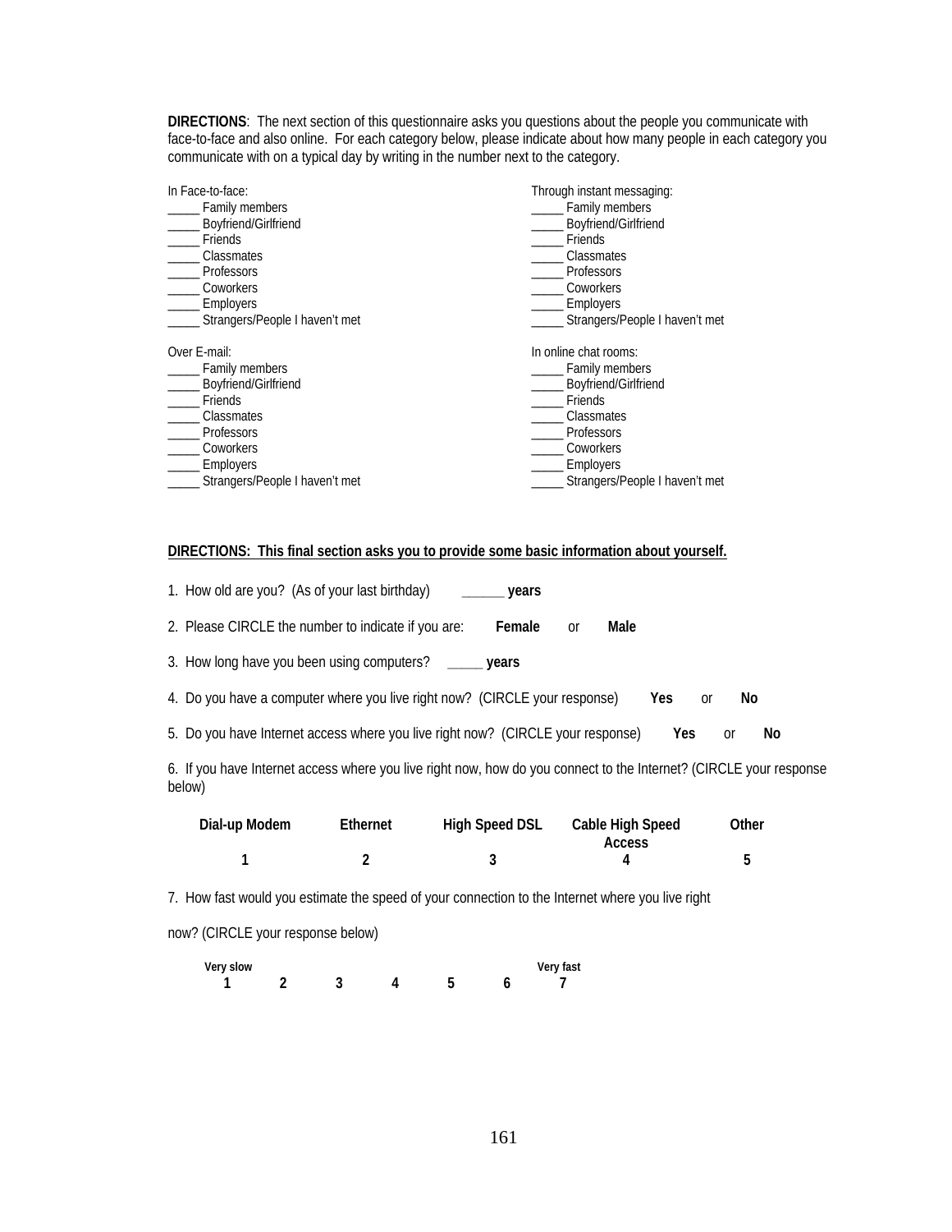**DIRECTIONS**: The next section of this questionnaire asks you questions about the people you communicate with face-to-face and also online. For each category below, please indicate about how many people in each category you communicate with on a typical day by writing in the number next to the category.

In Face-to-face:
_____ Family members
_____ Boyfriend/Girlfriend
_____ Friends
_____ Classmates
_____ Professors
_____ Coworkers
_____ Employers
_____ Strangers/People I haven't met

Through instant messaging:
_____ Family members
_____ Boyfriend/Girlfriend
_____ Friends
_____ Classmates
_____ Professors
_____ Coworkers
_____ Employers
_____ Strangers/People I haven't met

Over E-mail:
_____ Family members
_____ Boyfriend/Girlfriend
_____ Friends
_____ Classmates
_____ Professors
_____ Coworkers
_____ Employers
_____ Strangers/People I haven't met

In online chat rooms:
_____ Family members
_____ Boyfriend/Girlfriend
_____ Friends
_____ Classmates
_____ Professors
_____ Coworkers
_____ Employers
_____ Strangers/People I haven't met

**DIRECTIONS: This final section asks you to provide some basic information about yourself.**

1. How old are you? (As of your last birthday) ______ **years**

2. Please CIRCLE the number to indicate if you are: **Female** or **Male**

3. How long have you been using computers? _____ **years**

4. Do you have a computer where you live right now? (CIRCLE your response) **Yes** or **No**

5. Do you have Internet access where you live right now? (CIRCLE your response) **Yes** or **No**

6. If you have Internet access where you live right now, how do you connect to the Internet? (CIRCLE your response below)

| Dial-up Modem | Ethernet | High Speed DSL | Cable High Speed Access | Other |
|---|---|---|---|---|
| 1 | 2 | 3 | 4 | 5 |

7. How fast would you estimate the speed of your connection to the Internet where you live right now? (CIRCLE your response below)

| Very slow | | | | | | Very fast |
|---|---|---|---|---|---|---|
| 1 | 2 | 3 | 4 | 5 | 6 | 7 |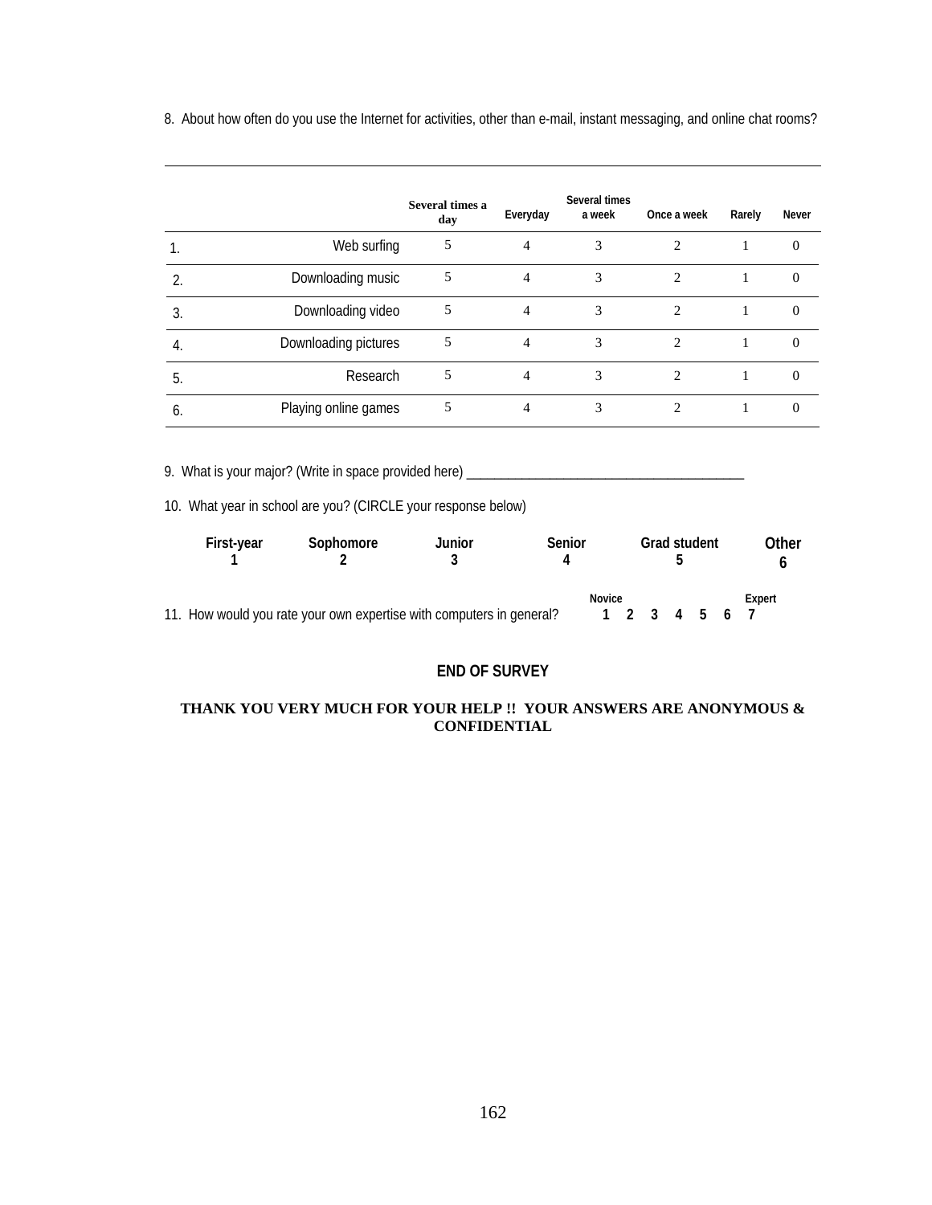8. About how often do you use the Internet for activities, other than e-mail, instant messaging, and online chat rooms?

| | | Several times a day | Everyday | Several times a week | Once a week | Rarely | Never |
|---|---|---|---|---|---|---|---|
| 1. | Web surfing | 5 | 4 | 3 | 2 | 1 | 0 |
| 2. | Downloading music | 5 | 4 | 3 | 2 | 1 | 0 |
| 3. | Downloading video | 5 | 4 | 3 | 2 | 1 | 0 |
| 4. | Downloading pictures | 5 | 4 | 3 | 2 | 1 | 0 |
| 5. | Research | 5 | 4 | 3 | 2 | 1 | 0 |
| 6. | Playing online games | 5 | 4 | 3 | 2 | 1 | 0 |

9. What is your major? (Write in space provided here) ________________________________________

10. What year in school are you? (CIRCLE your response below)

| First-year | Sophomore | Junior | Senior | Grad student | Other |
|---|---|---|---|---|---|
| 1 | 2 | 3 | 4 | 5 | 6 |

11. How would you rate your own expertise with computers in general? Novice 1 2 3 4 5 6 7 Expert

**END OF SURVEY**

**THANK YOU VERY MUCH FOR YOUR HELP !! YOUR ANSWERS ARE ANONYMOUS & CONFIDENTIAL**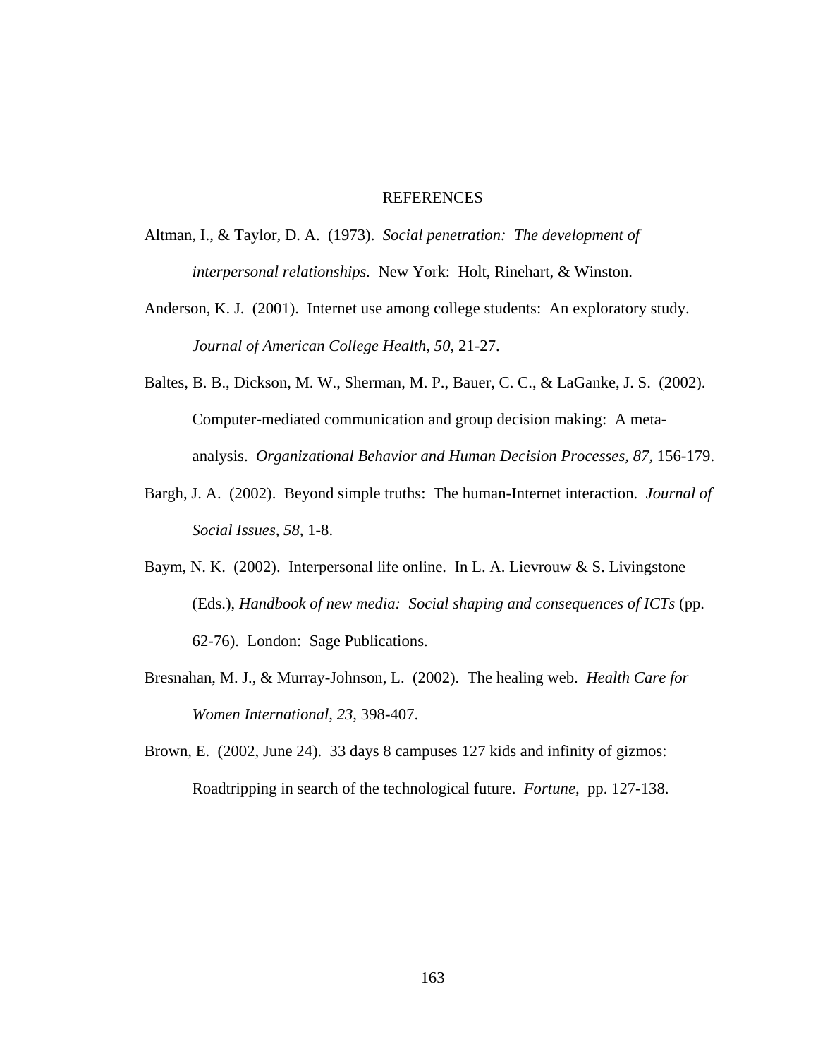# REFERENCES

Altman, I., & Taylor, D. A. (1973). *Social penetration: The development of interpersonal relationships.* New York: Holt, Rinehart, & Winston.

Anderson, K. J. (2001). Internet use among college students: An exploratory study. *Journal of American College Health, 50,* 21-27.

Baltes, B. B., Dickson, M. W., Sherman, M. P., Bauer, C. C., & LaGanke, J. S. (2002). Computer-mediated communication and group decision making: A meta-analysis. *Organizational Behavior and Human Decision Processes, 87,* 156-179.

Bargh, J. A. (2002). Beyond simple truths: The human-Internet interaction. *Journal of Social Issues, 58,* 1-8.

Baym, N. K. (2002). Interpersonal life online. In L. A. Lievrouw & S. Livingstone (Eds.), *Handbook of new media: Social shaping and consequences of ICTs* (pp. 62-76). London: Sage Publications.

Bresnahan, M. J., & Murray-Johnson, L. (2002). The healing web. *Health Care for Women International, 23,* 398-407.

Brown, E. (2002, June 24). 33 days 8 campuses 127 kids and infinity of gizmos: Roadtripping in search of the technological future. *Fortune,* pp. 127-138.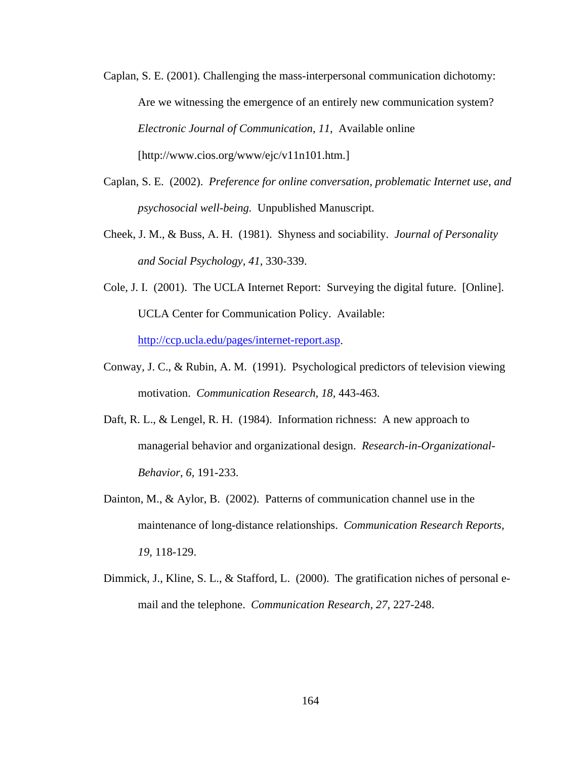Caplan, S. E. (2001). Challenging the mass-interpersonal communication dichotomy: Are we witnessing the emergence of an entirely new communication system? *Electronic Journal of Communication, 11,* Available online [http://www.cios.org/www/ejc/v11n101.htm.]

Caplan, S. E. (2002). *Preference for online conversation, problematic Internet use, and psychosocial well-being.* Unpublished Manuscript.

Cheek, J. M., & Buss, A. H. (1981). Shyness and sociability. *Journal of Personality and Social Psychology, 41*, 330-339.

Cole, J. I. (2001). The UCLA Internet Report: Surveying the digital future. [Online]. UCLA Center for Communication Policy. Available: http://ccp.ucla.edu/pages/internet-report.asp.

Conway, J. C., & Rubin, A. M. (1991). Psychological predictors of television viewing motivation. *Communication Research, 18,* 443-463.

Daft, R. L., & Lengel, R. H. (1984). Information richness: A new approach to managerial behavior and organizational design. *Research-in-Organizational-Behavior, 6,* 191-233.

Dainton, M., & Aylor, B. (2002). Patterns of communication channel use in the maintenance of long-distance relationships. *Communication Research Reports, 19,* 118-129.

Dimmick, J., Kline, S. L., & Stafford, L. (2000). The gratification niches of personal e-mail and the telephone. *Communication Research, 27,* 227-248.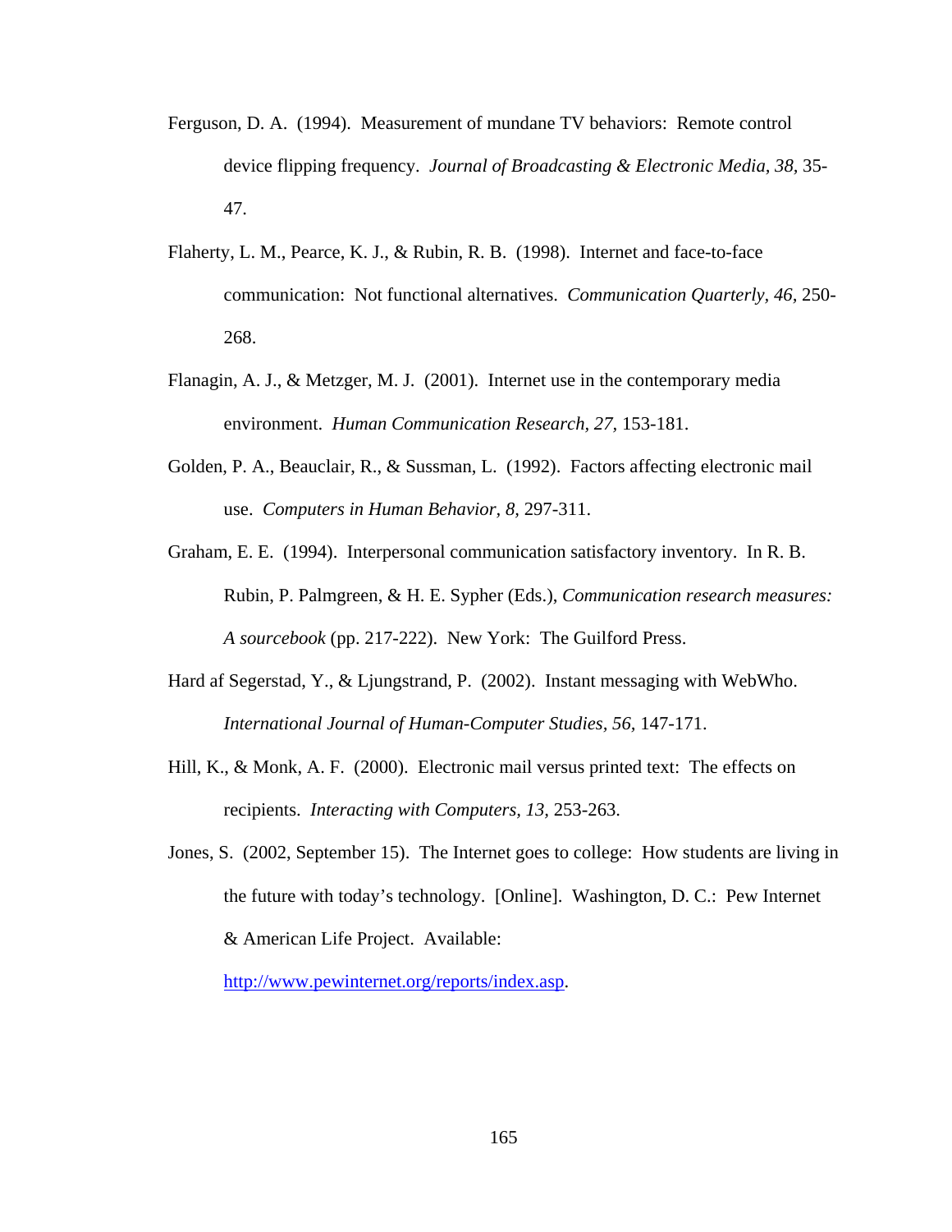Ferguson, D. A. (1994). Measurement of mundane TV behaviors: Remote control device flipping frequency. *Journal of Broadcasting & Electronic Media, 38,* 35-47.

Flaherty, L. M., Pearce, K. J., & Rubin, R. B. (1998). Internet and face-to-face communication: Not functional alternatives. *Communication Quarterly, 46,* 250-268.

Flanagin, A. J., & Metzger, M. J. (2001). Internet use in the contemporary media environment. *Human Communication Research, 27,* 153-181.

Golden, P. A., Beauclair, R., & Sussman, L. (1992). Factors affecting electronic mail use. *Computers in Human Behavior, 8,* 297-311.

Graham, E. E. (1994). Interpersonal communication satisfactory inventory. In R. B. Rubin, P. Palmgreen, & H. E. Sypher (Eds.), *Communication research measures: A sourcebook* (pp. 217-222). New York: The Guilford Press.

Hard af Segerstad, Y., & Ljungstrand, P. (2002). Instant messaging with WebWho. *International Journal of Human-Computer Studies, 56,* 147-171.

Hill, K., & Monk, A. F. (2000). Electronic mail versus printed text: The effects on recipients. *Interacting with Computers, 13,* 253-263.

Jones, S. (2002, September 15). The Internet goes to college: How students are living in the future with today's technology. [Online]. Washington, D. C.: Pew Internet & American Life Project. Available: http://www.pewinternet.org/reports/index.asp.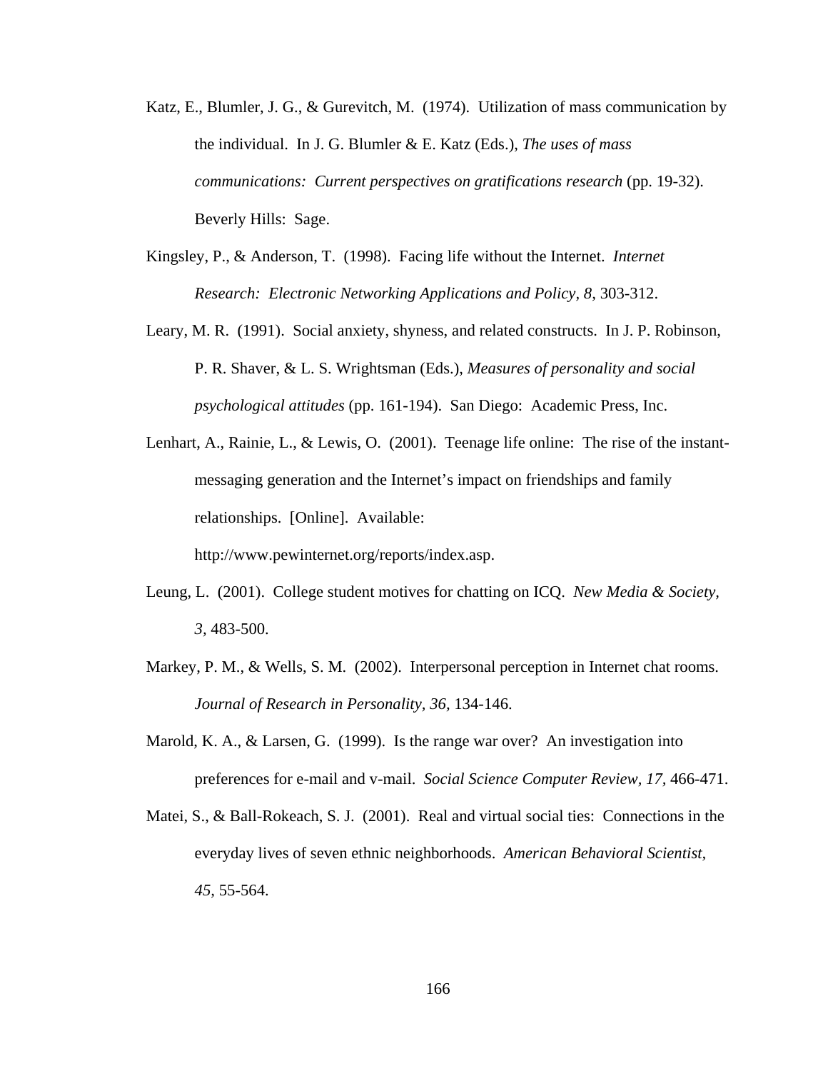Katz, E., Blumler, J. G., & Gurevitch, M. (1974). Utilization of mass communication by the individual. In J. G. Blumler & E. Katz (Eds.), *The uses of mass communications: Current perspectives on gratifications research* (pp. 19-32). Beverly Hills: Sage.

Kingsley, P., & Anderson, T. (1998). Facing life without the Internet. *Internet Research: Electronic Networking Applications and Policy, 8,* 303-312.

Leary, M. R. (1991). Social anxiety, shyness, and related constructs. In J. P. Robinson, P. R. Shaver, & L. S. Wrightsman (Eds.), *Measures of personality and social psychological attitudes* (pp. 161-194). San Diego: Academic Press, Inc.

Lenhart, A., Rainie, L., & Lewis, O. (2001). Teenage life online: The rise of the instant-messaging generation and the Internet's impact on friendships and family relationships. [Online]. Available: http://www.pewinternet.org/reports/index.asp.

Leung, L. (2001). College student motives for chatting on ICQ. *New Media & Society, 3,* 483-500.

Markey, P. M., & Wells, S. M. (2002). Interpersonal perception in Internet chat rooms. *Journal of Research in Personality, 36,* 134-146.

Marold, K. A., & Larsen, G. (1999). Is the range war over? An investigation into preferences for e-mail and v-mail. *Social Science Computer Review, 17,* 466-471.

Matei, S., & Ball-Rokeach, S. J. (2001). Real and virtual social ties: Connections in the everyday lives of seven ethnic neighborhoods. *American Behavioral Scientist, 45,* 55-564.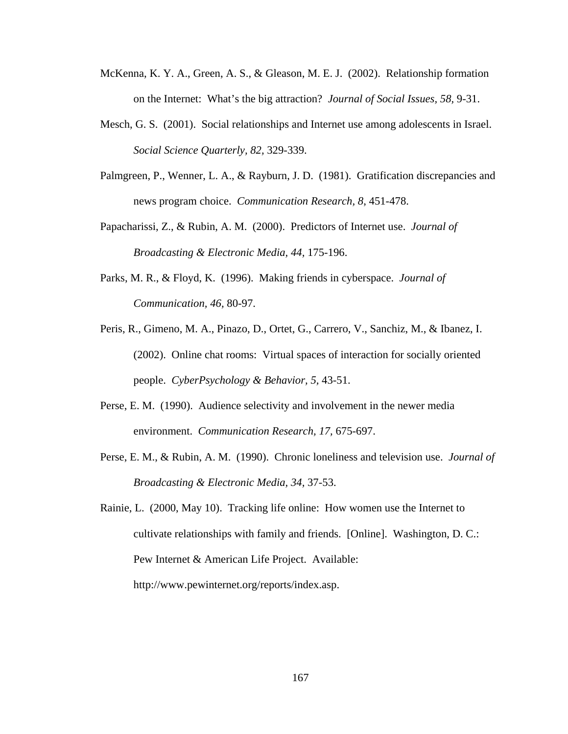McKenna, K. Y. A., Green, A. S., & Gleason, M. E. J. (2002). Relationship formation on the Internet: What's the big attraction? *Journal of Social Issues, 58*, 9-31.

Mesch, G. S. (2001). Social relationships and Internet use among adolescents in Israel. *Social Science Quarterly, 82*, 329-339.

Palmgreen, P., Wenner, L. A., & Rayburn, J. D. (1981). Gratification discrepancies and news program choice. *Communication Research, 8*, 451-478.

Papacharissi, Z., & Rubin, A. M. (2000). Predictors of Internet use. *Journal of Broadcasting & Electronic Media, 44*, 175-196.

Parks, M. R., & Floyd, K. (1996). Making friends in cyberspace. *Journal of Communication, 46*, 80-97.

Peris, R., Gimeno, M. A., Pinazo, D., Ortet, G., Carrero, V., Sanchiz, M., & Ibanez, I. (2002). Online chat rooms: Virtual spaces of interaction for socially oriented people. *CyberPsychology & Behavior, 5*, 43-51.

Perse, E. M. (1990). Audience selectivity and involvement in the newer media environment. *Communication Research, 17*, 675-697.

Perse, E. M., & Rubin, A. M. (1990). Chronic loneliness and television use. *Journal of Broadcasting & Electronic Media, 34*, 37-53.

Rainie, L. (2000, May 10). Tracking life online: How women use the Internet to cultivate relationships with family and friends. [Online]. Washington, D. C.: Pew Internet & American Life Project. Available: http://www.pewinternet.org/reports/index.asp.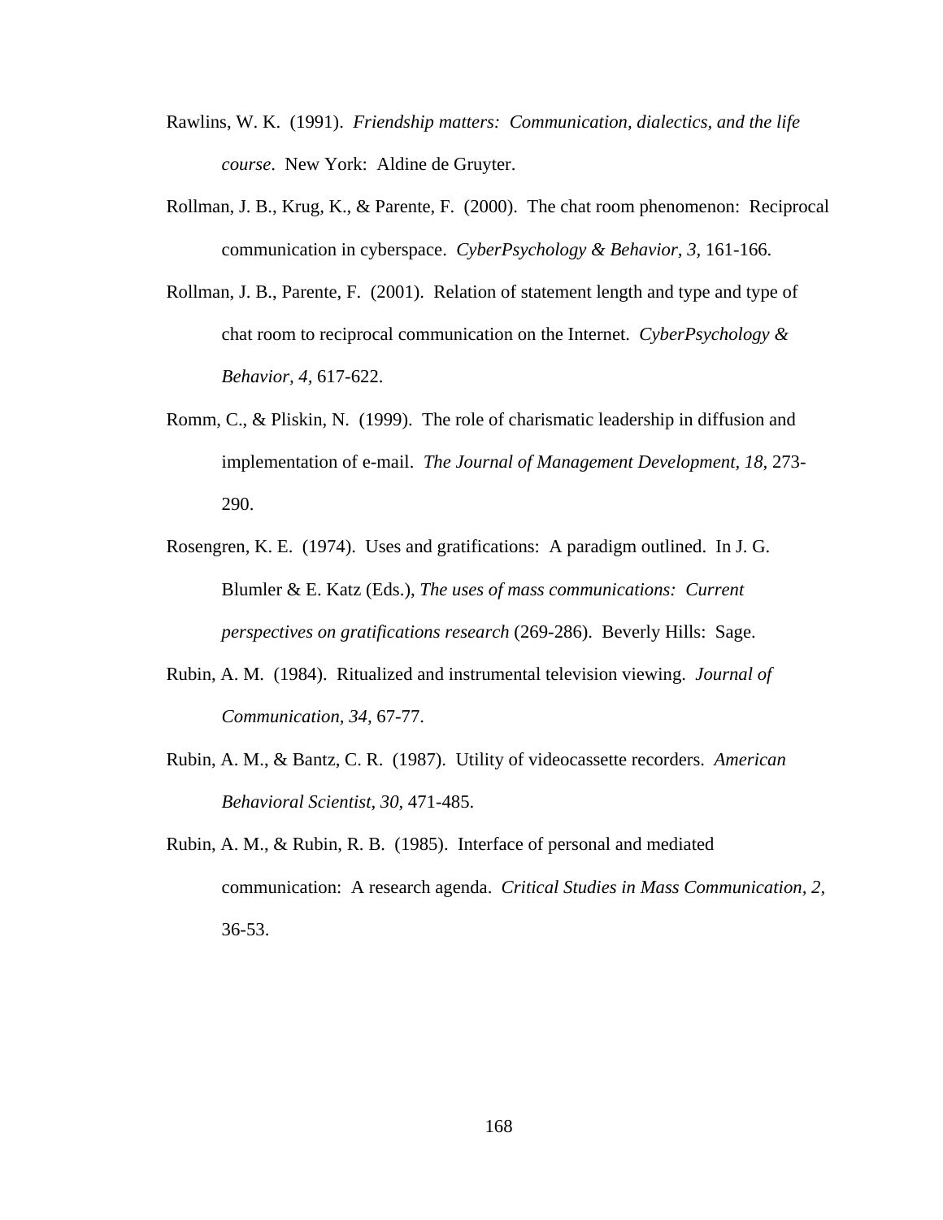Rawlins, W. K. (1991). *Friendship matters: Communication, dialectics, and the life course*. New York: Aldine de Gruyter.

Rollman, J. B., Krug, K., & Parente, F. (2000). The chat room phenomenon: Reciprocal communication in cyberspace. *CyberPsychology & Behavior, 3,* 161-166.

Rollman, J. B., Parente, F. (2001). Relation of statement length and type and type of chat room to reciprocal communication on the Internet. *CyberPsychology & Behavior, 4,* 617-622.

Romm, C., & Pliskin, N. (1999). The role of charismatic leadership in diffusion and implementation of e-mail. *The Journal of Management Development, 18,* 273-290.

Rosengren, K. E. (1974). Uses and gratifications: A paradigm outlined. In J. G. Blumler & E. Katz (Eds.), *The uses of mass communications: Current perspectives on gratifications research* (269-286). Beverly Hills: Sage.

Rubin, A. M. (1984). Ritualized and instrumental television viewing. *Journal of Communication, 34,* 67-77.

Rubin, A. M., & Bantz, C. R. (1987). Utility of videocassette recorders. *American Behavioral Scientist, 30,* 471-485.

Rubin, A. M., & Rubin, R. B. (1985). Interface of personal and mediated communication: A research agenda. *Critical Studies in Mass Communication, 2,* 36-53.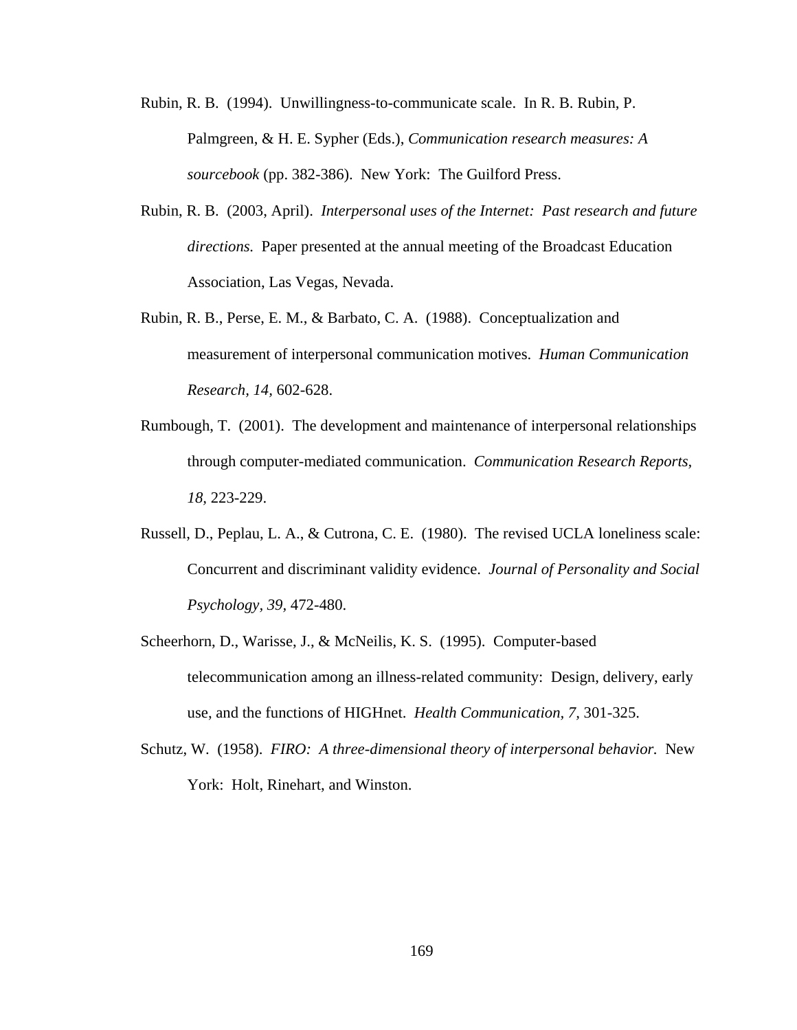Rubin, R. B. (1994). Unwillingness-to-communicate scale. In R. B. Rubin, P. Palmgreen, & H. E. Sypher (Eds.), *Communication research measures: A sourcebook* (pp. 382-386). New York: The Guilford Press.

Rubin, R. B. (2003, April). *Interpersonal uses of the Internet: Past research and future directions.* Paper presented at the annual meeting of the Broadcast Education Association, Las Vegas, Nevada.

Rubin, R. B., Perse, E. M., & Barbato, C. A. (1988). Conceptualization and measurement of interpersonal communication motives. *Human Communication Research, 14,* 602-628.

Rumbough, T. (2001). The development and maintenance of interpersonal relationships through computer-mediated communication. *Communication Research Reports, 18,* 223-229.

Russell, D., Peplau, L. A., & Cutrona, C. E. (1980). The revised UCLA loneliness scale: Concurrent and discriminant validity evidence. *Journal of Personality and Social Psychology, 39,* 472-480.

Scheerhorn, D., Warisse, J., & McNeilis, K. S. (1995). Computer-based telecommunication among an illness-related community: Design, delivery, early use, and the functions of HIGHnet. *Health Communication, 7,* 301-325.

Schutz, W. (1958). *FIRO: A three-dimensional theory of interpersonal behavior.* New York: Holt, Rinehart, and Winston.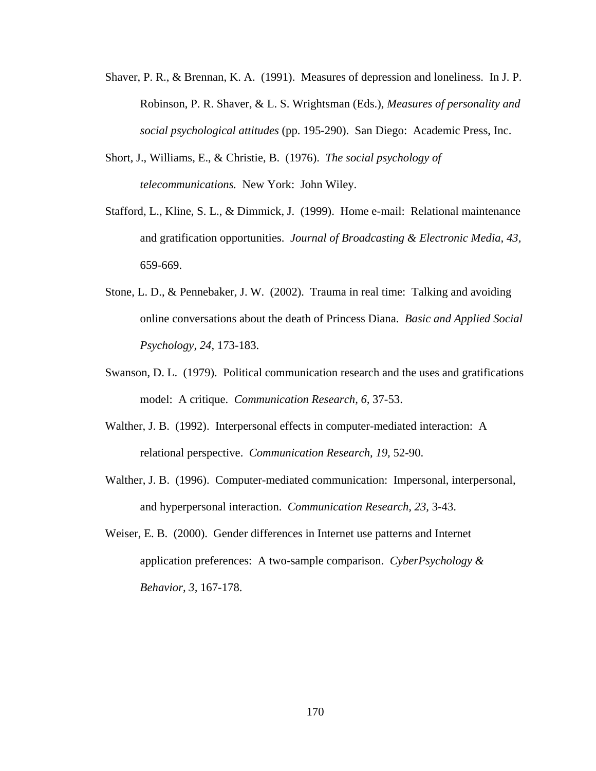Shaver, P. R., & Brennan, K. A. (1991). Measures of depression and loneliness. In J. P. Robinson, P. R. Shaver, & L. S. Wrightsman (Eds.), *Measures of personality and social psychological attitudes* (pp. 195-290). San Diego: Academic Press, Inc.

Short, J., Williams, E., & Christie, B. (1976). *The social psychology of telecommunications.* New York: John Wiley.

Stafford, L., Kline, S. L., & Dimmick, J. (1999). Home e-mail: Relational maintenance and gratification opportunities. *Journal of Broadcasting & Electronic Media, 43*, 659-669.

Stone, L. D., & Pennebaker, J. W. (2002). Trauma in real time: Talking and avoiding online conversations about the death of Princess Diana. *Basic and Applied Social Psychology, 24*, 173-183.

Swanson, D. L. (1979). Political communication research and the uses and gratifications model: A critique. *Communication Research, 6*, 37-53.

Walther, J. B. (1992). Interpersonal effects in computer-mediated interaction: A relational perspective. *Communication Research, 19,* 52-90.

Walther, J. B. (1996). Computer-mediated communication: Impersonal, interpersonal, and hyperpersonal interaction. *Communication Research, 23*, 3-43.

Weiser, E. B. (2000). Gender differences in Internet use patterns and Internet application preferences: A two-sample comparison. *CyberPsychology & Behavior, 3,* 167-178.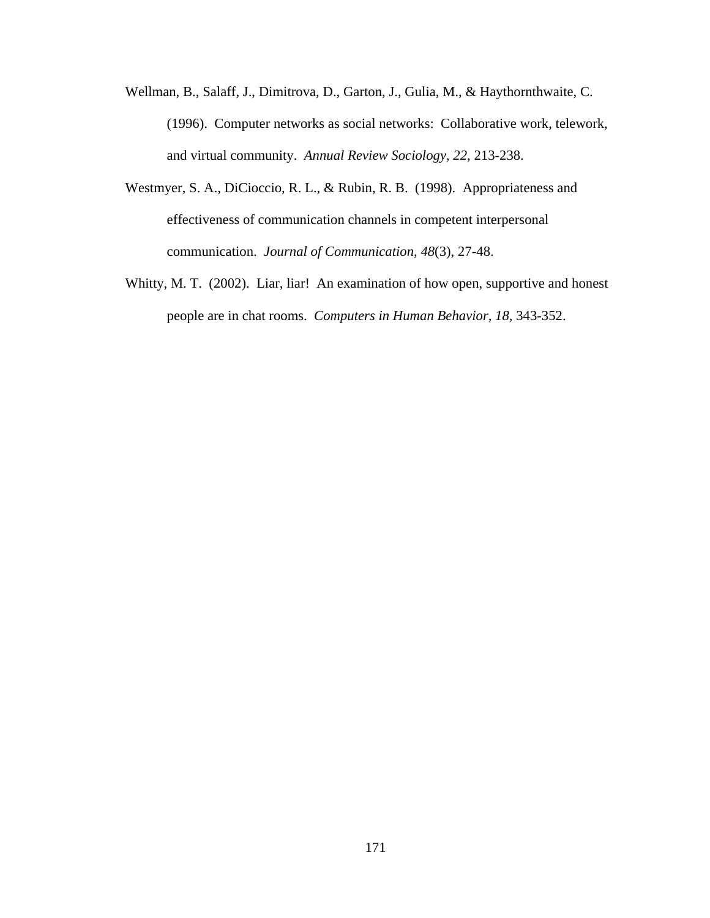Wellman, B., Salaff, J., Dimitrova, D., Garton, J., Gulia, M., & Haythornthwaite, C. (1996). Computer networks as social networks: Collaborative work, telework, and virtual community. *Annual Review Sociology, 22,* 213-238.

Westmyer, S. A., DiCioccio, R. L., & Rubin, R. B. (1998). Appropriateness and effectiveness of communication channels in competent interpersonal communication. *Journal of Communication, 48*(3), 27-48.

Whitty, M. T. (2002). Liar, liar! An examination of how open, supportive and honest people are in chat rooms. *Computers in Human Behavior, 18,* 343-352.